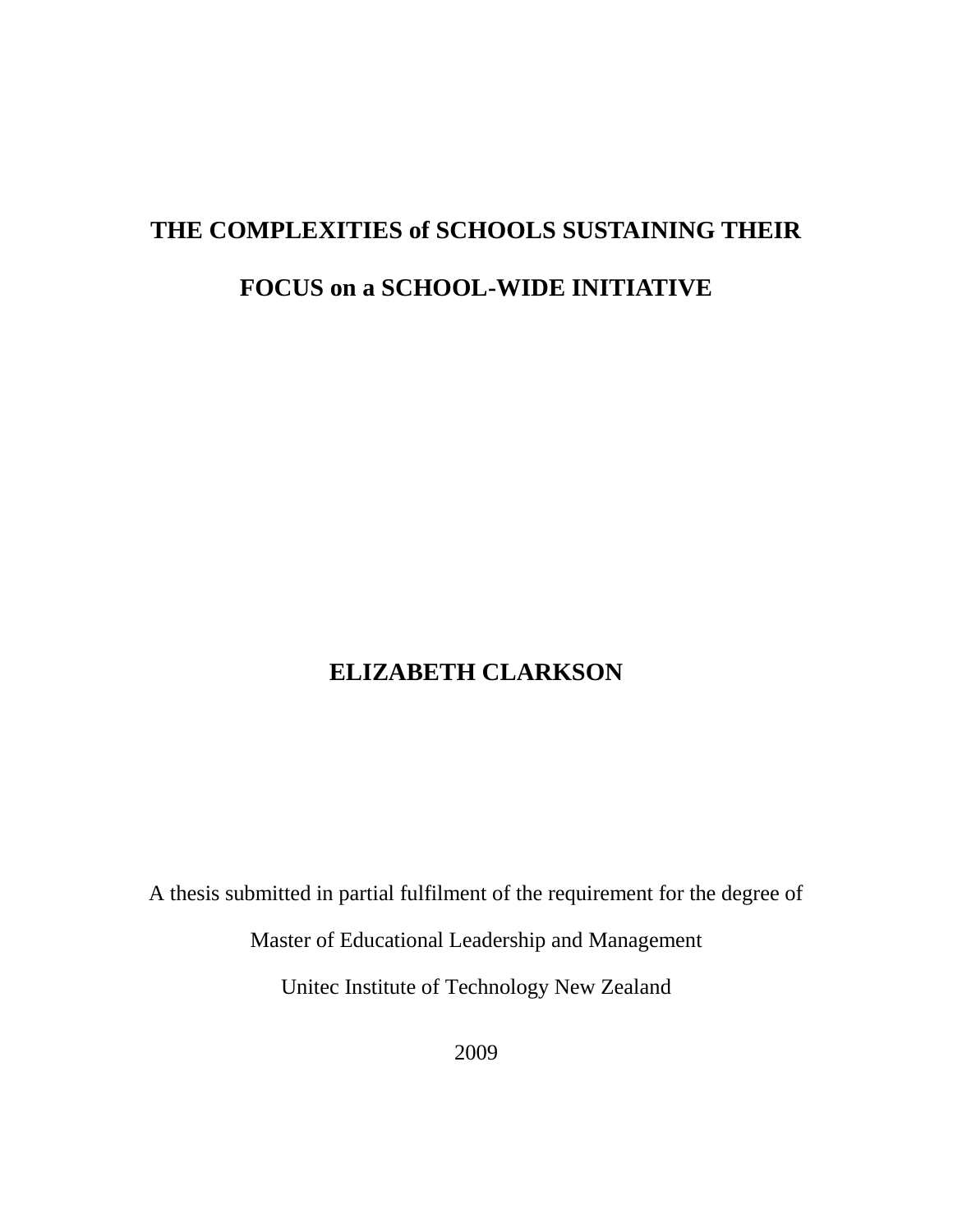# THE COMPLEXITIES of SCHOOLS SUSTAINING THEIR FOCUS on a SCHOOL-WIDE INITIATIVE

**ELIZABETH CLARKSON**

A thesis submitted in partial fulfilment of the requirement for the degree of

Master of Educational Leadership and Management

Unitec Institute of Technology New Zealand

2009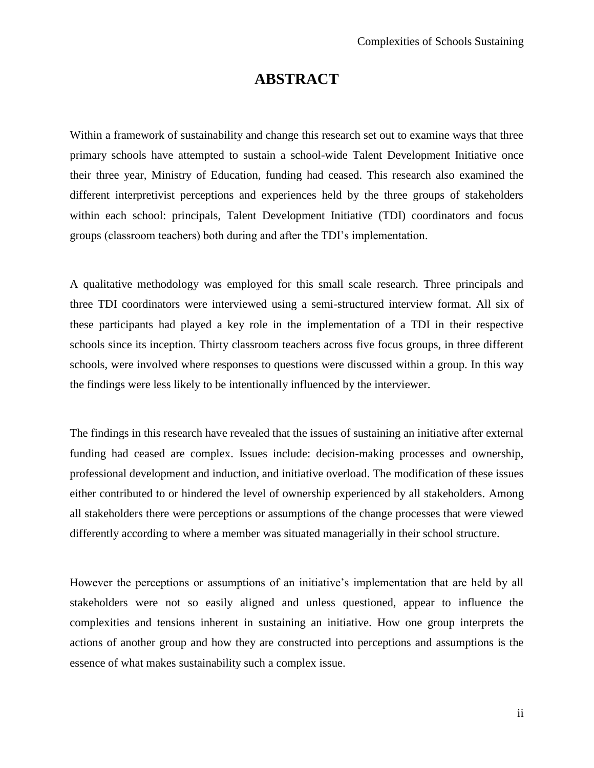# ABSTRACT

Within a framework of sustainability and change this research set out to examine ways that three primary schools have attempted to sustain a school-wide Talent Development Initiative once their three year, Ministry of Education, funding had ceased. This research also examined the different interpretivist perceptions and experiences held by the three groups of stakeholders within each school: principals, Talent Development Initiative (TDI) coordinators and focus groups (classroom teachers) both during and after the TDI's implementation.

A qualitative methodology was employed for this small scale research. Three principals and three TDI coordinators were interviewed using a semi-structured interview format. All six of these participants had played a key role in the implementation of a TDI in their respective schools since its inception. Thirty classroom teachers across five focus groups, in three different schools, were involved where responses to questions were discussed within a group. In this way the findings were less likely to be intentionally influenced by the interviewer.

The findings in this research have revealed that the issues of sustaining an initiative after external funding had ceased are complex. Issues include: decision-making processes and ownership, professional development and induction, and initiative overload. The modification of these issues either contributed to or hindered the level of ownership experienced by all stakeholders. Among all stakeholders there were perceptions or assumptions of the change processes that were viewed differently according to where a member was situated managerially in their school structure.

However the perceptions or assumptions of an initiative's implementation that are held by all stakeholders were not so easily aligned and unless questioned, appear to influence the complexities and tensions inherent in sustaining an initiative. How one group interprets the actions of another group and how they are constructed into perceptions and assumptions is the essence of what makes sustainability such a complex issue.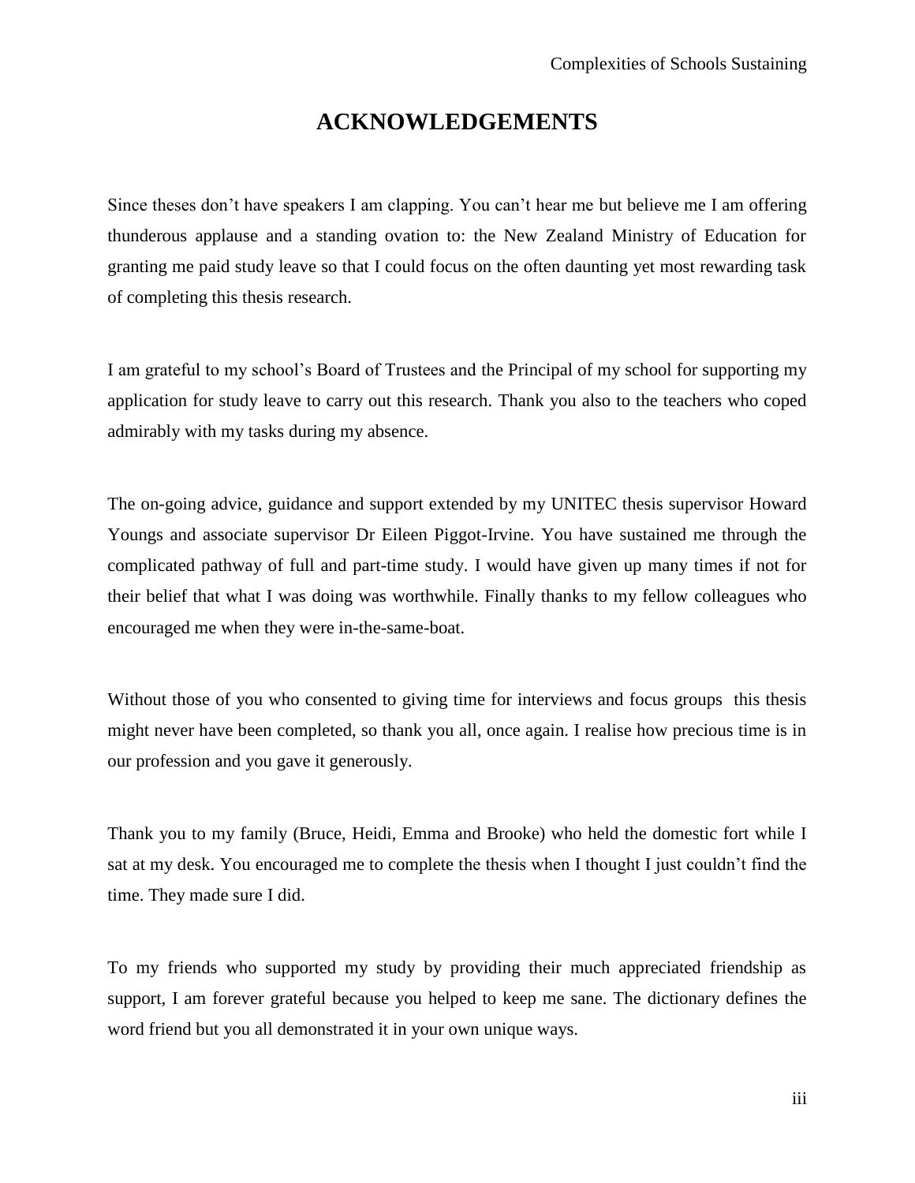# ACKNOWLEDGEMENTS

Since theses don't have speakers I am clapping. You can't hear me but believe me I am offering thunderous applause and a standing ovation to: the New Zealand Ministry of Education for granting me paid study leave so that I could focus on the often daunting yet most rewarding task of completing this thesis research.

I am grateful to my school's Board of Trustees and the Principal of my school for supporting my application for study leave to carry out this research. Thank you also to the teachers who coped admirably with my tasks during my absence.

The on-going advice, guidance and support extended by my UNITEC thesis supervisor Howard Youngs and associate supervisor Dr Eileen Piggot-Irvine. You have sustained me through the complicated pathway of full and part-time study. I would have given up many times if not for their belief that what I was doing was worthwhile. Finally thanks to my fellow colleagues who encouraged me when they were in-the-same-boat.

Without those of you who consented to giving time for interviews and focus groups this thesis might never have been completed, so thank you all, once again. I realise how precious time is in our profession and you gave it generously.

Thank you to my family (Bruce, Heidi, Emma and Brooke) who held the domestic fort while I sat at my desk. You encouraged me to complete the thesis when I thought I just couldn't find the time. They made sure I did.

To my friends who supported my study by providing their much appreciated friendship as support, I am forever grateful because you helped to keep me sane. The dictionary defines the word friend but you all demonstrated it in your own unique ways.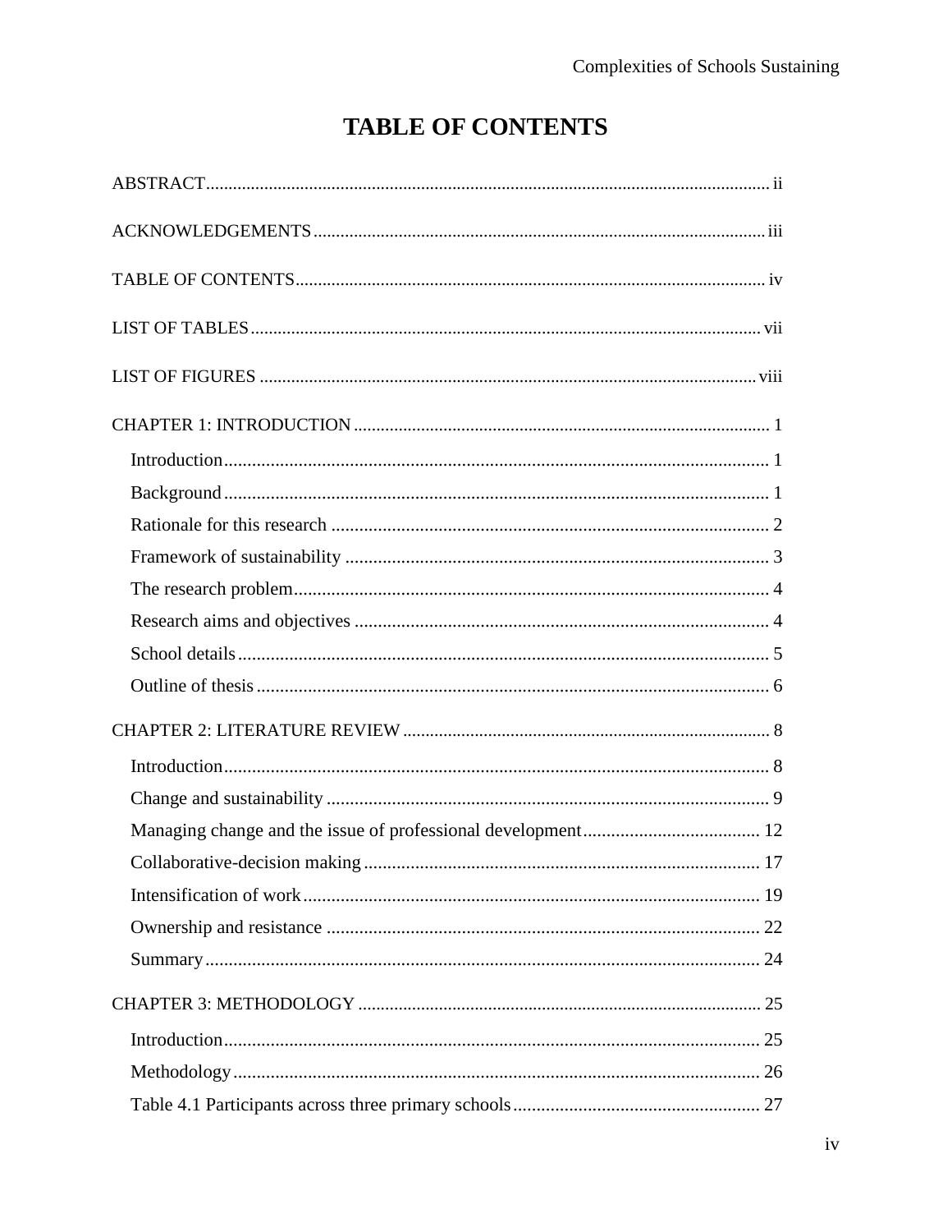# TABLE OF CONTENTS

ABSTRACT ..... ii

ACKNOWLEDGEMENTS ..... iii

TABLE OF CONTENTS ..... iv

LIST OF TABLES ..... vii

LIST OF FIGURES ..... viii

CHAPTER 1: INTRODUCTION ..... 1

- Introduction ..... 1
- Background ..... 1
- Rationale for this research ..... 2
- Framework of sustainability ..... 3
- The research problem ..... 4
- Research aims and objectives ..... 4
- School details ..... 5
- Outline of thesis ..... 6

CHAPTER 2: LITERATURE REVIEW ..... 8

- Introduction ..... 8
- Change and sustainability ..... 9
- Managing change and the issue of professional development ..... 12
- Collaborative-decision making ..... 17
- Intensification of work ..... 19
- Ownership and resistance ..... 22
- Summary ..... 24

CHAPTER 3: METHODOLOGY ..... 25

- Introduction ..... 25
- Methodology ..... 26
- Table 4.1 Participants across three primary schools ..... 27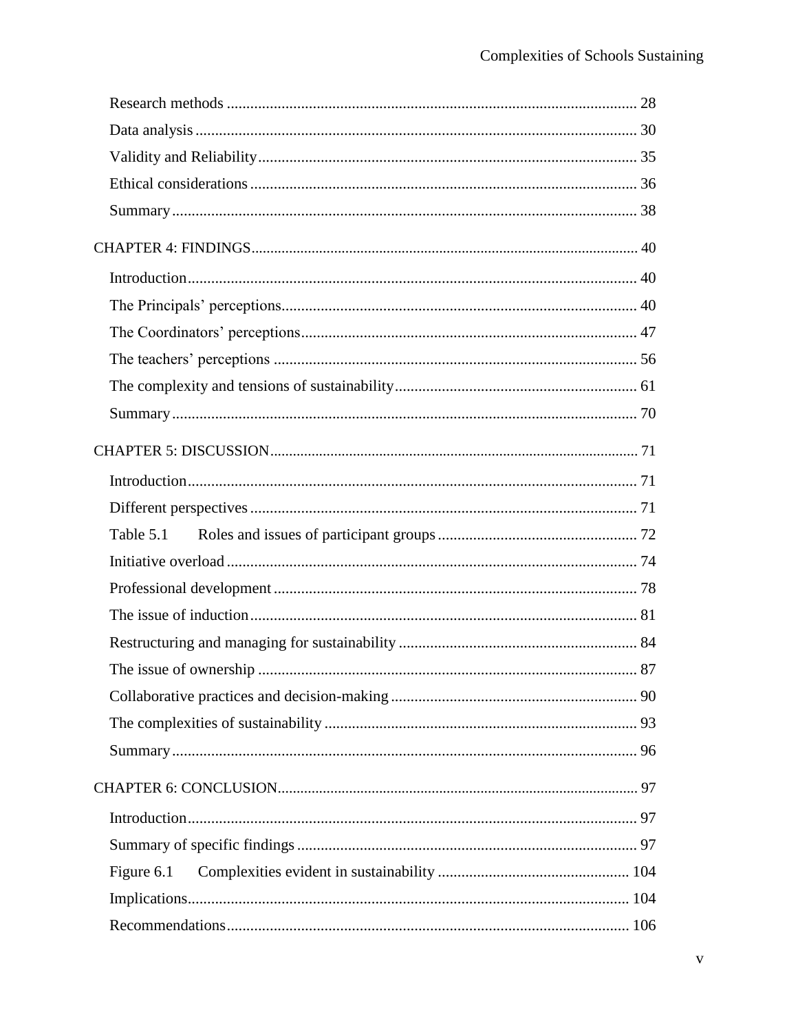Research methods ........................................................................................................ 28

Data analysis ................................................................................................................ 30

Validity and Reliability ................................................................................................ 35

Ethical considerations .................................................................................................. 36

Summary ...................................................................................................................... 38

CHAPTER 4: FINDINGS ................................................................................................... 40

Introduction .................................................................................................................. 40

The Principals' perceptions .......................................................................................... 40

The Coordinators' perceptions ..................................................................................... 47

The teachers' perceptions ............................................................................................ 56

The complexity and tensions of sustainability ............................................................. 61

Summary ...................................................................................................................... 70

CHAPTER 5: DISCUSSION ............................................................................................... 71

Introduction .................................................................................................................. 71

Different perspectives .................................................................................................. 71

Table 5.1 Roles and issues of participant groups ................................................... 72

Initiative overload ........................................................................................................ 74

Professional development ............................................................................................ 78

The issue of induction .................................................................................................. 81

Restructuring and managing for sustainability ............................................................ 84

The issue of ownership ................................................................................................ 87

Collaborative practices and decision-making .............................................................. 90

The complexities of sustainability ............................................................................... 93

Summary ...................................................................................................................... 96

CHAPTER 6: CONCLUSION ............................................................................................. 97

Introduction .................................................................................................................. 97

Summary of specific findings ...................................................................................... 97

Figure 6.1 Complexities evident in sustainability ................................................. 104

Implications ................................................................................................................ 104

Recommendations ...................................................................................................... 106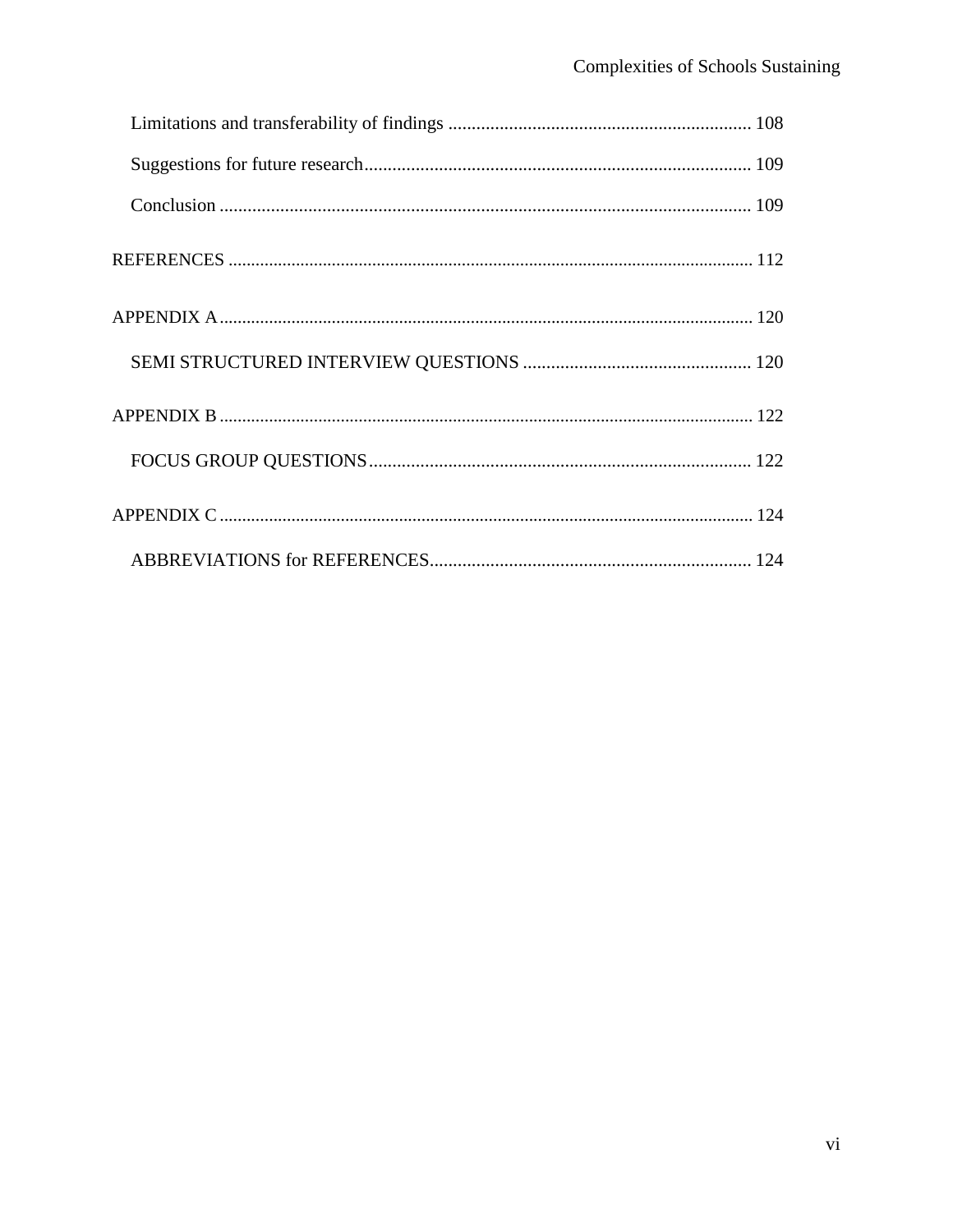Limitations and transferability of findings ................................................................. 108

Suggestions for future research.................................................................................. 109

Conclusion ................................................................................................................. 109

REFERENCES .................................................................................................................. 112

APPENDIX A .................................................................................................................... 120

SEMI STRUCTURED INTERVIEW QUESTIONS ................................................. 120

APPENDIX B .................................................................................................................... 122

FOCUS GROUP QUESTIONS.................................................................................. 122

APPENDIX C .................................................................................................................... 124

ABBREVIATIONS for REFERENCES..................................................................... 124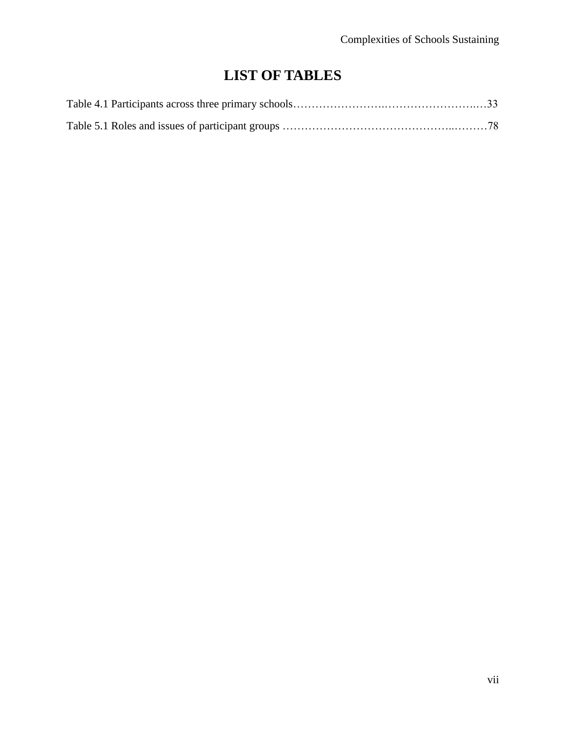# LIST OF TABLES

Table 4.1 Participants across three primary schools……………………..……………………..…33

Table 5.1 Roles and issues of participant groups ……………………………………..………78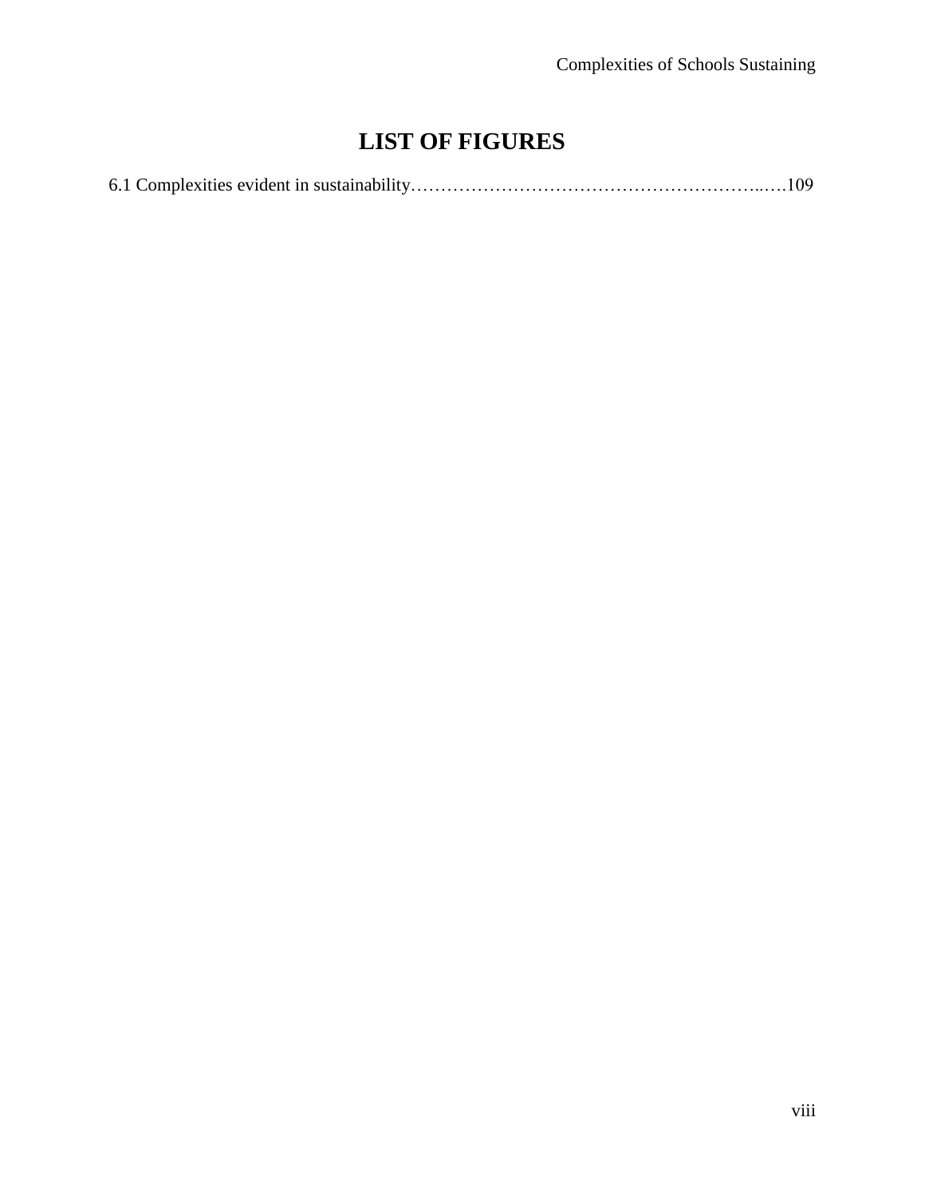# LIST OF FIGURES

6.1 Complexities evident in sustainability…………………………………………………..….109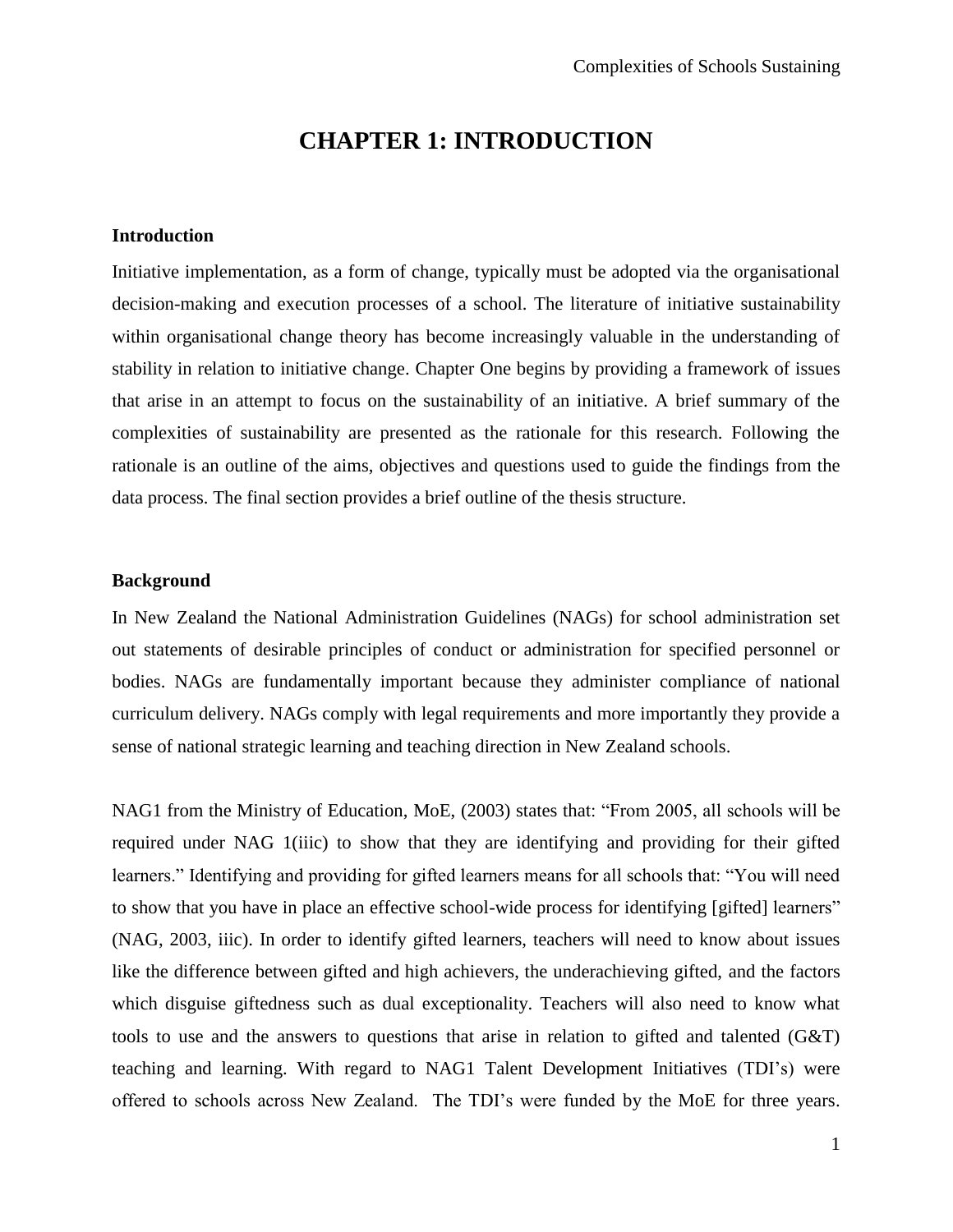# CHAPTER 1: INTRODUCTION

## Introduction

Initiative implementation, as a form of change, typically must be adopted via the organisational decision-making and execution processes of a school. The literature of initiative sustainability within organisational change theory has become increasingly valuable in the understanding of stability in relation to initiative change. Chapter One begins by providing a framework of issues that arise in an attempt to focus on the sustainability of an initiative. A brief summary of the complexities of sustainability are presented as the rationale for this research. Following the rationale is an outline of the aims, objectives and questions used to guide the findings from the data process. The final section provides a brief outline of the thesis structure.

## Background

In New Zealand the National Administration Guidelines (NAGs) for school administration set out statements of desirable principles of conduct or administration for specified personnel or bodies. NAGs are fundamentally important because they administer compliance of national curriculum delivery. NAGs comply with legal requirements and more importantly they provide a sense of national strategic learning and teaching direction in New Zealand schools.

NAG1 from the Ministry of Education, MoE, (2003) states that: "From 2005, all schools will be required under NAG 1(iiic) to show that they are identifying and providing for their gifted learners." Identifying and providing for gifted learners means for all schools that: "You will need to show that you have in place an effective school-wide process for identifying [gifted] learners" (NAG, 2003, iiic). In order to identify gifted learners, teachers will need to know about issues like the difference between gifted and high achievers, the underachieving gifted, and the factors which disguise giftedness such as dual exceptionality. Teachers will also need to know what tools to use and the answers to questions that arise in relation to gifted and talented (G&T) teaching and learning. With regard to NAG1 Talent Development Initiatives (TDI's) were offered to schools across New Zealand. The TDI's were funded by the MoE for three years.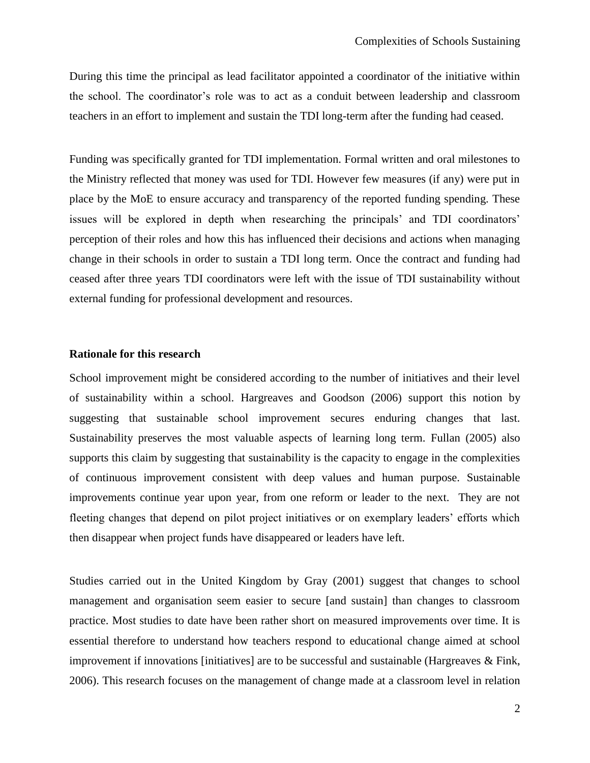During this time the principal as lead facilitator appointed a coordinator of the initiative within the school. The coordinator's role was to act as a conduit between leadership and classroom teachers in an effort to implement and sustain the TDI long-term after the funding had ceased.

Funding was specifically granted for TDI implementation. Formal written and oral milestones to the Ministry reflected that money was used for TDI. However few measures (if any) were put in place by the MoE to ensure accuracy and transparency of the reported funding spending. These issues will be explored in depth when researching the principals' and TDI coordinators' perception of their roles and how this has influenced their decisions and actions when managing change in their schools in order to sustain a TDI long term. Once the contract and funding had ceased after three years TDI coordinators were left with the issue of TDI sustainability without external funding for professional development and resources.

**Rationale for this research**

School improvement might be considered according to the number of initiatives and their level of sustainability within a school. Hargreaves and Goodson (2006) support this notion by suggesting that sustainable school improvement secures enduring changes that last. Sustainability preserves the most valuable aspects of learning long term. Fullan (2005) also supports this claim by suggesting that sustainability is the capacity to engage in the complexities of continuous improvement consistent with deep values and human purpose. Sustainable improvements continue year upon year, from one reform or leader to the next. They are not fleeting changes that depend on pilot project initiatives or on exemplary leaders' efforts which then disappear when project funds have disappeared or leaders have left.

Studies carried out in the United Kingdom by Gray (2001) suggest that changes to school management and organisation seem easier to secure [and sustain] than changes to classroom practice. Most studies to date have been rather short on measured improvements over time. It is essential therefore to understand how teachers respond to educational change aimed at school improvement if innovations [initiatives] are to be successful and sustainable (Hargreaves & Fink, 2006). This research focuses on the management of change made at a classroom level in relation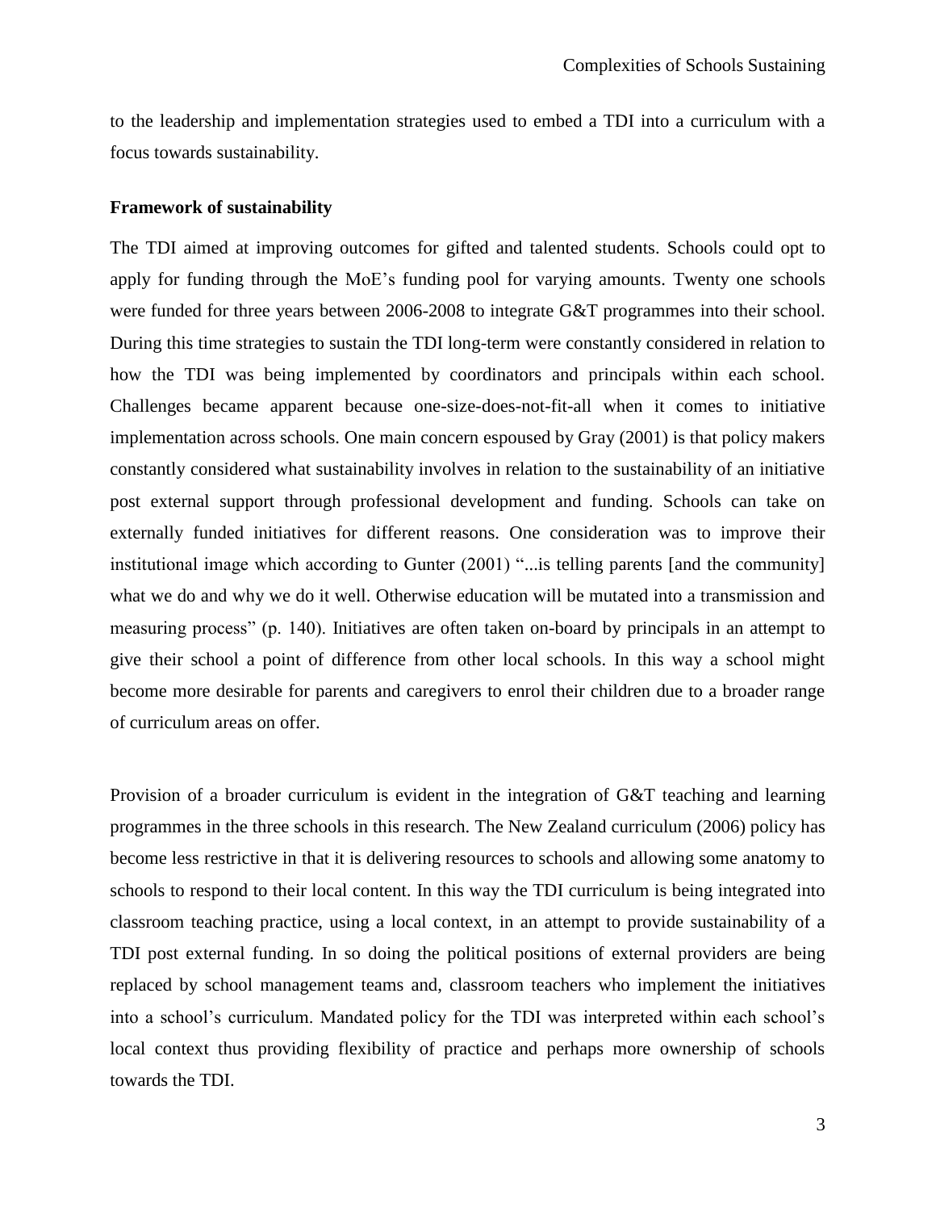to the leadership and implementation strategies used to embed a TDI into a curriculum with a focus towards sustainability.

**Framework of sustainability**

The TDI aimed at improving outcomes for gifted and talented students. Schools could opt to apply for funding through the MoE's funding pool for varying amounts. Twenty one schools were funded for three years between 2006-2008 to integrate G&T programmes into their school. During this time strategies to sustain the TDI long-term were constantly considered in relation to how the TDI was being implemented by coordinators and principals within each school. Challenges became apparent because one-size-does-not-fit-all when it comes to initiative implementation across schools. One main concern espoused by Gray (2001) is that policy makers constantly considered what sustainability involves in relation to the sustainability of an initiative post external support through professional development and funding. Schools can take on externally funded initiatives for different reasons. One consideration was to improve their institutional image which according to Gunter (2001) "...is telling parents [and the community] what we do and why we do it well. Otherwise education will be mutated into a transmission and measuring process" (p. 140). Initiatives are often taken on-board by principals in an attempt to give their school a point of difference from other local schools. In this way a school might become more desirable for parents and caregivers to enrol their children due to a broader range of curriculum areas on offer.

Provision of a broader curriculum is evident in the integration of G&T teaching and learning programmes in the three schools in this research. The New Zealand curriculum (2006) policy has become less restrictive in that it is delivering resources to schools and allowing some anatomy to schools to respond to their local content. In this way the TDI curriculum is being integrated into classroom teaching practice, using a local context, in an attempt to provide sustainability of a TDI post external funding. In so doing the political positions of external providers are being replaced by school management teams and, classroom teachers who implement the initiatives into a school's curriculum. Mandated policy for the TDI was interpreted within each school's local context thus providing flexibility of practice and perhaps more ownership of schools towards the TDI.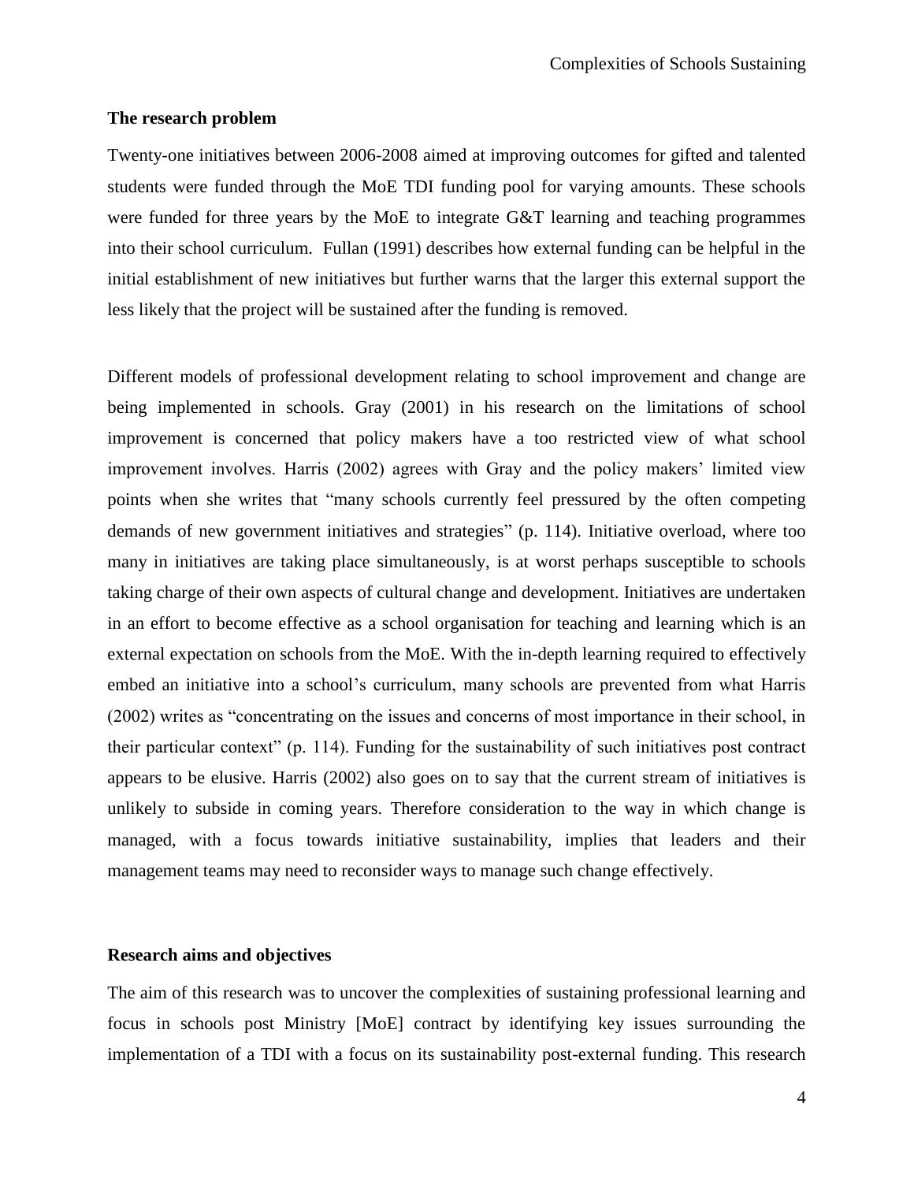### The research problem

Twenty-one initiatives between 2006-2008 aimed at improving outcomes for gifted and talented students were funded through the MoE TDI funding pool for varying amounts. These schools were funded for three years by the MoE to integrate G&T learning and teaching programmes into their school curriculum. Fullan (1991) describes how external funding can be helpful in the initial establishment of new initiatives but further warns that the larger this external support the less likely that the project will be sustained after the funding is removed.

Different models of professional development relating to school improvement and change are being implemented in schools. Gray (2001) in his research on the limitations of school improvement is concerned that policy makers have a too restricted view of what school improvement involves. Harris (2002) agrees with Gray and the policy makers' limited view points when she writes that "many schools currently feel pressured by the often competing demands of new government initiatives and strategies" (p. 114). Initiative overload, where too many in initiatives are taking place simultaneously, is at worst perhaps susceptible to schools taking charge of their own aspects of cultural change and development. Initiatives are undertaken in an effort to become effective as a school organisation for teaching and learning which is an external expectation on schools from the MoE. With the in-depth learning required to effectively embed an initiative into a school's curriculum, many schools are prevented from what Harris (2002) writes as "concentrating on the issues and concerns of most importance in their school, in their particular context" (p. 114). Funding for the sustainability of such initiatives post contract appears to be elusive. Harris (2002) also goes on to say that the current stream of initiatives is unlikely to subside in coming years. Therefore consideration to the way in which change is managed, with a focus towards initiative sustainability, implies that leaders and their management teams may need to reconsider ways to manage such change effectively.

### Research aims and objectives

The aim of this research was to uncover the complexities of sustaining professional learning and focus in schools post Ministry [MoE] contract by identifying key issues surrounding the implementation of a TDI with a focus on its sustainability post-external funding. This research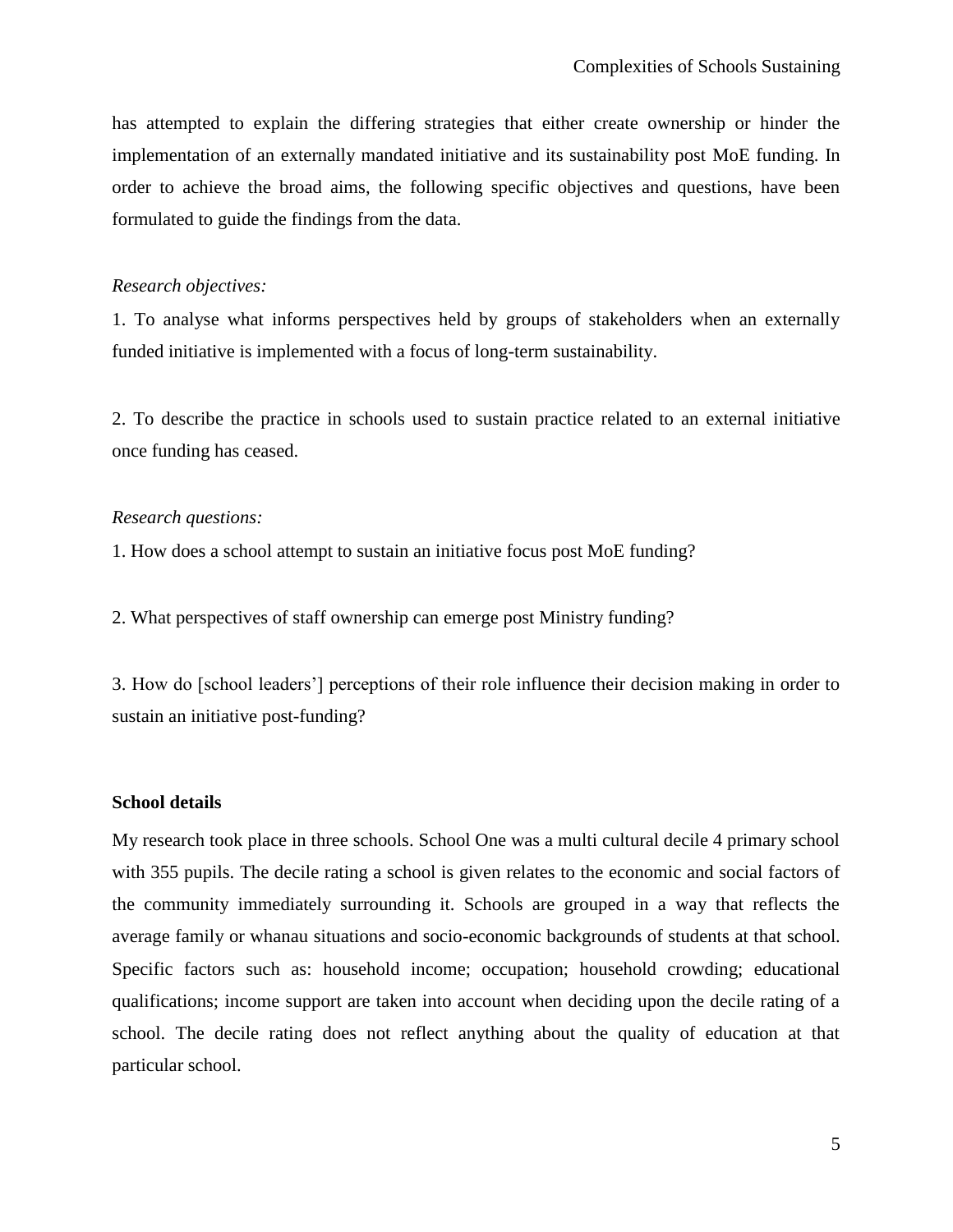has attempted to explain the differing strategies that either create ownership or hinder the implementation of an externally mandated initiative and its sustainability post MoE funding. In order to achieve the broad aims, the following specific objectives and questions, have been formulated to guide the findings from the data.

*Research objectives:*

1. To analyse what informs perspectives held by groups of stakeholders when an externally funded initiative is implemented with a focus of long-term sustainability.

2. To describe the practice in schools used to sustain practice related to an external initiative once funding has ceased.

*Research questions:*

1. How does a school attempt to sustain an initiative focus post MoE funding?

2. What perspectives of staff ownership can emerge post Ministry funding?

3. How do [school leaders'] perceptions of their role influence their decision making in order to sustain an initiative post-funding?

**School details**

My research took place in three schools. School One was a multi cultural decile 4 primary school with 355 pupils. The decile rating a school is given relates to the economic and social factors of the community immediately surrounding it. Schools are grouped in a way that reflects the average family or whanau situations and socio-economic backgrounds of students at that school. Specific factors such as: household income; occupation; household crowding; educational qualifications; income support are taken into account when deciding upon the decile rating of a school. The decile rating does not reflect anything about the quality of education at that particular school.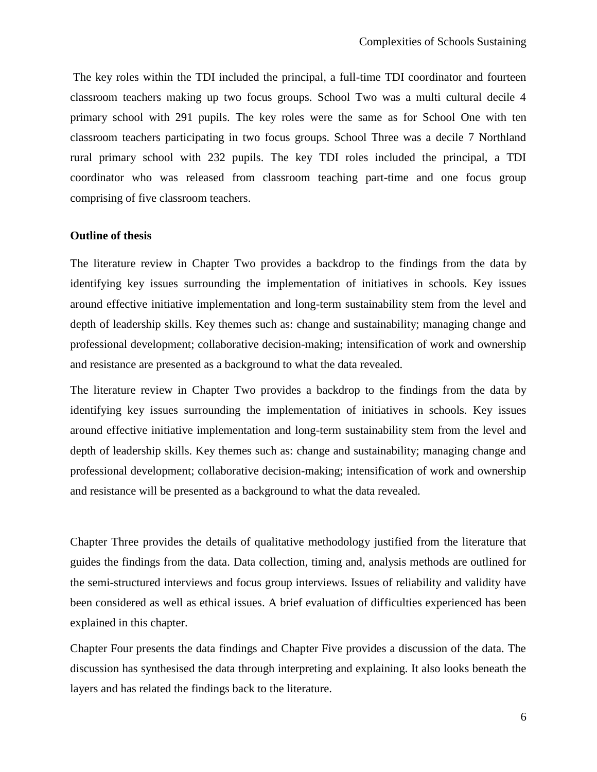The key roles within the TDI included the principal, a full-time TDI coordinator and fourteen classroom teachers making up two focus groups. School Two was a multi cultural decile 4 primary school with 291 pupils. The key roles were the same as for School One with ten classroom teachers participating in two focus groups. School Three was a decile 7 Northland rural primary school with 232 pupils. The key TDI roles included the principal, a TDI coordinator who was released from classroom teaching part-time and one focus group comprising of five classroom teachers.

**Outline of thesis**

The literature review in Chapter Two provides a backdrop to the findings from the data by identifying key issues surrounding the implementation of initiatives in schools. Key issues around effective initiative implementation and long-term sustainability stem from the level and depth of leadership skills. Key themes such as: change and sustainability; managing change and professional development; collaborative decision-making; intensification of work and ownership and resistance are presented as a background to what the data revealed.

The literature review in Chapter Two provides a backdrop to the findings from the data by identifying key issues surrounding the implementation of initiatives in schools. Key issues around effective initiative implementation and long-term sustainability stem from the level and depth of leadership skills. Key themes such as: change and sustainability; managing change and professional development; collaborative decision-making; intensification of work and ownership and resistance will be presented as a background to what the data revealed.

Chapter Three provides the details of qualitative methodology justified from the literature that guides the findings from the data. Data collection, timing and, analysis methods are outlined for the semi-structured interviews and focus group interviews. Issues of reliability and validity have been considered as well as ethical issues. A brief evaluation of difficulties experienced has been explained in this chapter.

Chapter Four presents the data findings and Chapter Five provides a discussion of the data. The discussion has synthesised the data through interpreting and explaining. It also looks beneath the layers and has related the findings back to the literature.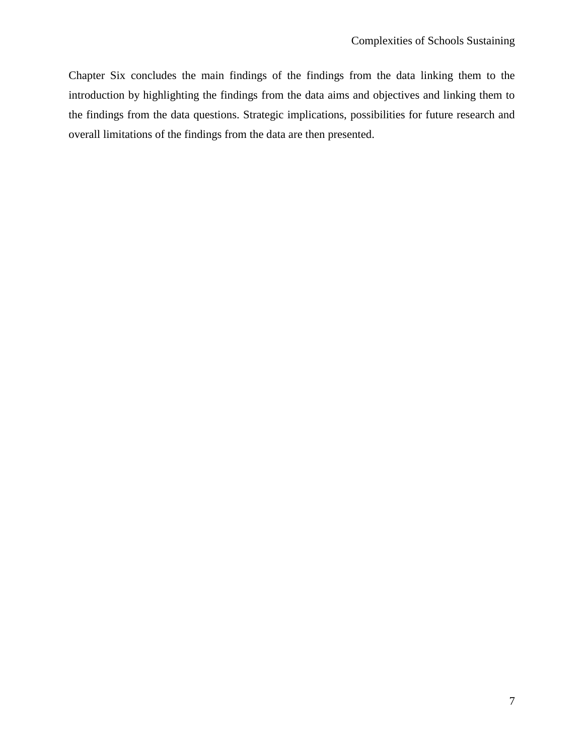Chapter Six concludes the main findings of the findings from the data linking them to the introduction by highlighting the findings from the data aims and objectives and linking them to the findings from the data questions. Strategic implications, possibilities for future research and overall limitations of the findings from the data are then presented.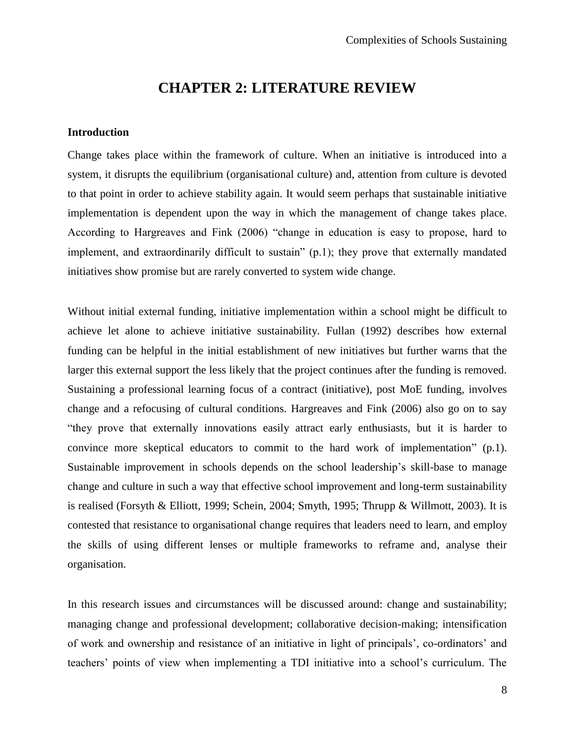# CHAPTER 2: LITERATURE REVIEW

### Introduction

Change takes place within the framework of culture. When an initiative is introduced into a system, it disrupts the equilibrium (organisational culture) and, attention from culture is devoted to that point in order to achieve stability again. It would seem perhaps that sustainable initiative implementation is dependent upon the way in which the management of change takes place. According to Hargreaves and Fink (2006) "change in education is easy to propose, hard to implement, and extraordinarily difficult to sustain" (p.1); they prove that externally mandated initiatives show promise but are rarely converted to system wide change.

Without initial external funding, initiative implementation within a school might be difficult to achieve let alone to achieve initiative sustainability. Fullan (1992) describes how external funding can be helpful in the initial establishment of new initiatives but further warns that the larger this external support the less likely that the project continues after the funding is removed. Sustaining a professional learning focus of a contract (initiative), post MoE funding, involves change and a refocusing of cultural conditions. Hargreaves and Fink (2006) also go on to say "they prove that externally innovations easily attract early enthusiasts, but it is harder to convince more skeptical educators to commit to the hard work of implementation" (p.1). Sustainable improvement in schools depends on the school leadership's skill-base to manage change and culture in such a way that effective school improvement and long-term sustainability is realised (Forsyth & Elliott, 1999; Schein, 2004; Smyth, 1995; Thrupp & Willmott, 2003). It is contested that resistance to organisational change requires that leaders need to learn, and employ the skills of using different lenses or multiple frameworks to reframe and, analyse their organisation.

In this research issues and circumstances will be discussed around: change and sustainability; managing change and professional development; collaborative decision-making; intensification of work and ownership and resistance of an initiative in light of principals', co-ordinators' and teachers' points of view when implementing a TDI initiative into a school's curriculum. The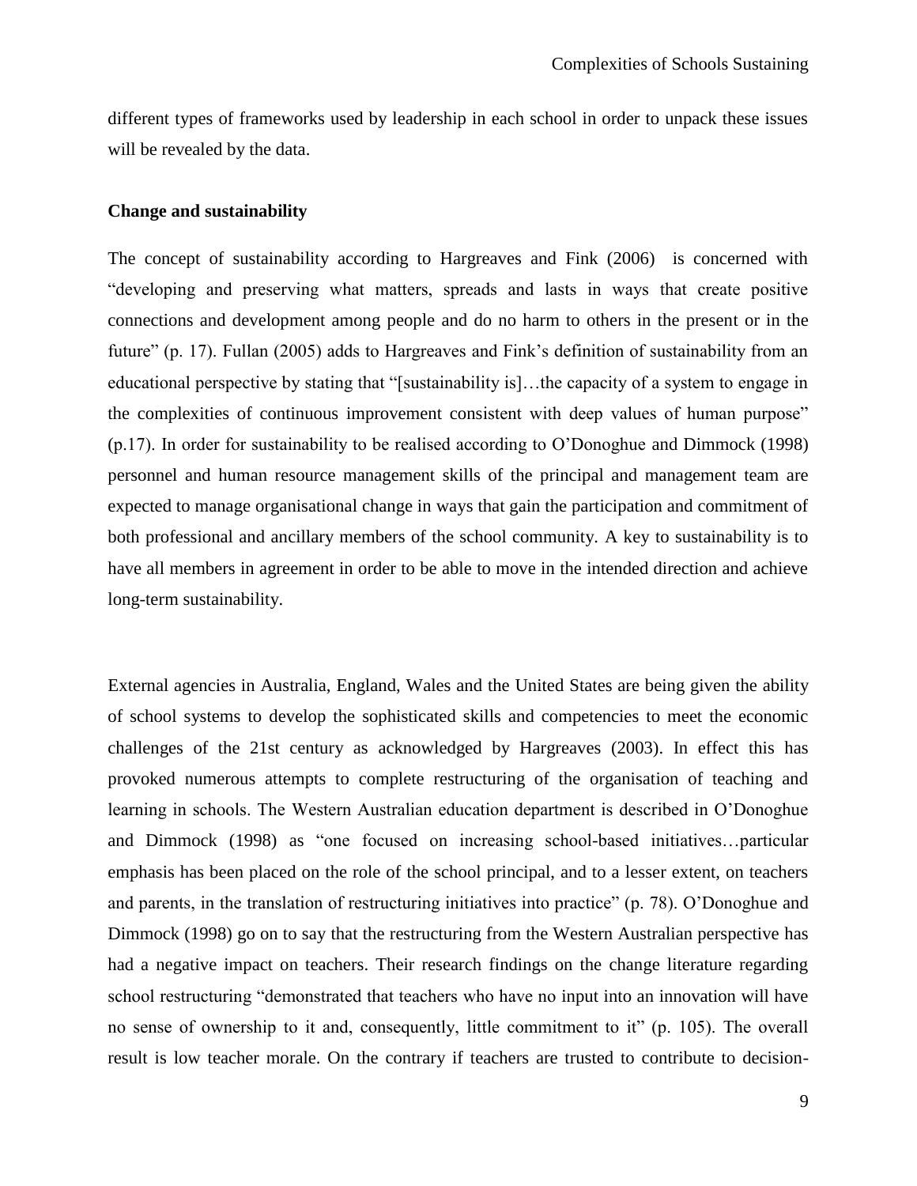different types of frameworks used by leadership in each school in order to unpack these issues will be revealed by the data.

**Change and sustainability**

The concept of sustainability according to Hargreaves and Fink (2006) is concerned with "developing and preserving what matters, spreads and lasts in ways that create positive connections and development among people and do no harm to others in the present or in the future" (p. 17). Fullan (2005) adds to Hargreaves and Fink's definition of sustainability from an educational perspective by stating that "[sustainability is]…the capacity of a system to engage in the complexities of continuous improvement consistent with deep values of human purpose" (p.17). In order for sustainability to be realised according to O'Donoghue and Dimmock (1998) personnel and human resource management skills of the principal and management team are expected to manage organisational change in ways that gain the participation and commitment of both professional and ancillary members of the school community. A key to sustainability is to have all members in agreement in order to be able to move in the intended direction and achieve long-term sustainability.

External agencies in Australia, England, Wales and the United States are being given the ability of school systems to develop the sophisticated skills and competencies to meet the economic challenges of the 21st century as acknowledged by Hargreaves (2003). In effect this has provoked numerous attempts to complete restructuring of the organisation of teaching and learning in schools. The Western Australian education department is described in O'Donoghue and Dimmock (1998) as "one focused on increasing school-based initiatives…particular emphasis has been placed on the role of the school principal, and to a lesser extent, on teachers and parents, in the translation of restructuring initiatives into practice" (p. 78). O'Donoghue and Dimmock (1998) go on to say that the restructuring from the Western Australian perspective has had a negative impact on teachers. Their research findings on the change literature regarding school restructuring "demonstrated that teachers who have no input into an innovation will have no sense of ownership to it and, consequently, little commitment to it" (p. 105). The overall result is low teacher morale. On the contrary if teachers are trusted to contribute to decision-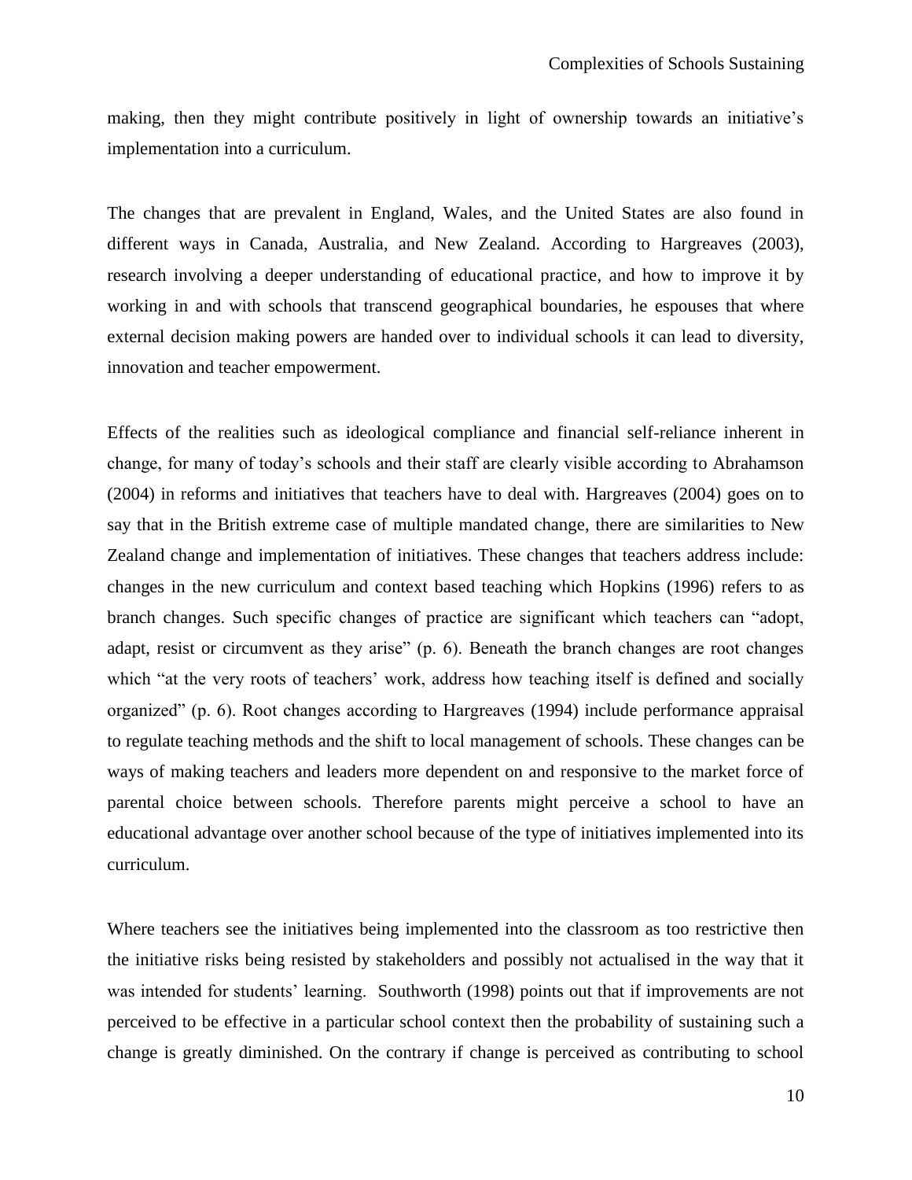making, then they might contribute positively in light of ownership towards an initiative's implementation into a curriculum.

The changes that are prevalent in England, Wales, and the United States are also found in different ways in Canada, Australia, and New Zealand. According to Hargreaves (2003), research involving a deeper understanding of educational practice, and how to improve it by working in and with schools that transcend geographical boundaries, he espouses that where external decision making powers are handed over to individual schools it can lead to diversity, innovation and teacher empowerment.

Effects of the realities such as ideological compliance and financial self-reliance inherent in change, for many of today's schools and their staff are clearly visible according to Abrahamson (2004) in reforms and initiatives that teachers have to deal with. Hargreaves (2004) goes on to say that in the British extreme case of multiple mandated change, there are similarities to New Zealand change and implementation of initiatives. These changes that teachers address include: changes in the new curriculum and context based teaching which Hopkins (1996) refers to as branch changes. Such specific changes of practice are significant which teachers can "adopt, adapt, resist or circumvent as they arise" (p. 6). Beneath the branch changes are root changes which "at the very roots of teachers' work, address how teaching itself is defined and socially organized" (p. 6). Root changes according to Hargreaves (1994) include performance appraisal to regulate teaching methods and the shift to local management of schools. These changes can be ways of making teachers and leaders more dependent on and responsive to the market force of parental choice between schools. Therefore parents might perceive a school to have an educational advantage over another school because of the type of initiatives implemented into its curriculum.

Where teachers see the initiatives being implemented into the classroom as too restrictive then the initiative risks being resisted by stakeholders and possibly not actualised in the way that it was intended for students' learning. Southworth (1998) points out that if improvements are not perceived to be effective in a particular school context then the probability of sustaining such a change is greatly diminished. On the contrary if change is perceived as contributing to school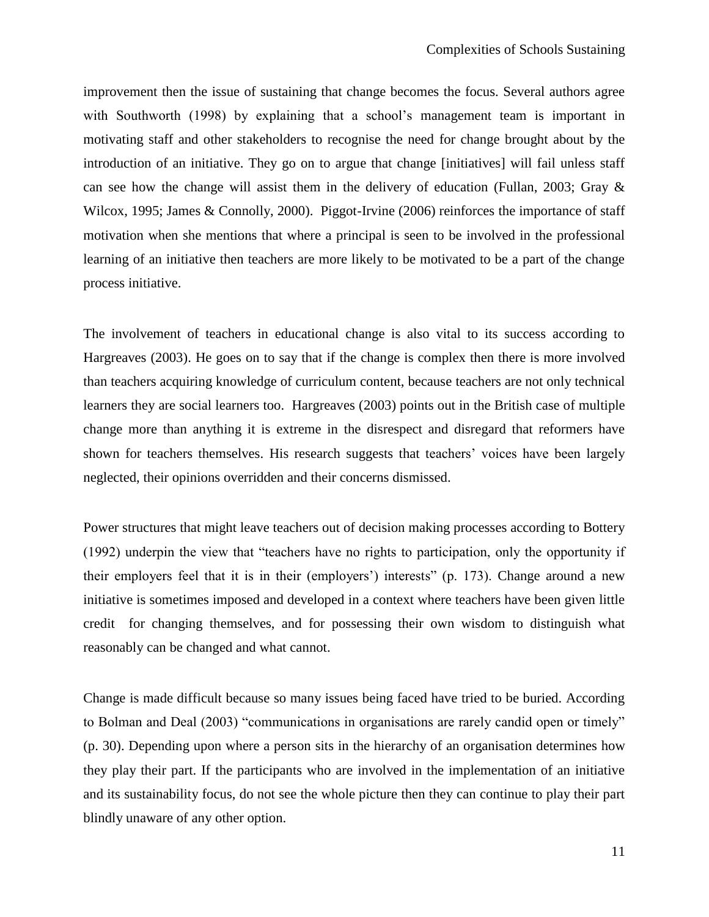improvement then the issue of sustaining that change becomes the focus. Several authors agree with Southworth (1998) by explaining that a school's management team is important in motivating staff and other stakeholders to recognise the need for change brought about by the introduction of an initiative. They go on to argue that change [initiatives] will fail unless staff can see how the change will assist them in the delivery of education (Fullan, 2003; Gray & Wilcox, 1995; James & Connolly, 2000). Piggot-Irvine (2006) reinforces the importance of staff motivation when she mentions that where a principal is seen to be involved in the professional learning of an initiative then teachers are more likely to be motivated to be a part of the change process initiative.

The involvement of teachers in educational change is also vital to its success according to Hargreaves (2003). He goes on to say that if the change is complex then there is more involved than teachers acquiring knowledge of curriculum content, because teachers are not only technical learners they are social learners too. Hargreaves (2003) points out in the British case of multiple change more than anything it is extreme in the disrespect and disregard that reformers have shown for teachers themselves. His research suggests that teachers' voices have been largely neglected, their opinions overridden and their concerns dismissed.

Power structures that might leave teachers out of decision making processes according to Bottery (1992) underpin the view that "teachers have no rights to participation, only the opportunity if their employers feel that it is in their (employers') interests" (p. 173). Change around a new initiative is sometimes imposed and developed in a context where teachers have been given little credit for changing themselves, and for possessing their own wisdom to distinguish what reasonably can be changed and what cannot.

Change is made difficult because so many issues being faced have tried to be buried. According to Bolman and Deal (2003) "communications in organisations are rarely candid open or timely" (p. 30). Depending upon where a person sits in the hierarchy of an organisation determines how they play their part. If the participants who are involved in the implementation of an initiative and its sustainability focus, do not see the whole picture then they can continue to play their part blindly unaware of any other option.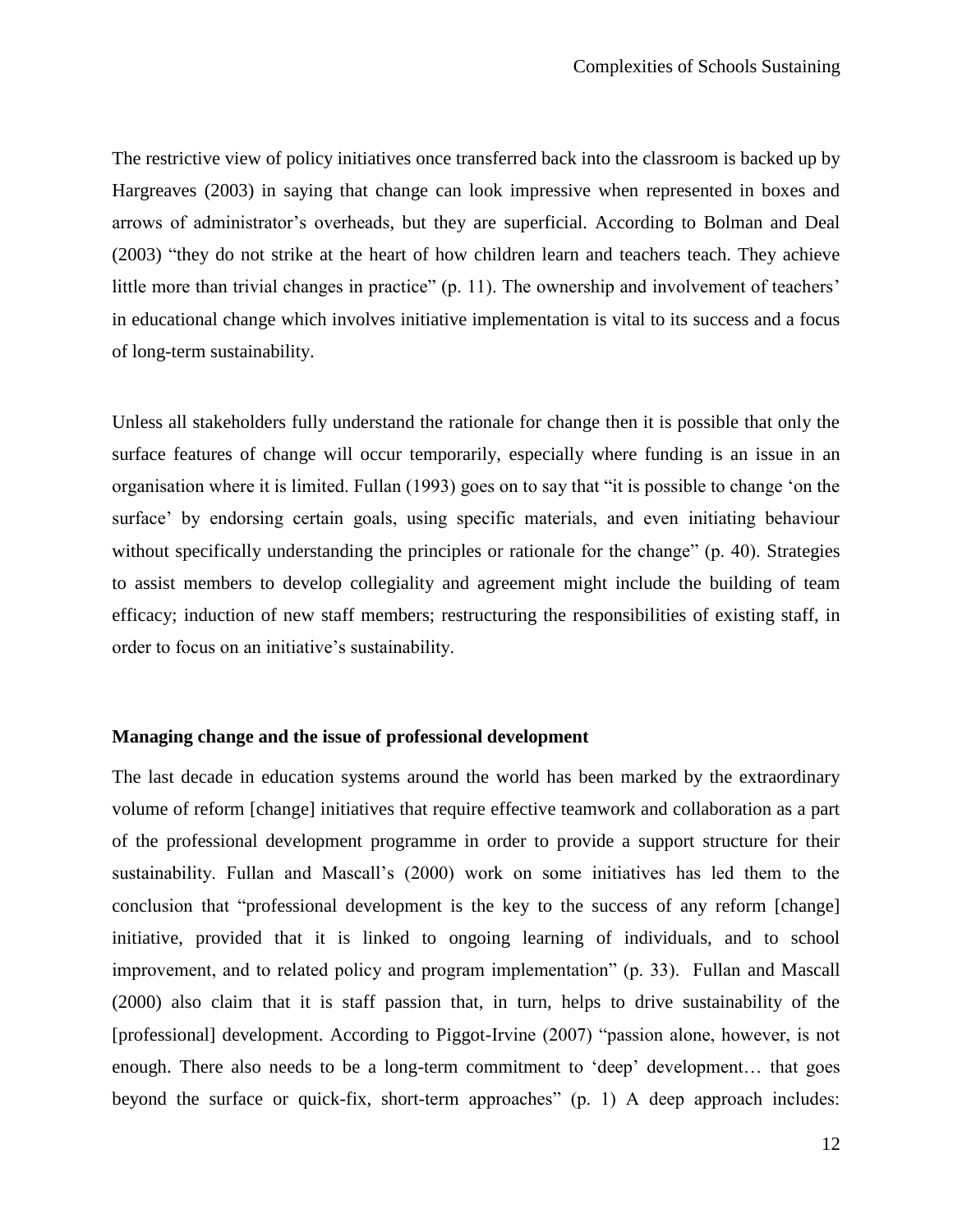The restrictive view of policy initiatives once transferred back into the classroom is backed up by Hargreaves (2003) in saying that change can look impressive when represented in boxes and arrows of administrator's overheads, but they are superficial. According to Bolman and Deal (2003) "they do not strike at the heart of how children learn and teachers teach. They achieve little more than trivial changes in practice" (p. 11). The ownership and involvement of teachers' in educational change which involves initiative implementation is vital to its success and a focus of long-term sustainability.

Unless all stakeholders fully understand the rationale for change then it is possible that only the surface features of change will occur temporarily, especially where funding is an issue in an organisation where it is limited. Fullan (1993) goes on to say that "it is possible to change 'on the surface' by endorsing certain goals, using specific materials, and even initiating behaviour without specifically understanding the principles or rationale for the change" (p. 40). Strategies to assist members to develop collegiality and agreement might include the building of team efficacy; induction of new staff members; restructuring the responsibilities of existing staff, in order to focus on an initiative's sustainability.

**Managing change and the issue of professional development**

The last decade in education systems around the world has been marked by the extraordinary volume of reform [change] initiatives that require effective teamwork and collaboration as a part of the professional development programme in order to provide a support structure for their sustainability. Fullan and Mascall's (2000) work on some initiatives has led them to the conclusion that "professional development is the key to the success of any reform [change] initiative, provided that it is linked to ongoing learning of individuals, and to school improvement, and to related policy and program implementation" (p. 33). Fullan and Mascall (2000) also claim that it is staff passion that, in turn, helps to drive sustainability of the [professional] development. According to Piggot-Irvine (2007) "passion alone, however, is not enough. There also needs to be a long-term commitment to 'deep' development… that goes beyond the surface or quick-fix, short-term approaches" (p. 1) A deep approach includes: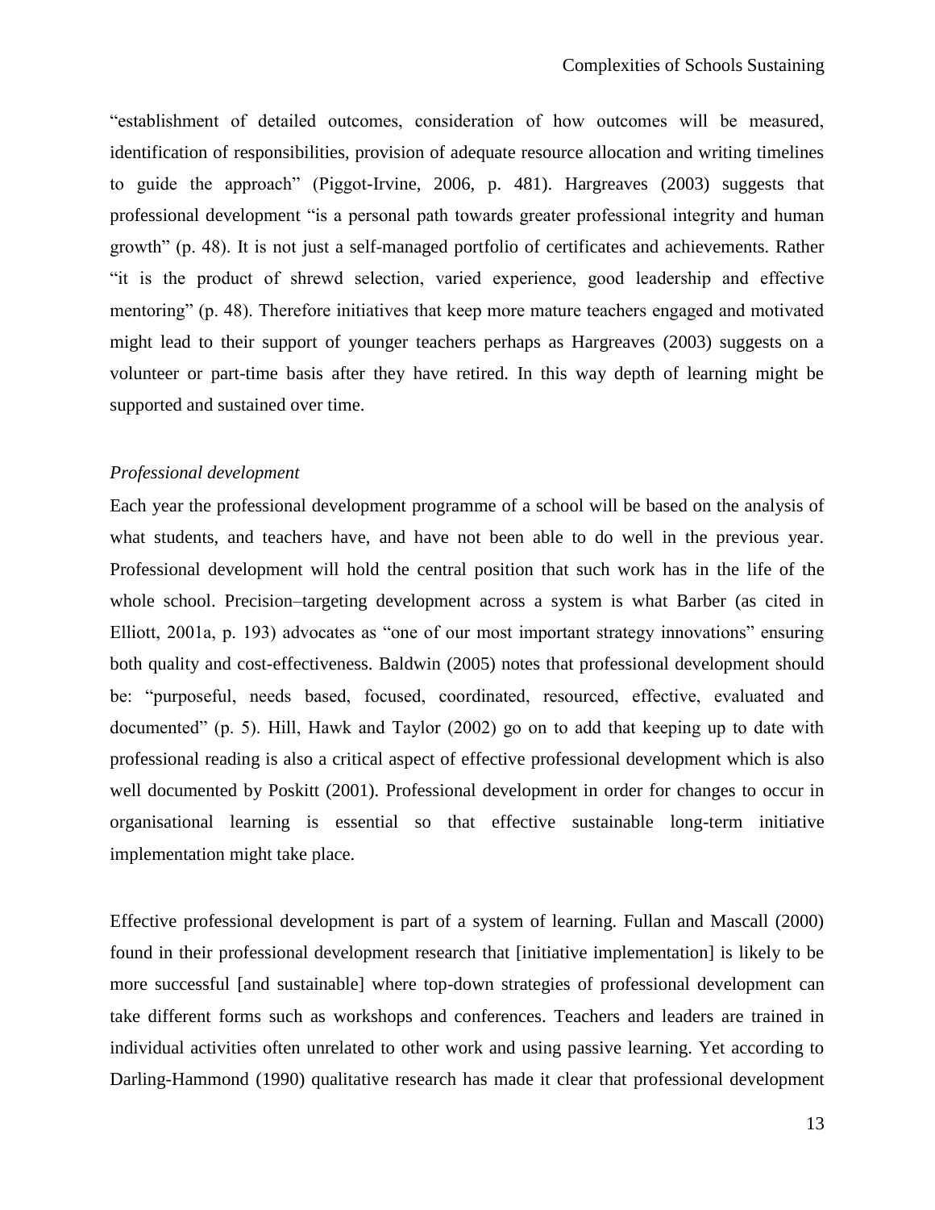"establishment of detailed outcomes, consideration of how outcomes will be measured, identification of responsibilities, provision of adequate resource allocation and writing timelines to guide the approach" (Piggot-Irvine, 2006, p. 481). Hargreaves (2003) suggests that professional development "is a personal path towards greater professional integrity and human growth" (p. 48). It is not just a self-managed portfolio of certificates and achievements. Rather "it is the product of shrewd selection, varied experience, good leadership and effective mentoring" (p. 48). Therefore initiatives that keep more mature teachers engaged and motivated might lead to their support of younger teachers perhaps as Hargreaves (2003) suggests on a volunteer or part-time basis after they have retired. In this way depth of learning might be supported and sustained over time.

*Professional development*

Each year the professional development programme of a school will be based on the analysis of what students, and teachers have, and have not been able to do well in the previous year. Professional development will hold the central position that such work has in the life of the whole school. Precision–targeting development across a system is what Barber (as cited in Elliott, 2001a, p. 193) advocates as "one of our most important strategy innovations" ensuring both quality and cost-effectiveness. Baldwin (2005) notes that professional development should be: "purposeful, needs based, focused, coordinated, resourced, effective, evaluated and documented" (p. 5). Hill, Hawk and Taylor (2002) go on to add that keeping up to date with professional reading is also a critical aspect of effective professional development which is also well documented by Poskitt (2001). Professional development in order for changes to occur in organisational learning is essential so that effective sustainable long-term initiative implementation might take place.

Effective professional development is part of a system of learning. Fullan and Mascall (2000) found in their professional development research that [initiative implementation] is likely to be more successful [and sustainable] where top-down strategies of professional development can take different forms such as workshops and conferences. Teachers and leaders are trained in individual activities often unrelated to other work and using passive learning. Yet according to Darling-Hammond (1990) qualitative research has made it clear that professional development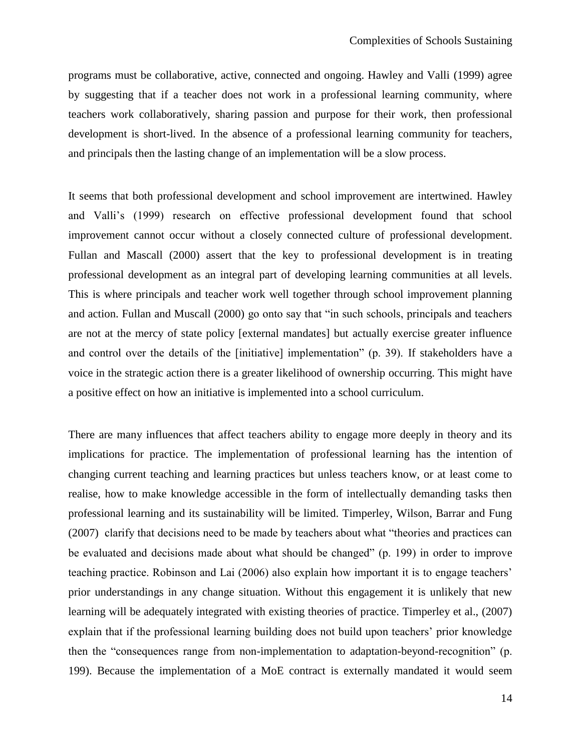programs must be collaborative, active, connected and ongoing. Hawley and Valli (1999) agree by suggesting that if a teacher does not work in a professional learning community, where teachers work collaboratively, sharing passion and purpose for their work, then professional development is short-lived. In the absence of a professional learning community for teachers, and principals then the lasting change of an implementation will be a slow process.

It seems that both professional development and school improvement are intertwined. Hawley and Valli's (1999) research on effective professional development found that school improvement cannot occur without a closely connected culture of professional development. Fullan and Mascall (2000) assert that the key to professional development is in treating professional development as an integral part of developing learning communities at all levels. This is where principals and teacher work well together through school improvement planning and action. Fullan and Muscall (2000) go onto say that "in such schools, principals and teachers are not at the mercy of state policy [external mandates] but actually exercise greater influence and control over the details of the [initiative] implementation" (p. 39). If stakeholders have a voice in the strategic action there is a greater likelihood of ownership occurring. This might have a positive effect on how an initiative is implemented into a school curriculum.

There are many influences that affect teachers ability to engage more deeply in theory and its implications for practice. The implementation of professional learning has the intention of changing current teaching and learning practices but unless teachers know, or at least come to realise, how to make knowledge accessible in the form of intellectually demanding tasks then professional learning and its sustainability will be limited. Timperley, Wilson, Barrar and Fung (2007) clarify that decisions need to be made by teachers about what "theories and practices can be evaluated and decisions made about what should be changed" (p. 199) in order to improve teaching practice. Robinson and Lai (2006) also explain how important it is to engage teachers' prior understandings in any change situation. Without this engagement it is unlikely that new learning will be adequately integrated with existing theories of practice. Timperley et al., (2007) explain that if the professional learning building does not build upon teachers' prior knowledge then the "consequences range from non-implementation to adaptation-beyond-recognition" (p. 199). Because the implementation of a MoE contract is externally mandated it would seem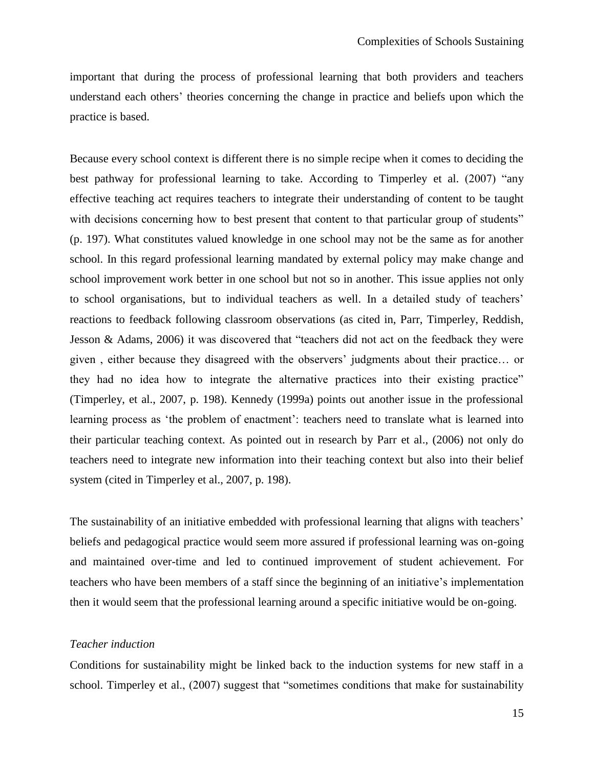important that during the process of professional learning that both providers and teachers understand each others' theories concerning the change in practice and beliefs upon which the practice is based.

Because every school context is different there is no simple recipe when it comes to deciding the best pathway for professional learning to take. According to Timperley et al. (2007) "any effective teaching act requires teachers to integrate their understanding of content to be taught with decisions concerning how to best present that content to that particular group of students" (p. 197). What constitutes valued knowledge in one school may not be the same as for another school. In this regard professional learning mandated by external policy may make change and school improvement work better in one school but not so in another. This issue applies not only to school organisations, but to individual teachers as well. In a detailed study of teachers' reactions to feedback following classroom observations (as cited in, Parr, Timperley, Reddish, Jesson & Adams, 2006) it was discovered that "teachers did not act on the feedback they were given , either because they disagreed with the observers' judgments about their practice… or they had no idea how to integrate the alternative practices into their existing practice" (Timperley, et al., 2007, p. 198). Kennedy (1999a) points out another issue in the professional learning process as 'the problem of enactment': teachers need to translate what is learned into their particular teaching context. As pointed out in research by Parr et al., (2006) not only do teachers need to integrate new information into their teaching context but also into their belief system (cited in Timperley et al., 2007, p. 198).

The sustainability of an initiative embedded with professional learning that aligns with teachers' beliefs and pedagogical practice would seem more assured if professional learning was on-going and maintained over-time and led to continued improvement of student achievement. For teachers who have been members of a staff since the beginning of an initiative's implementation then it would seem that the professional learning around a specific initiative would be on-going.

*Teacher induction*

Conditions for sustainability might be linked back to the induction systems for new staff in a school. Timperley et al., (2007) suggest that "sometimes conditions that make for sustainability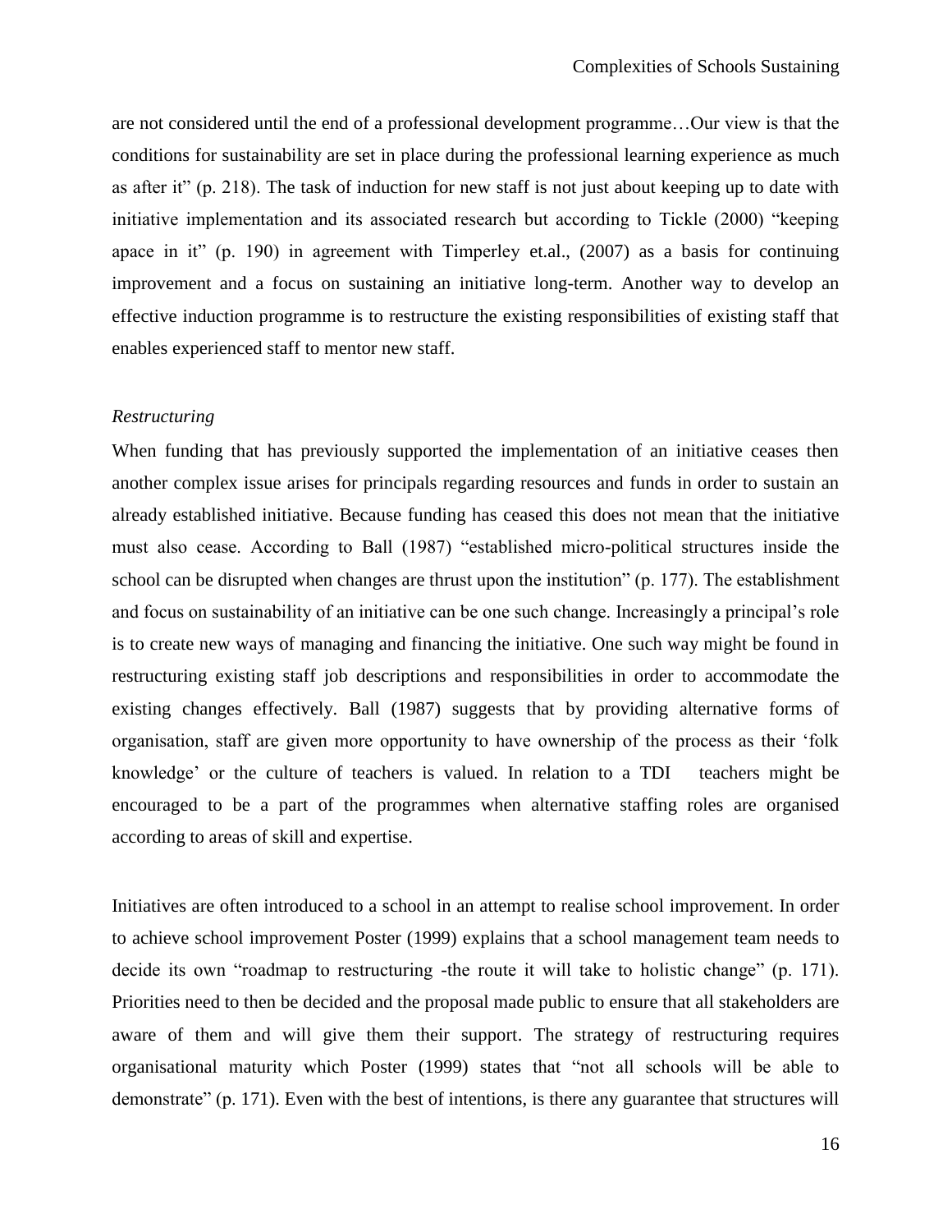are not considered until the end of a professional development programme…Our view is that the conditions for sustainability are set in place during the professional learning experience as much as after it" (p. 218). The task of induction for new staff is not just about keeping up to date with initiative implementation and its associated research but according to Tickle (2000) "keeping apace in it" (p. 190) in agreement with Timperley et.al., (2007) as a basis for continuing improvement and a focus on sustaining an initiative long-term. Another way to develop an effective induction programme is to restructure the existing responsibilities of existing staff that enables experienced staff to mentor new staff.

*Restructuring*

When funding that has previously supported the implementation of an initiative ceases then another complex issue arises for principals regarding resources and funds in order to sustain an already established initiative. Because funding has ceased this does not mean that the initiative must also cease. According to Ball (1987) "established micro-political structures inside the school can be disrupted when changes are thrust upon the institution" (p. 177). The establishment and focus on sustainability of an initiative can be one such change. Increasingly a principal's role is to create new ways of managing and financing the initiative. One such way might be found in restructuring existing staff job descriptions and responsibilities in order to accommodate the existing changes effectively. Ball (1987) suggests that by providing alternative forms of organisation, staff are given more opportunity to have ownership of the process as their 'folk knowledge' or the culture of teachers is valued. In relation to a TDI teachers might be encouraged to be a part of the programmes when alternative staffing roles are organised according to areas of skill and expertise.

Initiatives are often introduced to a school in an attempt to realise school improvement. In order to achieve school improvement Poster (1999) explains that a school management team needs to decide its own "roadmap to restructuring -the route it will take to holistic change" (p. 171). Priorities need to then be decided and the proposal made public to ensure that all stakeholders are aware of them and will give them their support. The strategy of restructuring requires organisational maturity which Poster (1999) states that "not all schools will be able to demonstrate" (p. 171). Even with the best of intentions, is there any guarantee that structures will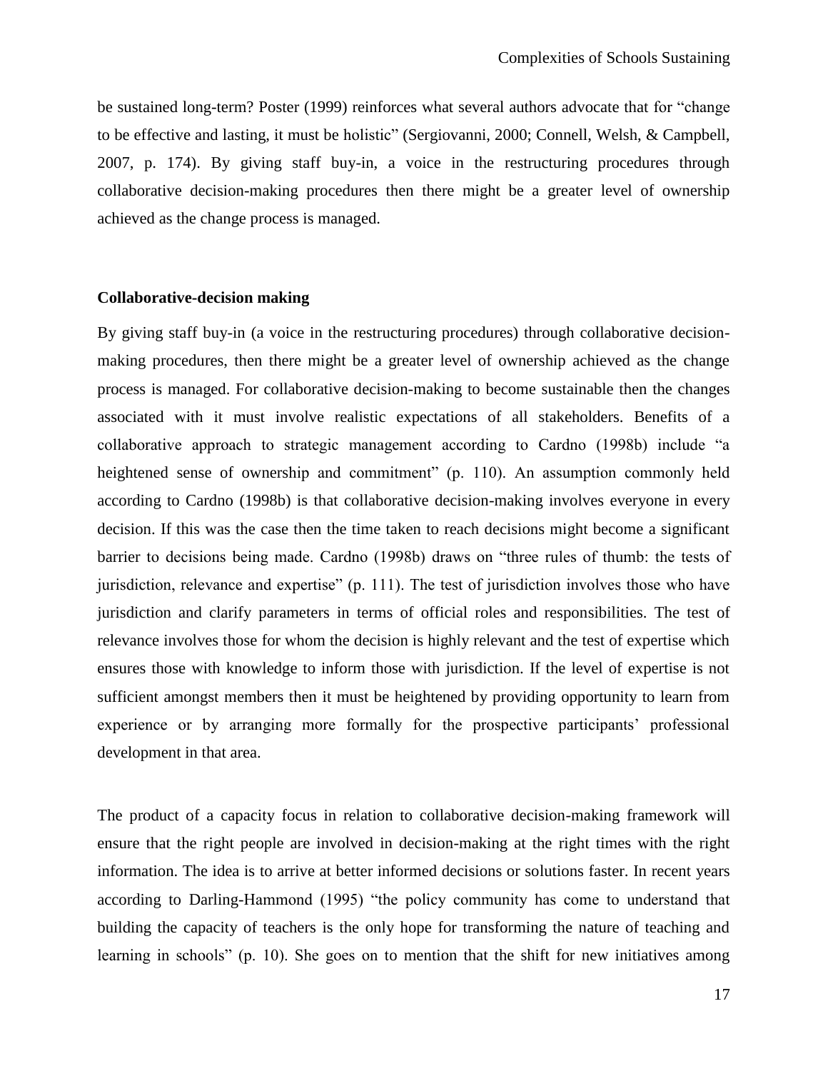be sustained long-term? Poster (1999) reinforces what several authors advocate that for "change to be effective and lasting, it must be holistic" (Sergiovanni, 2000; Connell, Welsh, & Campbell, 2007, p. 174). By giving staff buy-in, a voice in the restructuring procedures through collaborative decision-making procedures then there might be a greater level of ownership achieved as the change process is managed.

**Collaborative-decision making**

By giving staff buy-in (a voice in the restructuring procedures) through collaborative decision-making procedures, then there might be a greater level of ownership achieved as the change process is managed. For collaborative decision-making to become sustainable then the changes associated with it must involve realistic expectations of all stakeholders. Benefits of a collaborative approach to strategic management according to Cardno (1998b) include "a heightened sense of ownership and commitment" (p. 110). An assumption commonly held according to Cardno (1998b) is that collaborative decision-making involves everyone in every decision. If this was the case then the time taken to reach decisions might become a significant barrier to decisions being made. Cardno (1998b) draws on "three rules of thumb: the tests of jurisdiction, relevance and expertise" (p. 111). The test of jurisdiction involves those who have jurisdiction and clarify parameters in terms of official roles and responsibilities. The test of relevance involves those for whom the decision is highly relevant and the test of expertise which ensures those with knowledge to inform those with jurisdiction. If the level of expertise is not sufficient amongst members then it must be heightened by providing opportunity to learn from experience or by arranging more formally for the prospective participants' professional development in that area.

The product of a capacity focus in relation to collaborative decision-making framework will ensure that the right people are involved in decision-making at the right times with the right information. The idea is to arrive at better informed decisions or solutions faster. In recent years according to Darling-Hammond (1995) "the policy community has come to understand that building the capacity of teachers is the only hope for transforming the nature of teaching and learning in schools" (p. 10). She goes on to mention that the shift for new initiatives among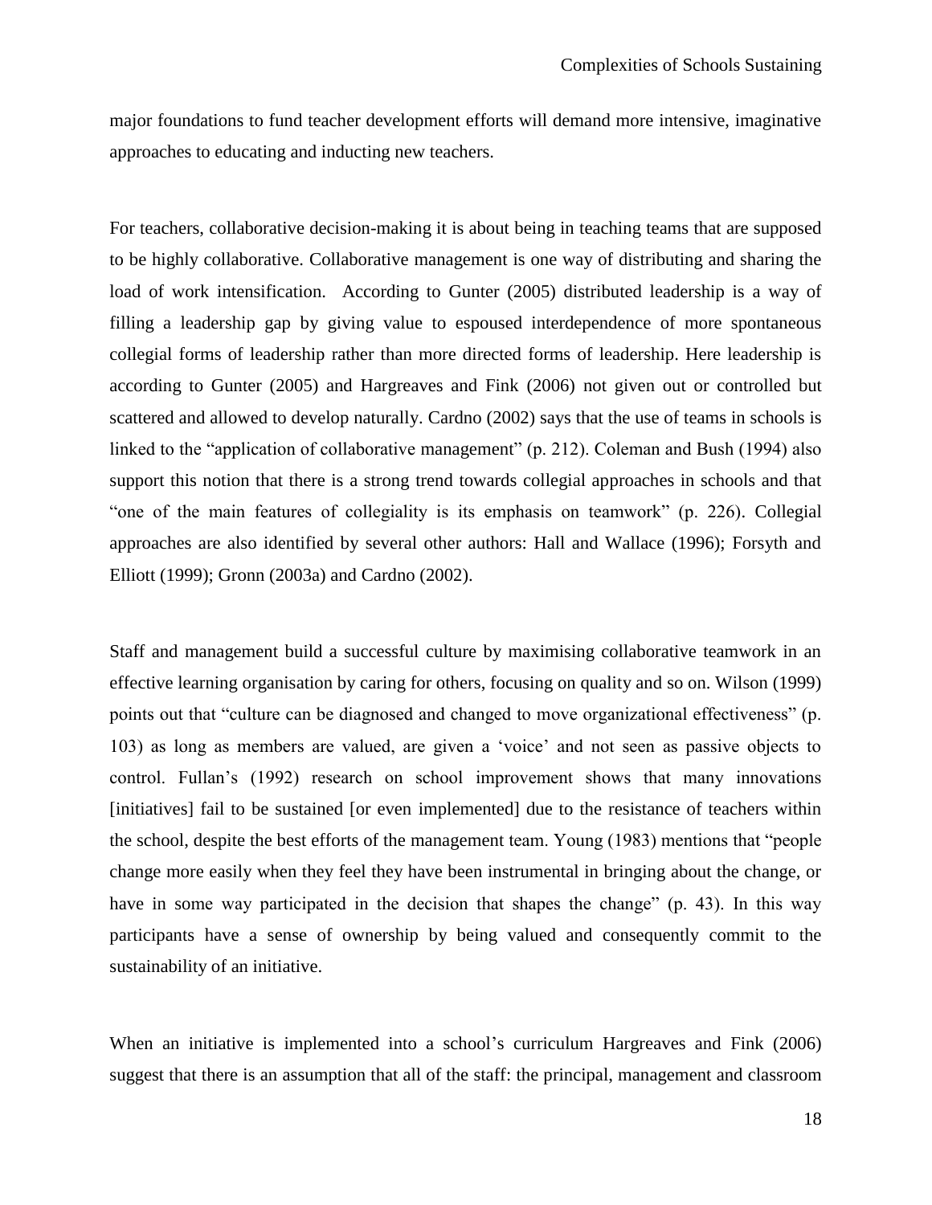major foundations to fund teacher development efforts will demand more intensive, imaginative approaches to educating and inducting new teachers.

For teachers, collaborative decision-making it is about being in teaching teams that are supposed to be highly collaborative. Collaborative management is one way of distributing and sharing the load of work intensification. According to Gunter (2005) distributed leadership is a way of filling a leadership gap by giving value to espoused interdependence of more spontaneous collegial forms of leadership rather than more directed forms of leadership. Here leadership is according to Gunter (2005) and Hargreaves and Fink (2006) not given out or controlled but scattered and allowed to develop naturally. Cardno (2002) says that the use of teams in schools is linked to the "application of collaborative management" (p. 212). Coleman and Bush (1994) also support this notion that there is a strong trend towards collegial approaches in schools and that "one of the main features of collegiality is its emphasis on teamwork" (p. 226). Collegial approaches are also identified by several other authors: Hall and Wallace (1996); Forsyth and Elliott (1999); Gronn (2003a) and Cardno (2002).

Staff and management build a successful culture by maximising collaborative teamwork in an effective learning organisation by caring for others, focusing on quality and so on. Wilson (1999) points out that "culture can be diagnosed and changed to move organizational effectiveness" (p. 103) as long as members are valued, are given a 'voice' and not seen as passive objects to control. Fullan's (1992) research on school improvement shows that many innovations [initiatives] fail to be sustained [or even implemented] due to the resistance of teachers within the school, despite the best efforts of the management team. Young (1983) mentions that "people change more easily when they feel they have been instrumental in bringing about the change, or have in some way participated in the decision that shapes the change" (p. 43). In this way participants have a sense of ownership by being valued and consequently commit to the sustainability of an initiative.

When an initiative is implemented into a school's curriculum Hargreaves and Fink (2006) suggest that there is an assumption that all of the staff: the principal, management and classroom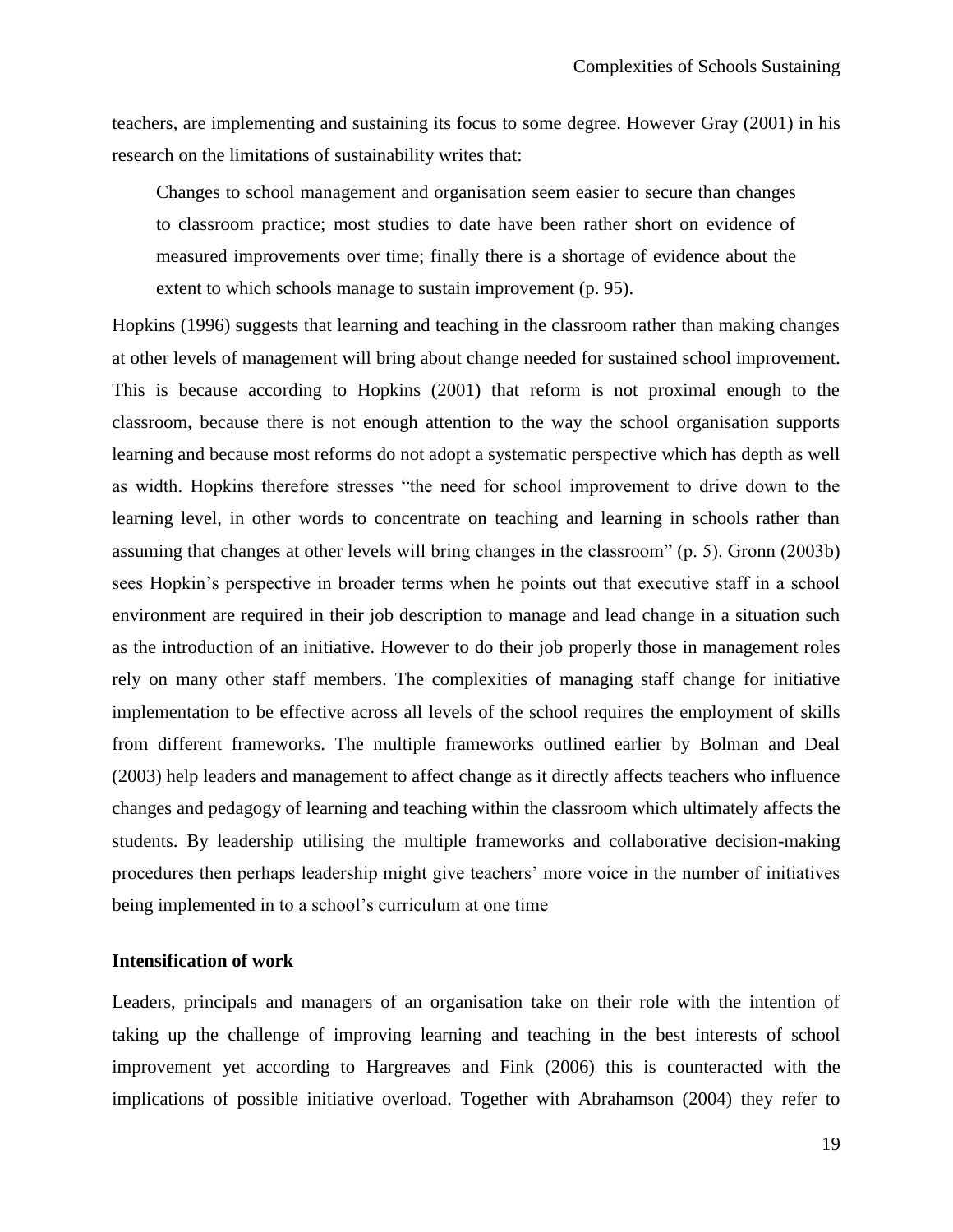teachers, are implementing and sustaining its focus to some degree. However Gray (2001) in his research on the limitations of sustainability writes that:

> Changes to school management and organisation seem easier to secure than changes to classroom practice; most studies to date have been rather short on evidence of measured improvements over time; finally there is a shortage of evidence about the extent to which schools manage to sustain improvement (p. 95).

Hopkins (1996) suggests that learning and teaching in the classroom rather than making changes at other levels of management will bring about change needed for sustained school improvement. This is because according to Hopkins (2001) that reform is not proximal enough to the classroom, because there is not enough attention to the way the school organisation supports learning and because most reforms do not adopt a systematic perspective which has depth as well as width. Hopkins therefore stresses "the need for school improvement to drive down to the learning level, in other words to concentrate on teaching and learning in schools rather than assuming that changes at other levels will bring changes in the classroom" (p. 5). Gronn (2003b) sees Hopkin's perspective in broader terms when he points out that executive staff in a school environment are required in their job description to manage and lead change in a situation such as the introduction of an initiative. However to do their job properly those in management roles rely on many other staff members. The complexities of managing staff change for initiative implementation to be effective across all levels of the school requires the employment of skills from different frameworks. The multiple frameworks outlined earlier by Bolman and Deal (2003) help leaders and management to affect change as it directly affects teachers who influence changes and pedagogy of learning and teaching within the classroom which ultimately affects the students. By leadership utilising the multiple frameworks and collaborative decision-making procedures then perhaps leadership might give teachers' more voice in the number of initiatives being implemented in to a school's curriculum at one time

**Intensification of work**

Leaders, principals and managers of an organisation take on their role with the intention of taking up the challenge of improving learning and teaching in the best interests of school improvement yet according to Hargreaves and Fink (2006) this is counteracted with the implications of possible initiative overload. Together with Abrahamson (2004) they refer to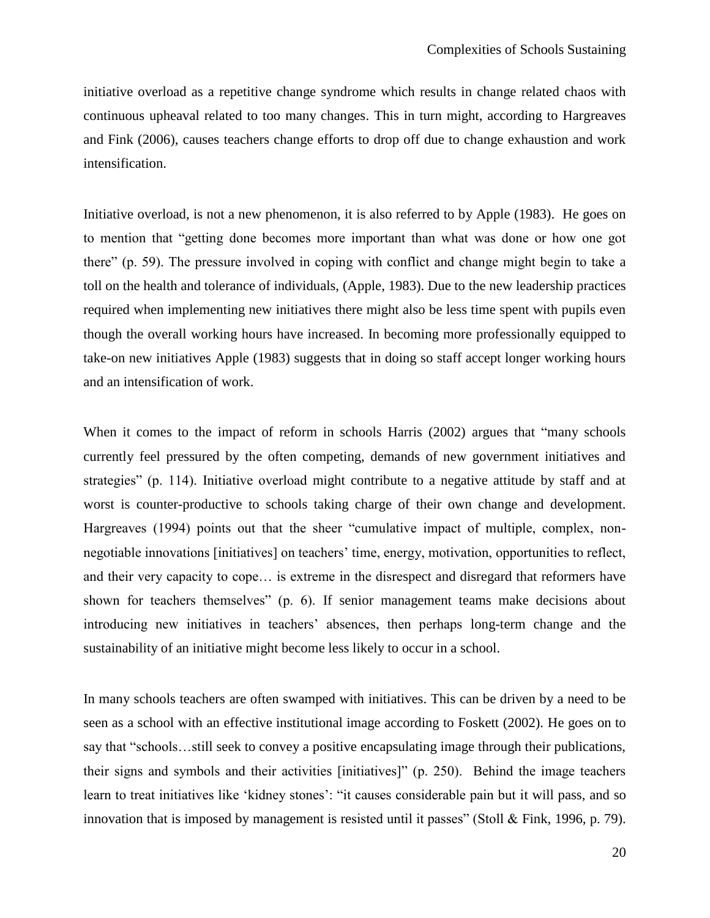initiative overload as a repetitive change syndrome which results in change related chaos with continuous upheaval related to too many changes. This in turn might, according to Hargreaves and Fink (2006), causes teachers change efforts to drop off due to change exhaustion and work intensification.

Initiative overload, is not a new phenomenon, it is also referred to by Apple (1983). He goes on to mention that "getting done becomes more important than what was done or how one got there" (p. 59). The pressure involved in coping with conflict and change might begin to take a toll on the health and tolerance of individuals, (Apple, 1983). Due to the new leadership practices required when implementing new initiatives there might also be less time spent with pupils even though the overall working hours have increased. In becoming more professionally equipped to take-on new initiatives Apple (1983) suggests that in doing so staff accept longer working hours and an intensification of work.

When it comes to the impact of reform in schools Harris (2002) argues that "many schools currently feel pressured by the often competing, demands of new government initiatives and strategies" (p. 114). Initiative overload might contribute to a negative attitude by staff and at worst is counter-productive to schools taking charge of their own change and development. Hargreaves (1994) points out that the sheer "cumulative impact of multiple, complex, non-negotiable innovations [initiatives] on teachers' time, energy, motivation, opportunities to reflect, and their very capacity to cope… is extreme in the disrespect and disregard that reformers have shown for teachers themselves" (p. 6). If senior management teams make decisions about introducing new initiatives in teachers' absences, then perhaps long-term change and the sustainability of an initiative might become less likely to occur in a school.

In many schools teachers are often swamped with initiatives. This can be driven by a need to be seen as a school with an effective institutional image according to Foskett (2002). He goes on to say that "schools…still seek to convey a positive encapsulating image through their publications, their signs and symbols and their activities [initiatives]" (p. 250). Behind the image teachers learn to treat initiatives like 'kidney stones': "it causes considerable pain but it will pass, and so innovation that is imposed by management is resisted until it passes" (Stoll & Fink, 1996, p. 79).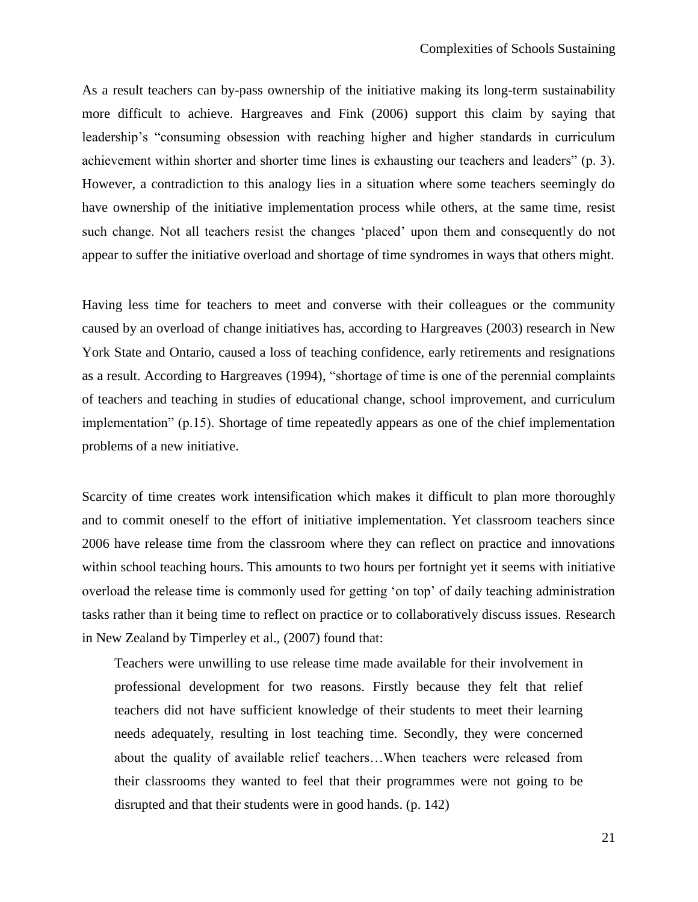As a result teachers can by-pass ownership of the initiative making its long-term sustainability more difficult to achieve. Hargreaves and Fink (2006) support this claim by saying that leadership's "consuming obsession with reaching higher and higher standards in curriculum achievement within shorter and shorter time lines is exhausting our teachers and leaders" (p. 3). However, a contradiction to this analogy lies in a situation where some teachers seemingly do have ownership of the initiative implementation process while others, at the same time, resist such change. Not all teachers resist the changes 'placed' upon them and consequently do not appear to suffer the initiative overload and shortage of time syndromes in ways that others might.

Having less time for teachers to meet and converse with their colleagues or the community caused by an overload of change initiatives has, according to Hargreaves (2003) research in New York State and Ontario, caused a loss of teaching confidence, early retirements and resignations as a result. According to Hargreaves (1994), "shortage of time is one of the perennial complaints of teachers and teaching in studies of educational change, school improvement, and curriculum implementation" (p.15). Shortage of time repeatedly appears as one of the chief implementation problems of a new initiative.

Scarcity of time creates work intensification which makes it difficult to plan more thoroughly and to commit oneself to the effort of initiative implementation. Yet classroom teachers since 2006 have release time from the classroom where they can reflect on practice and innovations within school teaching hours. This amounts to two hours per fortnight yet it seems with initiative overload the release time is commonly used for getting 'on top' of daily teaching administration tasks rather than it being time to reflect on practice or to collaboratively discuss issues. Research in New Zealand by Timperley et al., (2007) found that:

> Teachers were unwilling to use release time made available for their involvement in professional development for two reasons. Firstly because they felt that relief teachers did not have sufficient knowledge of their students to meet their learning needs adequately, resulting in lost teaching time. Secondly, they were concerned about the quality of available relief teachers…When teachers were released from their classrooms they wanted to feel that their programmes were not going to be disrupted and that their students were in good hands. (p. 142)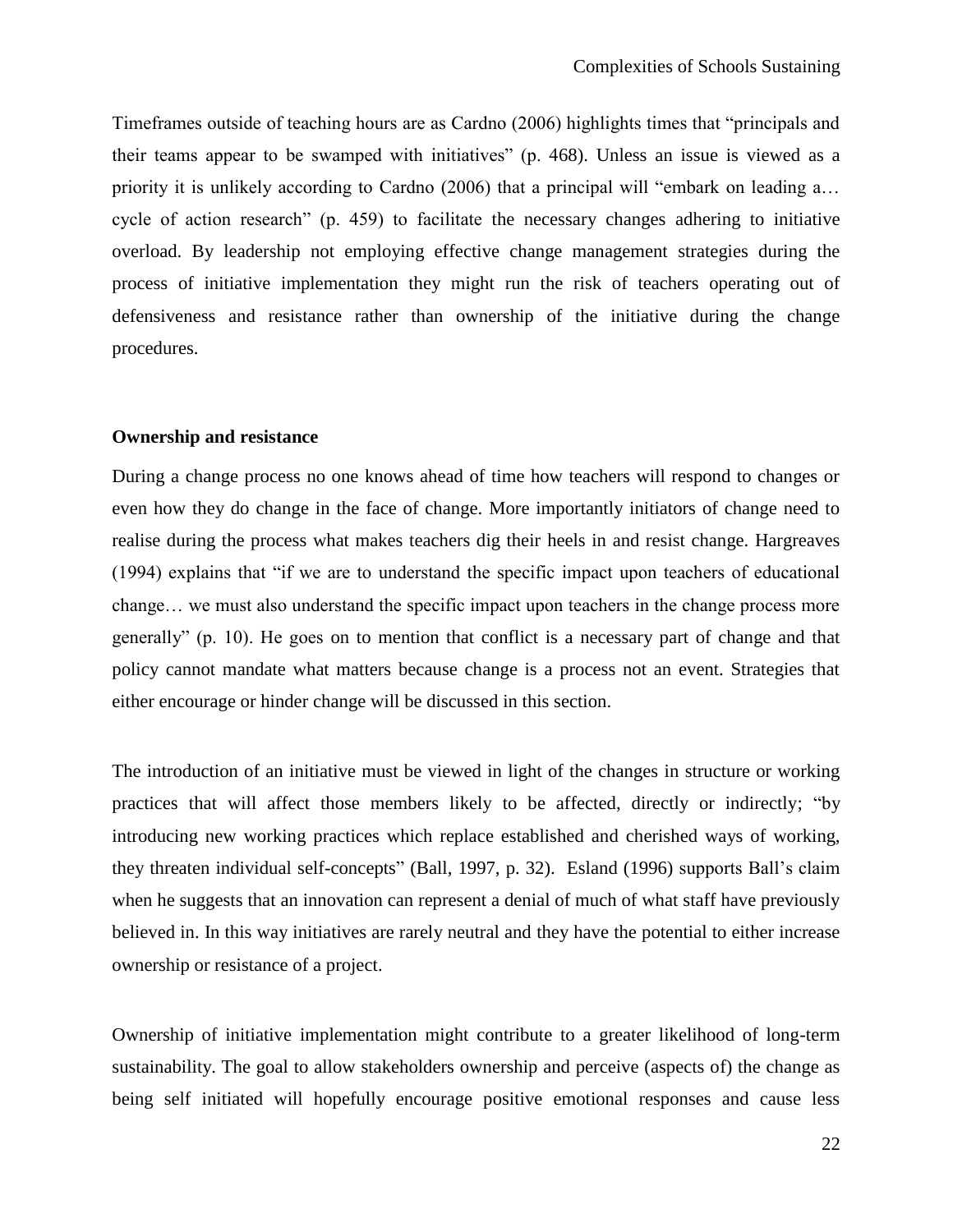Timeframes outside of teaching hours are as Cardno (2006) highlights times that "principals and their teams appear to be swamped with initiatives" (p. 468). Unless an issue is viewed as a priority it is unlikely according to Cardno (2006) that a principal will "embark on leading a… cycle of action research" (p. 459) to facilitate the necessary changes adhering to initiative overload. By leadership not employing effective change management strategies during the process of initiative implementation they might run the risk of teachers operating out of defensiveness and resistance rather than ownership of the initiative during the change procedures.

**Ownership and resistance**

During a change process no one knows ahead of time how teachers will respond to changes or even how they do change in the face of change. More importantly initiators of change need to realise during the process what makes teachers dig their heels in and resist change. Hargreaves (1994) explains that "if we are to understand the specific impact upon teachers of educational change… we must also understand the specific impact upon teachers in the change process more generally" (p. 10). He goes on to mention that conflict is a necessary part of change and that policy cannot mandate what matters because change is a process not an event. Strategies that either encourage or hinder change will be discussed in this section.

The introduction of an initiative must be viewed in light of the changes in structure or working practices that will affect those members likely to be affected, directly or indirectly; "by introducing new working practices which replace established and cherished ways of working, they threaten individual self-concepts" (Ball, 1997, p. 32). Esland (1996) supports Ball's claim when he suggests that an innovation can represent a denial of much of what staff have previously believed in. In this way initiatives are rarely neutral and they have the potential to either increase ownership or resistance of a project.

Ownership of initiative implementation might contribute to a greater likelihood of long-term sustainability. The goal to allow stakeholders ownership and perceive (aspects of) the change as being self initiated will hopefully encourage positive emotional responses and cause less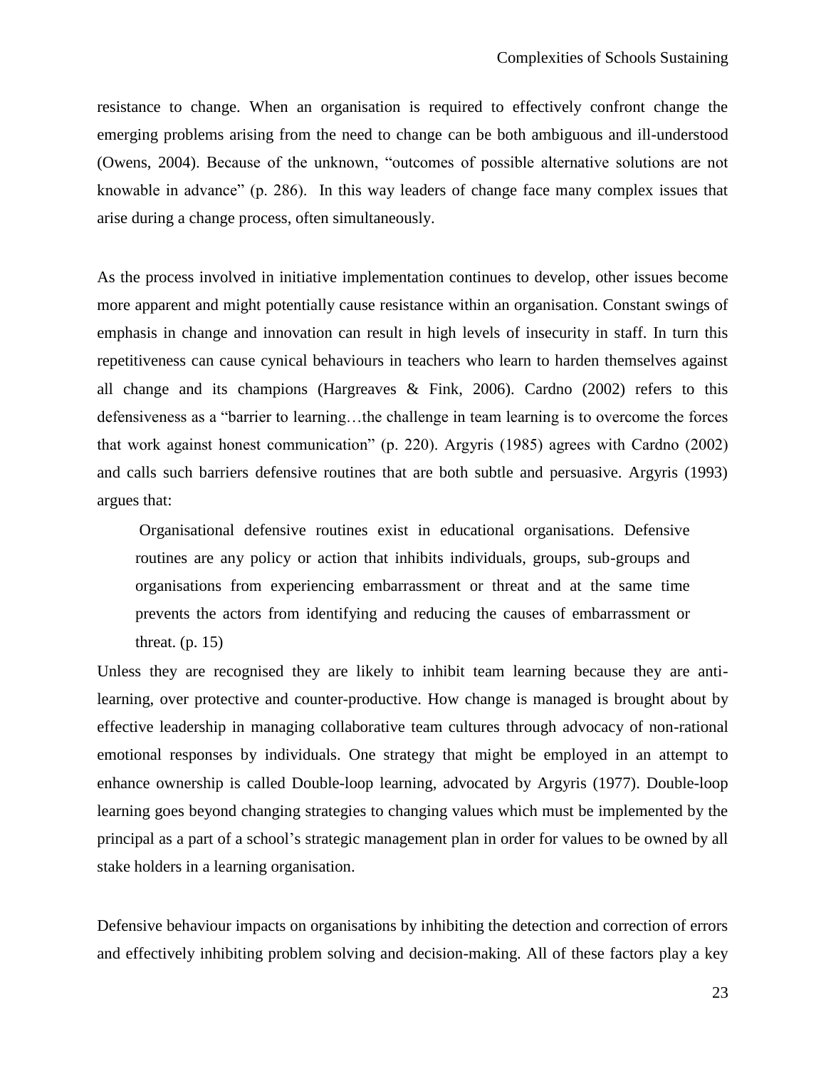resistance to change. When an organisation is required to effectively confront change the emerging problems arising from the need to change can be both ambiguous and ill-understood (Owens, 2004). Because of the unknown, "outcomes of possible alternative solutions are not knowable in advance" (p. 286). In this way leaders of change face many complex issues that arise during a change process, often simultaneously.

As the process involved in initiative implementation continues to develop, other issues become more apparent and might potentially cause resistance within an organisation. Constant swings of emphasis in change and innovation can result in high levels of insecurity in staff. In turn this repetitiveness can cause cynical behaviours in teachers who learn to harden themselves against all change and its champions (Hargreaves & Fink, 2006). Cardno (2002) refers to this defensiveness as a "barrier to learning…the challenge in team learning is to overcome the forces that work against honest communication" (p. 220). Argyris (1985) agrees with Cardno (2002) and calls such barriers defensive routines that are both subtle and persuasive. Argyris (1993) argues that:

> Organisational defensive routines exist in educational organisations. Defensive routines are any policy or action that inhibits individuals, groups, sub-groups and organisations from experiencing embarrassment or threat and at the same time prevents the actors from identifying and reducing the causes of embarrassment or threat. (p. 15)

Unless they are recognised they are likely to inhibit team learning because they are anti-learning, over protective and counter-productive. How change is managed is brought about by effective leadership in managing collaborative team cultures through advocacy of non-rational emotional responses by individuals. One strategy that might be employed in an attempt to enhance ownership is called Double-loop learning, advocated by Argyris (1977). Double-loop learning goes beyond changing strategies to changing values which must be implemented by the principal as a part of a school's strategic management plan in order for values to be owned by all stake holders in a learning organisation.

Defensive behaviour impacts on organisations by inhibiting the detection and correction of errors and effectively inhibiting problem solving and decision-making. All of these factors play a key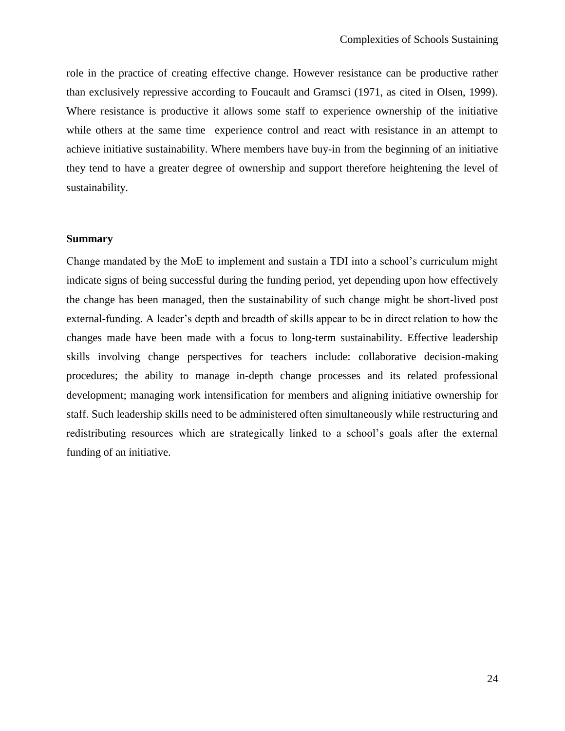role in the practice of creating effective change. However resistance can be productive rather than exclusively repressive according to Foucault and Gramsci (1971, as cited in Olsen, 1999). Where resistance is productive it allows some staff to experience ownership of the initiative while others at the same time experience control and react with resistance in an attempt to achieve initiative sustainability. Where members have buy-in from the beginning of an initiative they tend to have a greater degree of ownership and support therefore heightening the level of sustainability.

### Summary

Change mandated by the MoE to implement and sustain a TDI into a school's curriculum might indicate signs of being successful during the funding period, yet depending upon how effectively the change has been managed, then the sustainability of such change might be short-lived post external-funding. A leader's depth and breadth of skills appear to be in direct relation to how the changes made have been made with a focus to long-term sustainability. Effective leadership skills involving change perspectives for teachers include: collaborative decision-making procedures; the ability to manage in-depth change processes and its related professional development; managing work intensification for members and aligning initiative ownership for staff. Such leadership skills need to be administered often simultaneously while restructuring and redistributing resources which are strategically linked to a school's goals after the external funding of an initiative.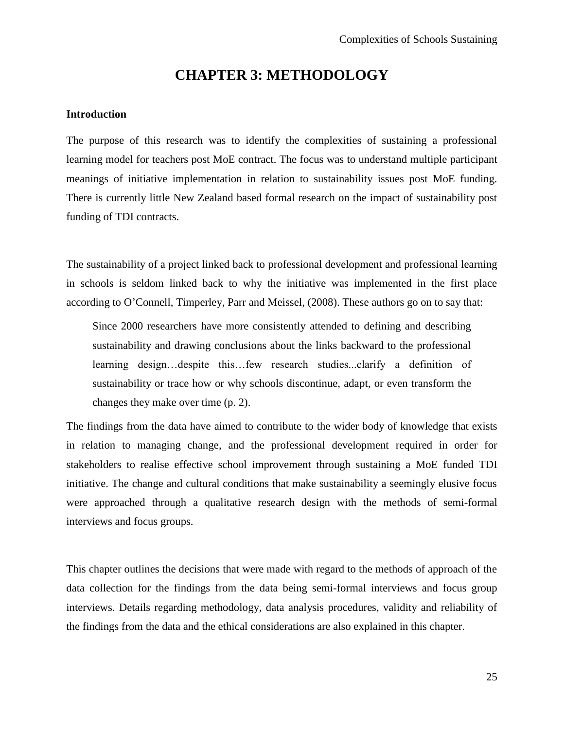# CHAPTER 3: METHODOLOGY

**Introduction**

The purpose of this research was to identify the complexities of sustaining a professional learning model for teachers post MoE contract. The focus was to understand multiple participant meanings of initiative implementation in relation to sustainability issues post MoE funding. There is currently little New Zealand based formal research on the impact of sustainability post funding of TDI contracts.

The sustainability of a project linked back to professional development and professional learning in schools is seldom linked back to why the initiative was implemented in the first place according to O'Connell, Timperley, Parr and Meissel, (2008). These authors go on to say that:

> Since 2000 researchers have more consistently attended to defining and describing sustainability and drawing conclusions about the links backward to the professional learning design…despite this…few research studies...clarify a definition of sustainability or trace how or why schools discontinue, adapt, or even transform the changes they make over time (p. 2).

The findings from the data have aimed to contribute to the wider body of knowledge that exists in relation to managing change, and the professional development required in order for stakeholders to realise effective school improvement through sustaining a MoE funded TDI initiative. The change and cultural conditions that make sustainability a seemingly elusive focus were approached through a qualitative research design with the methods of semi-formal interviews and focus groups.

This chapter outlines the decisions that were made with regard to the methods of approach of the data collection for the findings from the data being semi-formal interviews and focus group interviews. Details regarding methodology, data analysis procedures, validity and reliability of the findings from the data and the ethical considerations are also explained in this chapter.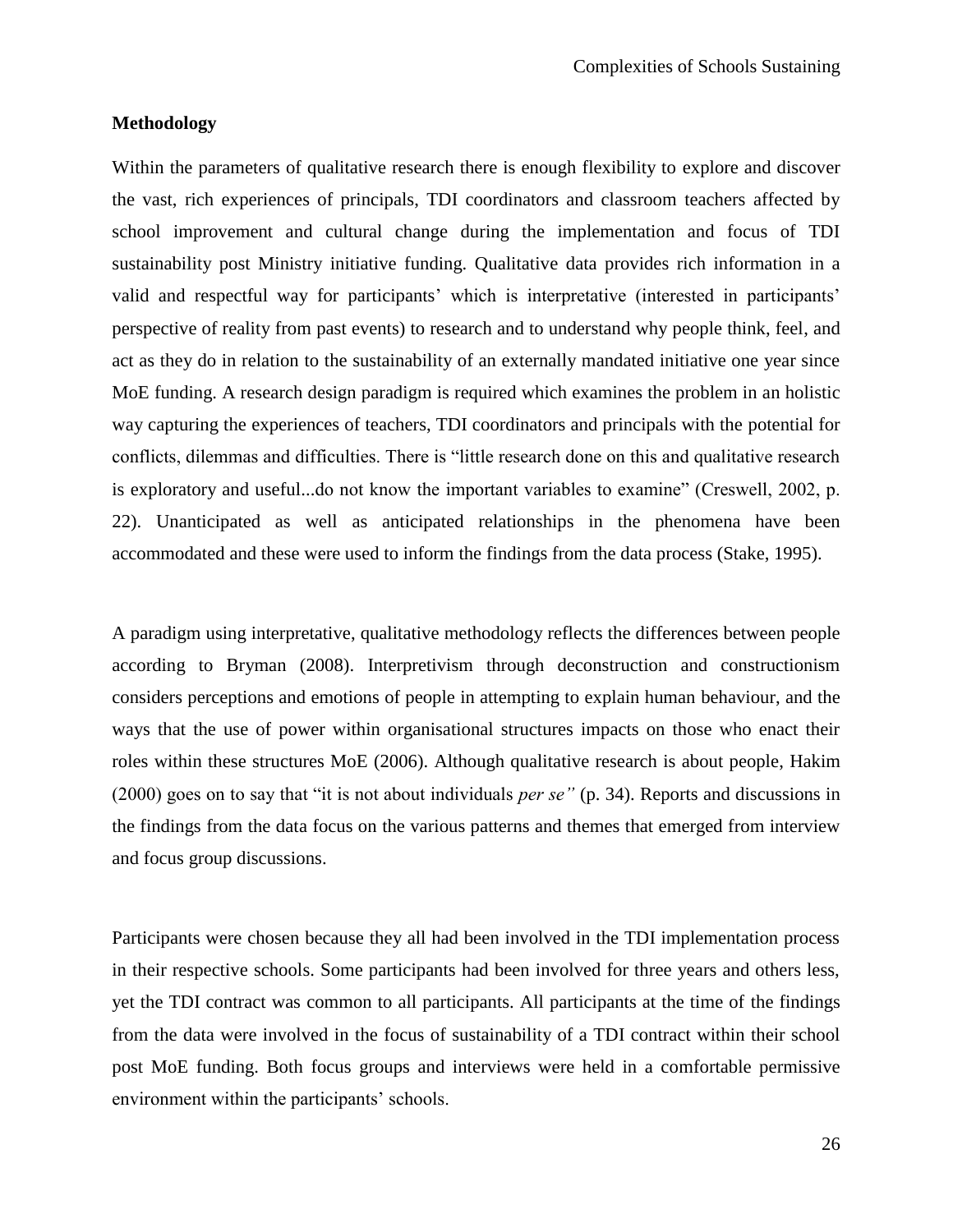## Methodology

Within the parameters of qualitative research there is enough flexibility to explore and discover the vast, rich experiences of principals, TDI coordinators and classroom teachers affected by school improvement and cultural change during the implementation and focus of TDI sustainability post Ministry initiative funding. Qualitative data provides rich information in a valid and respectful way for participants' which is interpretative (interested in participants' perspective of reality from past events) to research and to understand why people think, feel, and act as they do in relation to the sustainability of an externally mandated initiative one year since MoE funding. A research design paradigm is required which examines the problem in an holistic way capturing the experiences of teachers, TDI coordinators and principals with the potential for conflicts, dilemmas and difficulties. There is "little research done on this and qualitative research is exploratory and useful...do not know the important variables to examine" (Creswell, 2002, p. 22). Unanticipated as well as anticipated relationships in the phenomena have been accommodated and these were used to inform the findings from the data process (Stake, 1995).

A paradigm using interpretative, qualitative methodology reflects the differences between people according to Bryman (2008). Interpretivism through deconstruction and constructionism considers perceptions and emotions of people in attempting to explain human behaviour, and the ways that the use of power within organisational structures impacts on those who enact their roles within these structures MoE (2006). Although qualitative research is about people, Hakim (2000) goes on to say that "it is not about individuals *per se"* (p. 34). Reports and discussions in the findings from the data focus on the various patterns and themes that emerged from interview and focus group discussions.

Participants were chosen because they all had been involved in the TDI implementation process in their respective schools. Some participants had been involved for three years and others less, yet the TDI contract was common to all participants. All participants at the time of the findings from the data were involved in the focus of sustainability of a TDI contract within their school post MoE funding. Both focus groups and interviews were held in a comfortable permissive environment within the participants' schools.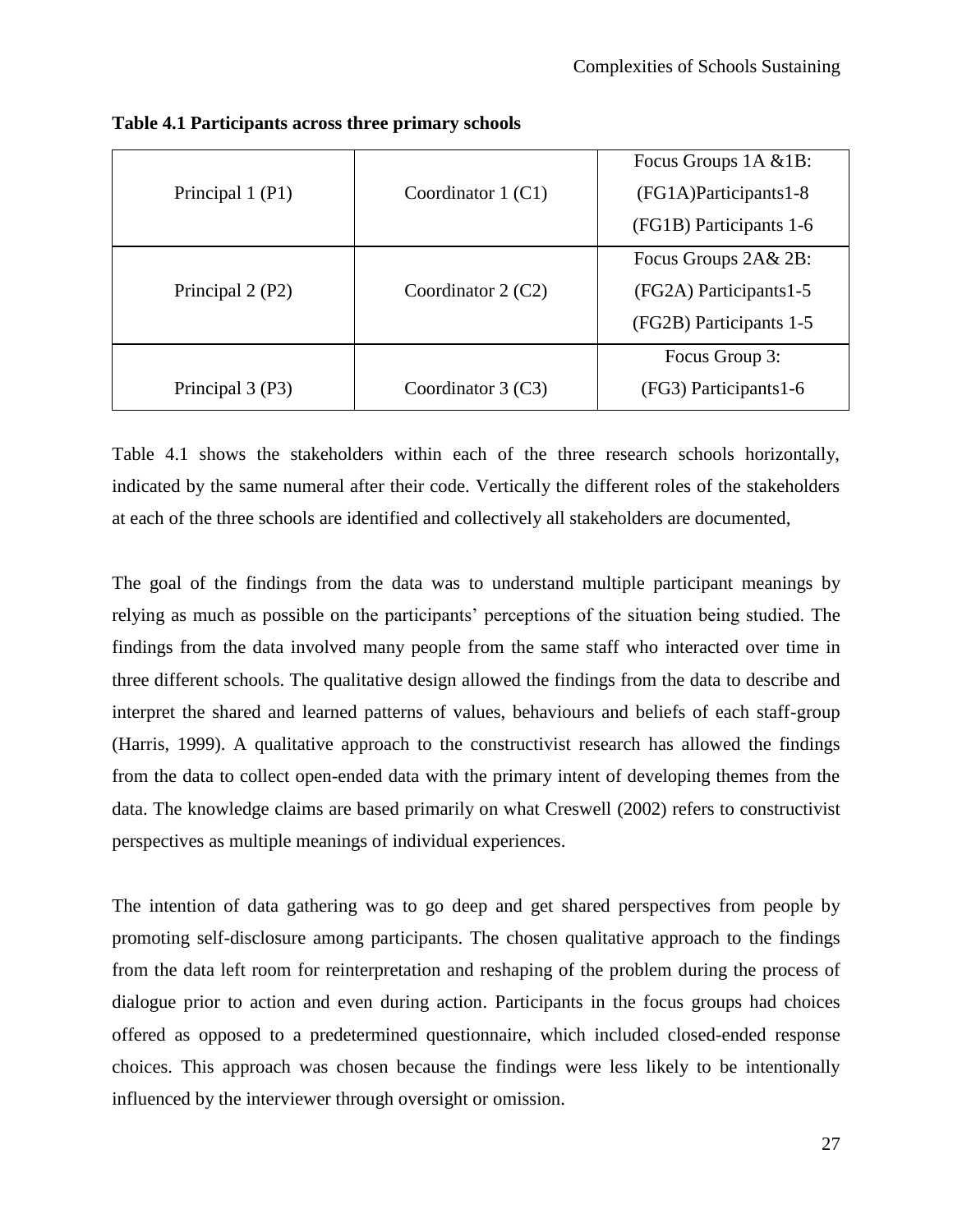**Table 4.1 Participants across three primary schools**

| | | |
|---|---|---|
| Principal 1 (P1) | Coordinator 1 (C1) | Focus Groups 1A &1B: (FG1A)Participants1-8 (FG1B) Participants 1-6 |
| Principal 2 (P2) | Coordinator 2 (C2) | Focus Groups 2A& 2B: (FG2A) Participants1-5 (FG2B) Participants 1-5 |
| Principal 3 (P3) | Coordinator 3 (C3) | Focus Group 3: (FG3) Participants1-6 |

Table 4.1 shows the stakeholders within each of the three research schools horizontally, indicated by the same numeral after their code. Vertically the different roles of the stakeholders at each of the three schools are identified and collectively all stakeholders are documented,

The goal of the findings from the data was to understand multiple participant meanings by relying as much as possible on the participants' perceptions of the situation being studied. The findings from the data involved many people from the same staff who interacted over time in three different schools. The qualitative design allowed the findings from the data to describe and interpret the shared and learned patterns of values, behaviours and beliefs of each staff-group (Harris, 1999). A qualitative approach to the constructivist research has allowed the findings from the data to collect open-ended data with the primary intent of developing themes from the data. The knowledge claims are based primarily on what Creswell (2002) refers to constructivist perspectives as multiple meanings of individual experiences.

The intention of data gathering was to go deep and get shared perspectives from people by promoting self-disclosure among participants. The chosen qualitative approach to the findings from the data left room for reinterpretation and reshaping of the problem during the process of dialogue prior to action and even during action. Participants in the focus groups had choices offered as opposed to a predetermined questionnaire, which included closed-ended response choices. This approach was chosen because the findings were less likely to be intentionally influenced by the interviewer through oversight or omission.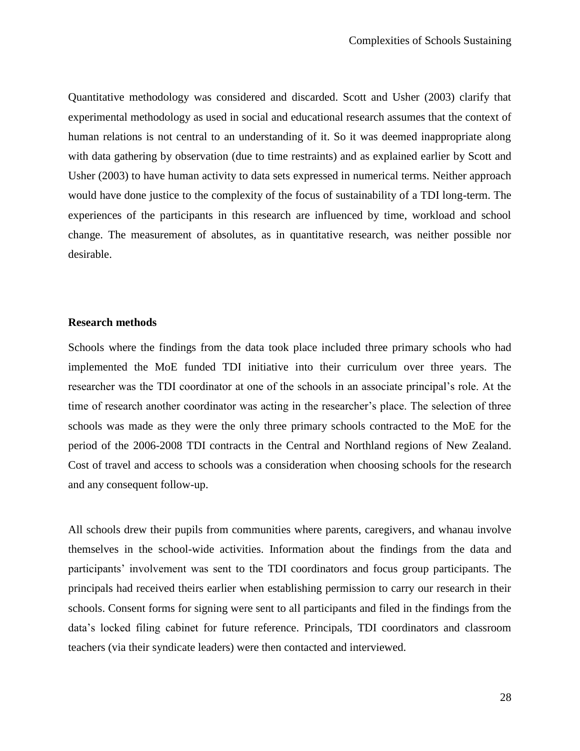Quantitative methodology was considered and discarded. Scott and Usher (2003) clarify that experimental methodology as used in social and educational research assumes that the context of human relations is not central to an understanding of it. So it was deemed inappropriate along with data gathering by observation (due to time restraints) and as explained earlier by Scott and Usher (2003) to have human activity to data sets expressed in numerical terms. Neither approach would have done justice to the complexity of the focus of sustainability of a TDI long-term. The experiences of the participants in this research are influenced by time, workload and school change. The measurement of absolutes, as in quantitative research, was neither possible nor desirable.

**Research methods**

Schools where the findings from the data took place included three primary schools who had implemented the MoE funded TDI initiative into their curriculum over three years. The researcher was the TDI coordinator at one of the schools in an associate principal's role. At the time of research another coordinator was acting in the researcher's place. The selection of three schools was made as they were the only three primary schools contracted to the MoE for the period of the 2006-2008 TDI contracts in the Central and Northland regions of New Zealand. Cost of travel and access to schools was a consideration when choosing schools for the research and any consequent follow-up.

All schools drew their pupils from communities where parents, caregivers, and whanau involve themselves in the school-wide activities. Information about the findings from the data and participants' involvement was sent to the TDI coordinators and focus group participants. The principals had received theirs earlier when establishing permission to carry our research in their schools. Consent forms for signing were sent to all participants and filed in the findings from the data's locked filing cabinet for future reference. Principals, TDI coordinators and classroom teachers (via their syndicate leaders) were then contacted and interviewed.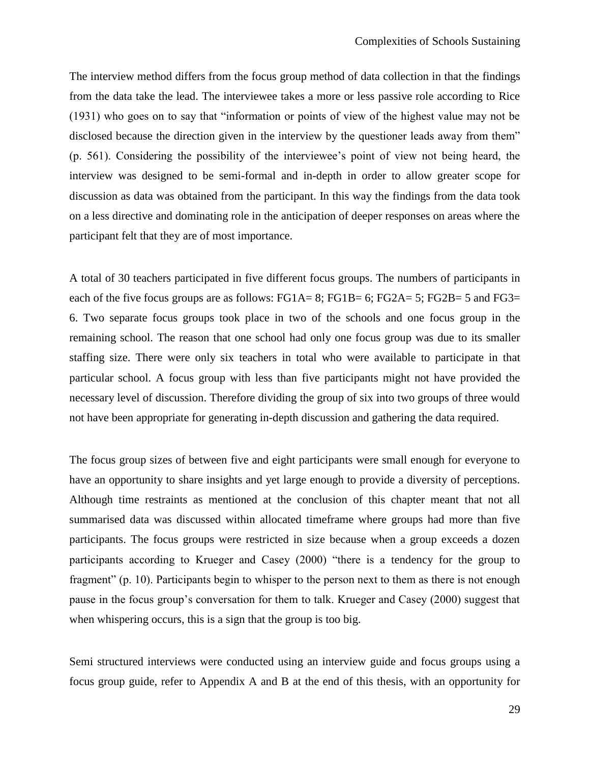The interview method differs from the focus group method of data collection in that the findings from the data take the lead. The interviewee takes a more or less passive role according to Rice (1931) who goes on to say that "information or points of view of the highest value may not be disclosed because the direction given in the interview by the questioner leads away from them" (p. 561). Considering the possibility of the interviewee's point of view not being heard, the interview was designed to be semi-formal and in-depth in order to allow greater scope for discussion as data was obtained from the participant. In this way the findings from the data took on a less directive and dominating role in the anticipation of deeper responses on areas where the participant felt that they are of most importance.

A total of 30 teachers participated in five different focus groups. The numbers of participants in each of the five focus groups are as follows: FG1A= 8; FG1B= 6; FG2A= 5; FG2B= 5 and FG3= 6. Two separate focus groups took place in two of the schools and one focus group in the remaining school. The reason that one school had only one focus group was due to its smaller staffing size. There were only six teachers in total who were available to participate in that particular school. A focus group with less than five participants might not have provided the necessary level of discussion. Therefore dividing the group of six into two groups of three would not have been appropriate for generating in-depth discussion and gathering the data required.

The focus group sizes of between five and eight participants were small enough for everyone to have an opportunity to share insights and yet large enough to provide a diversity of perceptions. Although time restraints as mentioned at the conclusion of this chapter meant that not all summarised data was discussed within allocated timeframe where groups had more than five participants. The focus groups were restricted in size because when a group exceeds a dozen participants according to Krueger and Casey (2000) "there is a tendency for the group to fragment" (p. 10). Participants begin to whisper to the person next to them as there is not enough pause in the focus group's conversation for them to talk. Krueger and Casey (2000) suggest that when whispering occurs, this is a sign that the group is too big.

Semi structured interviews were conducted using an interview guide and focus groups using a focus group guide, refer to Appendix A and B at the end of this thesis, with an opportunity for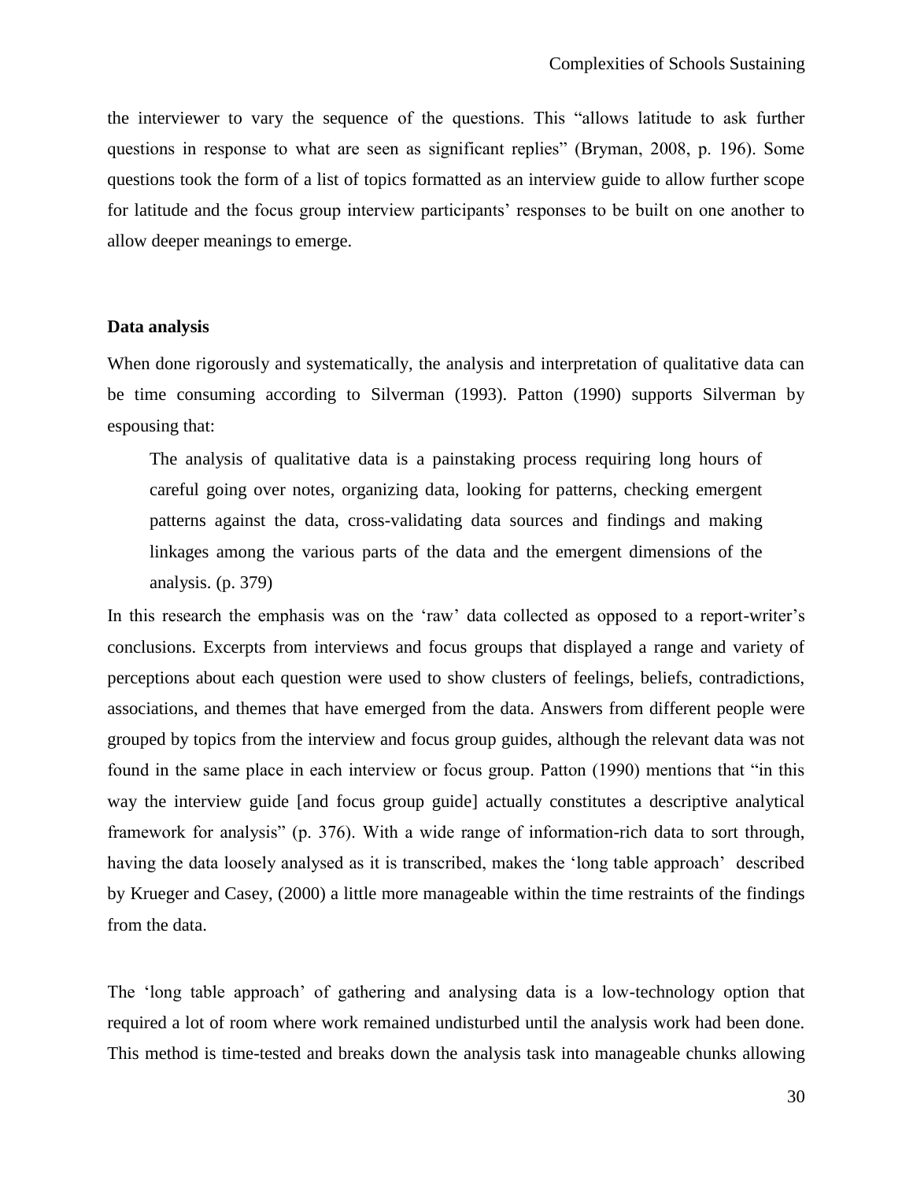the interviewer to vary the sequence of the questions. This "allows latitude to ask further questions in response to what are seen as significant replies" (Bryman, 2008, p. 196). Some questions took the form of a list of topics formatted as an interview guide to allow further scope for latitude and the focus group interview participants' responses to be built on one another to allow deeper meanings to emerge.

**Data analysis**

When done rigorously and systematically, the analysis and interpretation of qualitative data can be time consuming according to Silverman (1993). Patton (1990) supports Silverman by espousing that:

> The analysis of qualitative data is a painstaking process requiring long hours of careful going over notes, organizing data, looking for patterns, checking emergent patterns against the data, cross-validating data sources and findings and making linkages among the various parts of the data and the emergent dimensions of the analysis. (p. 379)

In this research the emphasis was on the 'raw' data collected as opposed to a report-writer's conclusions. Excerpts from interviews and focus groups that displayed a range and variety of perceptions about each question were used to show clusters of feelings, beliefs, contradictions, associations, and themes that have emerged from the data. Answers from different people were grouped by topics from the interview and focus group guides, although the relevant data was not found in the same place in each interview or focus group. Patton (1990) mentions that "in this way the interview guide [and focus group guide] actually constitutes a descriptive analytical framework for analysis" (p. 376). With a wide range of information-rich data to sort through, having the data loosely analysed as it is transcribed, makes the 'long table approach' described by Krueger and Casey, (2000) a little more manageable within the time restraints of the findings from the data.

The 'long table approach' of gathering and analysing data is a low-technology option that required a lot of room where work remained undisturbed until the analysis work had been done. This method is time-tested and breaks down the analysis task into manageable chunks allowing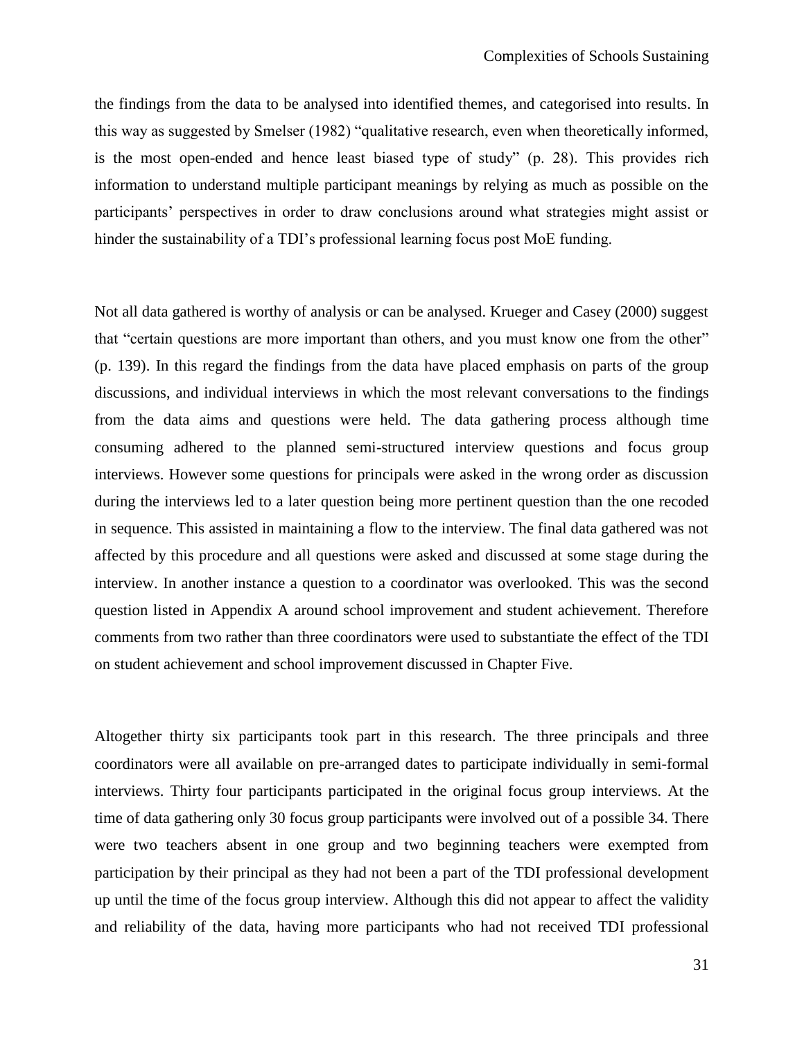the findings from the data to be analysed into identified themes, and categorised into results. In this way as suggested by Smelser (1982) "qualitative research, even when theoretically informed, is the most open-ended and hence least biased type of study" (p. 28). This provides rich information to understand multiple participant meanings by relying as much as possible on the participants' perspectives in order to draw conclusions around what strategies might assist or hinder the sustainability of a TDI's professional learning focus post MoE funding.

Not all data gathered is worthy of analysis or can be analysed. Krueger and Casey (2000) suggest that "certain questions are more important than others, and you must know one from the other" (p. 139). In this regard the findings from the data have placed emphasis on parts of the group discussions, and individual interviews in which the most relevant conversations to the findings from the data aims and questions were held. The data gathering process although time consuming adhered to the planned semi-structured interview questions and focus group interviews. However some questions for principals were asked in the wrong order as discussion during the interviews led to a later question being more pertinent question than the one recoded in sequence. This assisted in maintaining a flow to the interview. The final data gathered was not affected by this procedure and all questions were asked and discussed at some stage during the interview. In another instance a question to a coordinator was overlooked. This was the second question listed in Appendix A around school improvement and student achievement. Therefore comments from two rather than three coordinators were used to substantiate the effect of the TDI on student achievement and school improvement discussed in Chapter Five.

Altogether thirty six participants took part in this research. The three principals and three coordinators were all available on pre-arranged dates to participate individually in semi-formal interviews. Thirty four participants participated in the original focus group interviews. At the time of data gathering only 30 focus group participants were involved out of a possible 34. There were two teachers absent in one group and two beginning teachers were exempted from participation by their principal as they had not been a part of the TDI professional development up until the time of the focus group interview. Although this did not appear to affect the validity and reliability of the data, having more participants who had not received TDI professional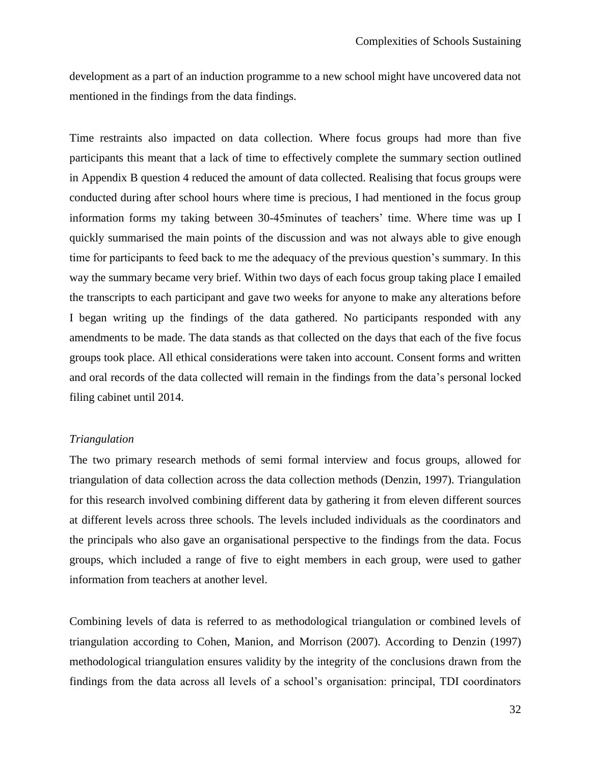development as a part of an induction programme to a new school might have uncovered data not mentioned in the findings from the data findings.

Time restraints also impacted on data collection. Where focus groups had more than five participants this meant that a lack of time to effectively complete the summary section outlined in Appendix B question 4 reduced the amount of data collected. Realising that focus groups were conducted during after school hours where time is precious, I had mentioned in the focus group information forms my taking between 30-45minutes of teachers' time. Where time was up I quickly summarised the main points of the discussion and was not always able to give enough time for participants to feed back to me the adequacy of the previous question's summary. In this way the summary became very brief. Within two days of each focus group taking place I emailed the transcripts to each participant and gave two weeks for anyone to make any alterations before I began writing up the findings of the data gathered. No participants responded with any amendments to be made. The data stands as that collected on the days that each of the five focus groups took place. All ethical considerations were taken into account. Consent forms and written and oral records of the data collected will remain in the findings from the data's personal locked filing cabinet until 2014.

*Triangulation*

The two primary research methods of semi formal interview and focus groups, allowed for triangulation of data collection across the data collection methods (Denzin, 1997). Triangulation for this research involved combining different data by gathering it from eleven different sources at different levels across three schools. The levels included individuals as the coordinators and the principals who also gave an organisational perspective to the findings from the data. Focus groups, which included a range of five to eight members in each group, were used to gather information from teachers at another level.

Combining levels of data is referred to as methodological triangulation or combined levels of triangulation according to Cohen, Manion, and Morrison (2007). According to Denzin (1997) methodological triangulation ensures validity by the integrity of the conclusions drawn from the findings from the data across all levels of a school's organisation: principal, TDI coordinators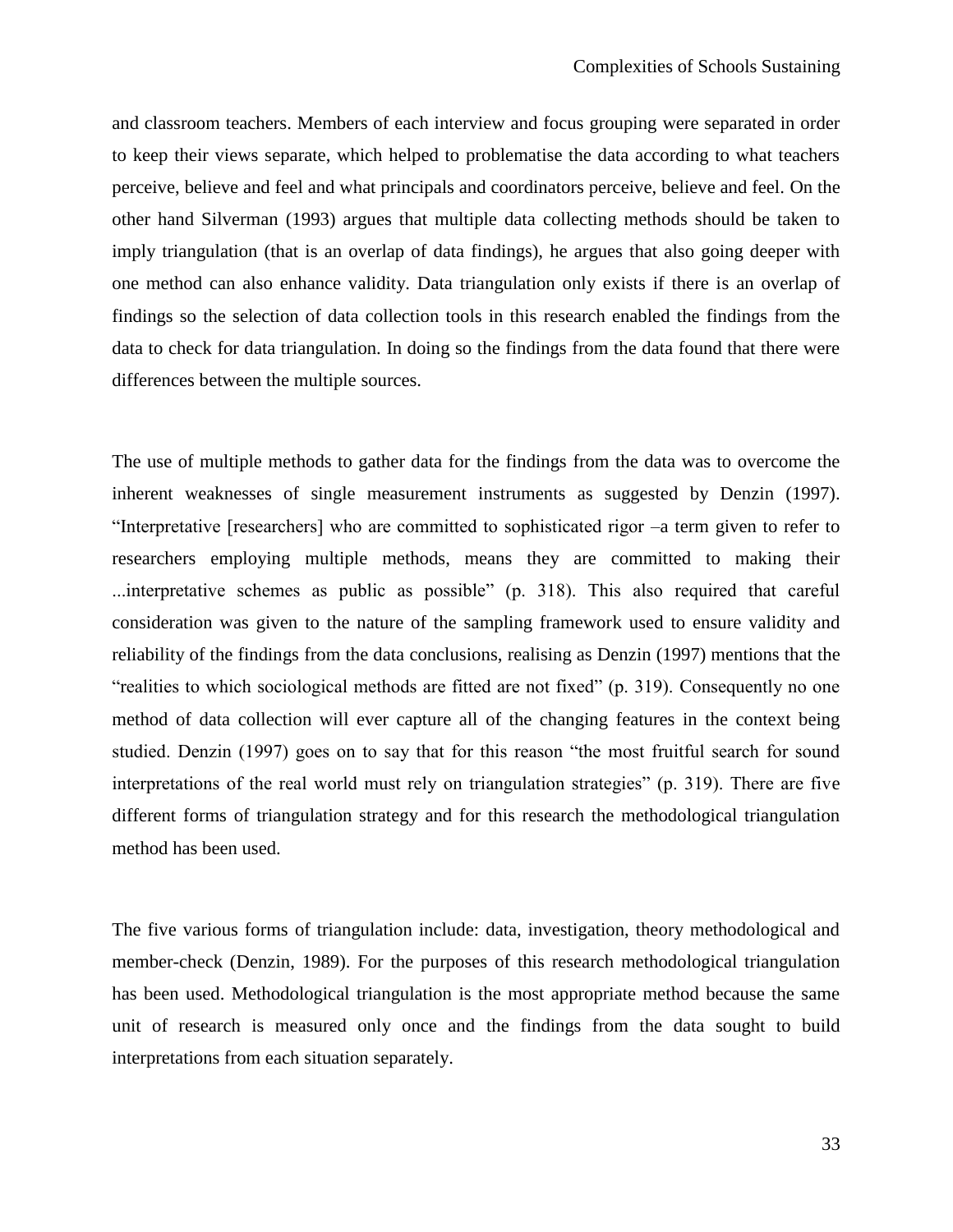and classroom teachers. Members of each interview and focus grouping were separated in order to keep their views separate, which helped to problematise the data according to what teachers perceive, believe and feel and what principals and coordinators perceive, believe and feel. On the other hand Silverman (1993) argues that multiple data collecting methods should be taken to imply triangulation (that is an overlap of data findings), he argues that also going deeper with one method can also enhance validity. Data triangulation only exists if there is an overlap of findings so the selection of data collection tools in this research enabled the findings from the data to check for data triangulation. In doing so the findings from the data found that there were differences between the multiple sources.

The use of multiple methods to gather data for the findings from the data was to overcome the inherent weaknesses of single measurement instruments as suggested by Denzin (1997). "Interpretative [researchers] who are committed to sophisticated rigor –a term given to refer to researchers employing multiple methods, means they are committed to making their ...interpretative schemes as public as possible" (p. 318). This also required that careful consideration was given to the nature of the sampling framework used to ensure validity and reliability of the findings from the data conclusions, realising as Denzin (1997) mentions that the "realities to which sociological methods are fitted are not fixed" (p. 319). Consequently no one method of data collection will ever capture all of the changing features in the context being studied. Denzin (1997) goes on to say that for this reason "the most fruitful search for sound interpretations of the real world must rely on triangulation strategies" (p. 319). There are five different forms of triangulation strategy and for this research the methodological triangulation method has been used.

The five various forms of triangulation include: data, investigation, theory methodological and member-check (Denzin, 1989). For the purposes of this research methodological triangulation has been used. Methodological triangulation is the most appropriate method because the same unit of research is measured only once and the findings from the data sought to build interpretations from each situation separately.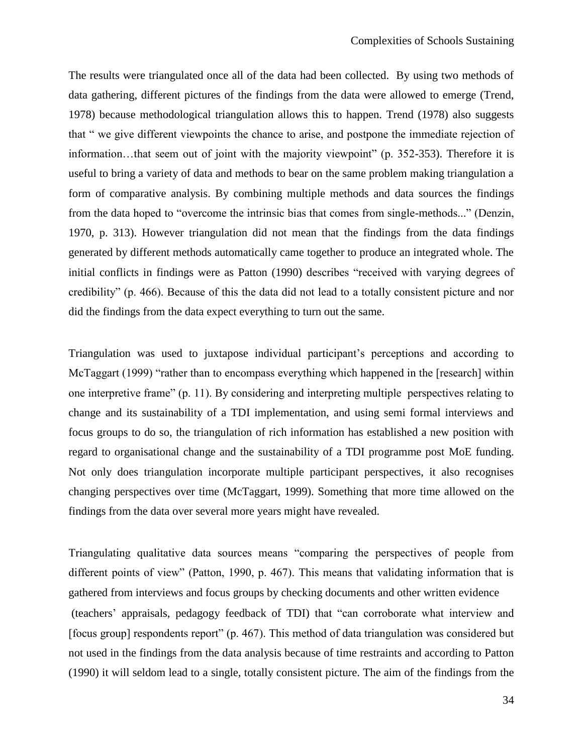The results were triangulated once all of the data had been collected. By using two methods of data gathering, different pictures of the findings from the data were allowed to emerge (Trend, 1978) because methodological triangulation allows this to happen. Trend (1978) also suggests that " we give different viewpoints the chance to arise, and postpone the immediate rejection of information…that seem out of joint with the majority viewpoint" (p. 352-353). Therefore it is useful to bring a variety of data and methods to bear on the same problem making triangulation a form of comparative analysis. By combining multiple methods and data sources the findings from the data hoped to "overcome the intrinsic bias that comes from single-methods..." (Denzin, 1970, p. 313). However triangulation did not mean that the findings from the data findings generated by different methods automatically came together to produce an integrated whole. The initial conflicts in findings were as Patton (1990) describes "received with varying degrees of credibility" (p. 466). Because of this the data did not lead to a totally consistent picture and nor did the findings from the data expect everything to turn out the same.

Triangulation was used to juxtapose individual participant's perceptions and according to McTaggart (1999) "rather than to encompass everything which happened in the [research] within one interpretive frame" (p. 11). By considering and interpreting multiple perspectives relating to change and its sustainability of a TDI implementation, and using semi formal interviews and focus groups to do so, the triangulation of rich information has established a new position with regard to organisational change and the sustainability of a TDI programme post MoE funding. Not only does triangulation incorporate multiple participant perspectives, it also recognises changing perspectives over time (McTaggart, 1999). Something that more time allowed on the findings from the data over several more years might have revealed.

Triangulating qualitative data sources means "comparing the perspectives of people from different points of view" (Patton, 1990, p. 467). This means that validating information that is gathered from interviews and focus groups by checking documents and other written evidence (teachers' appraisals, pedagogy feedback of TDI) that "can corroborate what interview and [focus group] respondents report" (p. 467). This method of data triangulation was considered but not used in the findings from the data analysis because of time restraints and according to Patton (1990) it will seldom lead to a single, totally consistent picture. The aim of the findings from the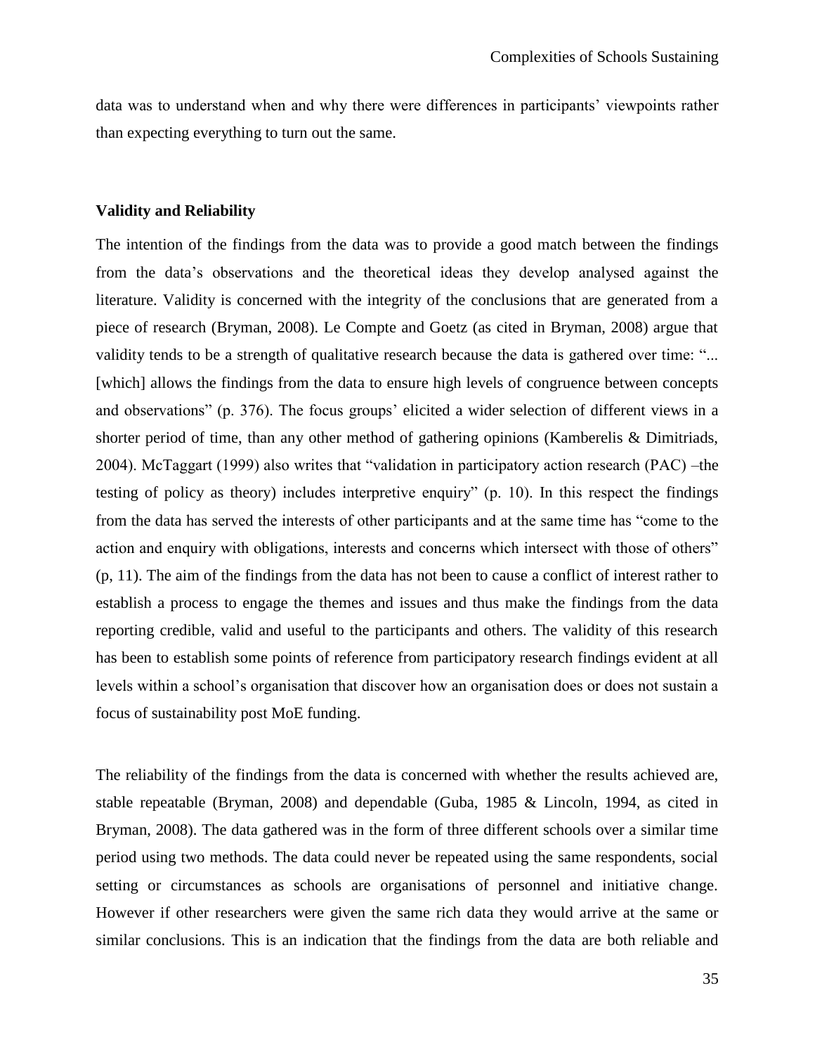data was to understand when and why there were differences in participants' viewpoints rather than expecting everything to turn out the same.

**Validity and Reliability**

The intention of the findings from the data was to provide a good match between the findings from the data's observations and the theoretical ideas they develop analysed against the literature. Validity is concerned with the integrity of the conclusions that are generated from a piece of research (Bryman, 2008). Le Compte and Goetz (as cited in Bryman, 2008) argue that validity tends to be a strength of qualitative research because the data is gathered over time: "... [which] allows the findings from the data to ensure high levels of congruence between concepts and observations" (p. 376). The focus groups' elicited a wider selection of different views in a shorter period of time, than any other method of gathering opinions (Kamberelis & Dimitriads, 2004). McTaggart (1999) also writes that "validation in participatory action research (PAC) –the testing of policy as theory) includes interpretive enquiry" (p. 10). In this respect the findings from the data has served the interests of other participants and at the same time has "come to the action and enquiry with obligations, interests and concerns which intersect with those of others" (p, 11). The aim of the findings from the data has not been to cause a conflict of interest rather to establish a process to engage the themes and issues and thus make the findings from the data reporting credible, valid and useful to the participants and others. The validity of this research has been to establish some points of reference from participatory research findings evident at all levels within a school's organisation that discover how an organisation does or does not sustain a focus of sustainability post MoE funding.

The reliability of the findings from the data is concerned with whether the results achieved are, stable repeatable (Bryman, 2008) and dependable (Guba, 1985 & Lincoln, 1994, as cited in Bryman, 2008). The data gathered was in the form of three different schools over a similar time period using two methods. The data could never be repeated using the same respondents, social setting or circumstances as schools are organisations of personnel and initiative change. However if other researchers were given the same rich data they would arrive at the same or similar conclusions. This is an indication that the findings from the data are both reliable and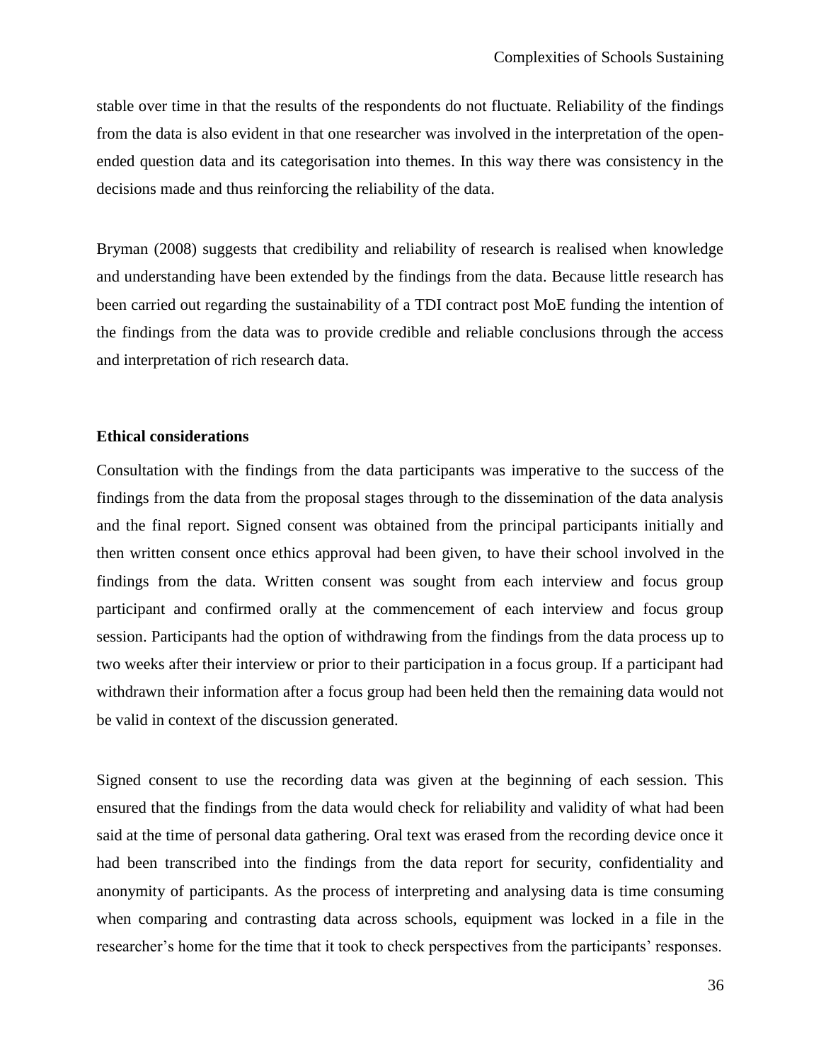stable over time in that the results of the respondents do not fluctuate. Reliability of the findings from the data is also evident in that one researcher was involved in the interpretation of the open-ended question data and its categorisation into themes. In this way there was consistency in the decisions made and thus reinforcing the reliability of the data.

Bryman (2008) suggests that credibility and reliability of research is realised when knowledge and understanding have been extended by the findings from the data. Because little research has been carried out regarding the sustainability of a TDI contract post MoE funding the intention of the findings from the data was to provide credible and reliable conclusions through the access and interpretation of rich research data.

**Ethical considerations**

Consultation with the findings from the data participants was imperative to the success of the findings from the data from the proposal stages through to the dissemination of the data analysis and the final report. Signed consent was obtained from the principal participants initially and then written consent once ethics approval had been given, to have their school involved in the findings from the data. Written consent was sought from each interview and focus group participant and confirmed orally at the commencement of each interview and focus group session. Participants had the option of withdrawing from the findings from the data process up to two weeks after their interview or prior to their participation in a focus group. If a participant had withdrawn their information after a focus group had been held then the remaining data would not be valid in context of the discussion generated.

Signed consent to use the recording data was given at the beginning of each session. This ensured that the findings from the data would check for reliability and validity of what had been said at the time of personal data gathering. Oral text was erased from the recording device once it had been transcribed into the findings from the data report for security, confidentiality and anonymity of participants. As the process of interpreting and analysing data is time consuming when comparing and contrasting data across schools, equipment was locked in a file in the researcher's home for the time that it took to check perspectives from the participants' responses.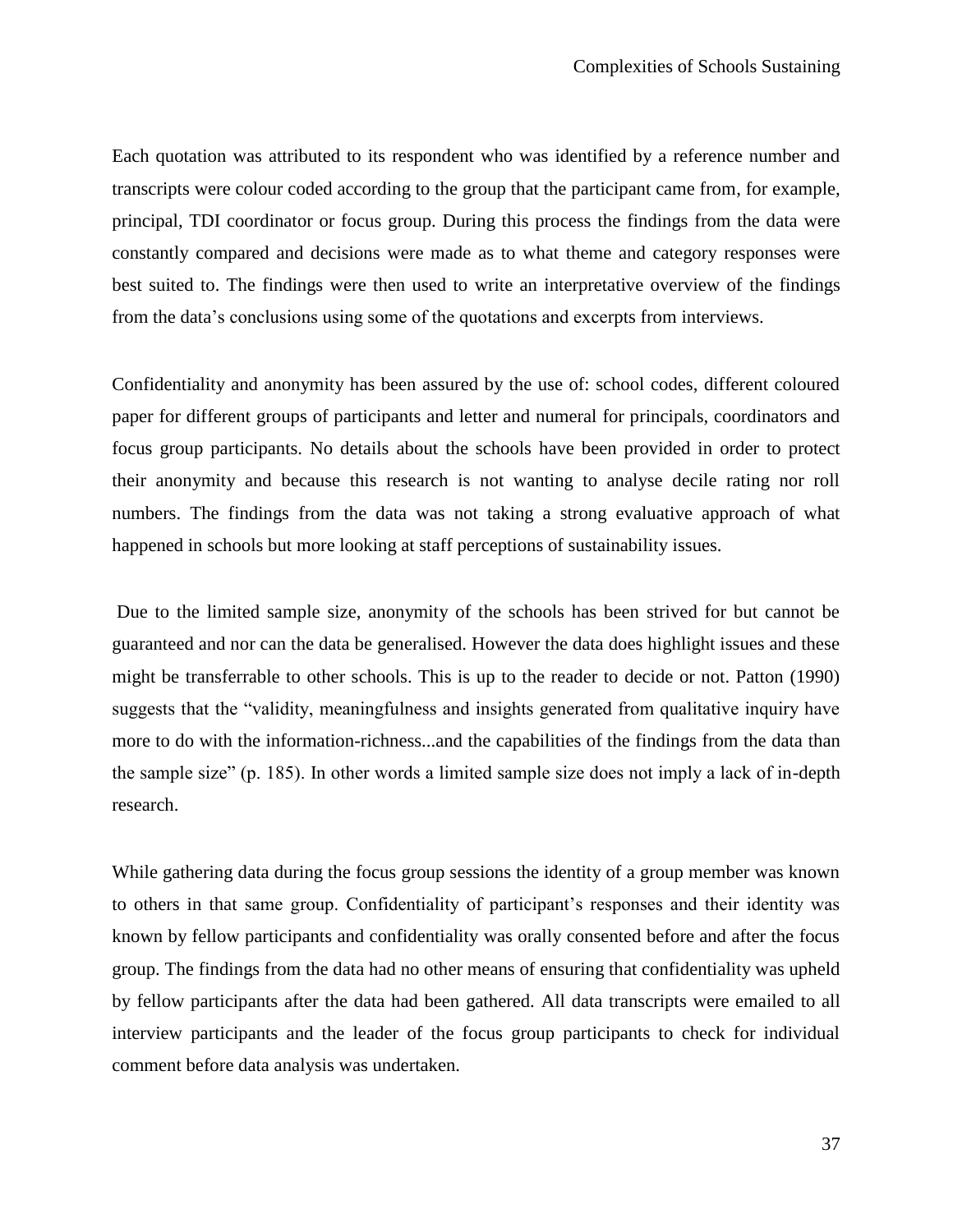Each quotation was attributed to its respondent who was identified by a reference number and transcripts were colour coded according to the group that the participant came from, for example, principal, TDI coordinator or focus group. During this process the findings from the data were constantly compared and decisions were made as to what theme and category responses were best suited to. The findings were then used to write an interpretative overview of the findings from the data's conclusions using some of the quotations and excerpts from interviews.

Confidentiality and anonymity has been assured by the use of: school codes, different coloured paper for different groups of participants and letter and numeral for principals, coordinators and focus group participants. No details about the schools have been provided in order to protect their anonymity and because this research is not wanting to analyse decile rating nor roll numbers. The findings from the data was not taking a strong evaluative approach of what happened in schools but more looking at staff perceptions of sustainability issues.

Due to the limited sample size, anonymity of the schools has been strived for but cannot be guaranteed and nor can the data be generalised. However the data does highlight issues and these might be transferrable to other schools. This is up to the reader to decide or not. Patton (1990) suggests that the "validity, meaningfulness and insights generated from qualitative inquiry have more to do with the information-richness...and the capabilities of the findings from the data than the sample size" (p. 185). In other words a limited sample size does not imply a lack of in-depth research.

While gathering data during the focus group sessions the identity of a group member was known to others in that same group. Confidentiality of participant's responses and their identity was known by fellow participants and confidentiality was orally consented before and after the focus group. The findings from the data had no other means of ensuring that confidentiality was upheld by fellow participants after the data had been gathered. All data transcripts were emailed to all interview participants and the leader of the focus group participants to check for individual comment before data analysis was undertaken.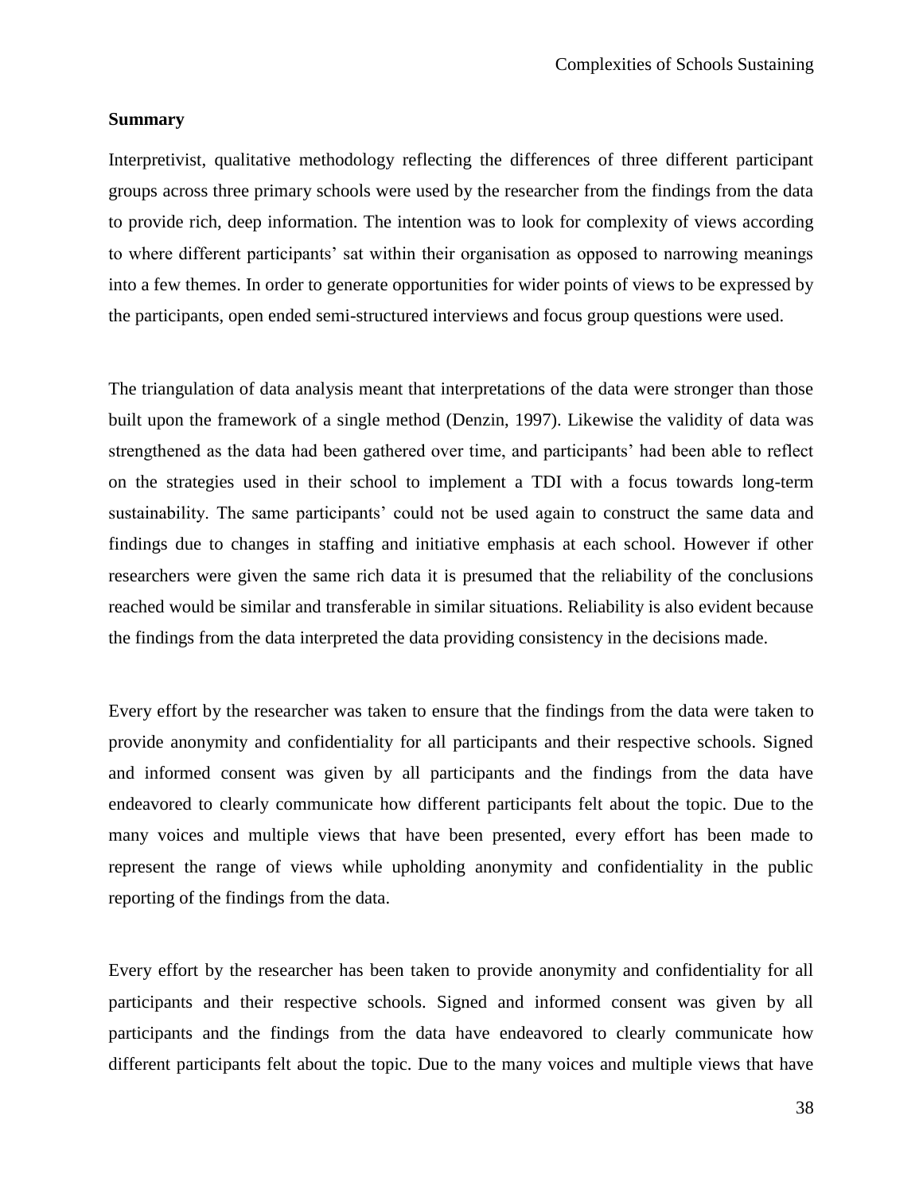**Summary**

Interpretivist, qualitative methodology reflecting the differences of three different participant groups across three primary schools were used by the researcher from the findings from the data to provide rich, deep information. The intention was to look for complexity of views according to where different participants' sat within their organisation as opposed to narrowing meanings into a few themes. In order to generate opportunities for wider points of views to be expressed by the participants, open ended semi-structured interviews and focus group questions were used.

The triangulation of data analysis meant that interpretations of the data were stronger than those built upon the framework of a single method (Denzin, 1997). Likewise the validity of data was strengthened as the data had been gathered over time, and participants' had been able to reflect on the strategies used in their school to implement a TDI with a focus towards long-term sustainability. The same participants' could not be used again to construct the same data and findings due to changes in staffing and initiative emphasis at each school. However if other researchers were given the same rich data it is presumed that the reliability of the conclusions reached would be similar and transferable in similar situations. Reliability is also evident because the findings from the data interpreted the data providing consistency in the decisions made.

Every effort by the researcher was taken to ensure that the findings from the data were taken to provide anonymity and confidentiality for all participants and their respective schools. Signed and informed consent was given by all participants and the findings from the data have endeavored to clearly communicate how different participants felt about the topic. Due to the many voices and multiple views that have been presented, every effort has been made to represent the range of views while upholding anonymity and confidentiality in the public reporting of the findings from the data.

Every effort by the researcher has been taken to provide anonymity and confidentiality for all participants and their respective schools. Signed and informed consent was given by all participants and the findings from the data have endeavored to clearly communicate how different participants felt about the topic. Due to the many voices and multiple views that have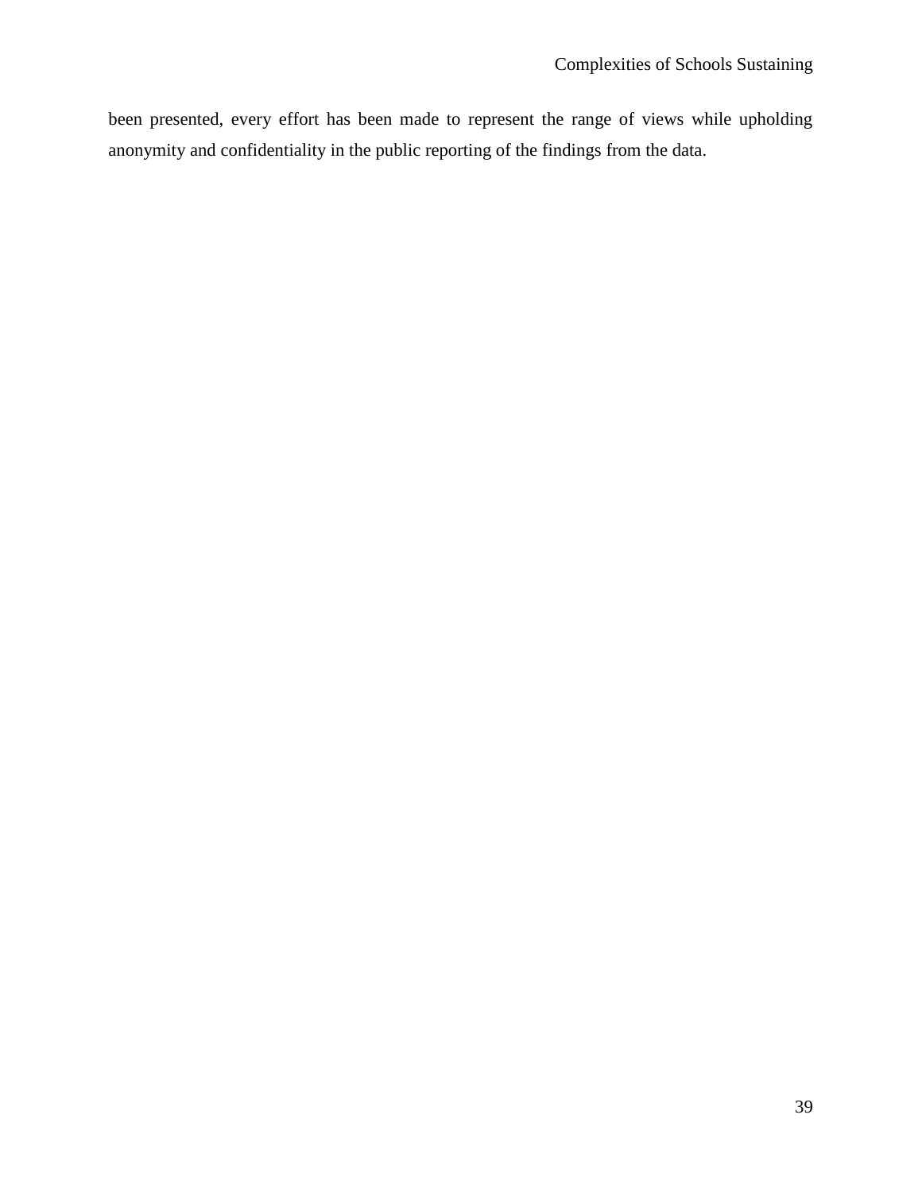been presented, every effort has been made to represent the range of views while upholding anonymity and confidentiality in the public reporting of the findings from the data.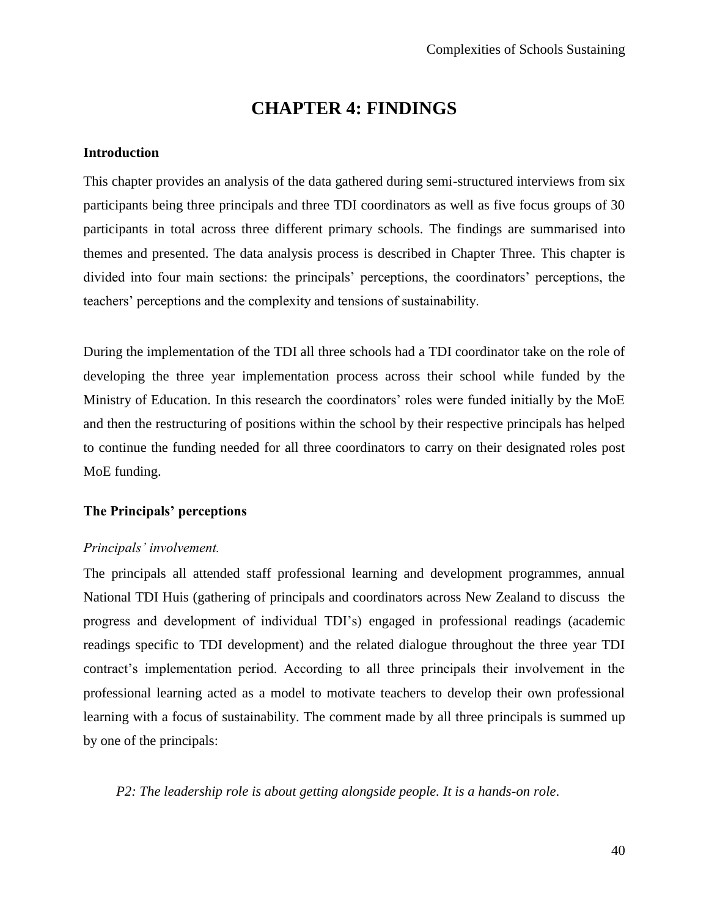# CHAPTER 4: FINDINGS

**Introduction**

This chapter provides an analysis of the data gathered during semi-structured interviews from six participants being three principals and three TDI coordinators as well as five focus groups of 30 participants in total across three different primary schools. The findings are summarised into themes and presented. The data analysis process is described in Chapter Three. This chapter is divided into four main sections: the principals' perceptions, the coordinators' perceptions, the teachers' perceptions and the complexity and tensions of sustainability.

During the implementation of the TDI all three schools had a TDI coordinator take on the role of developing the three year implementation process across their school while funded by the Ministry of Education. In this research the coordinators' roles were funded initially by the MoE and then the restructuring of positions within the school by their respective principals has helped to continue the funding needed for all three coordinators to carry on their designated roles post MoE funding.

**The Principals' perceptions**

*Principals' involvement.*

The principals all attended staff professional learning and development programmes, annual National TDI Huis (gathering of principals and coordinators across New Zealand to discuss the progress and development of individual TDI's) engaged in professional readings (academic readings specific to TDI development) and the related dialogue throughout the three year TDI contract's implementation period. According to all three principals their involvement in the professional learning acted as a model to motivate teachers to develop their own professional learning with a focus of sustainability. The comment made by all three principals is summed up by one of the principals:

> *P2: The leadership role is about getting alongside people. It is a hands-on role.*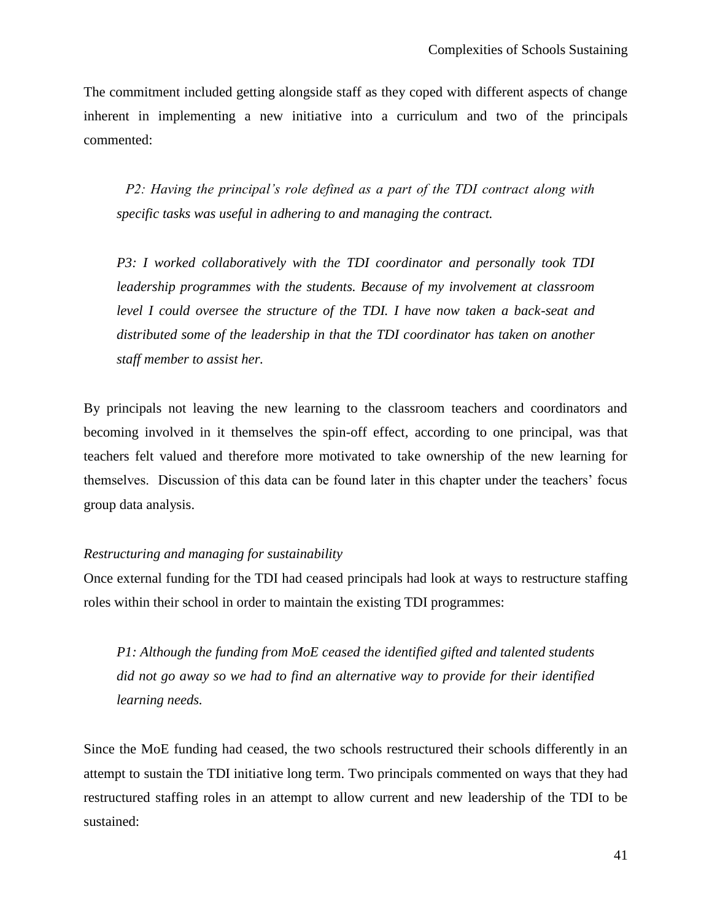The commitment included getting alongside staff as they coped with different aspects of change inherent in implementing a new initiative into a curriculum and two of the principals commented:

> *P2: Having the principal's role defined as a part of the TDI contract along with specific tasks was useful in adhering to and managing the contract.*
>
> *P3: I worked collaboratively with the TDI coordinator and personally took TDI leadership programmes with the students. Because of my involvement at classroom level I could oversee the structure of the TDI. I have now taken a back-seat and distributed some of the leadership in that the TDI coordinator has taken on another staff member to assist her.*

By principals not leaving the new learning to the classroom teachers and coordinators and becoming involved in it themselves the spin-off effect, according to one principal, was that teachers felt valued and therefore more motivated to take ownership of the new learning for themselves. Discussion of this data can be found later in this chapter under the teachers' focus group data analysis.

*Restructuring and managing for sustainability*

Once external funding for the TDI had ceased principals had look at ways to restructure staffing roles within their school in order to maintain the existing TDI programmes:

> *P1: Although the funding from MoE ceased the identified gifted and talented students did not go away so we had to find an alternative way to provide for their identified learning needs.*

Since the MoE funding had ceased, the two schools restructured their schools differently in an attempt to sustain the TDI initiative long term. Two principals commented on ways that they had restructured staffing roles in an attempt to allow current and new leadership of the TDI to be sustained: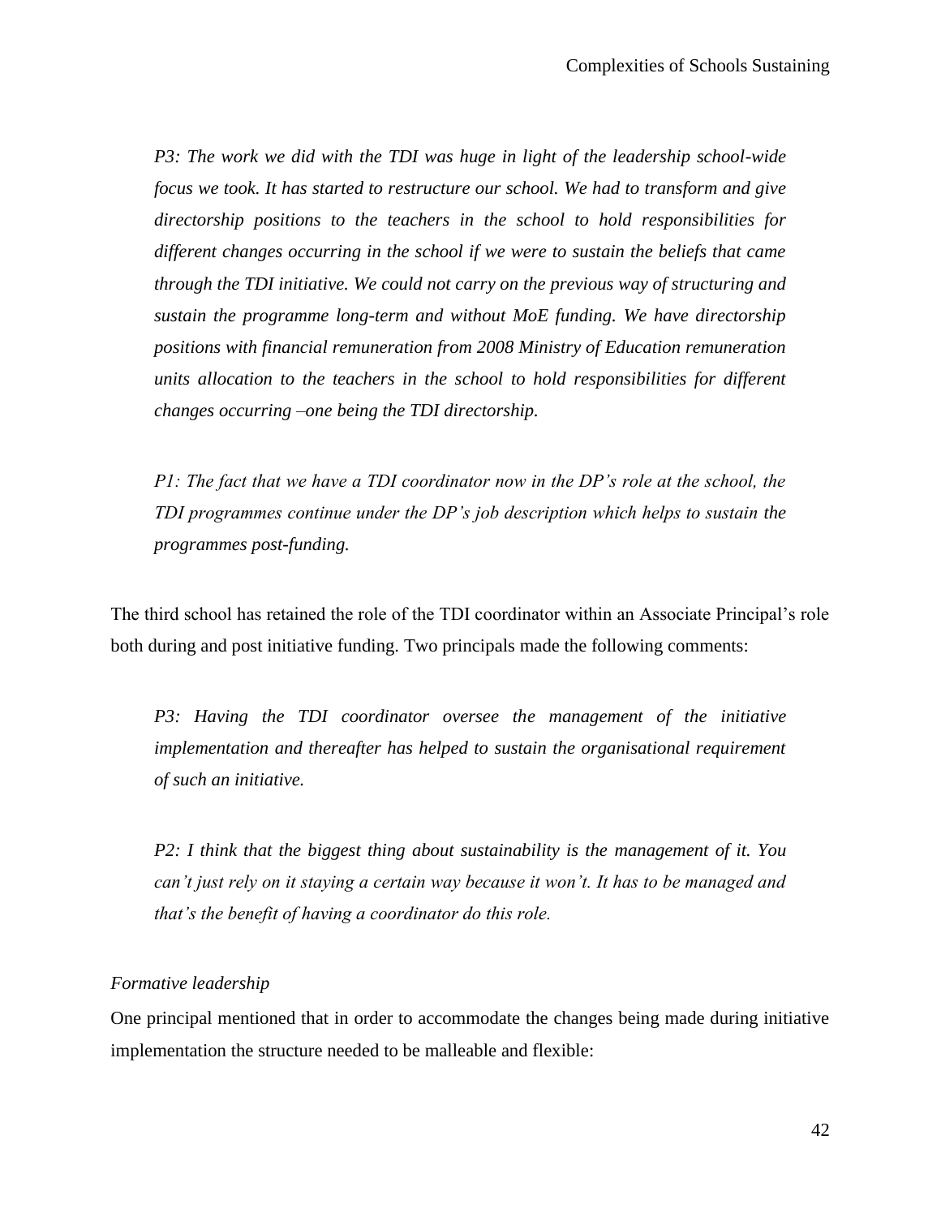*P3: The work we did with the TDI was huge in light of the leadership school-wide focus we took. It has started to restructure our school. We had to transform and give directorship positions to the teachers in the school to hold responsibilities for different changes occurring in the school if we were to sustain the beliefs that came through the TDI initiative. We could not carry on the previous way of structuring and sustain the programme long-term and without MoE funding. We have directorship positions with financial remuneration from 2008 Ministry of Education remuneration units allocation to the teachers in the school to hold responsibilities for different changes occurring –one being the TDI directorship.*

*P1: The fact that we have a TDI coordinator now in the DP's role at the school, the TDI programmes continue under the DP's job description which helps to sustain the programmes post-funding.*

The third school has retained the role of the TDI coordinator within an Associate Principal's role both during and post initiative funding. Two principals made the following comments:

*P3: Having the TDI coordinator oversee the management of the initiative implementation and thereafter has helped to sustain the organisational requirement of such an initiative.*

*P2: I think that the biggest thing about sustainability is the management of it. You can't just rely on it staying a certain way because it won't. It has to be managed and that's the benefit of having a coordinator do this role.*

*Formative leadership*

One principal mentioned that in order to accommodate the changes being made during initiative implementation the structure needed to be malleable and flexible: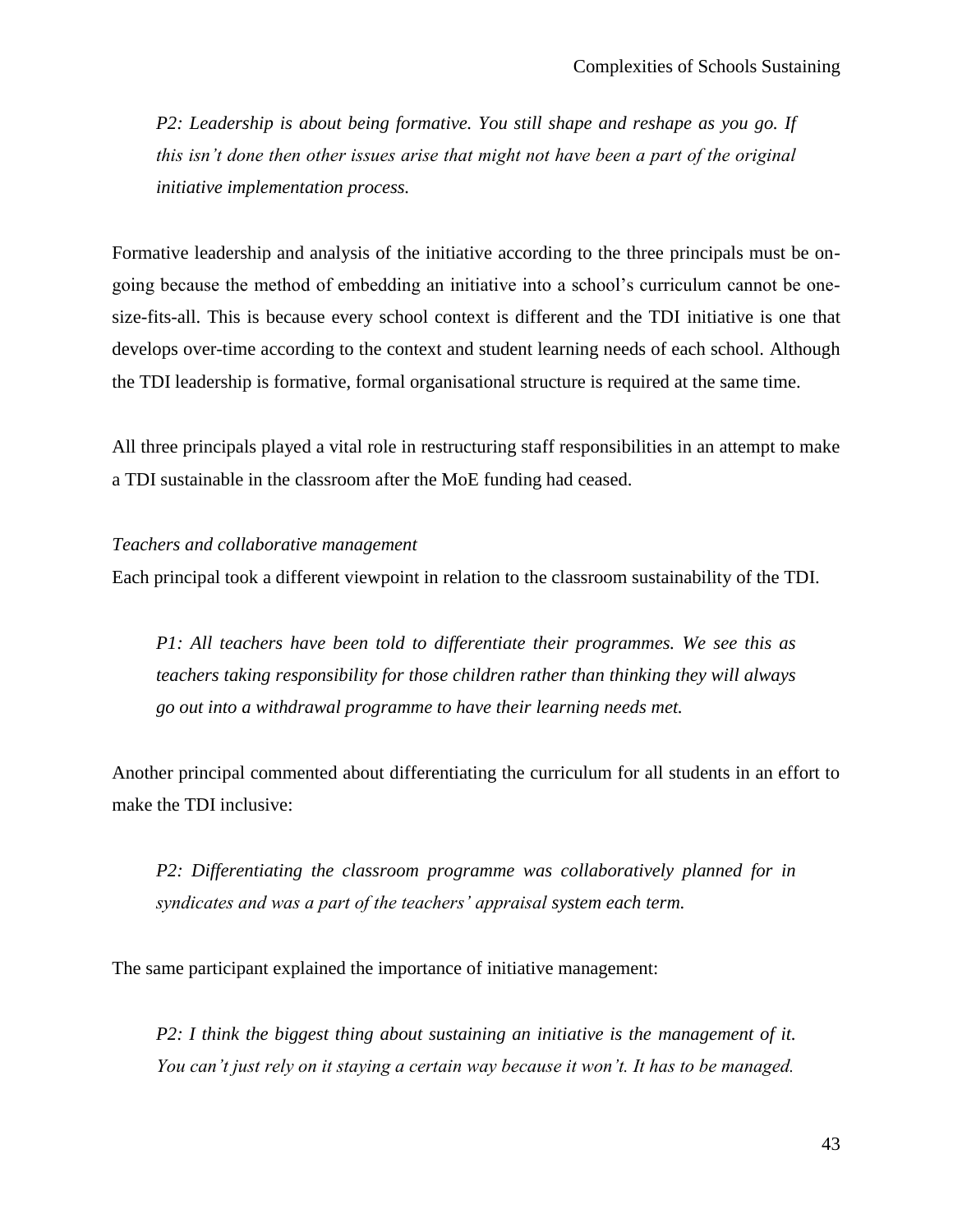*P2: Leadership is about being formative. You still shape and reshape as you go. If this isn't done then other issues arise that might not have been a part of the original initiative implementation process.*

Formative leadership and analysis of the initiative according to the three principals must be on-going because the method of embedding an initiative into a school's curriculum cannot be one-size-fits-all. This is because every school context is different and the TDI initiative is one that develops over-time according to the context and student learning needs of each school. Although the TDI leadership is formative, formal organisational structure is required at the same time.

All three principals played a vital role in restructuring staff responsibilities in an attempt to make a TDI sustainable in the classroom after the MoE funding had ceased.

*Teachers and collaborative management*

Each principal took a different viewpoint in relation to the classroom sustainability of the TDI.

*P1: All teachers have been told to differentiate their programmes. We see this as teachers taking responsibility for those children rather than thinking they will always go out into a withdrawal programme to have their learning needs met.*

Another principal commented about differentiating the curriculum for all students in an effort to make the TDI inclusive:

*P2: Differentiating the classroom programme was collaboratively planned for in syndicates and was a part of the teachers' appraisal system each term.*

The same participant explained the importance of initiative management:

*P2: I think the biggest thing about sustaining an initiative is the management of it. You can't just rely on it staying a certain way because it won't. It has to be managed.*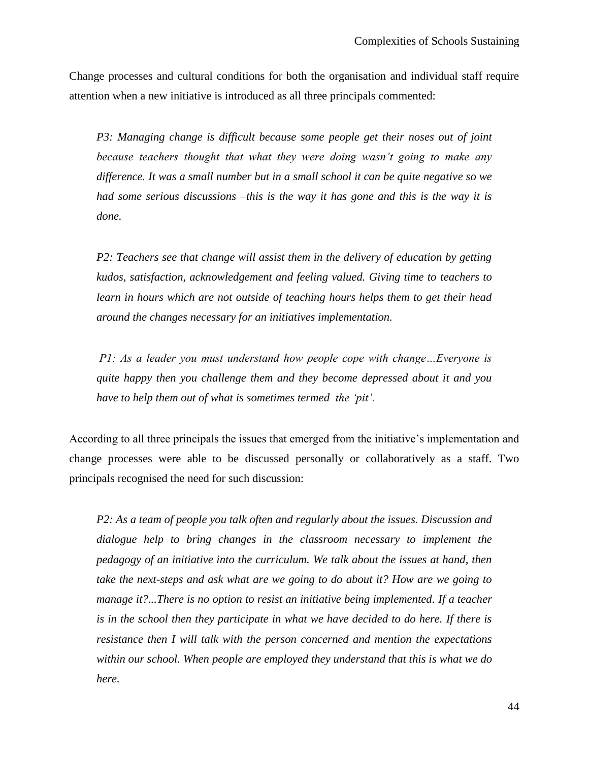Change processes and cultural conditions for both the organisation and individual staff require attention when a new initiative is introduced as all three principals commented:

> *P3: Managing change is difficult because some people get their noses out of joint because teachers thought that what they were doing wasn't going to make any difference. It was a small number but in a small school it can be quite negative so we had some serious discussions –this is the way it has gone and this is the way it is done.*

> *P2: Teachers see that change will assist them in the delivery of education by getting kudos, satisfaction, acknowledgement and feeling valued. Giving time to teachers to learn in hours which are not outside of teaching hours helps them to get their head around the changes necessary for an initiatives implementation.*

> *P1: As a leader you must understand how people cope with change…Everyone is quite happy then you challenge them and they become depressed about it and you have to help them out of what is sometimes termed the 'pit'.*

According to all three principals the issues that emerged from the initiative's implementation and change processes were able to be discussed personally or collaboratively as a staff. Two principals recognised the need for such discussion:

> *P2: As a team of people you talk often and regularly about the issues. Discussion and dialogue help to bring changes in the classroom necessary to implement the pedagogy of an initiative into the curriculum. We talk about the issues at hand, then take the next-steps and ask what are we going to do about it? How are we going to manage it?...There is no option to resist an initiative being implemented. If a teacher is in the school then they participate in what we have decided to do here. If there is resistance then I will talk with the person concerned and mention the expectations within our school. When people are employed they understand that this is what we do here.*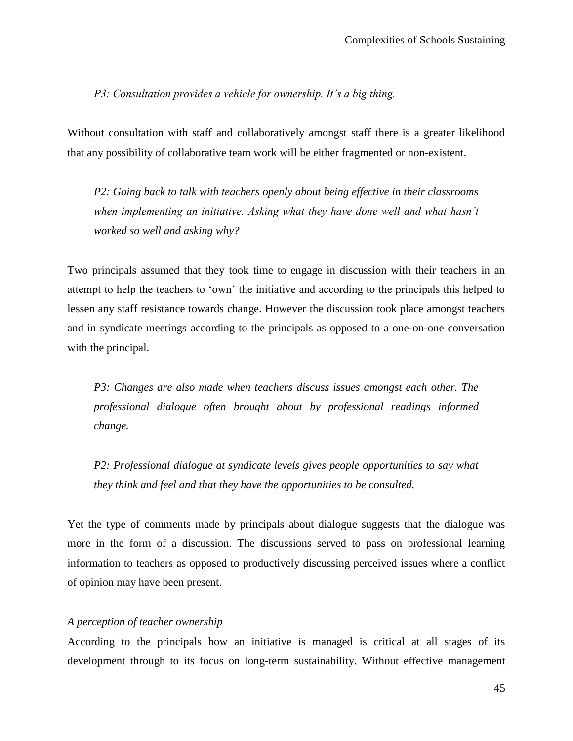*P3: Consultation provides a vehicle for ownership. It's a big thing.*

Without consultation with staff and collaboratively amongst staff there is a greater likelihood that any possibility of collaborative team work will be either fragmented or non-existent.

> *P2: Going back to talk with teachers openly about being effective in their classrooms when implementing an initiative. Asking what they have done well and what hasn't worked so well and asking why?*

Two principals assumed that they took time to engage in discussion with their teachers in an attempt to help the teachers to 'own' the initiative and according to the principals this helped to lessen any staff resistance towards change. However the discussion took place amongst teachers and in syndicate meetings according to the principals as opposed to a one-on-one conversation with the principal.

> *P3: Changes are also made when teachers discuss issues amongst each other. The professional dialogue often brought about by professional readings informed change.*

> *P2: Professional dialogue at syndicate levels gives people opportunities to say what they think and feel and that they have the opportunities to be consulted.*

Yet the type of comments made by principals about dialogue suggests that the dialogue was more in the form of a discussion. The discussions served to pass on professional learning information to teachers as opposed to productively discussing perceived issues where a conflict of opinion may have been present.

*A perception of teacher ownership*

According to the principals how an initiative is managed is critical at all stages of its development through to its focus on long-term sustainability. Without effective management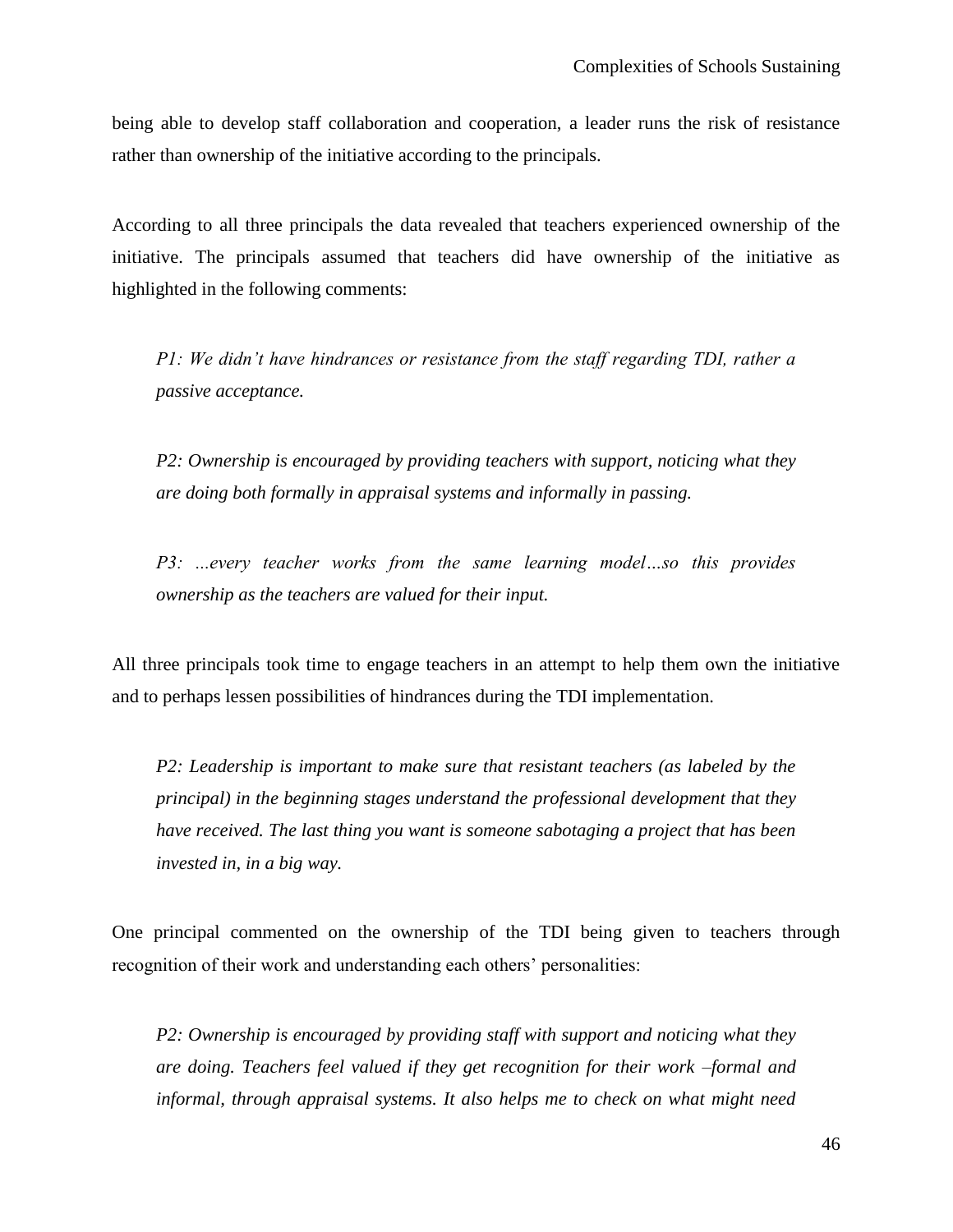being able to develop staff collaboration and cooperation, a leader runs the risk of resistance rather than ownership of the initiative according to the principals.

According to all three principals the data revealed that teachers experienced ownership of the initiative. The principals assumed that teachers did have ownership of the initiative as highlighted in the following comments:

> *P1: We didn't have hindrances or resistance from the staff regarding TDI, rather a passive acceptance.*

> *P2: Ownership is encouraged by providing teachers with support, noticing what they are doing both formally in appraisal systems and informally in passing.*

> *P3: …every teacher works from the same learning model…so this provides ownership as the teachers are valued for their input.*

All three principals took time to engage teachers in an attempt to help them own the initiative and to perhaps lessen possibilities of hindrances during the TDI implementation.

> *P2: Leadership is important to make sure that resistant teachers (as labeled by the principal) in the beginning stages understand the professional development that they have received. The last thing you want is someone sabotaging a project that has been invested in, in a big way.*

One principal commented on the ownership of the TDI being given to teachers through recognition of their work and understanding each others' personalities:

> *P2: Ownership is encouraged by providing staff with support and noticing what they are doing. Teachers feel valued if they get recognition for their work –formal and informal, through appraisal systems. It also helps me to check on what might need*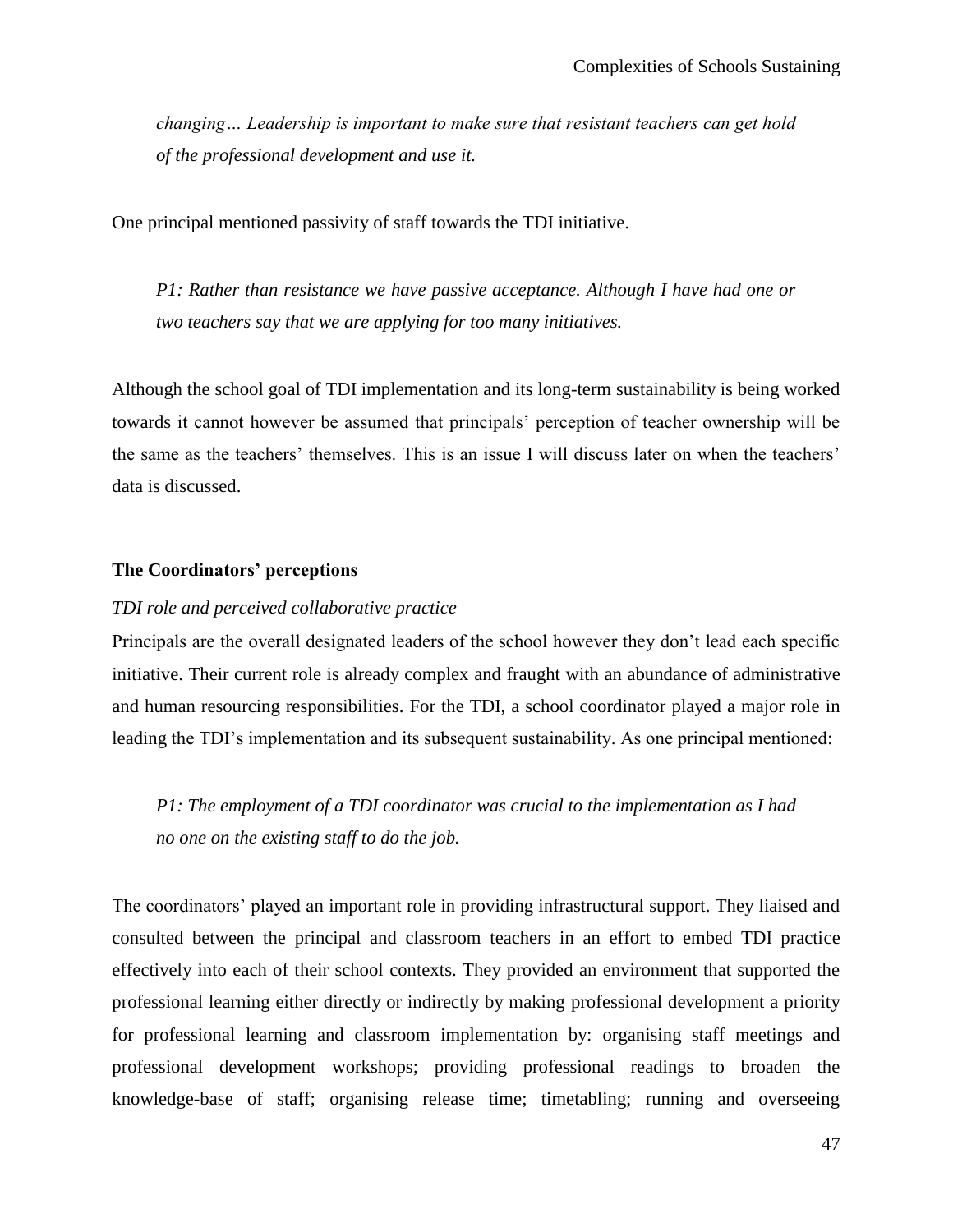*changing… Leadership is important to make sure that resistant teachers can get hold of the professional development and use it.*

One principal mentioned passivity of staff towards the TDI initiative.

*P1: Rather than resistance we have passive acceptance. Although I have had one or two teachers say that we are applying for too many initiatives.*

Although the school goal of TDI implementation and its long-term sustainability is being worked towards it cannot however be assumed that principals' perception of teacher ownership will be the same as the teachers' themselves. This is an issue I will discuss later on when the teachers' data is discussed.

### The Coordinators' perceptions

*TDI role and perceived collaborative practice*

Principals are the overall designated leaders of the school however they don't lead each specific initiative. Their current role is already complex and fraught with an abundance of administrative and human resourcing responsibilities. For the TDI, a school coordinator played a major role in leading the TDI's implementation and its subsequent sustainability. As one principal mentioned:

*P1: The employment of a TDI coordinator was crucial to the implementation as I had no one on the existing staff to do the job.*

The coordinators' played an important role in providing infrastructural support. They liaised and consulted between the principal and classroom teachers in an effort to embed TDI practice effectively into each of their school contexts. They provided an environment that supported the professional learning either directly or indirectly by making professional development a priority for professional learning and classroom implementation by: organising staff meetings and professional development workshops; providing professional readings to broaden the knowledge-base of staff; organising release time; timetabling; running and overseeing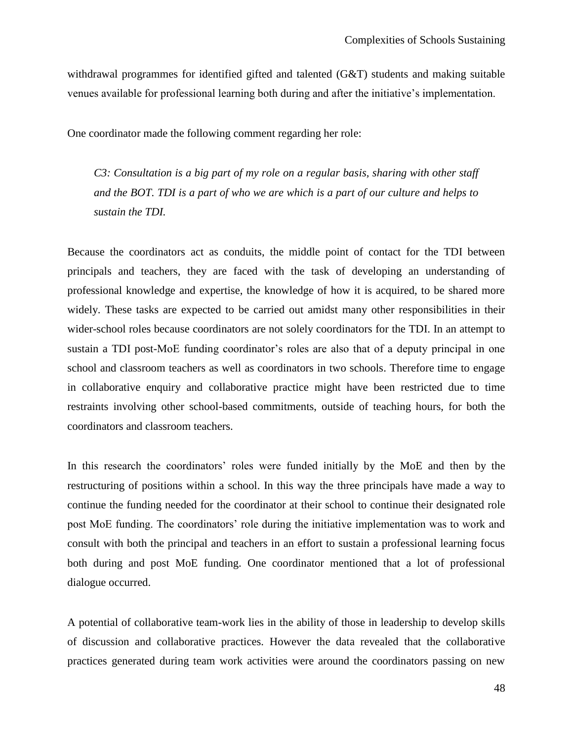withdrawal programmes for identified gifted and talented (G&T) students and making suitable venues available for professional learning both during and after the initiative's implementation.

One coordinator made the following comment regarding her role:

> *C3: Consultation is a big part of my role on a regular basis, sharing with other staff and the BOT. TDI is a part of who we are which is a part of our culture and helps to sustain the TDI.*

Because the coordinators act as conduits, the middle point of contact for the TDI between principals and teachers, they are faced with the task of developing an understanding of professional knowledge and expertise, the knowledge of how it is acquired, to be shared more widely. These tasks are expected to be carried out amidst many other responsibilities in their wider-school roles because coordinators are not solely coordinators for the TDI. In an attempt to sustain a TDI post-MoE funding coordinator's roles are also that of a deputy principal in one school and classroom teachers as well as coordinators in two schools. Therefore time to engage in collaborative enquiry and collaborative practice might have been restricted due to time restraints involving other school-based commitments, outside of teaching hours, for both the coordinators and classroom teachers.

In this research the coordinators' roles were funded initially by the MoE and then by the restructuring of positions within a school. In this way the three principals have made a way to continue the funding needed for the coordinator at their school to continue their designated role post MoE funding. The coordinators' role during the initiative implementation was to work and consult with both the principal and teachers in an effort to sustain a professional learning focus both during and post MoE funding. One coordinator mentioned that a lot of professional dialogue occurred.

A potential of collaborative team-work lies in the ability of those in leadership to develop skills of discussion and collaborative practices. However the data revealed that the collaborative practices generated during team work activities were around the coordinators passing on new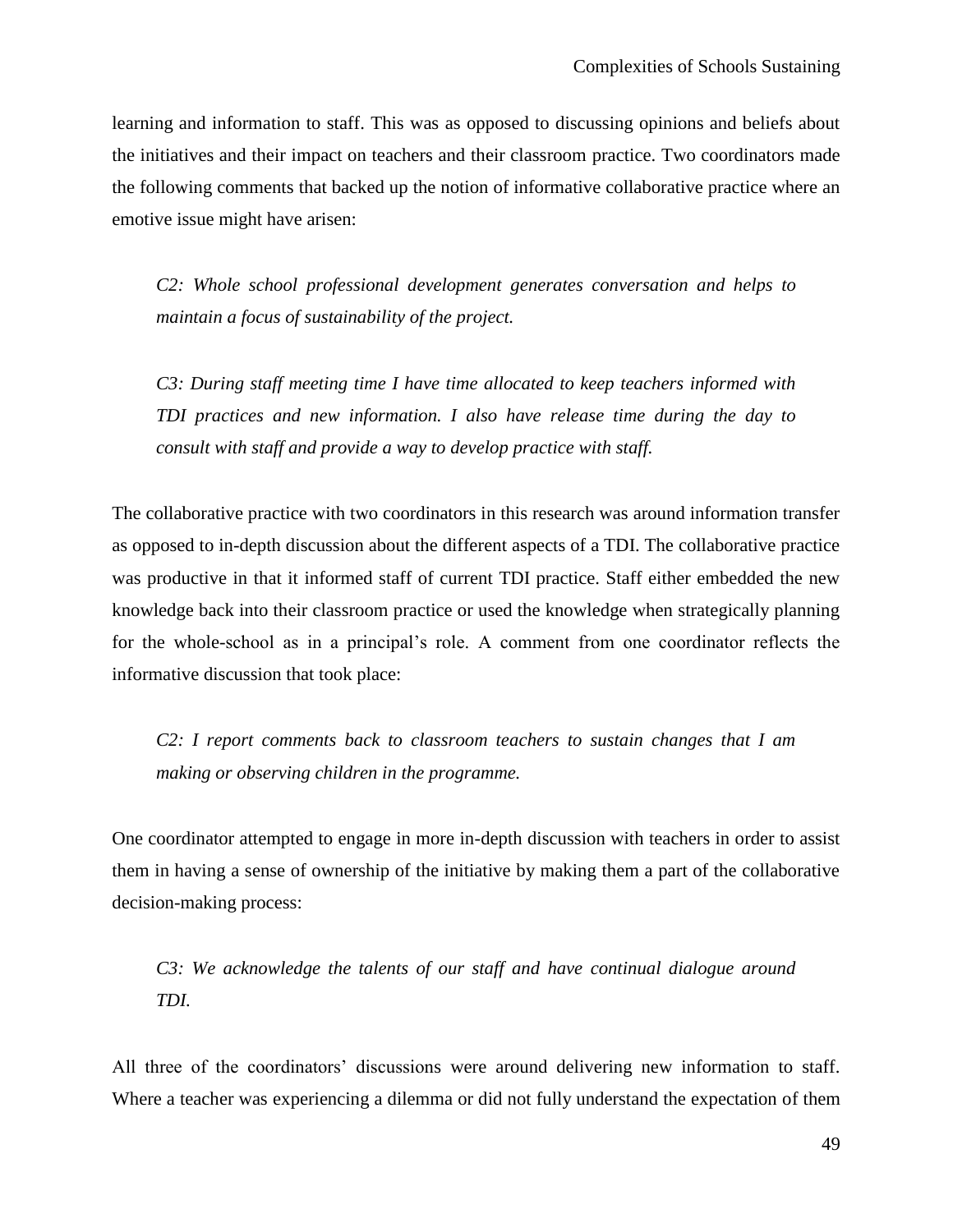learning and information to staff. This was as opposed to discussing opinions and beliefs about the initiatives and their impact on teachers and their classroom practice. Two coordinators made the following comments that backed up the notion of informative collaborative practice where an emotive issue might have arisen:

> *C2: Whole school professional development generates conversation and helps to maintain a focus of sustainability of the project.*

> *C3: During staff meeting time I have time allocated to keep teachers informed with TDI practices and new information. I also have release time during the day to consult with staff and provide a way to develop practice with staff.*

The collaborative practice with two coordinators in this research was around information transfer as opposed to in-depth discussion about the different aspects of a TDI. The collaborative practice was productive in that it informed staff of current TDI practice. Staff either embedded the new knowledge back into their classroom practice or used the knowledge when strategically planning for the whole-school as in a principal's role. A comment from one coordinator reflects the informative discussion that took place:

> *C2: I report comments back to classroom teachers to sustain changes that I am making or observing children in the programme.*

One coordinator attempted to engage in more in-depth discussion with teachers in order to assist them in having a sense of ownership of the initiative by making them a part of the collaborative decision-making process:

> *C3: We acknowledge the talents of our staff and have continual dialogue around TDI.*

All three of the coordinators' discussions were around delivering new information to staff. Where a teacher was experiencing a dilemma or did not fully understand the expectation of them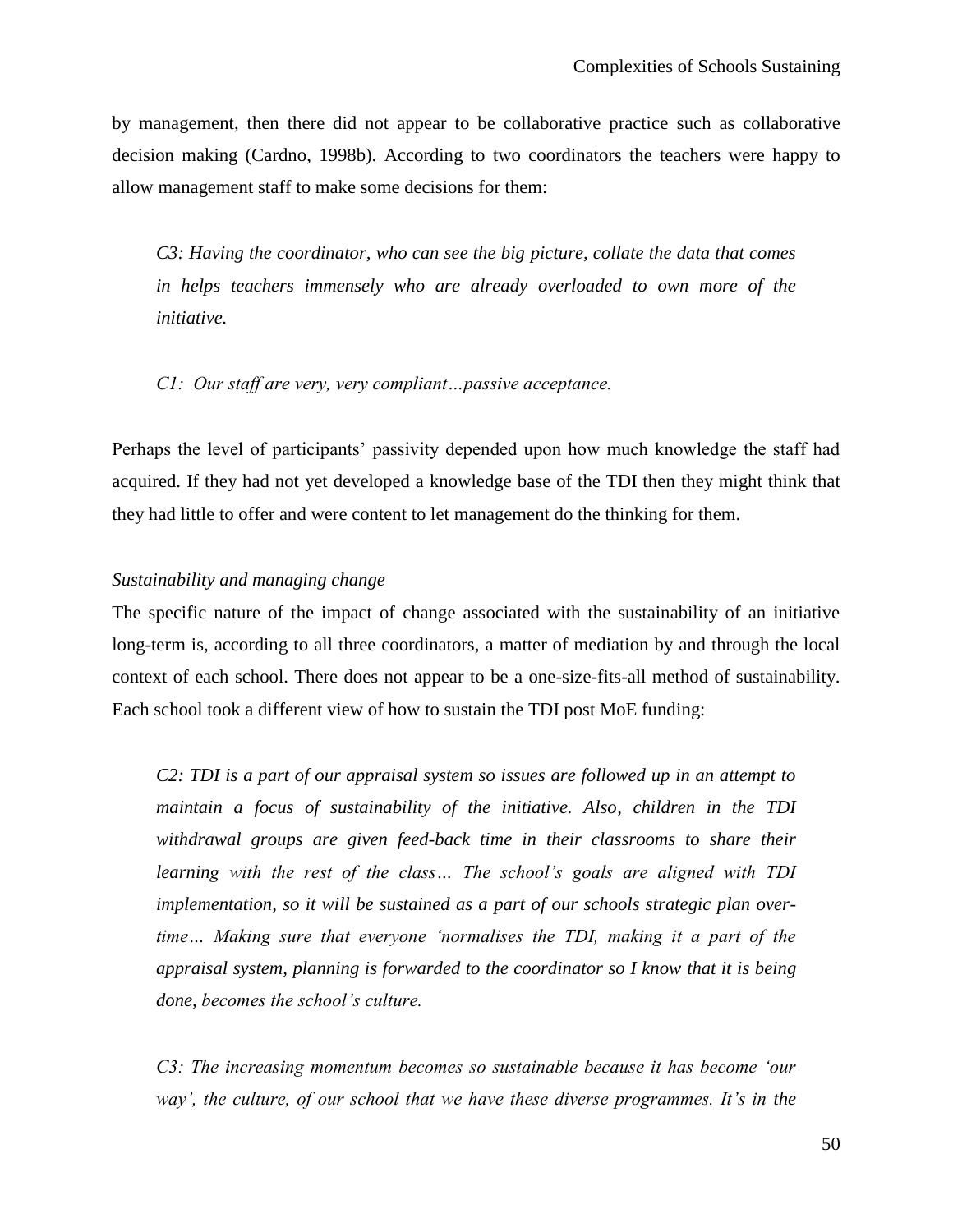by management, then there did not appear to be collaborative practice such as collaborative decision making (Cardno, 1998b). According to two coordinators the teachers were happy to allow management staff to make some decisions for them:

> *C3: Having the coordinator, who can see the big picture, collate the data that comes in helps teachers immensely who are already overloaded to own more of the initiative.*

> *C1: Our staff are very, very compliant…passive acceptance.*

Perhaps the level of participants' passivity depended upon how much knowledge the staff had acquired. If they had not yet developed a knowledge base of the TDI then they might think that they had little to offer and were content to let management do the thinking for them.

*Sustainability and managing change*

The specific nature of the impact of change associated with the sustainability of an initiative long-term is, according to all three coordinators, a matter of mediation by and through the local context of each school. There does not appear to be a one-size-fits-all method of sustainability. Each school took a different view of how to sustain the TDI post MoE funding:

> *C2: TDI is a part of our appraisal system so issues are followed up in an attempt to maintain a focus of sustainability of the initiative. Also, children in the TDI withdrawal groups are given feed-back time in their classrooms to share their learning with the rest of the class… The school's goals are aligned with TDI implementation, so it will be sustained as a part of our schools strategic plan over-time… Making sure that everyone 'normalises the TDI, making it a part of the appraisal system, planning is forwarded to the coordinator so I know that it is being done, becomes the school's culture.*

> *C3: The increasing momentum becomes so sustainable because it has become 'our way', the culture, of our school that we have these diverse programmes. It's in the*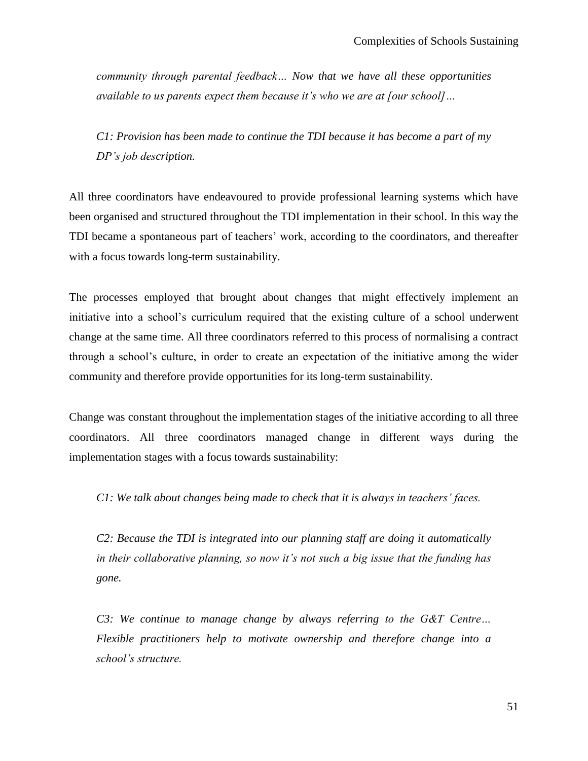*community through parental feedback… Now that we have all these opportunities available to us parents expect them because it's who we are at [our school]…*

*C1: Provision has been made to continue the TDI because it has become a part of my DP's job description.*

All three coordinators have endeavoured to provide professional learning systems which have been organised and structured throughout the TDI implementation in their school. In this way the TDI became a spontaneous part of teachers' work, according to the coordinators, and thereafter with a focus towards long-term sustainability.

The processes employed that brought about changes that might effectively implement an initiative into a school's curriculum required that the existing culture of a school underwent change at the same time. All three coordinators referred to this process of normalising a contract through a school's culture, in order to create an expectation of the initiative among the wider community and therefore provide opportunities for its long-term sustainability.

Change was constant throughout the implementation stages of the initiative according to all three coordinators. All three coordinators managed change in different ways during the implementation stages with a focus towards sustainability:

*C1: We talk about changes being made to check that it is always in teachers' faces.*

*C2: Because the TDI is integrated into our planning staff are doing it automatically in their collaborative planning, so now it's not such a big issue that the funding has gone.*

*C3: We continue to manage change by always referring to the G&T Centre… Flexible practitioners help to motivate ownership and therefore change into a school's structure.*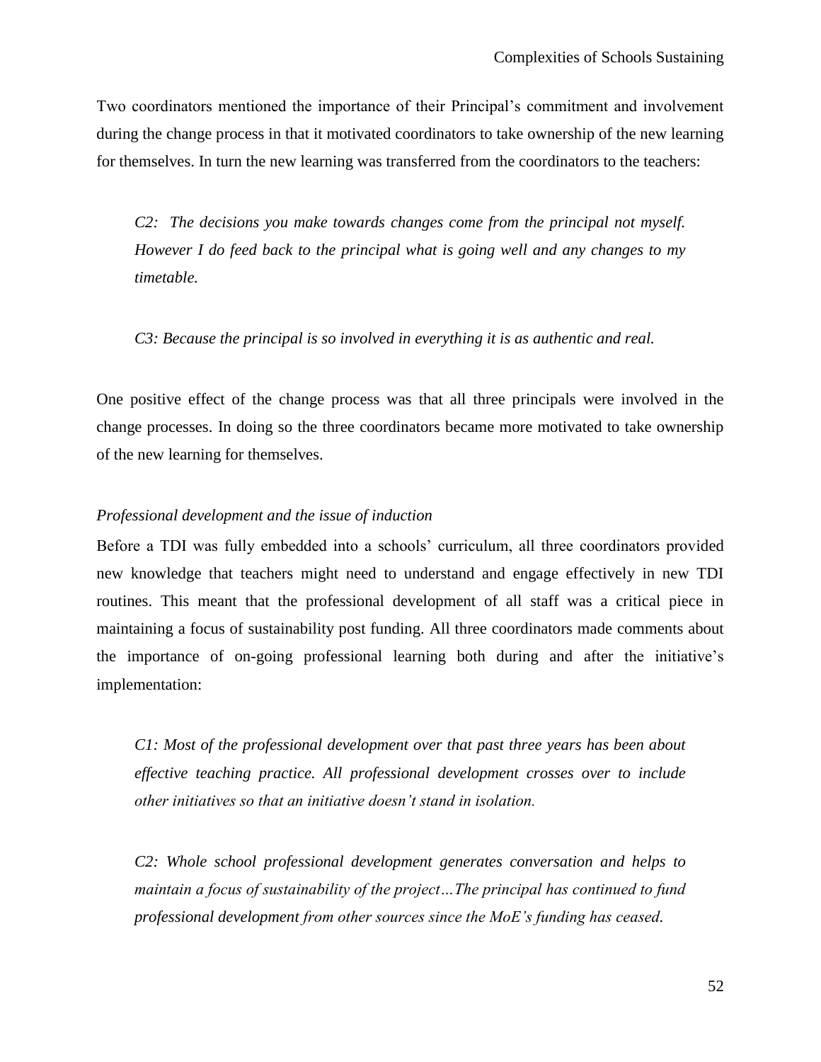Two coordinators mentioned the importance of their Principal's commitment and involvement during the change process in that it motivated coordinators to take ownership of the new learning for themselves. In turn the new learning was transferred from the coordinators to the teachers:

> *C2: The decisions you make towards changes come from the principal not myself. However I do feed back to the principal what is going well and any changes to my timetable.*

> *C3: Because the principal is so involved in everything it is as authentic and real.*

One positive effect of the change process was that all three principals were involved in the change processes. In doing so the three coordinators became more motivated to take ownership of the new learning for themselves.

*Professional development and the issue of induction*

Before a TDI was fully embedded into a schools' curriculum, all three coordinators provided new knowledge that teachers might need to understand and engage effectively in new TDI routines. This meant that the professional development of all staff was a critical piece in maintaining a focus of sustainability post funding. All three coordinators made comments about the importance of on-going professional learning both during and after the initiative's implementation:

> *C1: Most of the professional development over that past three years has been about effective teaching practice. All professional development crosses over to include other initiatives so that an initiative doesn't stand in isolation.*

> *C2: Whole school professional development generates conversation and helps to maintain a focus of sustainability of the project…The principal has continued to fund professional development from other sources since the MoE's funding has ceased.*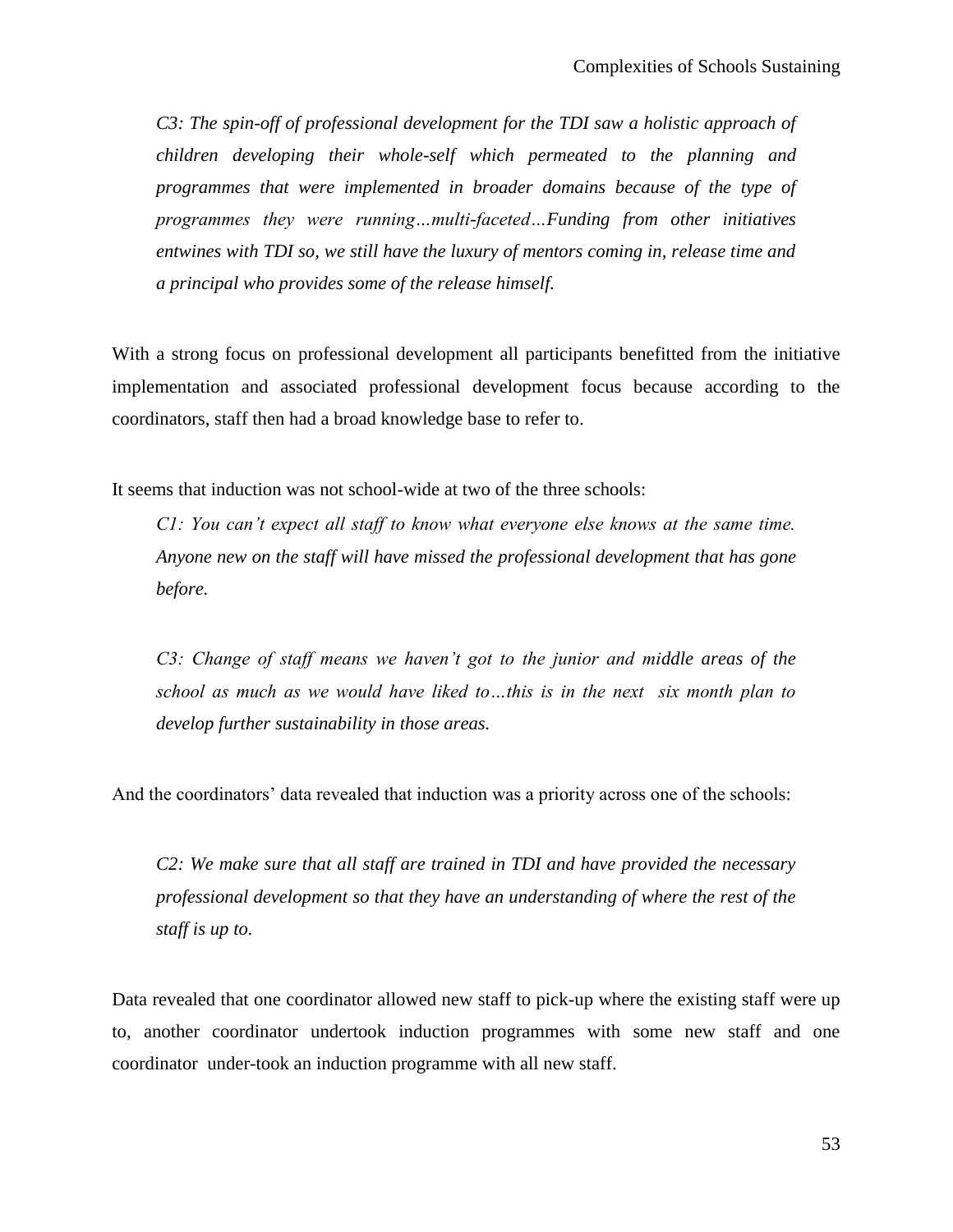> *C3: The spin-off of professional development for the TDI saw a holistic approach of children developing their whole-self which permeated to the planning and programmes that were implemented in broader domains because of the type of programmes they were running…multi-faceted…Funding from other initiatives entwines with TDI so, we still have the luxury of mentors coming in, release time and a principal who provides some of the release himself.*

With a strong focus on professional development all participants benefitted from the initiative implementation and associated professional development focus because according to the coordinators, staff then had a broad knowledge base to refer to.

It seems that induction was not school-wide at two of the three schools:

> *C1: You can't expect all staff to know what everyone else knows at the same time. Anyone new on the staff will have missed the professional development that has gone before.*

> *C3: Change of staff means we haven't got to the junior and middle areas of the school as much as we would have liked to…this is in the next six month plan to develop further sustainability in those areas.*

And the coordinators' data revealed that induction was a priority across one of the schools:

> *C2: We make sure that all staff are trained in TDI and have provided the necessary professional development so that they have an understanding of where the rest of the staff is up to.*

Data revealed that one coordinator allowed new staff to pick-up where the existing staff were up to, another coordinator undertook induction programmes with some new staff and one coordinator under-took an induction programme with all new staff.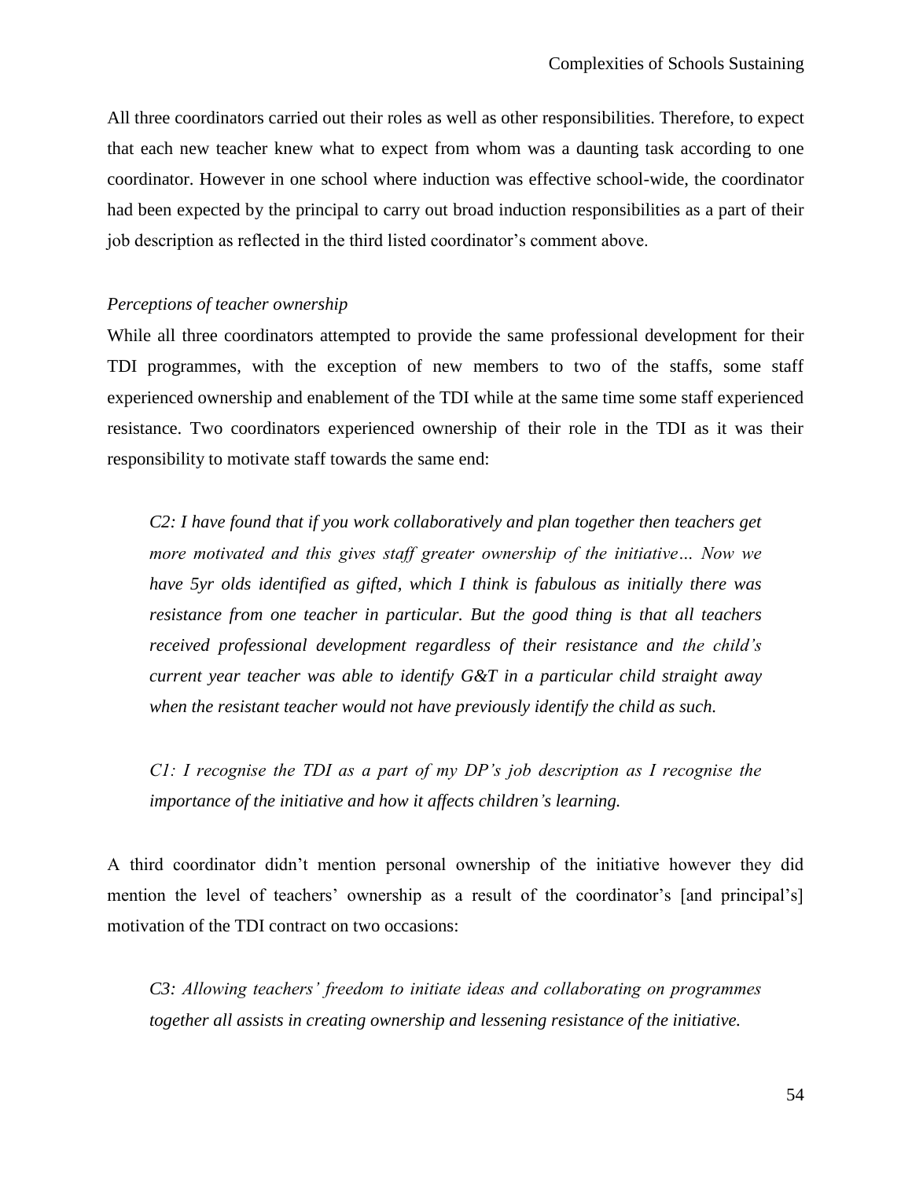All three coordinators carried out their roles as well as other responsibilities. Therefore, to expect that each new teacher knew what to expect from whom was a daunting task according to one coordinator. However in one school where induction was effective school-wide, the coordinator had been expected by the principal to carry out broad induction responsibilities as a part of their job description as reflected in the third listed coordinator's comment above.

*Perceptions of teacher ownership*

While all three coordinators attempted to provide the same professional development for their TDI programmes, with the exception of new members to two of the staffs, some staff experienced ownership and enablement of the TDI while at the same time some staff experienced resistance. Two coordinators experienced ownership of their role in the TDI as it was their responsibility to motivate staff towards the same end:

> *C2: I have found that if you work collaboratively and plan together then teachers get more motivated and this gives staff greater ownership of the initiative… Now we have 5yr olds identified as gifted, which I think is fabulous as initially there was resistance from one teacher in particular. But the good thing is that all teachers received professional development regardless of their resistance and the child's current year teacher was able to identify G&T in a particular child straight away when the resistant teacher would not have previously identify the child as such.*

> *C1: I recognise the TDI as a part of my DP's job description as I recognise the importance of the initiative and how it affects children's learning.*

A third coordinator didn't mention personal ownership of the initiative however they did mention the level of teachers' ownership as a result of the coordinator's [and principal's] motivation of the TDI contract on two occasions:

> *C3: Allowing teachers' freedom to initiate ideas and collaborating on programmes together all assists in creating ownership and lessening resistance of the initiative.*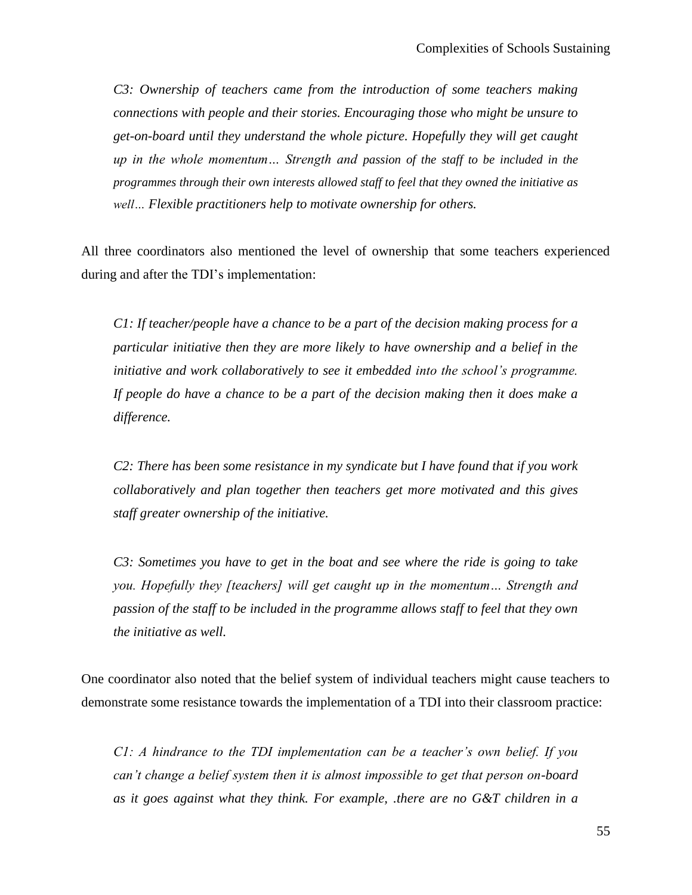*C3: Ownership of teachers came from the introduction of some teachers making connections with people and their stories. Encouraging those who might be unsure to get-on-board until they understand the whole picture. Hopefully they will get caught up in the whole momentum… Strength and passion of the staff to be included in the programmes through their own interests allowed staff to feel that they owned the initiative as well… Flexible practitioners help to motivate ownership for others.*

All three coordinators also mentioned the level of ownership that some teachers experienced during and after the TDI's implementation:

*C1: If teacher/people have a chance to be a part of the decision making process for a particular initiative then they are more likely to have ownership and a belief in the initiative and work collaboratively to see it embedded into the school's programme. If people do have a chance to be a part of the decision making then it does make a difference.*

*C2: There has been some resistance in my syndicate but I have found that if you work collaboratively and plan together then teachers get more motivated and this gives staff greater ownership of the initiative.*

*C3: Sometimes you have to get in the boat and see where the ride is going to take you. Hopefully they [teachers] will get caught up in the momentum… Strength and passion of the staff to be included in the programme allows staff to feel that they own the initiative as well.*

One coordinator also noted that the belief system of individual teachers might cause teachers to demonstrate some resistance towards the implementation of a TDI into their classroom practice:

*C1: A hindrance to the TDI implementation can be a teacher's own belief. If you can't change a belief system then it is almost impossible to get that person on-board as it goes against what they think. For example, .there are no G&T children in a*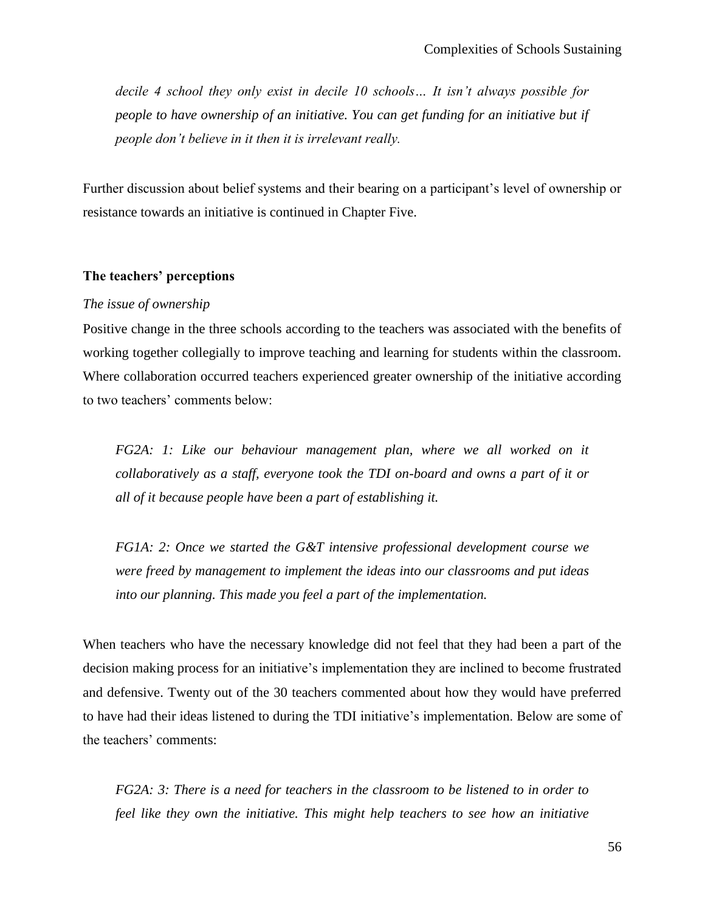*decile 4 school they only exist in decile 10 schools… It isn't always possible for people to have ownership of an initiative. You can get funding for an initiative but if people don't believe in it then it is irrelevant really.*

Further discussion about belief systems and their bearing on a participant's level of ownership or resistance towards an initiative is continued in Chapter Five.

### The teachers' perceptions

*The issue of ownership*

Positive change in the three schools according to the teachers was associated with the benefits of working together collegially to improve teaching and learning for students within the classroom. Where collaboration occurred teachers experienced greater ownership of the initiative according to two teachers' comments below:

> *FG2A: 1: Like our behaviour management plan, where we all worked on it collaboratively as a staff, everyone took the TDI on-board and owns a part of it or all of it because people have been a part of establishing it.*

> *FG1A: 2: Once we started the G&T intensive professional development course we were freed by management to implement the ideas into our classrooms and put ideas into our planning. This made you feel a part of the implementation.*

When teachers who have the necessary knowledge did not feel that they had been a part of the decision making process for an initiative's implementation they are inclined to become frustrated and defensive. Twenty out of the 30 teachers commented about how they would have preferred to have had their ideas listened to during the TDI initiative's implementation. Below are some of the teachers' comments:

> *FG2A: 3: There is a need for teachers in the classroom to be listened to in order to feel like they own the initiative. This might help teachers to see how an initiative*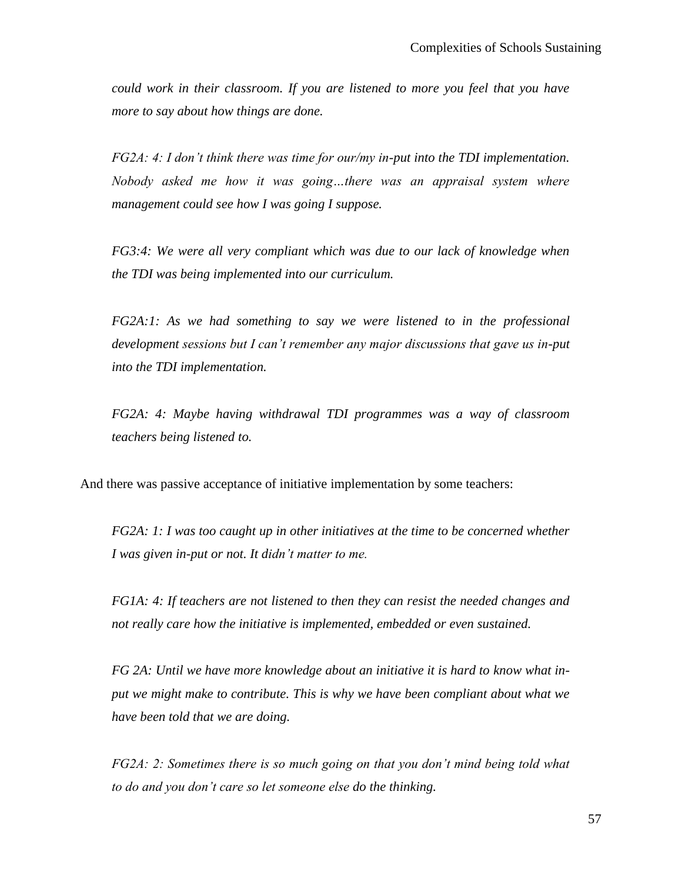*could work in their classroom. If you are listened to more you feel that you have more to say about how things are done.*

*FG2A: 4: I don't think there was time for our/my in-put into the TDI implementation. Nobody asked me how it was going…there was an appraisal system where management could see how I was going I suppose.*

*FG3:4: We were all very compliant which was due to our lack of knowledge when the TDI was being implemented into our curriculum.*

*FG2A:1: As we had something to say we were listened to in the professional development sessions but I can't remember any major discussions that gave us in-put into the TDI implementation.*

*FG2A: 4: Maybe having withdrawal TDI programmes was a way of classroom teachers being listened to.*

And there was passive acceptance of initiative implementation by some teachers:

*FG2A: 1: I was too caught up in other initiatives at the time to be concerned whether I was given in-put or not. It didn't matter to me.*

*FG1A: 4: If teachers are not listened to then they can resist the needed changes and not really care how the initiative is implemented, embedded or even sustained.*

*FG 2A: Until we have more knowledge about an initiative it is hard to know what in-put we might make to contribute. This is why we have been compliant about what we have been told that we are doing.*

*FG2A: 2: Sometimes there is so much going on that you don't mind being told what to do and you don't care so let someone else do the thinking.*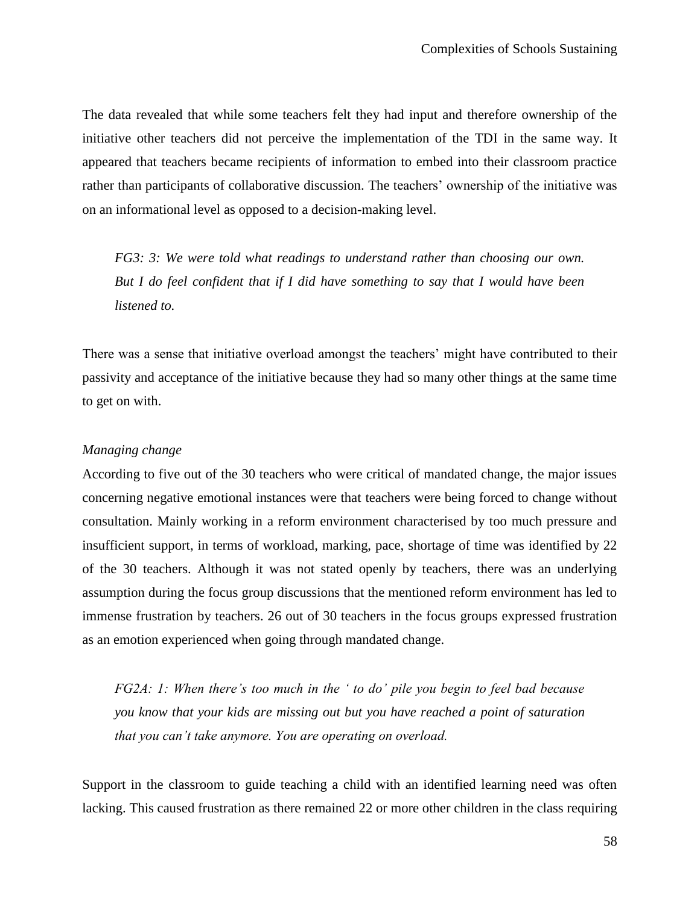The data revealed that while some teachers felt they had input and therefore ownership of the initiative other teachers did not perceive the implementation of the TDI in the same way. It appeared that teachers became recipients of information to embed into their classroom practice rather than participants of collaborative discussion. The teachers' ownership of the initiative was on an informational level as opposed to a decision-making level.

> *FG3: 3: We were told what readings to understand rather than choosing our own. But I do feel confident that if I did have something to say that I would have been listened to.*

There was a sense that initiative overload amongst the teachers' might have contributed to their passivity and acceptance of the initiative because they had so many other things at the same time to get on with.

*Managing change*

According to five out of the 30 teachers who were critical of mandated change, the major issues concerning negative emotional instances were that teachers were being forced to change without consultation. Mainly working in a reform environment characterised by too much pressure and insufficient support, in terms of workload, marking, pace, shortage of time was identified by 22 of the 30 teachers. Although it was not stated openly by teachers, there was an underlying assumption during the focus group discussions that the mentioned reform environment has led to immense frustration by teachers. 26 out of 30 teachers in the focus groups expressed frustration as an emotion experienced when going through mandated change.

> *FG2A: 1: When there's too much in the ' to do' pile you begin to feel bad because you know that your kids are missing out but you have reached a point of saturation that you can't take anymore. You are operating on overload.*

Support in the classroom to guide teaching a child with an identified learning need was often lacking. This caused frustration as there remained 22 or more other children in the class requiring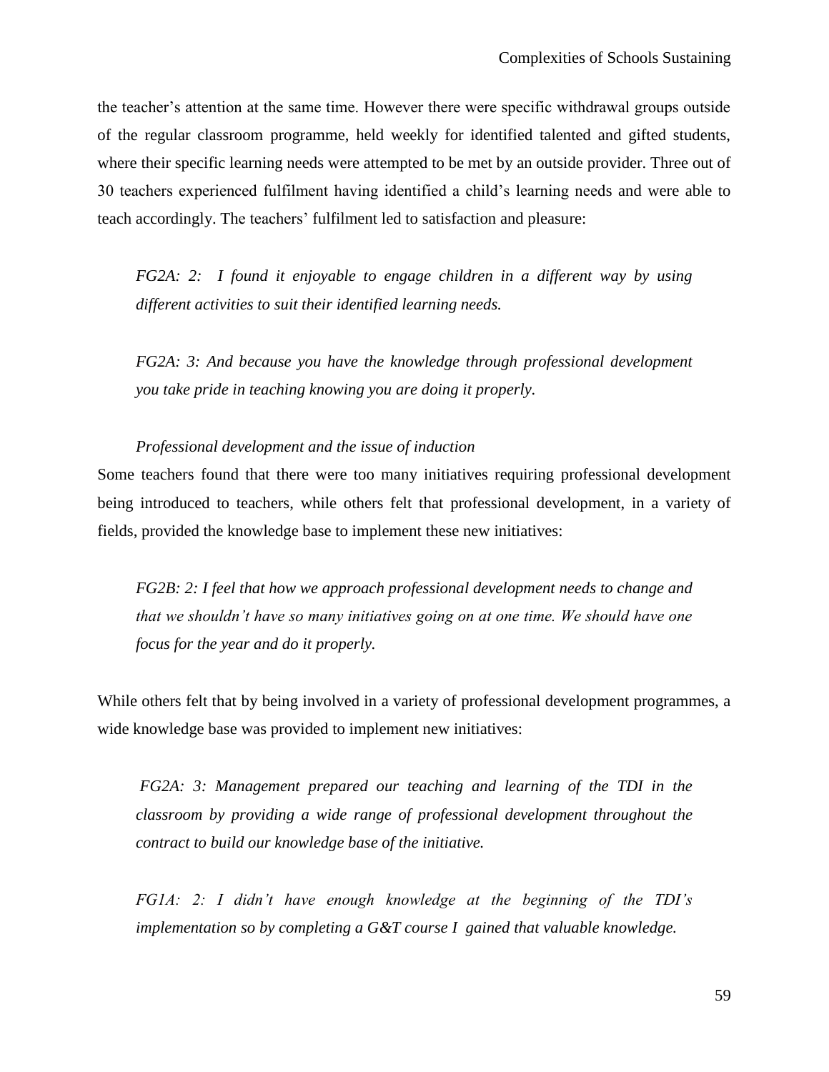the teacher's attention at the same time. However there were specific withdrawal groups outside of the regular classroom programme, held weekly for identified talented and gifted students, where their specific learning needs were attempted to be met by an outside provider. Three out of 30 teachers experienced fulfilment having identified a child's learning needs and were able to teach accordingly. The teachers' fulfilment led to satisfaction and pleasure:

> *FG2A: 2: I found it enjoyable to engage children in a different way by using different activities to suit their identified learning needs.*

> *FG2A: 3: And because you have the knowledge through professional development you take pride in teaching knowing you are doing it properly.*

*Professional development and the issue of induction*

Some teachers found that there were too many initiatives requiring professional development being introduced to teachers, while others felt that professional development, in a variety of fields, provided the knowledge base to implement these new initiatives:

> *FG2B: 2: I feel that how we approach professional development needs to change and that we shouldn't have so many initiatives going on at one time. We should have one focus for the year and do it properly.*

While others felt that by being involved in a variety of professional development programmes, a wide knowledge base was provided to implement new initiatives:

> *FG2A: 3: Management prepared our teaching and learning of the TDI in the classroom by providing a wide range of professional development throughout the contract to build our knowledge base of the initiative.*

> *FG1A: 2: I didn't have enough knowledge at the beginning of the TDI's implementation so by completing a G&T course I gained that valuable knowledge.*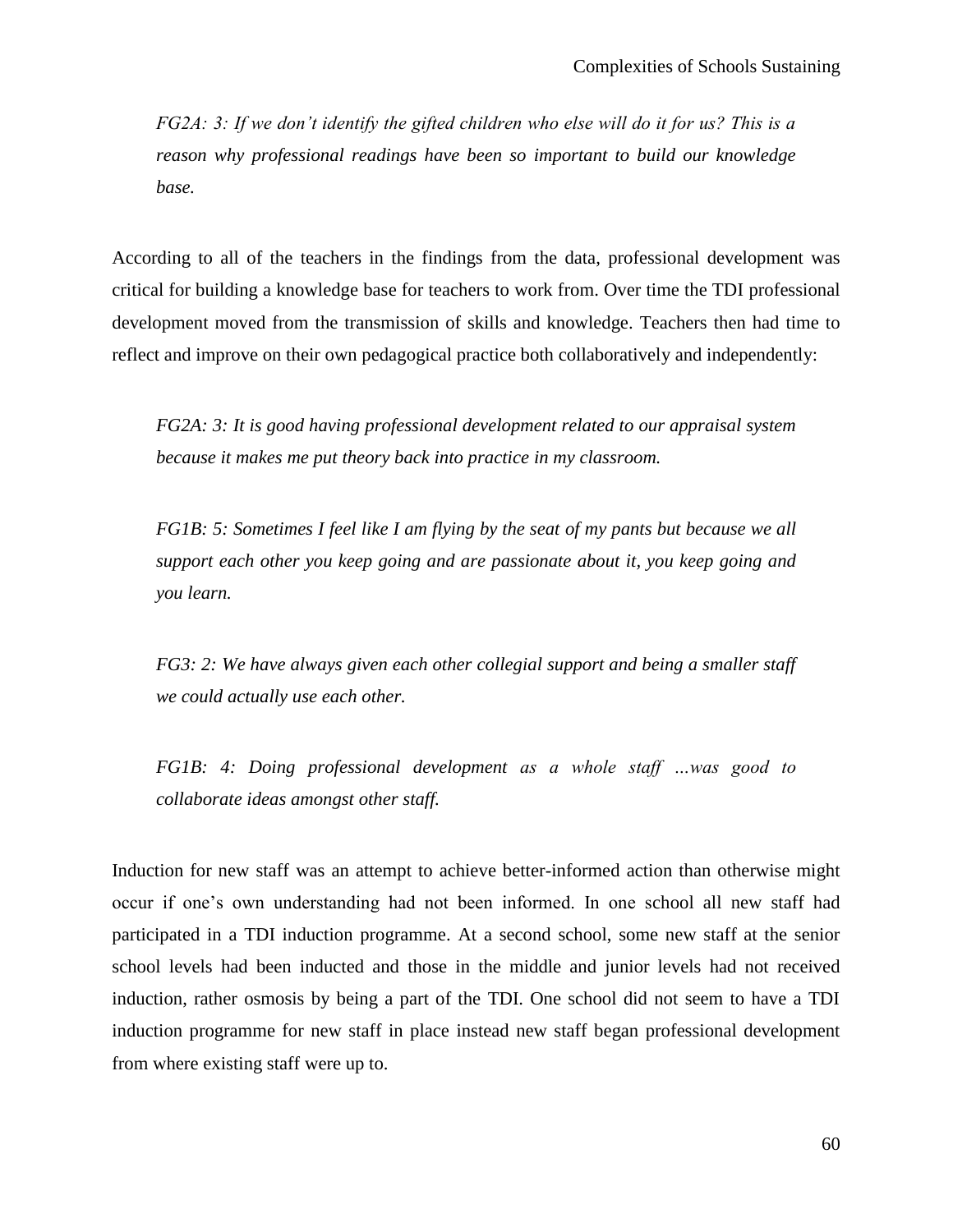*FG2A: 3: If we don't identify the gifted children who else will do it for us? This is a reason why professional readings have been so important to build our knowledge base.*

According to all of the teachers in the findings from the data, professional development was critical for building a knowledge base for teachers to work from. Over time the TDI professional development moved from the transmission of skills and knowledge. Teachers then had time to reflect and improve on their own pedagogical practice both collaboratively and independently:

*FG2A: 3: It is good having professional development related to our appraisal system because it makes me put theory back into practice in my classroom.*

*FG1B: 5: Sometimes I feel like I am flying by the seat of my pants but because we all support each other you keep going and are passionate about it, you keep going and you learn.*

*FG3: 2: We have always given each other collegial support and being a smaller staff we could actually use each other.*

*FG1B: 4: Doing professional development as a whole staff …was good to collaborate ideas amongst other staff.*

Induction for new staff was an attempt to achieve better-informed action than otherwise might occur if one's own understanding had not been informed. In one school all new staff had participated in a TDI induction programme. At a second school, some new staff at the senior school levels had been inducted and those in the middle and junior levels had not received induction, rather osmosis by being a part of the TDI. One school did not seem to have a TDI induction programme for new staff in place instead new staff began professional development from where existing staff were up to.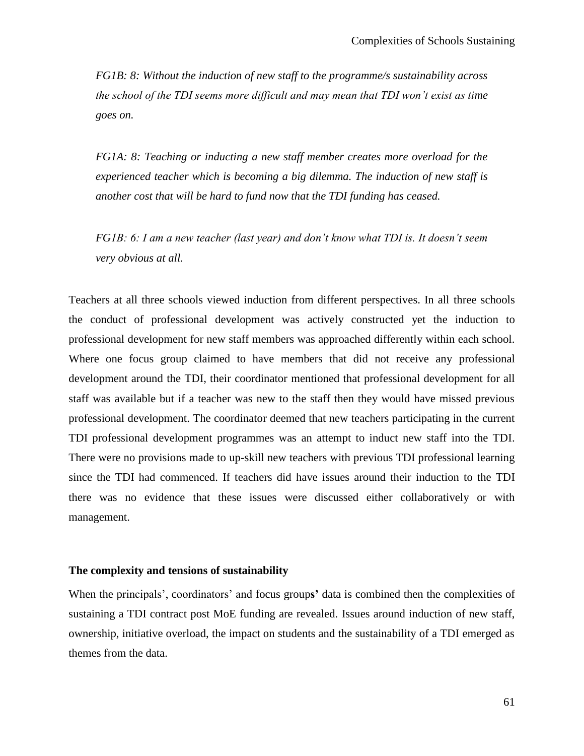*FG1B: 8: Without the induction of new staff to the programme/s sustainability across the school of the TDI seems more difficult and may mean that TDI won't exist as time goes on.*

*FG1A: 8: Teaching or inducting a new staff member creates more overload for the experienced teacher which is becoming a big dilemma. The induction of new staff is another cost that will be hard to fund now that the TDI funding has ceased.*

*FG1B: 6: I am a new teacher (last year) and don't know what TDI is. It doesn't seem very obvious at all.*

Teachers at all three schools viewed induction from different perspectives. In all three schools the conduct of professional development was actively constructed yet the induction to professional development for new staff members was approached differently within each school. Where one focus group claimed to have members that did not receive any professional development around the TDI, their coordinator mentioned that professional development for all staff was available but if a teacher was new to the staff then they would have missed previous professional development. The coordinator deemed that new teachers participating in the current TDI professional development programmes was an attempt to induct new staff into the TDI. There were no provisions made to up-skill new teachers with previous TDI professional learning since the TDI had commenced. If teachers did have issues around their induction to the TDI there was no evidence that these issues were discussed either collaboratively or with management.

### The complexity and tensions of sustainability

When the principals', coordinators' and focus groups' data is combined then the complexities of sustaining a TDI contract post MoE funding are revealed. Issues around induction of new staff, ownership, initiative overload, the impact on students and the sustainability of a TDI emerged as themes from the data.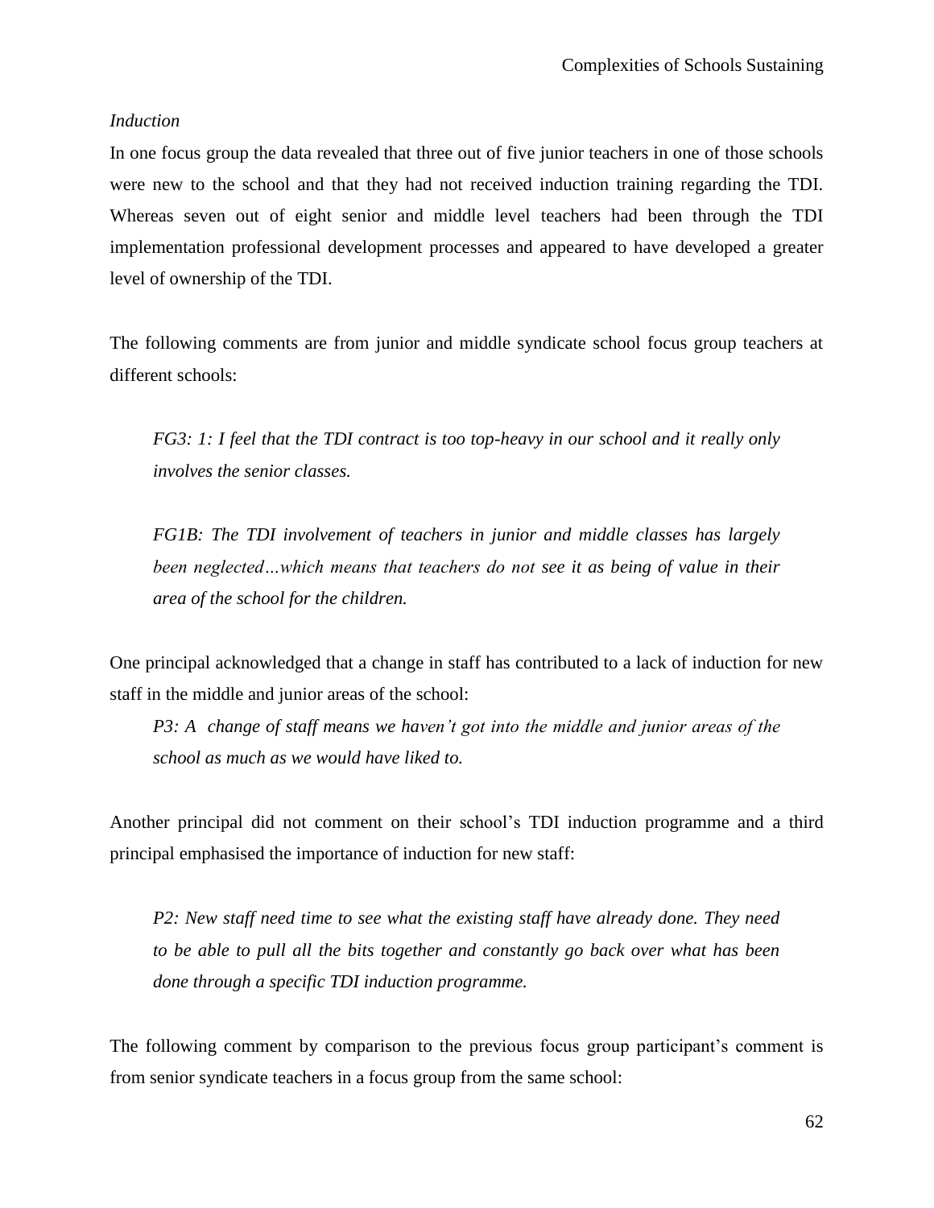*Induction*

In one focus group the data revealed that three out of five junior teachers in one of those schools were new to the school and that they had not received induction training regarding the TDI. Whereas seven out of eight senior and middle level teachers had been through the TDI implementation professional development processes and appeared to have developed a greater level of ownership of the TDI.

The following comments are from junior and middle syndicate school focus group teachers at different schools:

> *FG3: 1: I feel that the TDI contract is too top-heavy in our school and it really only involves the senior classes.*

> *FG1B: The TDI involvement of teachers in junior and middle classes has largely been neglected…which means that teachers do not see it as being of value in their area of the school for the children.*

One principal acknowledged that a change in staff has contributed to a lack of induction for new staff in the middle and junior areas of the school:

> *P3: A change of staff means we haven't got into the middle and junior areas of the school as much as we would have liked to.*

Another principal did not comment on their school's TDI induction programme and a third principal emphasised the importance of induction for new staff:

> *P2: New staff need time to see what the existing staff have already done. They need to be able to pull all the bits together and constantly go back over what has been done through a specific TDI induction programme.*

The following comment by comparison to the previous focus group participant's comment is from senior syndicate teachers in a focus group from the same school: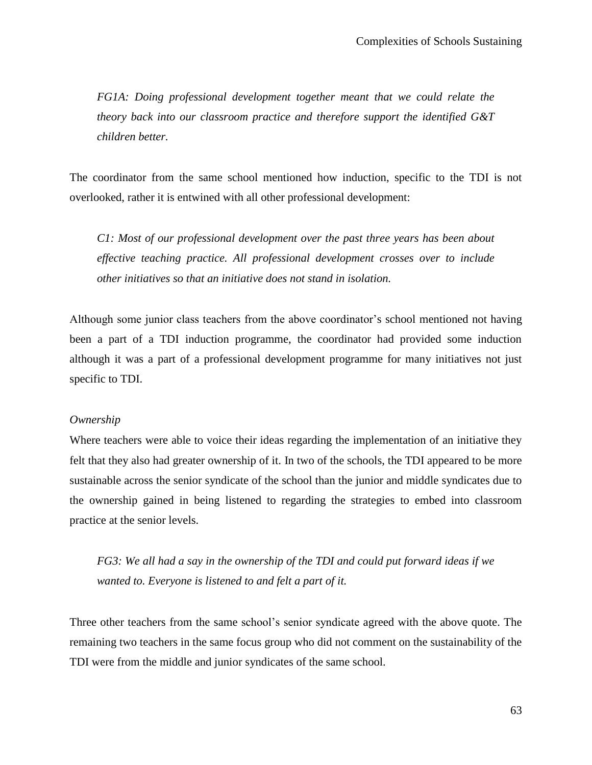*FG1A: Doing professional development together meant that we could relate the theory back into our classroom practice and therefore support the identified G&T children better.*

The coordinator from the same school mentioned how induction, specific to the TDI is not overlooked, rather it is entwined with all other professional development:

*C1: Most of our professional development over the past three years has been about effective teaching practice. All professional development crosses over to include other initiatives so that an initiative does not stand in isolation.*

Although some junior class teachers from the above coordinator's school mentioned not having been a part of a TDI induction programme, the coordinator had provided some induction although it was a part of a professional development programme for many initiatives not just specific to TDI.

*Ownership*

Where teachers were able to voice their ideas regarding the implementation of an initiative they felt that they also had greater ownership of it. In two of the schools, the TDI appeared to be more sustainable across the senior syndicate of the school than the junior and middle syndicates due to the ownership gained in being listened to regarding the strategies to embed into classroom practice at the senior levels.

*FG3: We all had a say in the ownership of the TDI and could put forward ideas if we wanted to. Everyone is listened to and felt a part of it.*

Three other teachers from the same school's senior syndicate agreed with the above quote. The remaining two teachers in the same focus group who did not comment on the sustainability of the TDI were from the middle and junior syndicates of the same school.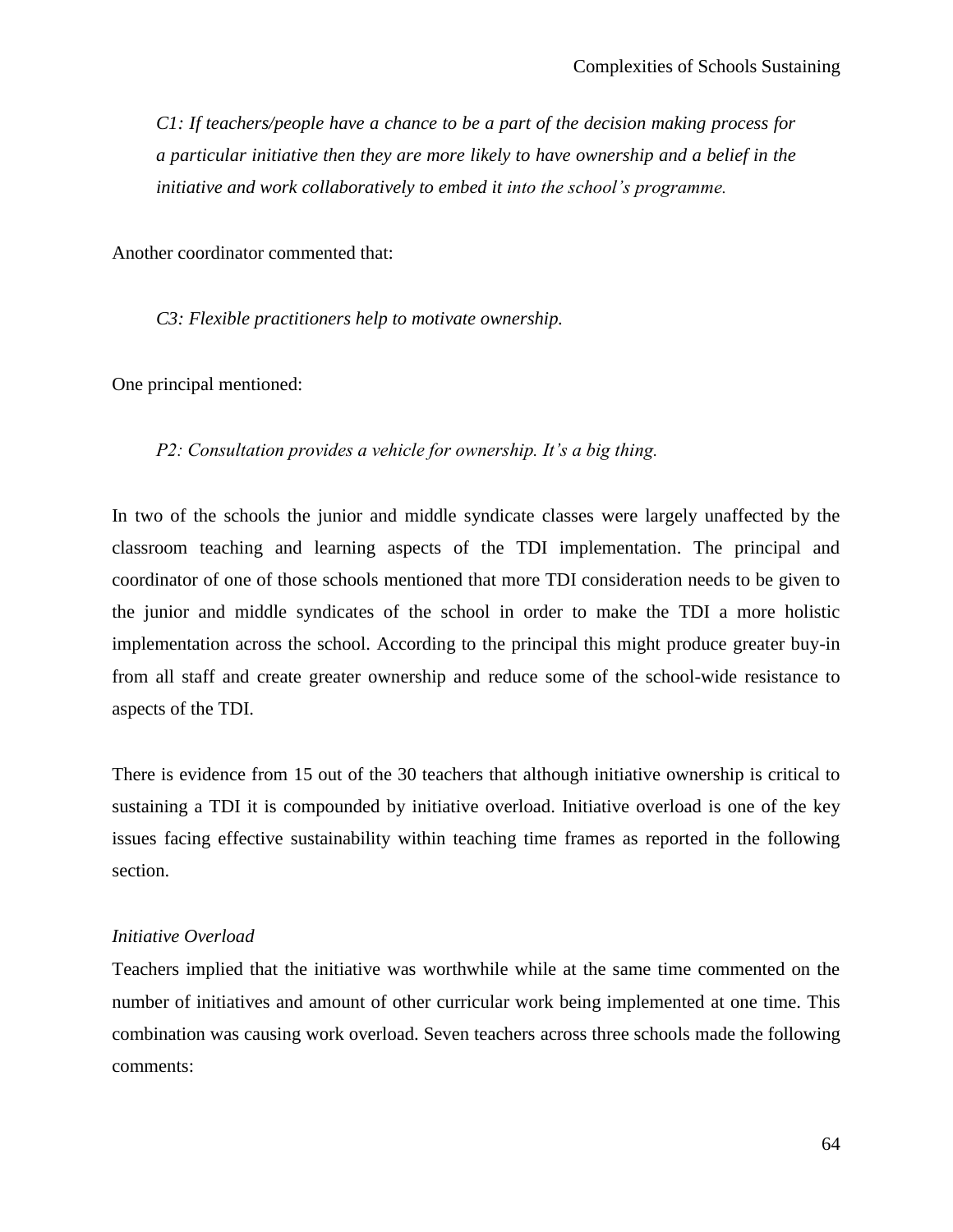*C1: If teachers/people have a chance to be a part of the decision making process for a particular initiative then they are more likely to have ownership and a belief in the initiative and work collaboratively to embed it into the school's programme.*

Another coordinator commented that:

*C3: Flexible practitioners help to motivate ownership.*

One principal mentioned:

*P2: Consultation provides a vehicle for ownership. It's a big thing.*

In two of the schools the junior and middle syndicate classes were largely unaffected by the classroom teaching and learning aspects of the TDI implementation. The principal and coordinator of one of those schools mentioned that more TDI consideration needs to be given to the junior and middle syndicates of the school in order to make the TDI a more holistic implementation across the school. According to the principal this might produce greater buy-in from all staff and create greater ownership and reduce some of the school-wide resistance to aspects of the TDI.

There is evidence from 15 out of the 30 teachers that although initiative ownership is critical to sustaining a TDI it is compounded by initiative overload. Initiative overload is one of the key issues facing effective sustainability within teaching time frames as reported in the following section.

*Initiative Overload*

Teachers implied that the initiative was worthwhile while at the same time commented on the number of initiatives and amount of other curricular work being implemented at one time. This combination was causing work overload. Seven teachers across three schools made the following comments: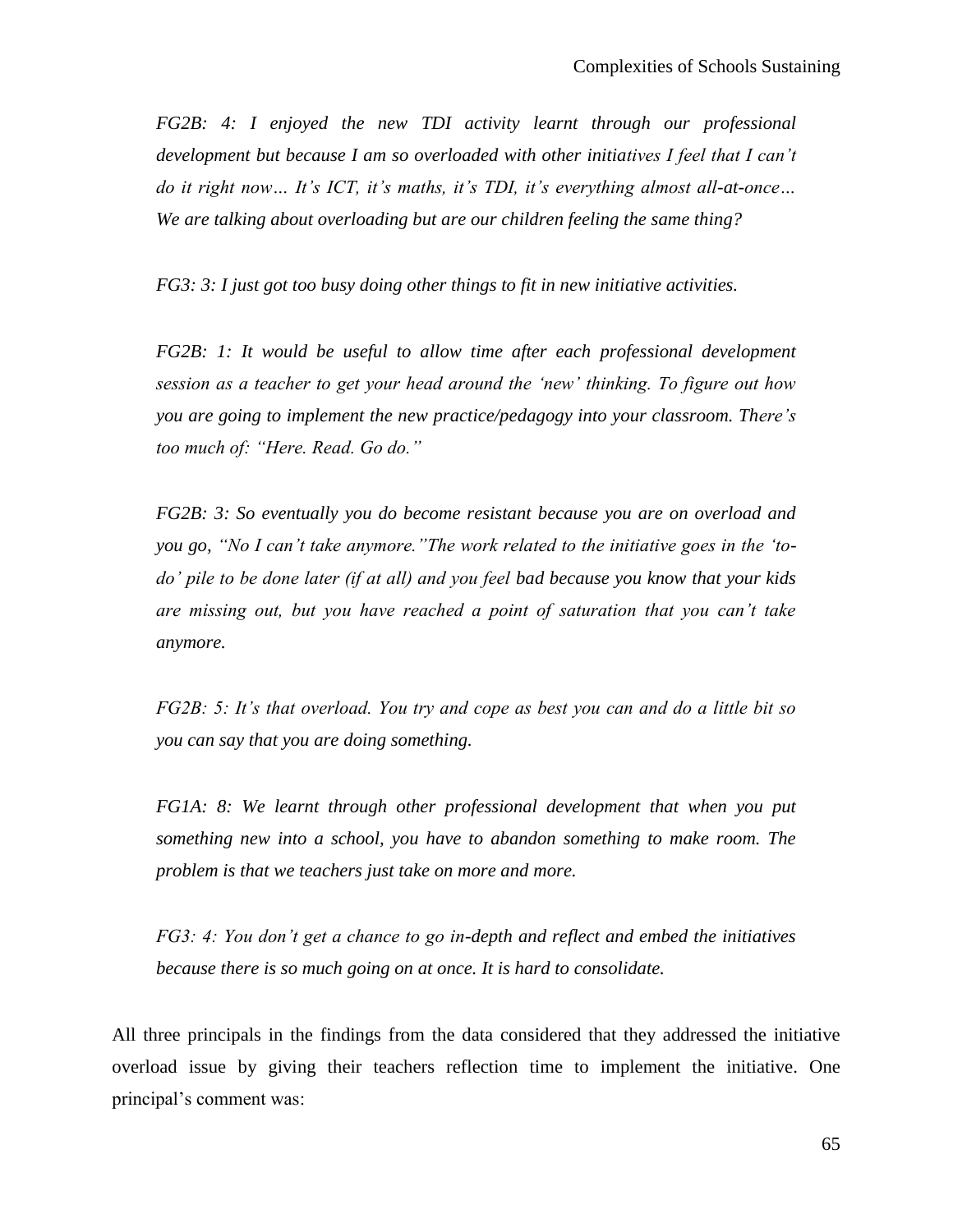*FG2B: 4: I enjoyed the new TDI activity learnt through our professional development but because I am so overloaded with other initiatives I feel that I can't do it right now… It's ICT, it's maths, it's TDI, it's everything almost all-at-once… We are talking about overloading but are our children feeling the same thing?*

*FG3: 3: I just got too busy doing other things to fit in new initiative activities.*

*FG2B: 1: It would be useful to allow time after each professional development session as a teacher to get your head around the 'new' thinking. To figure out how you are going to implement the new practice/pedagogy into your classroom. There's too much of: "Here. Read. Go do."*

*FG2B: 3: So eventually you do become resistant because you are on overload and you go, "No I can't take anymore." The work related to the initiative goes in the 'to-do' pile to be done later (if at all) and you feel bad because you know that your kids are missing out, but you have reached a point of saturation that you can't take anymore.*

*FG2B: 5: It's that overload. You try and cope as best you can and do a little bit so you can say that you are doing something.*

*FG1A: 8: We learnt through other professional development that when you put something new into a school, you have to abandon something to make room. The problem is that we teachers just take on more and more.*

*FG3: 4: You don't get a chance to go in-depth and reflect and embed the initiatives because there is so much going on at once. It is hard to consolidate.*

All three principals in the findings from the data considered that they addressed the initiative overload issue by giving their teachers reflection time to implement the initiative. One principal's comment was: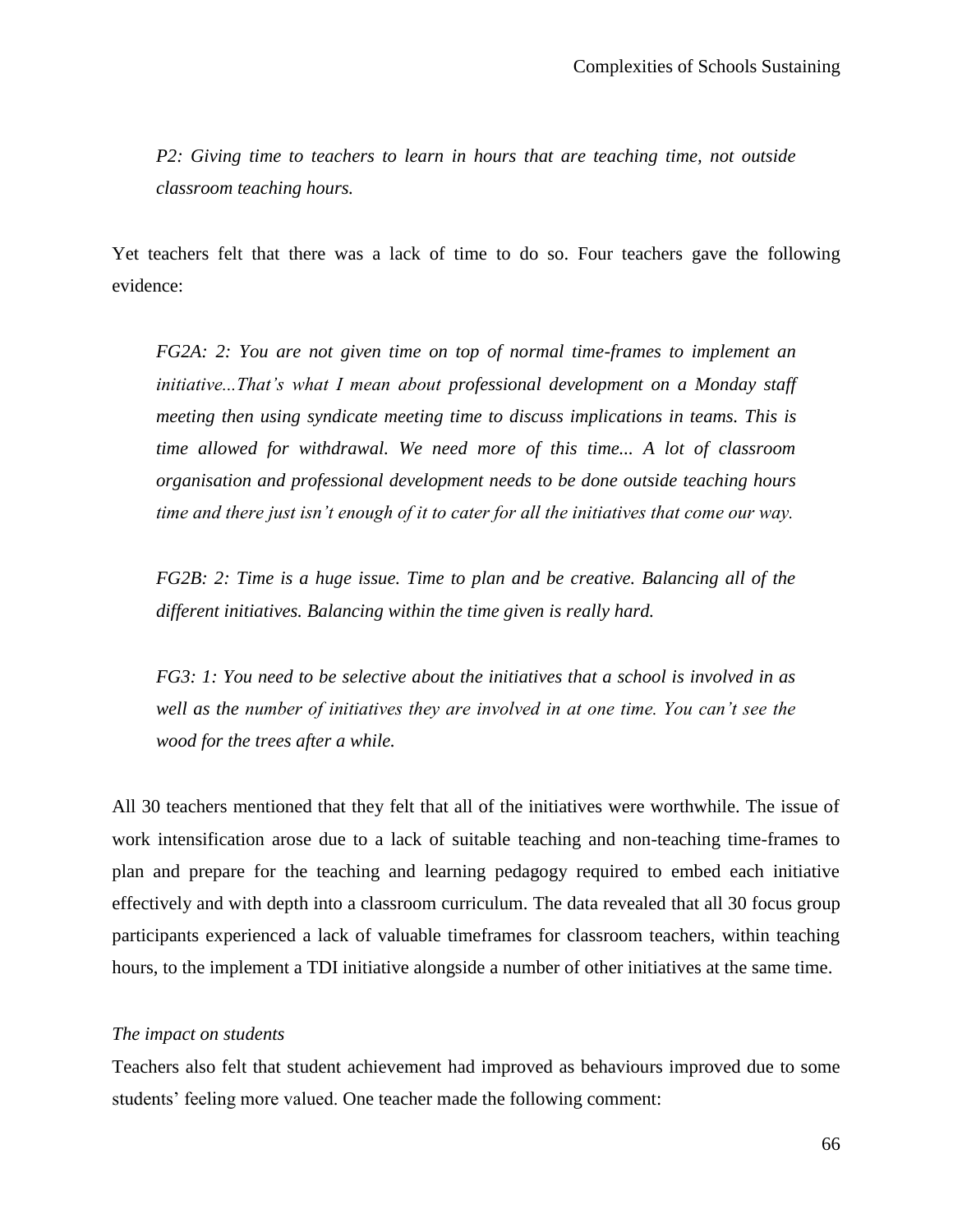*P2: Giving time to teachers to learn in hours that are teaching time, not outside classroom teaching hours.*

Yet teachers felt that there was a lack of time to do so. Four teachers gave the following evidence:

*FG2A: 2: You are not given time on top of normal time-frames to implement an initiative...That's what I mean about professional development on a Monday staff meeting then using syndicate meeting time to discuss implications in teams. This is time allowed for withdrawal. We need more of this time... A lot of classroom organisation and professional development needs to be done outside teaching hours time and there just isn't enough of it to cater for all the initiatives that come our way.*

*FG2B: 2: Time is a huge issue. Time to plan and be creative. Balancing all of the different initiatives. Balancing within the time given is really hard.*

*FG3: 1: You need to be selective about the initiatives that a school is involved in as well as the number of initiatives they are involved in at one time. You can't see the wood for the trees after a while.*

All 30 teachers mentioned that they felt that all of the initiatives were worthwhile. The issue of work intensification arose due to a lack of suitable teaching and non-teaching time-frames to plan and prepare for the teaching and learning pedagogy required to embed each initiative effectively and with depth into a classroom curriculum. The data revealed that all 30 focus group participants experienced a lack of valuable timeframes for classroom teachers, within teaching hours, to the implement a TDI initiative alongside a number of other initiatives at the same time.

*The impact on students*

Teachers also felt that student achievement had improved as behaviours improved due to some students' feeling more valued. One teacher made the following comment: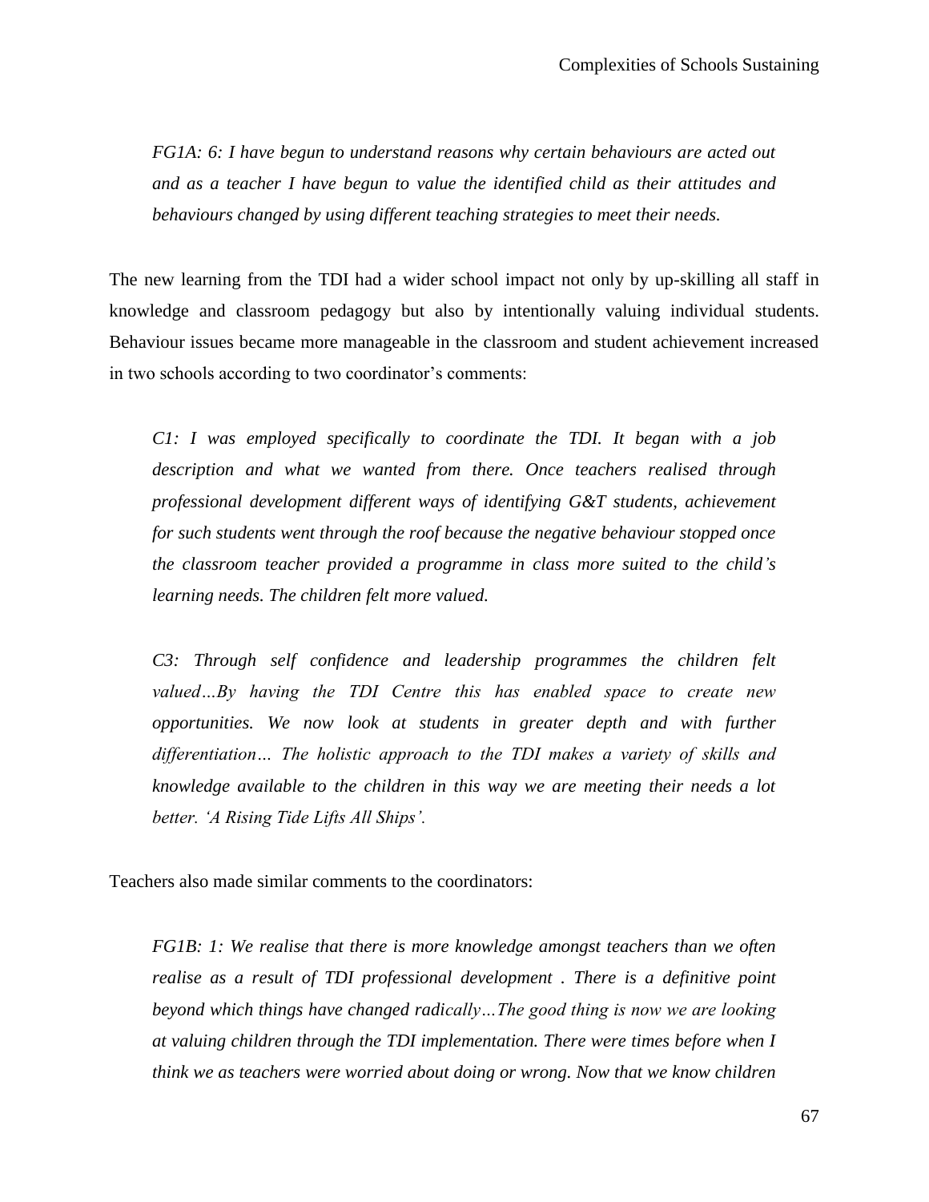*FG1A: 6: I have begun to understand reasons why certain behaviours are acted out and as a teacher I have begun to value the identified child as their attitudes and behaviours changed by using different teaching strategies to meet their needs.*

The new learning from the TDI had a wider school impact not only by up-skilling all staff in knowledge and classroom pedagogy but also by intentionally valuing individual students. Behaviour issues became more manageable in the classroom and student achievement increased in two schools according to two coordinator's comments:

*C1: I was employed specifically to coordinate the TDI. It began with a job description and what we wanted from there. Once teachers realised through professional development different ways of identifying G&T students, achievement for such students went through the roof because the negative behaviour stopped once the classroom teacher provided a programme in class more suited to the child's learning needs. The children felt more valued.*

*C3: Through self confidence and leadership programmes the children felt valued…By having the TDI Centre this has enabled space to create new opportunities. We now look at students in greater depth and with further differentiation… The holistic approach to the TDI makes a variety of skills and knowledge available to the children in this way we are meeting their needs a lot better. 'A Rising Tide Lifts All Ships'.*

Teachers also made similar comments to the coordinators:

*FG1B: 1: We realise that there is more knowledge amongst teachers than we often realise as a result of TDI professional development . There is a definitive point beyond which things have changed radically…The good thing is now we are looking at valuing children through the TDI implementation. There were times before when I think we as teachers were worried about doing or wrong. Now that we know children*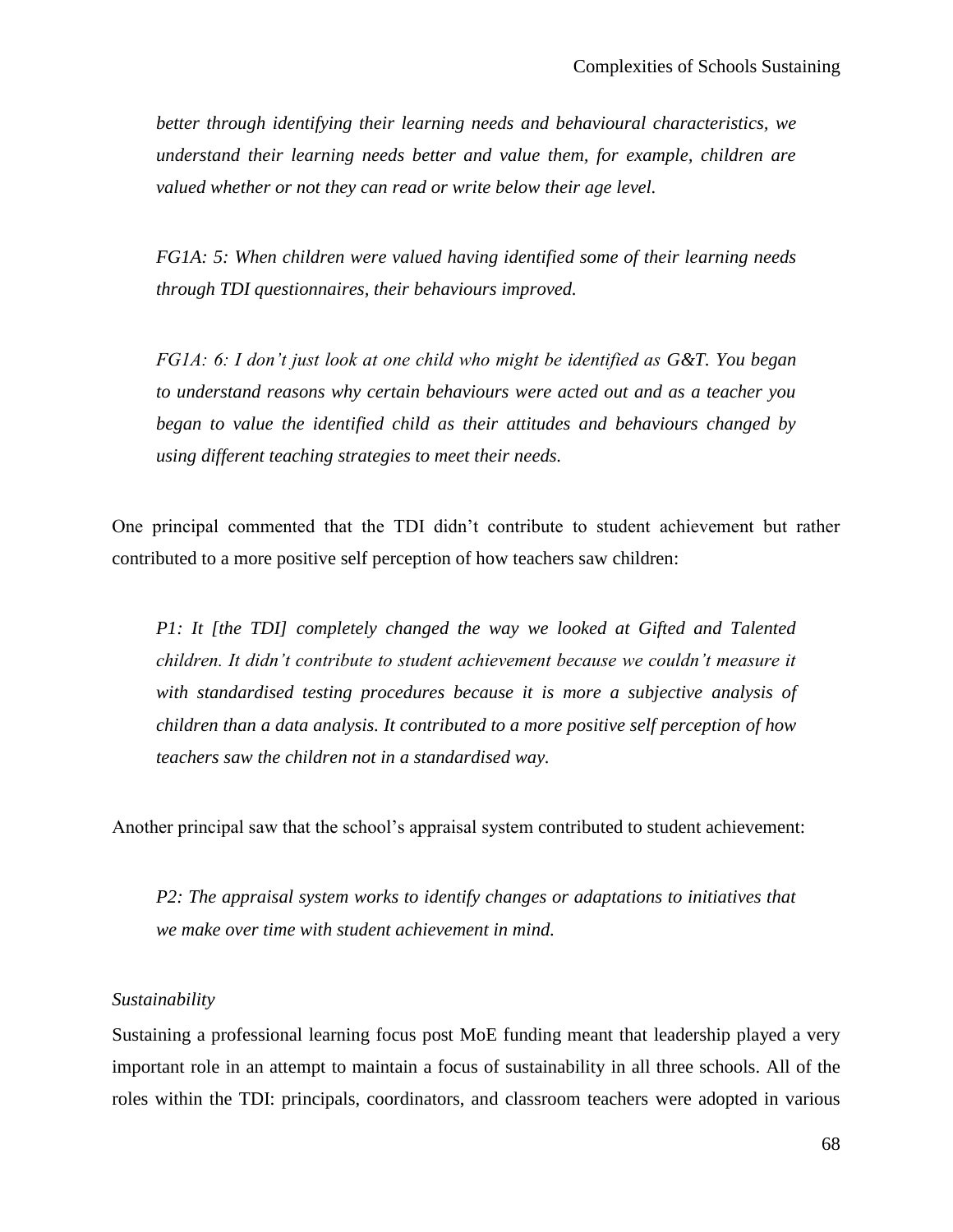*better through identifying their learning needs and behavioural characteristics, we understand their learning needs better and value them, for example, children are valued whether or not they can read or write below their age level.*

*FG1A: 5: When children were valued having identified some of their learning needs through TDI questionnaires, their behaviours improved.*

*FG1A: 6: I don't just look at one child who might be identified as G&T. You began to understand reasons why certain behaviours were acted out and as a teacher you began to value the identified child as their attitudes and behaviours changed by using different teaching strategies to meet their needs.*

One principal commented that the TDI didn't contribute to student achievement but rather contributed to a more positive self perception of how teachers saw children:

*P1: It [the TDI] completely changed the way we looked at Gifted and Talented children. It didn't contribute to student achievement because we couldn't measure it with standardised testing procedures because it is more a subjective analysis of children than a data analysis. It contributed to a more positive self perception of how teachers saw the children not in a standardised way.*

Another principal saw that the school's appraisal system contributed to student achievement:

*P2: The appraisal system works to identify changes or adaptations to initiatives that we make over time with student achievement in mind.*

*Sustainability*

Sustaining a professional learning focus post MoE funding meant that leadership played a very important role in an attempt to maintain a focus of sustainability in all three schools. All of the roles within the TDI: principals, coordinators, and classroom teachers were adopted in various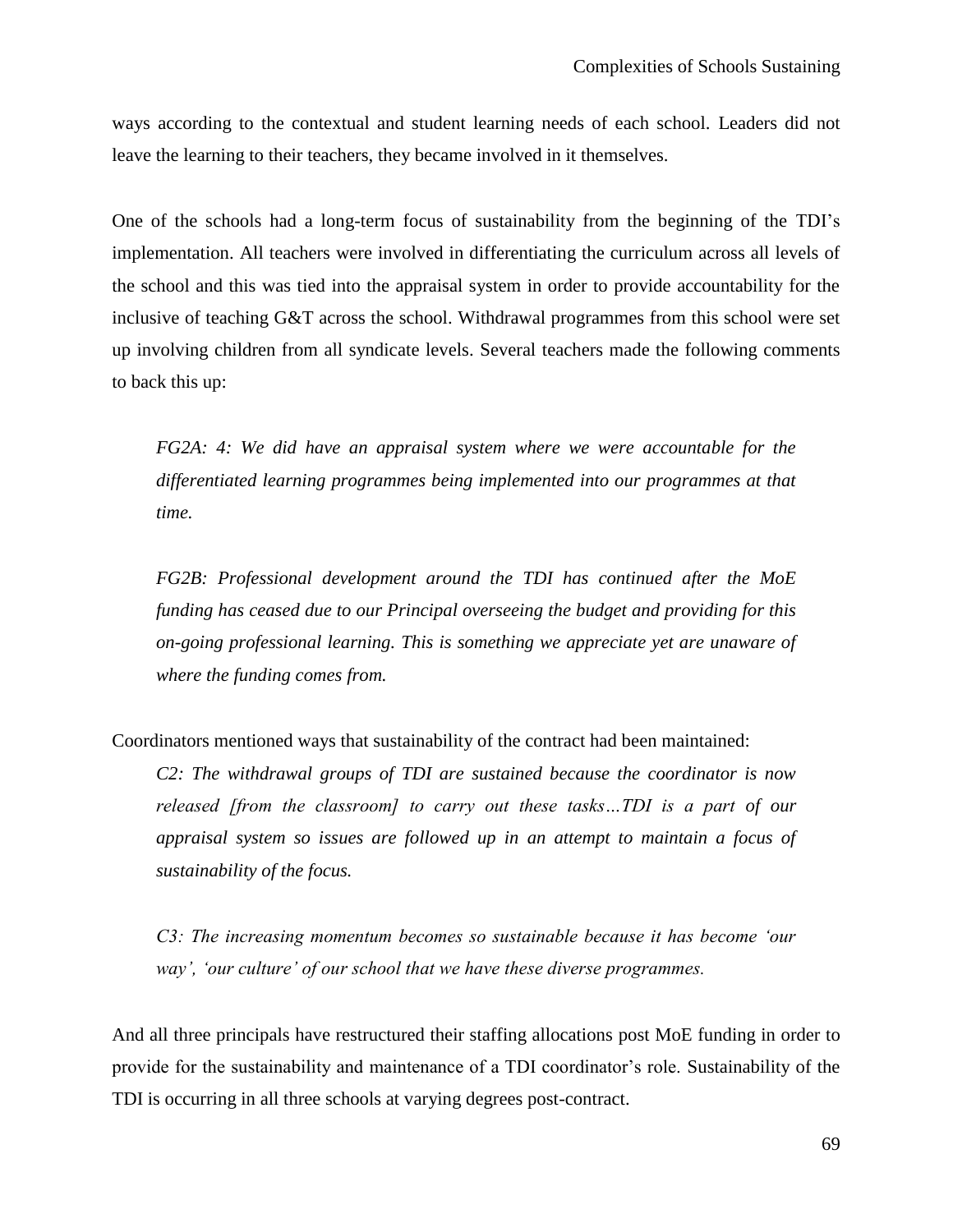ways according to the contextual and student learning needs of each school. Leaders did not leave the learning to their teachers, they became involved in it themselves.

One of the schools had a long-term focus of sustainability from the beginning of the TDI's implementation. All teachers were involved in differentiating the curriculum across all levels of the school and this was tied into the appraisal system in order to provide accountability for the inclusive of teaching G&T across the school. Withdrawal programmes from this school were set up involving children from all syndicate levels. Several teachers made the following comments to back this up:

> *FG2A: 4: We did have an appraisal system where we were accountable for the differentiated learning programmes being implemented into our programmes at that time.*
>
> *FG2B: Professional development around the TDI has continued after the MoE funding has ceased due to our Principal overseeing the budget and providing for this on-going professional learning. This is something we appreciate yet are unaware of where the funding comes from.*

Coordinators mentioned ways that sustainability of the contract had been maintained:

> *C2: The withdrawal groups of TDI are sustained because the coordinator is now released [from the classroom] to carry out these tasks…TDI is a part of our appraisal system so issues are followed up in an attempt to maintain a focus of sustainability of the focus.*
>
> *C3: The increasing momentum becomes so sustainable because it has become 'our way', 'our culture' of our school that we have these diverse programmes.*

And all three principals have restructured their staffing allocations post MoE funding in order to provide for the sustainability and maintenance of a TDI coordinator's role. Sustainability of the TDI is occurring in all three schools at varying degrees post-contract.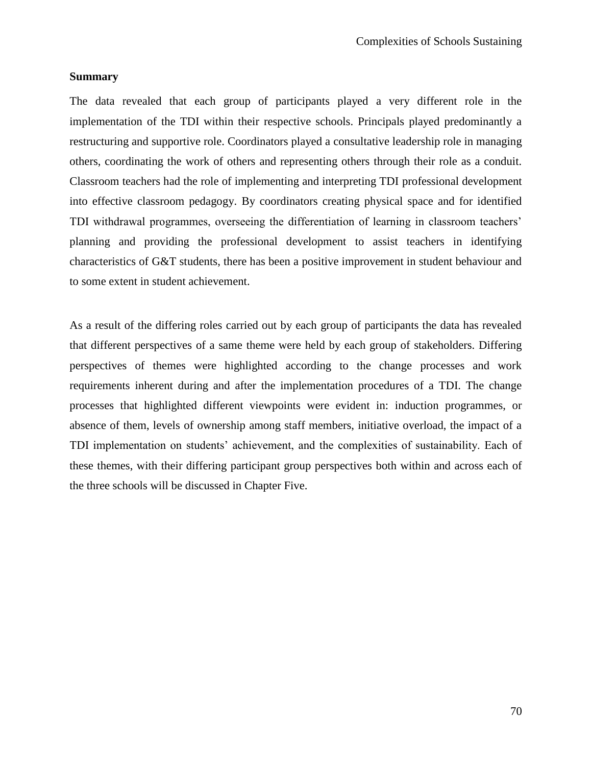**Summary**

The data revealed that each group of participants played a very different role in the implementation of the TDI within their respective schools. Principals played predominantly a restructuring and supportive role. Coordinators played a consultative leadership role in managing others, coordinating the work of others and representing others through their role as a conduit. Classroom teachers had the role of implementing and interpreting TDI professional development into effective classroom pedagogy. By coordinators creating physical space and for identified TDI withdrawal programmes, overseeing the differentiation of learning in classroom teachers' planning and providing the professional development to assist teachers in identifying characteristics of G&T students, there has been a positive improvement in student behaviour and to some extent in student achievement.

As a result of the differing roles carried out by each group of participants the data has revealed that different perspectives of a same theme were held by each group of stakeholders. Differing perspectives of themes were highlighted according to the change processes and work requirements inherent during and after the implementation procedures of a TDI. The change processes that highlighted different viewpoints were evident in: induction programmes, or absence of them, levels of ownership among staff members, initiative overload, the impact of a TDI implementation on students' achievement, and the complexities of sustainability. Each of these themes, with their differing participant group perspectives both within and across each of the three schools will be discussed in Chapter Five.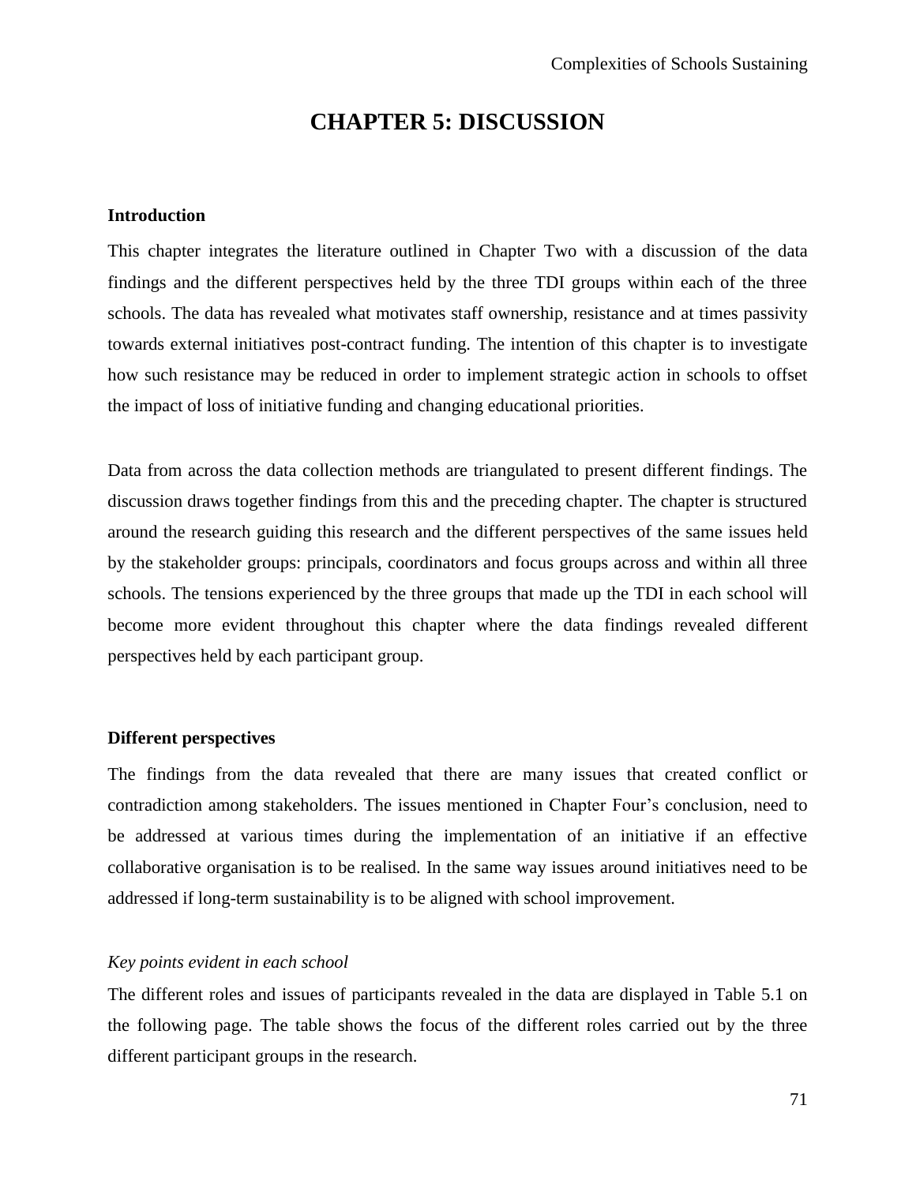# CHAPTER 5: DISCUSSION

## Introduction

This chapter integrates the literature outlined in Chapter Two with a discussion of the data findings and the different perspectives held by the three TDI groups within each of the three schools. The data has revealed what motivates staff ownership, resistance and at times passivity towards external initiatives post-contract funding. The intention of this chapter is to investigate how such resistance may be reduced in order to implement strategic action in schools to offset the impact of loss of initiative funding and changing educational priorities.

Data from across the data collection methods are triangulated to present different findings. The discussion draws together findings from this and the preceding chapter. The chapter is structured around the research guiding this research and the different perspectives of the same issues held by the stakeholder groups: principals, coordinators and focus groups across and within all three schools. The tensions experienced by the three groups that made up the TDI in each school will become more evident throughout this chapter where the data findings revealed different perspectives held by each participant group.

## Different perspectives

The findings from the data revealed that there are many issues that created conflict or contradiction among stakeholders. The issues mentioned in Chapter Four's conclusion, need to be addressed at various times during the implementation of an initiative if an effective collaborative organisation is to be realised. In the same way issues around initiatives need to be addressed if long-term sustainability is to be aligned with school improvement.

### *Key points evident in each school*

The different roles and issues of participants revealed in the data are displayed in Table 5.1 on the following page. The table shows the focus of the different roles carried out by the three different participant groups in the research.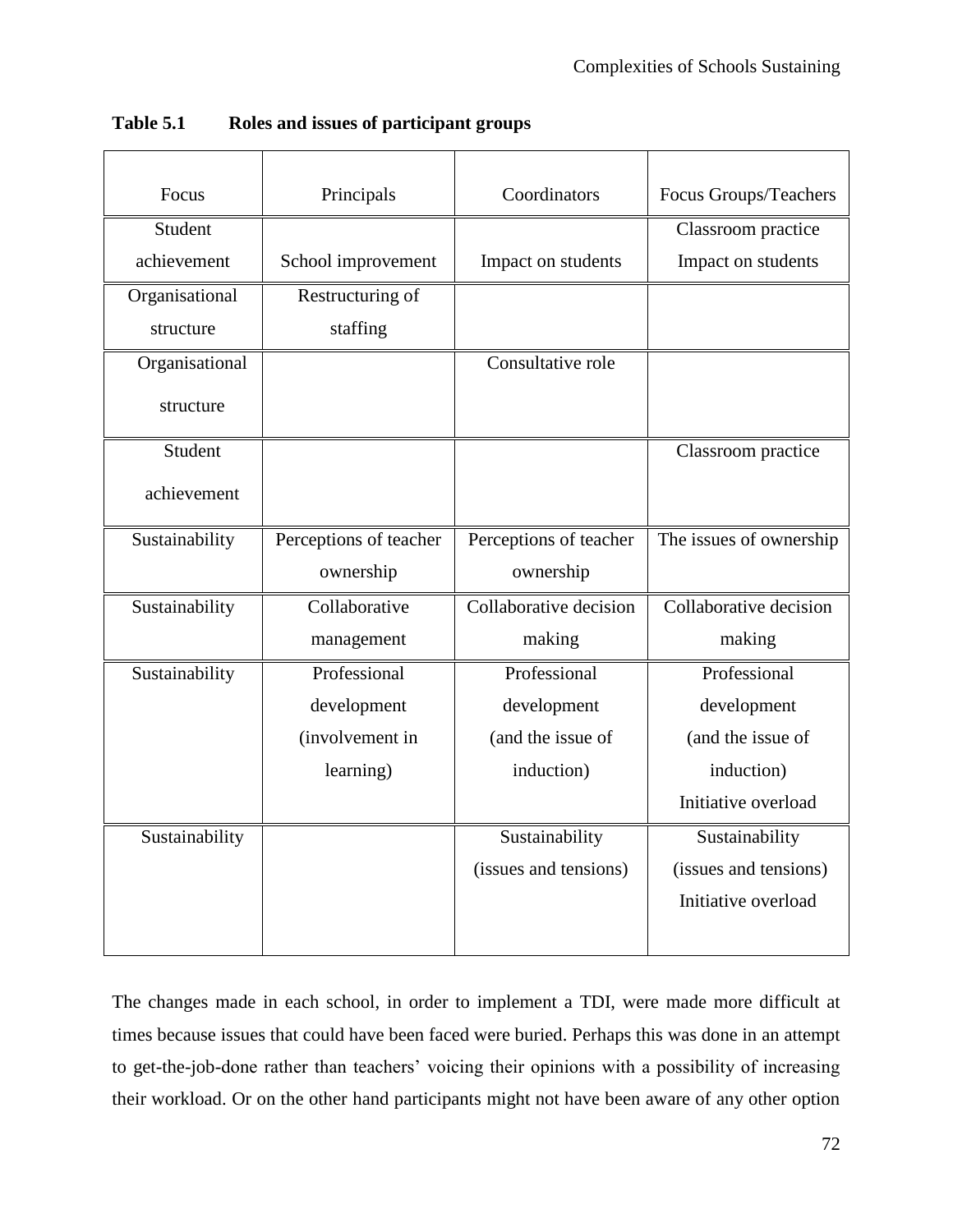**Table 5.1 Roles and issues of participant groups**

| Focus | Principals | Coordinators | Focus Groups/Teachers |
|---|---|---|---|
| Student achievement | School improvement | Impact on students | Classroom practice Impact on students |
| Organisational structure | Restructuring of staffing | | |
| Organisational structure | | Consultative role | |
| Student achievement | | | Classroom practice |
| Sustainability | Perceptions of teacher ownership | Perceptions of teacher ownership | The issues of ownership |
| Sustainability | Collaborative management | Collaborative decision making | Collaborative decision making |
| Sustainability | Professional development (involvement in learning) | Professional development (and the issue of induction) | Professional development (and the issue of induction) Initiative overload |
| Sustainability | | Sustainability (issues and tensions) | Sustainability (issues and tensions) Initiative overload |

The changes made in each school, in order to implement a TDI, were made more difficult at times because issues that could have been faced were buried. Perhaps this was done in an attempt to get-the-job-done rather than teachers' voicing their opinions with a possibility of increasing their workload. Or on the other hand participants might not have been aware of any other option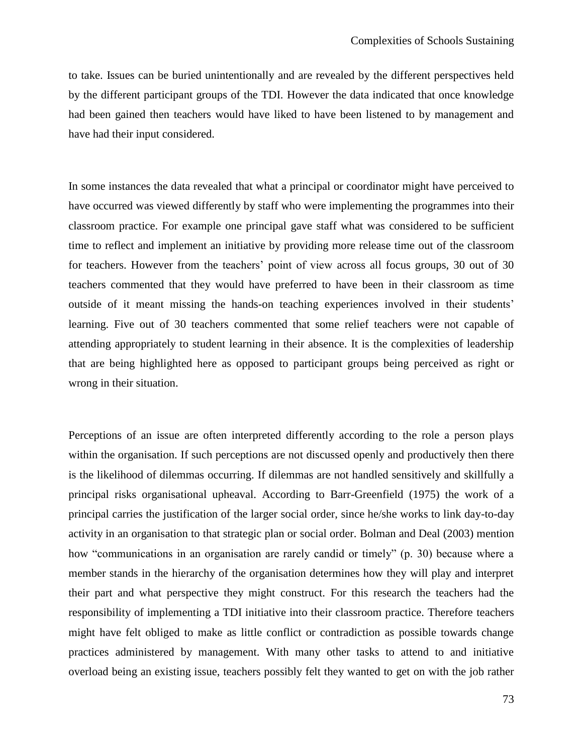to take. Issues can be buried unintentionally and are revealed by the different perspectives held by the different participant groups of the TDI. However the data indicated that once knowledge had been gained then teachers would have liked to have been listened to by management and have had their input considered.

In some instances the data revealed that what a principal or coordinator might have perceived to have occurred was viewed differently by staff who were implementing the programmes into their classroom practice. For example one principal gave staff what was considered to be sufficient time to reflect and implement an initiative by providing more release time out of the classroom for teachers. However from the teachers' point of view across all focus groups, 30 out of 30 teachers commented that they would have preferred to have been in their classroom as time outside of it meant missing the hands-on teaching experiences involved in their students' learning. Five out of 30 teachers commented that some relief teachers were not capable of attending appropriately to student learning in their absence. It is the complexities of leadership that are being highlighted here as opposed to participant groups being perceived as right or wrong in their situation.

Perceptions of an issue are often interpreted differently according to the role a person plays within the organisation. If such perceptions are not discussed openly and productively then there is the likelihood of dilemmas occurring. If dilemmas are not handled sensitively and skillfully a principal risks organisational upheaval. According to Barr-Greenfield (1975) the work of a principal carries the justification of the larger social order, since he/she works to link day-to-day activity in an organisation to that strategic plan or social order. Bolman and Deal (2003) mention how "communications in an organisation are rarely candid or timely" (p. 30) because where a member stands in the hierarchy of the organisation determines how they will play and interpret their part and what perspective they might construct. For this research the teachers had the responsibility of implementing a TDI initiative into their classroom practice. Therefore teachers might have felt obliged to make as little conflict or contradiction as possible towards change practices administered by management. With many other tasks to attend to and initiative overload being an existing issue, teachers possibly felt they wanted to get on with the job rather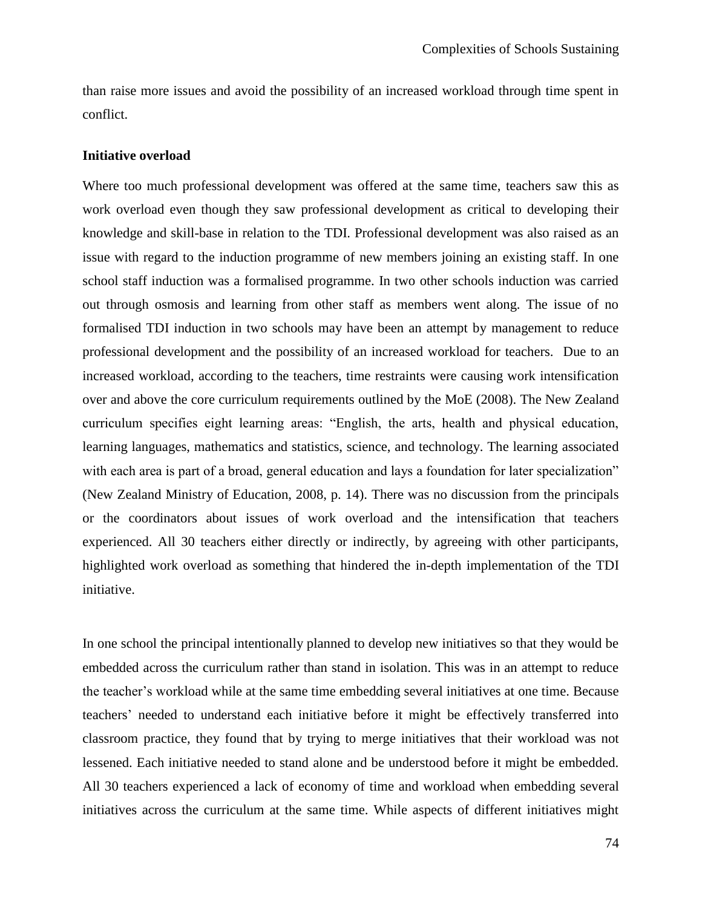than raise more issues and avoid the possibility of an increased workload through time spent in conflict.

**Initiative overload**

Where too much professional development was offered at the same time, teachers saw this as work overload even though they saw professional development as critical to developing their knowledge and skill-base in relation to the TDI. Professional development was also raised as an issue with regard to the induction programme of new members joining an existing staff. In one school staff induction was a formalised programme. In two other schools induction was carried out through osmosis and learning from other staff as members went along. The issue of no formalised TDI induction in two schools may have been an attempt by management to reduce professional development and the possibility of an increased workload for teachers. Due to an increased workload, according to the teachers, time restraints were causing work intensification over and above the core curriculum requirements outlined by the MoE (2008). The New Zealand curriculum specifies eight learning areas: "English, the arts, health and physical education, learning languages, mathematics and statistics, science, and technology. The learning associated with each area is part of a broad, general education and lays a foundation for later specialization" (New Zealand Ministry of Education, 2008, p. 14). There was no discussion from the principals or the coordinators about issues of work overload and the intensification that teachers experienced. All 30 teachers either directly or indirectly, by agreeing with other participants, highlighted work overload as something that hindered the in-depth implementation of the TDI initiative.

In one school the principal intentionally planned to develop new initiatives so that they would be embedded across the curriculum rather than stand in isolation. This was in an attempt to reduce the teacher's workload while at the same time embedding several initiatives at one time. Because teachers' needed to understand each initiative before it might be effectively transferred into classroom practice, they found that by trying to merge initiatives that their workload was not lessened. Each initiative needed to stand alone and be understood before it might be embedded. All 30 teachers experienced a lack of economy of time and workload when embedding several initiatives across the curriculum at the same time. While aspects of different initiatives might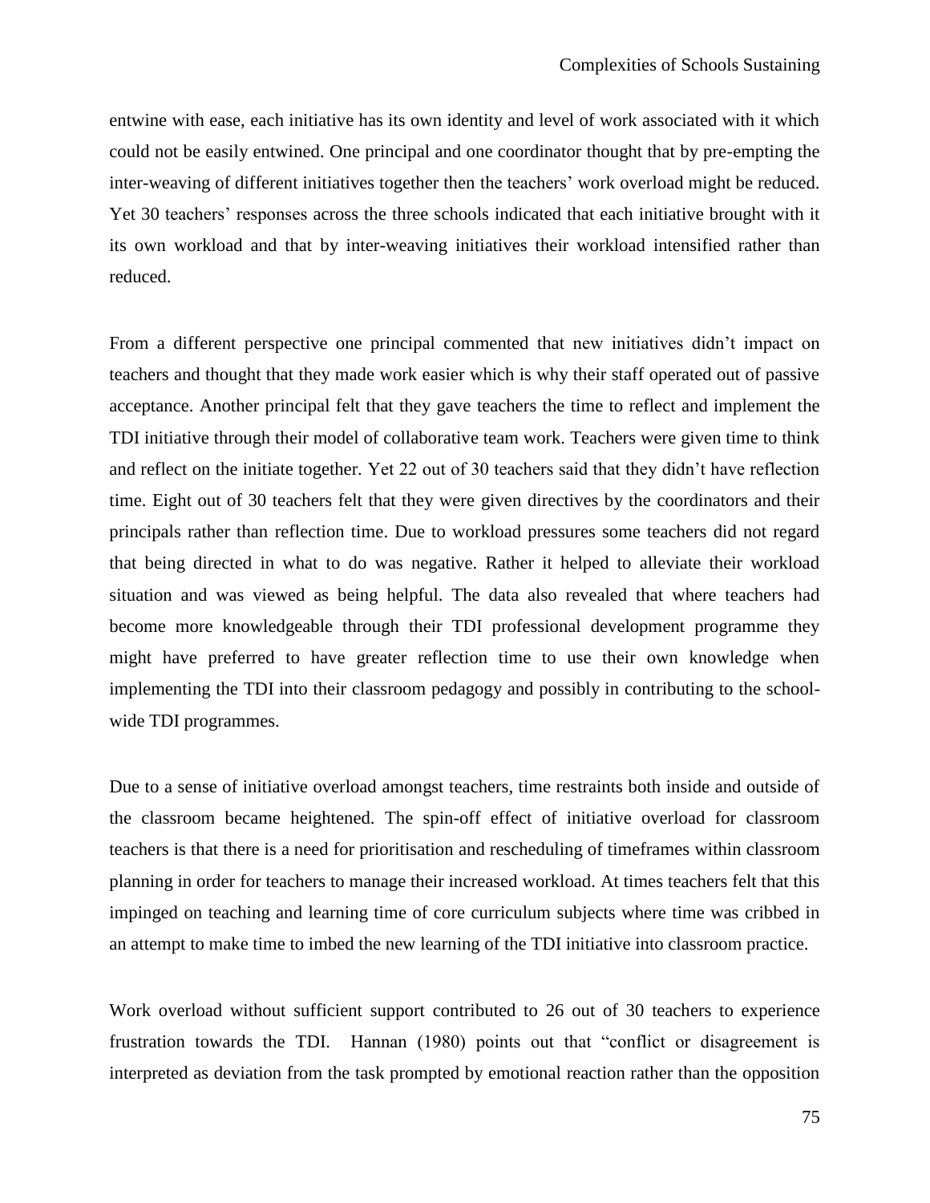entwine with ease, each initiative has its own identity and level of work associated with it which could not be easily entwined. One principal and one coordinator thought that by pre-empting the inter-weaving of different initiatives together then the teachers' work overload might be reduced. Yet 30 teachers' responses across the three schools indicated that each initiative brought with it its own workload and that by inter-weaving initiatives their workload intensified rather than reduced.

From a different perspective one principal commented that new initiatives didn't impact on teachers and thought that they made work easier which is why their staff operated out of passive acceptance. Another principal felt that they gave teachers the time to reflect and implement the TDI initiative through their model of collaborative team work. Teachers were given time to think and reflect on the initiate together. Yet 22 out of 30 teachers said that they didn't have reflection time. Eight out of 30 teachers felt that they were given directives by the coordinators and their principals rather than reflection time. Due to workload pressures some teachers did not regard that being directed in what to do was negative. Rather it helped to alleviate their workload situation and was viewed as being helpful. The data also revealed that where teachers had become more knowledgeable through their TDI professional development programme they might have preferred to have greater reflection time to use their own knowledge when implementing the TDI into their classroom pedagogy and possibly in contributing to the school-wide TDI programmes.

Due to a sense of initiative overload amongst teachers, time restraints both inside and outside of the classroom became heightened. The spin-off effect of initiative overload for classroom teachers is that there is a need for prioritisation and rescheduling of timeframes within classroom planning in order for teachers to manage their increased workload. At times teachers felt that this impinged on teaching and learning time of core curriculum subjects where time was cribbed in an attempt to make time to imbed the new learning of the TDI initiative into classroom practice.

Work overload without sufficient support contributed to 26 out of 30 teachers to experience frustration towards the TDI. Hannan (1980) points out that "conflict or disagreement is interpreted as deviation from the task prompted by emotional reaction rather than the opposition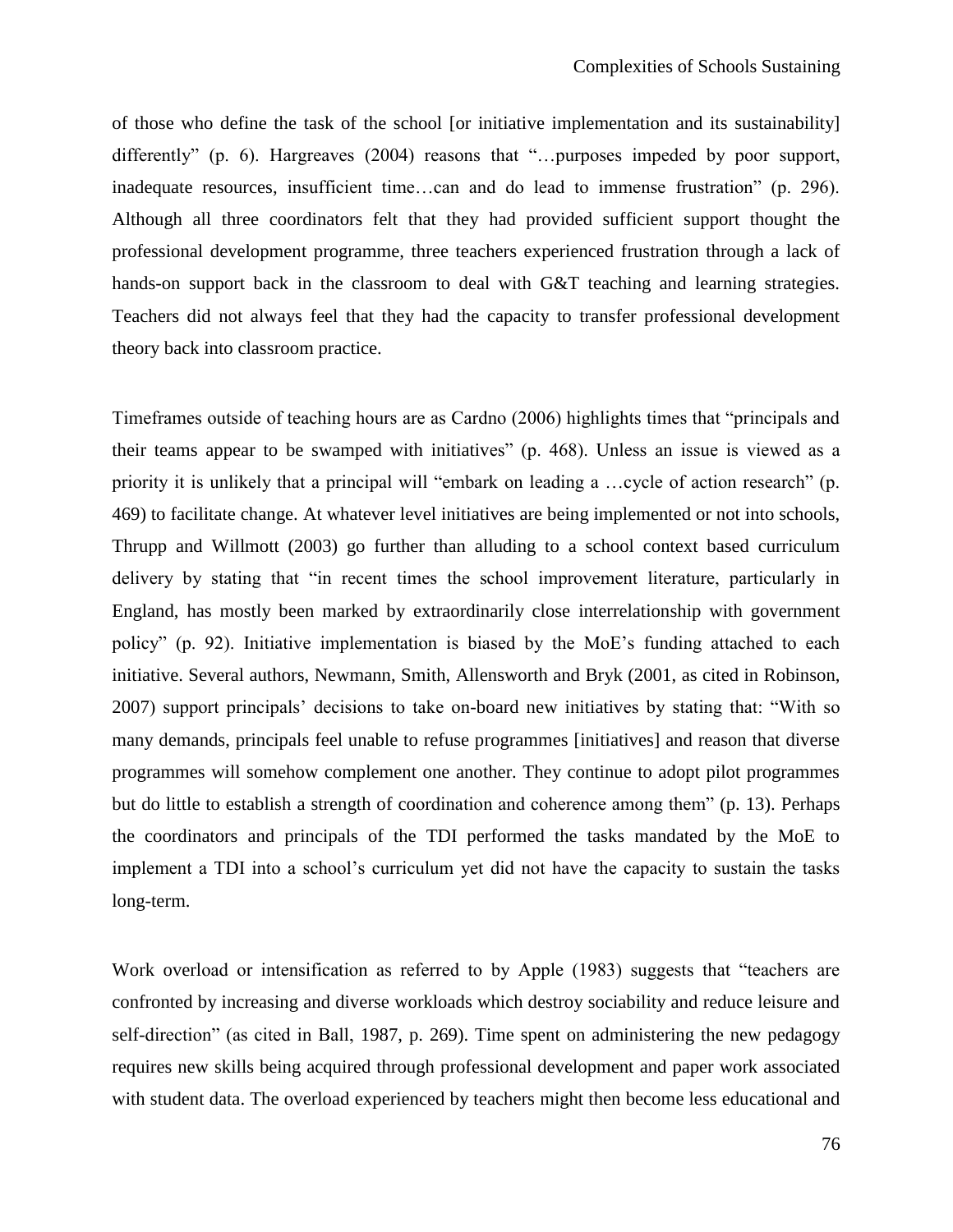of those who define the task of the school [or initiative implementation and its sustainability] differently" (p. 6). Hargreaves (2004) reasons that "…purposes impeded by poor support, inadequate resources, insufficient time…can and do lead to immense frustration" (p. 296). Although all three coordinators felt that they had provided sufficient support thought the professional development programme, three teachers experienced frustration through a lack of hands-on support back in the classroom to deal with G&T teaching and learning strategies. Teachers did not always feel that they had the capacity to transfer professional development theory back into classroom practice.

Timeframes outside of teaching hours are as Cardno (2006) highlights times that "principals and their teams appear to be swamped with initiatives" (p. 468). Unless an issue is viewed as a priority it is unlikely that a principal will "embark on leading a …cycle of action research" (p. 469) to facilitate change. At whatever level initiatives are being implemented or not into schools, Thrupp and Willmott (2003) go further than alluding to a school context based curriculum delivery by stating that "in recent times the school improvement literature, particularly in England, has mostly been marked by extraordinarily close interrelationship with government policy" (p. 92). Initiative implementation is biased by the MoE's funding attached to each initiative. Several authors, Newmann, Smith, Allensworth and Bryk (2001, as cited in Robinson, 2007) support principals' decisions to take on-board new initiatives by stating that: "With so many demands, principals feel unable to refuse programmes [initiatives] and reason that diverse programmes will somehow complement one another. They continue to adopt pilot programmes but do little to establish a strength of coordination and coherence among them" (p. 13). Perhaps the coordinators and principals of the TDI performed the tasks mandated by the MoE to implement a TDI into a school's curriculum yet did not have the capacity to sustain the tasks long-term.

Work overload or intensification as referred to by Apple (1983) suggests that "teachers are confronted by increasing and diverse workloads which destroy sociability and reduce leisure and self-direction" (as cited in Ball, 1987, p. 269). Time spent on administering the new pedagogy requires new skills being acquired through professional development and paper work associated with student data. The overload experienced by teachers might then become less educational and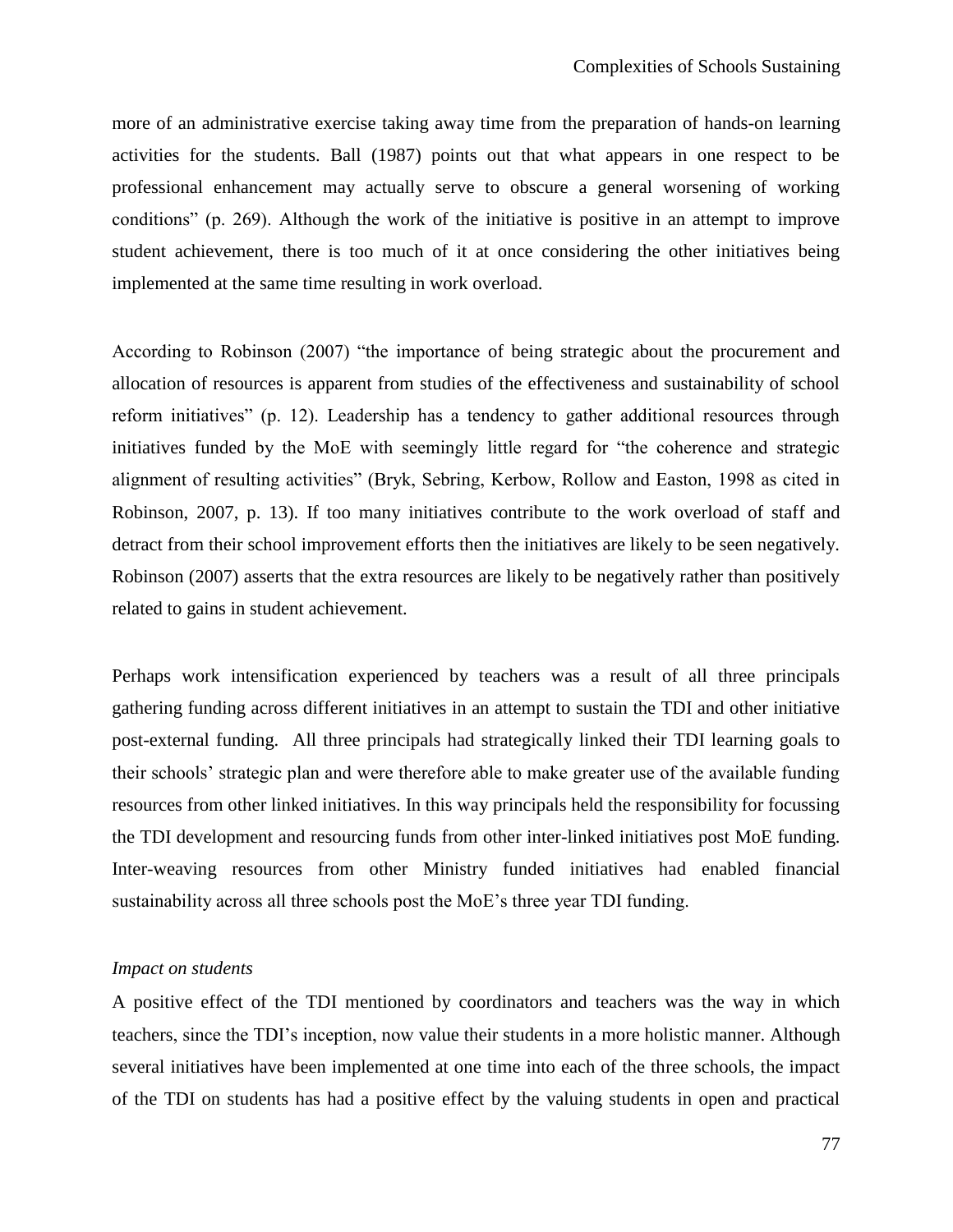more of an administrative exercise taking away time from the preparation of hands-on learning activities for the students. Ball (1987) points out that what appears in one respect to be professional enhancement may actually serve to obscure a general worsening of working conditions" (p. 269). Although the work of the initiative is positive in an attempt to improve student achievement, there is too much of it at once considering the other initiatives being implemented at the same time resulting in work overload.

According to Robinson (2007) "the importance of being strategic about the procurement and allocation of resources is apparent from studies of the effectiveness and sustainability of school reform initiatives" (p. 12). Leadership has a tendency to gather additional resources through initiatives funded by the MoE with seemingly little regard for "the coherence and strategic alignment of resulting activities" (Bryk, Sebring, Kerbow, Rollow and Easton, 1998 as cited in Robinson, 2007, p. 13). If too many initiatives contribute to the work overload of staff and detract from their school improvement efforts then the initiatives are likely to be seen negatively. Robinson (2007) asserts that the extra resources are likely to be negatively rather than positively related to gains in student achievement.

Perhaps work intensification experienced by teachers was a result of all three principals gathering funding across different initiatives in an attempt to sustain the TDI and other initiative post-external funding. All three principals had strategically linked their TDI learning goals to their schools' strategic plan and were therefore able to make greater use of the available funding resources from other linked initiatives. In this way principals held the responsibility for focussing the TDI development and resourcing funds from other inter-linked initiatives post MoE funding. Inter-weaving resources from other Ministry funded initiatives had enabled financial sustainability across all three schools post the MoE's three year TDI funding.

*Impact on students*

A positive effect of the TDI mentioned by coordinators and teachers was the way in which teachers, since the TDI's inception, now value their students in a more holistic manner. Although several initiatives have been implemented at one time into each of the three schools, the impact of the TDI on students has had a positive effect by the valuing students in open and practical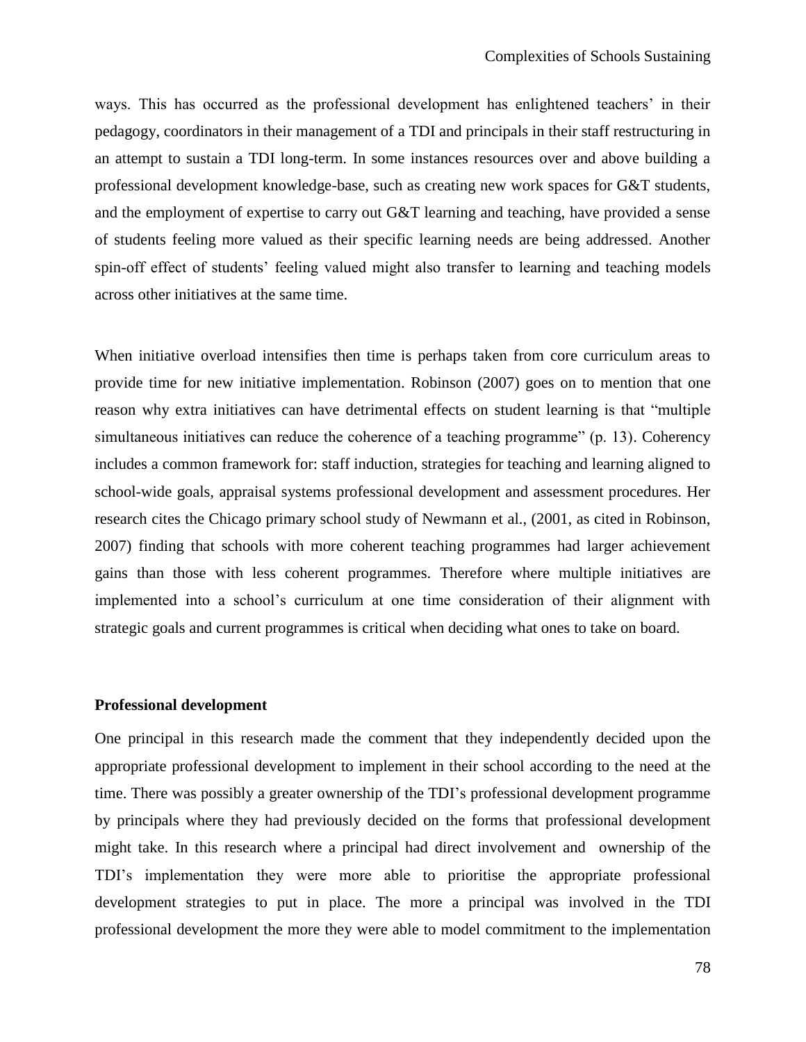ways. This has occurred as the professional development has enlightened teachers' in their pedagogy, coordinators in their management of a TDI and principals in their staff restructuring in an attempt to sustain a TDI long-term. In some instances resources over and above building a professional development knowledge-base, such as creating new work spaces for G&T students, and the employment of expertise to carry out G&T learning and teaching, have provided a sense of students feeling more valued as their specific learning needs are being addressed. Another spin-off effect of students' feeling valued might also transfer to learning and teaching models across other initiatives at the same time.

When initiative overload intensifies then time is perhaps taken from core curriculum areas to provide time for new initiative implementation. Robinson (2007) goes on to mention that one reason why extra initiatives can have detrimental effects on student learning is that "multiple simultaneous initiatives can reduce the coherence of a teaching programme" (p. 13). Coherency includes a common framework for: staff induction, strategies for teaching and learning aligned to school-wide goals, appraisal systems professional development and assessment procedures. Her research cites the Chicago primary school study of Newmann et al., (2001, as cited in Robinson, 2007) finding that schools with more coherent teaching programmes had larger achievement gains than those with less coherent programmes. Therefore where multiple initiatives are implemented into a school's curriculum at one time consideration of their alignment with strategic goals and current programmes is critical when deciding what ones to take on board.

**Professional development**

One principal in this research made the comment that they independently decided upon the appropriate professional development to implement in their school according to the need at the time. There was possibly a greater ownership of the TDI's professional development programme by principals where they had previously decided on the forms that professional development might take. In this research where a principal had direct involvement and ownership of the TDI's implementation they were more able to prioritise the appropriate professional development strategies to put in place. The more a principal was involved in the TDI professional development the more they were able to model commitment to the implementation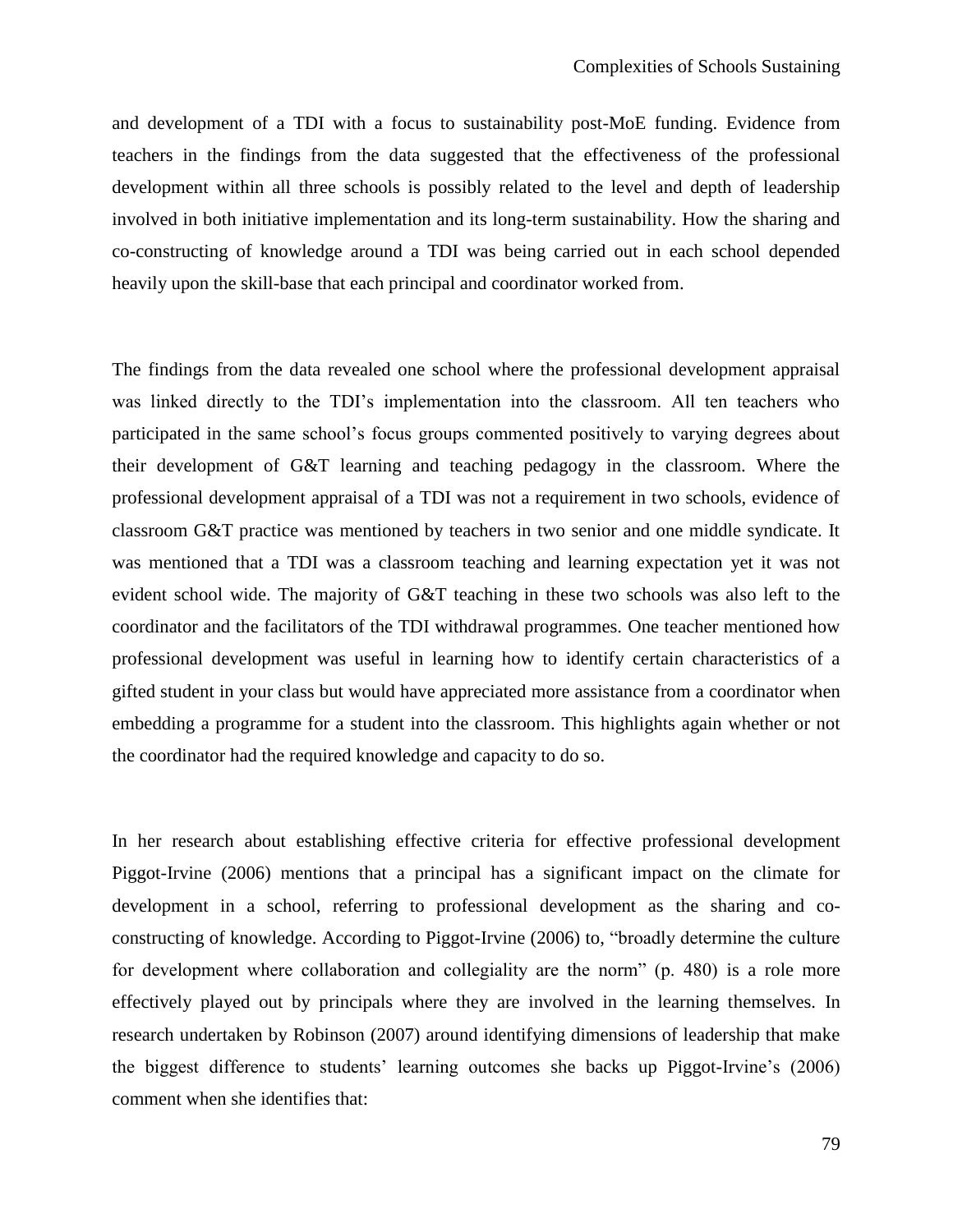and development of a TDI with a focus to sustainability post-MoE funding. Evidence from teachers in the findings from the data suggested that the effectiveness of the professional development within all three schools is possibly related to the level and depth of leadership involved in both initiative implementation and its long-term sustainability. How the sharing and co-constructing of knowledge around a TDI was being carried out in each school depended heavily upon the skill-base that each principal and coordinator worked from.

The findings from the data revealed one school where the professional development appraisal was linked directly to the TDI's implementation into the classroom. All ten teachers who participated in the same school's focus groups commented positively to varying degrees about their development of G&T learning and teaching pedagogy in the classroom. Where the professional development appraisal of a TDI was not a requirement in two schools, evidence of classroom G&T practice was mentioned by teachers in two senior and one middle syndicate. It was mentioned that a TDI was a classroom teaching and learning expectation yet it was not evident school wide. The majority of G&T teaching in these two schools was also left to the coordinator and the facilitators of the TDI withdrawal programmes. One teacher mentioned how professional development was useful in learning how to identify certain characteristics of a gifted student in your class but would have appreciated more assistance from a coordinator when embedding a programme for a student into the classroom. This highlights again whether or not the coordinator had the required knowledge and capacity to do so.

In her research about establishing effective criteria for effective professional development Piggot-Irvine (2006) mentions that a principal has a significant impact on the climate for development in a school, referring to professional development as the sharing and co-constructing of knowledge. According to Piggot-Irvine (2006) to, "broadly determine the culture for development where collaboration and collegiality are the norm" (p. 480) is a role more effectively played out by principals where they are involved in the learning themselves. In research undertaken by Robinson (2007) around identifying dimensions of leadership that make the biggest difference to students' learning outcomes she backs up Piggot-Irvine's (2006) comment when she identifies that: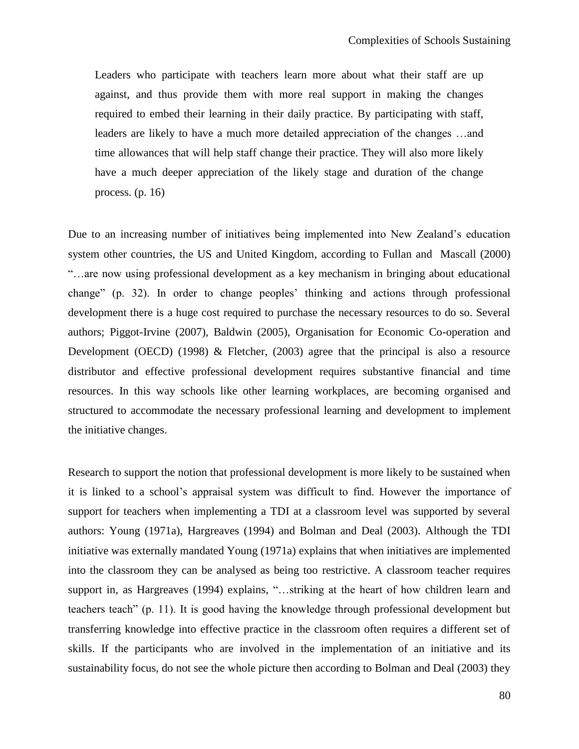> Leaders who participate with teachers learn more about what their staff are up against, and thus provide them with more real support in making the changes required to embed their learning in their daily practice. By participating with staff, leaders are likely to have a much more detailed appreciation of the changes …and time allowances that will help staff change their practice. They will also more likely have a much deeper appreciation of the likely stage and duration of the change process. (p. 16)

Due to an increasing number of initiatives being implemented into New Zealand's education system other countries, the US and United Kingdom, according to Fullan and Mascall (2000) "…are now using professional development as a key mechanism in bringing about educational change" (p. 32). In order to change peoples' thinking and actions through professional development there is a huge cost required to purchase the necessary resources to do so. Several authors; Piggot-Irvine (2007), Baldwin (2005), Organisation for Economic Co-operation and Development (OECD) (1998) & Fletcher, (2003) agree that the principal is also a resource distributor and effective professional development requires substantive financial and time resources. In this way schools like other learning workplaces, are becoming organised and structured to accommodate the necessary professional learning and development to implement the initiative changes.

Research to support the notion that professional development is more likely to be sustained when it is linked to a school's appraisal system was difficult to find. However the importance of support for teachers when implementing a TDI at a classroom level was supported by several authors: Young (1971a), Hargreaves (1994) and Bolman and Deal (2003). Although the TDI initiative was externally mandated Young (1971a) explains that when initiatives are implemented into the classroom they can be analysed as being too restrictive. A classroom teacher requires support in, as Hargreaves (1994) explains, "…striking at the heart of how children learn and teachers teach" (p. 11). It is good having the knowledge through professional development but transferring knowledge into effective practice in the classroom often requires a different set of skills. If the participants who are involved in the implementation of an initiative and its sustainability focus, do not see the whole picture then according to Bolman and Deal (2003) they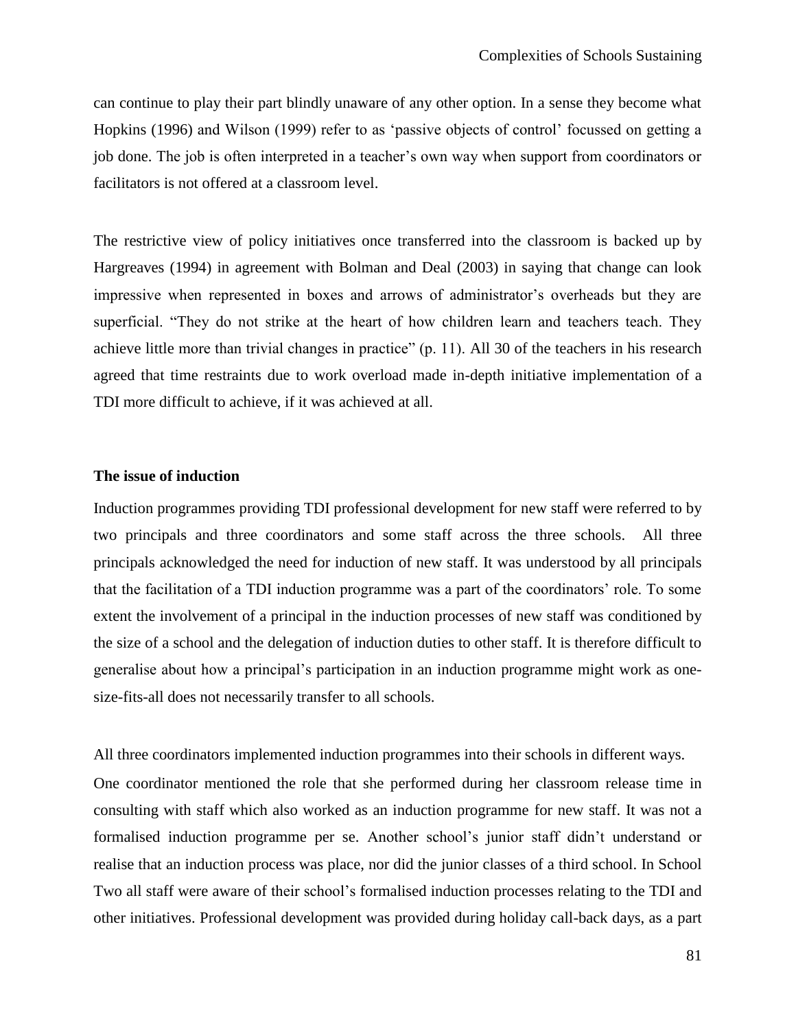can continue to play their part blindly unaware of any other option. In a sense they become what Hopkins (1996) and Wilson (1999) refer to as 'passive objects of control' focussed on getting a job done. The job is often interpreted in a teacher's own way when support from coordinators or facilitators is not offered at a classroom level.

The restrictive view of policy initiatives once transferred into the classroom is backed up by Hargreaves (1994) in agreement with Bolman and Deal (2003) in saying that change can look impressive when represented in boxes and arrows of administrator's overheads but they are superficial. "They do not strike at the heart of how children learn and teachers teach. They achieve little more than trivial changes in practice" (p. 11). All 30 of the teachers in his research agreed that time restraints due to work overload made in-depth initiative implementation of a TDI more difficult to achieve, if it was achieved at all.

**The issue of induction**

Induction programmes providing TDI professional development for new staff were referred to by two principals and three coordinators and some staff across the three schools. All three principals acknowledged the need for induction of new staff. It was understood by all principals that the facilitation of a TDI induction programme was a part of the coordinators' role. To some extent the involvement of a principal in the induction processes of new staff was conditioned by the size of a school and the delegation of induction duties to other staff. It is therefore difficult to generalise about how a principal's participation in an induction programme might work as one-size-fits-all does not necessarily transfer to all schools.

All three coordinators implemented induction programmes into their schools in different ways. One coordinator mentioned the role that she performed during her classroom release time in consulting with staff which also worked as an induction programme for new staff. It was not a formalised induction programme per se. Another school's junior staff didn't understand or realise that an induction process was place, nor did the junior classes of a third school. In School Two all staff were aware of their school's formalised induction processes relating to the TDI and other initiatives. Professional development was provided during holiday call-back days, as a part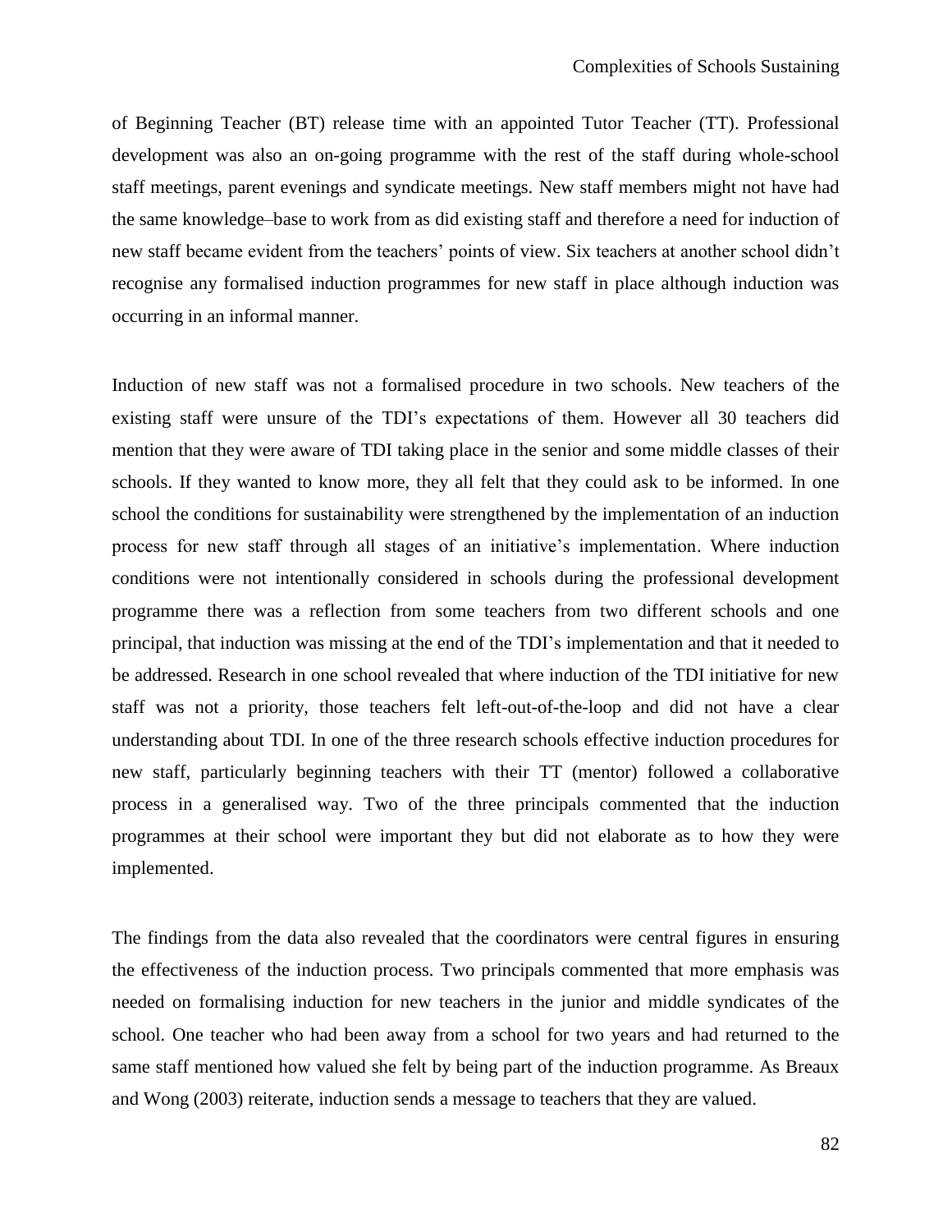of Beginning Teacher (BT) release time with an appointed Tutor Teacher (TT). Professional development was also an on-going programme with the rest of the staff during whole-school staff meetings, parent evenings and syndicate meetings. New staff members might not have had the same knowledge–base to work from as did existing staff and therefore a need for induction of new staff became evident from the teachers' points of view. Six teachers at another school didn't recognise any formalised induction programmes for new staff in place although induction was occurring in an informal manner.

Induction of new staff was not a formalised procedure in two schools. New teachers of the existing staff were unsure of the TDI's expectations of them. However all 30 teachers did mention that they were aware of TDI taking place in the senior and some middle classes of their schools. If they wanted to know more, they all felt that they could ask to be informed. In one school the conditions for sustainability were strengthened by the implementation of an induction process for new staff through all stages of an initiative's implementation. Where induction conditions were not intentionally considered in schools during the professional development programme there was a reflection from some teachers from two different schools and one principal, that induction was missing at the end of the TDI's implementation and that it needed to be addressed. Research in one school revealed that where induction of the TDI initiative for new staff was not a priority, those teachers felt left-out-of-the-loop and did not have a clear understanding about TDI. In one of the three research schools effective induction procedures for new staff, particularly beginning teachers with their TT (mentor) followed a collaborative process in a generalised way. Two of the three principals commented that the induction programmes at their school were important they but did not elaborate as to how they were implemented.

The findings from the data also revealed that the coordinators were central figures in ensuring the effectiveness of the induction process. Two principals commented that more emphasis was needed on formalising induction for new teachers in the junior and middle syndicates of the school. One teacher who had been away from a school for two years and had returned to the same staff mentioned how valued she felt by being part of the induction programme. As Breaux and Wong (2003) reiterate, induction sends a message to teachers that they are valued.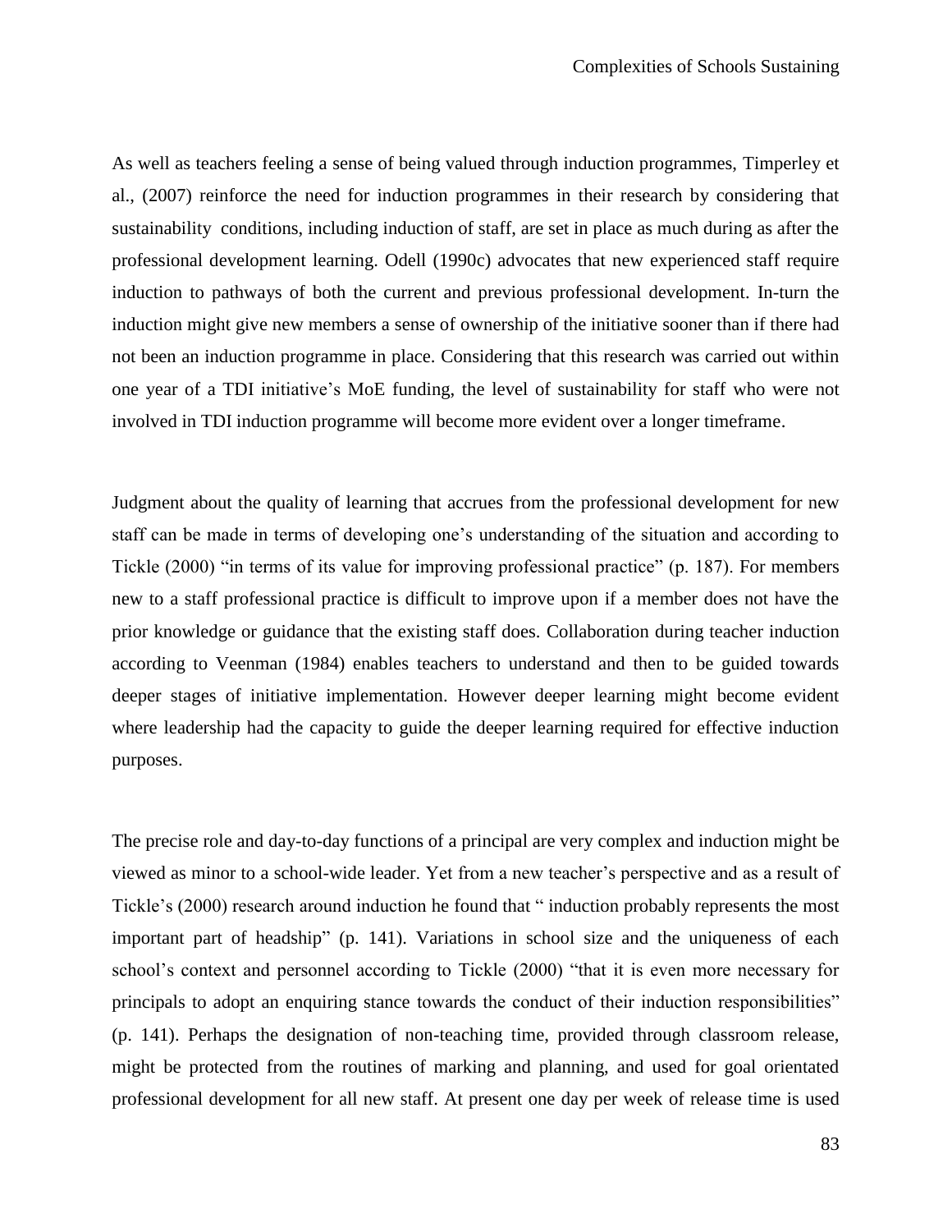As well as teachers feeling a sense of being valued through induction programmes, Timperley et al., (2007) reinforce the need for induction programmes in their research by considering that sustainability conditions, including induction of staff, are set in place as much during as after the professional development learning. Odell (1990c) advocates that new experienced staff require induction to pathways of both the current and previous professional development. In-turn the induction might give new members a sense of ownership of the initiative sooner than if there had not been an induction programme in place. Considering that this research was carried out within one year of a TDI initiative's MoE funding, the level of sustainability for staff who were not involved in TDI induction programme will become more evident over a longer timeframe.

Judgment about the quality of learning that accrues from the professional development for new staff can be made in terms of developing one's understanding of the situation and according to Tickle (2000) "in terms of its value for improving professional practice" (p. 187). For members new to a staff professional practice is difficult to improve upon if a member does not have the prior knowledge or guidance that the existing staff does. Collaboration during teacher induction according to Veenman (1984) enables teachers to understand and then to be guided towards deeper stages of initiative implementation. However deeper learning might become evident where leadership had the capacity to guide the deeper learning required for effective induction purposes.

The precise role and day-to-day functions of a principal are very complex and induction might be viewed as minor to a school-wide leader. Yet from a new teacher's perspective and as a result of Tickle's (2000) research around induction he found that " induction probably represents the most important part of headship" (p. 141). Variations in school size and the uniqueness of each school's context and personnel according to Tickle (2000) "that it is even more necessary for principals to adopt an enquiring stance towards the conduct of their induction responsibilities" (p. 141). Perhaps the designation of non-teaching time, provided through classroom release, might be protected from the routines of marking and planning, and used for goal orientated professional development for all new staff. At present one day per week of release time is used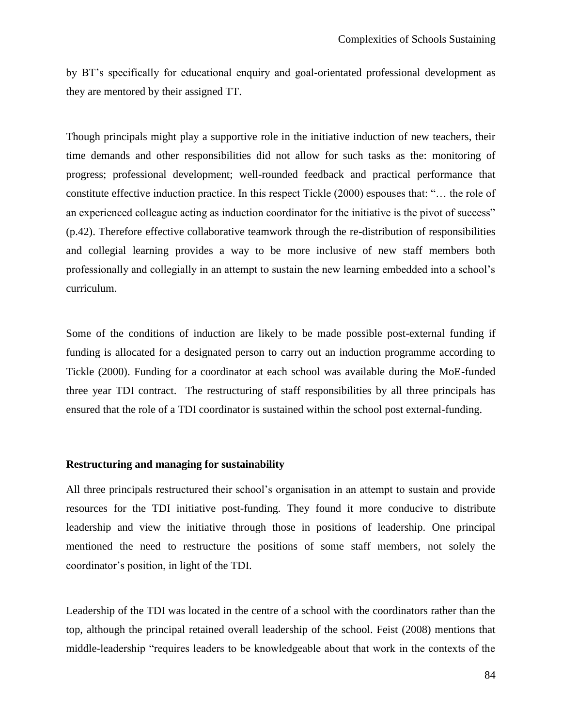by BT's specifically for educational enquiry and goal-orientated professional development as they are mentored by their assigned TT.

Though principals might play a supportive role in the initiative induction of new teachers, their time demands and other responsibilities did not allow for such tasks as the: monitoring of progress; professional development; well-rounded feedback and practical performance that constitute effective induction practice. In this respect Tickle (2000) espouses that: "… the role of an experienced colleague acting as induction coordinator for the initiative is the pivot of success" (p.42). Therefore effective collaborative teamwork through the re-distribution of responsibilities and collegial learning provides a way to be more inclusive of new staff members both professionally and collegially in an attempt to sustain the new learning embedded into a school's curriculum.

Some of the conditions of induction are likely to be made possible post-external funding if funding is allocated for a designated person to carry out an induction programme according to Tickle (2000). Funding for a coordinator at each school was available during the MoE-funded three year TDI contract. The restructuring of staff responsibilities by all three principals has ensured that the role of a TDI coordinator is sustained within the school post external-funding.

**Restructuring and managing for sustainability**

All three principals restructured their school's organisation in an attempt to sustain and provide resources for the TDI initiative post-funding. They found it more conducive to distribute leadership and view the initiative through those in positions of leadership. One principal mentioned the need to restructure the positions of some staff members, not solely the coordinator's position, in light of the TDI.

Leadership of the TDI was located in the centre of a school with the coordinators rather than the top, although the principal retained overall leadership of the school. Feist (2008) mentions that middle-leadership "requires leaders to be knowledgeable about that work in the contexts of the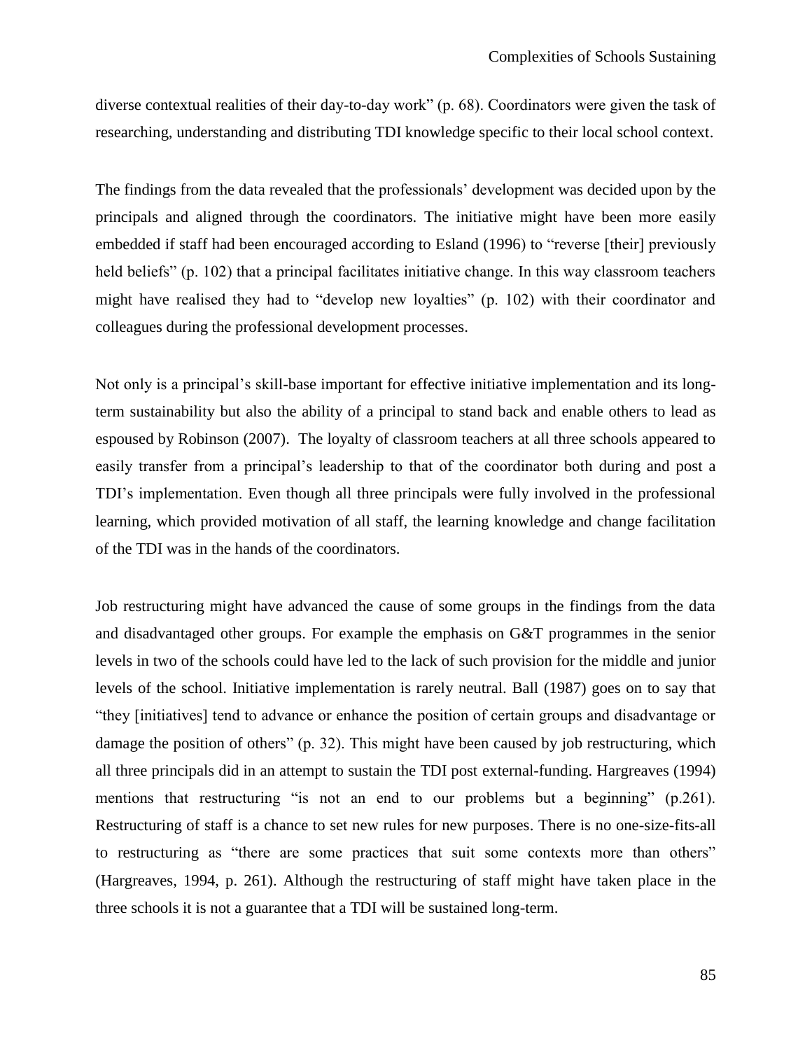diverse contextual realities of their day-to-day work" (p. 68). Coordinators were given the task of researching, understanding and distributing TDI knowledge specific to their local school context.

The findings from the data revealed that the professionals' development was decided upon by the principals and aligned through the coordinators. The initiative might have been more easily embedded if staff had been encouraged according to Esland (1996) to "reverse [their] previously held beliefs" (p. 102) that a principal facilitates initiative change. In this way classroom teachers might have realised they had to "develop new loyalties" (p. 102) with their coordinator and colleagues during the professional development processes.

Not only is a principal's skill-base important for effective initiative implementation and its long-term sustainability but also the ability of a principal to stand back and enable others to lead as espoused by Robinson (2007). The loyalty of classroom teachers at all three schools appeared to easily transfer from a principal's leadership to that of the coordinator both during and post a TDI's implementation. Even though all three principals were fully involved in the professional learning, which provided motivation of all staff, the learning knowledge and change facilitation of the TDI was in the hands of the coordinators.

Job restructuring might have advanced the cause of some groups in the findings from the data and disadvantaged other groups. For example the emphasis on G&T programmes in the senior levels in two of the schools could have led to the lack of such provision for the middle and junior levels of the school. Initiative implementation is rarely neutral. Ball (1987) goes on to say that "they [initiatives] tend to advance or enhance the position of certain groups and disadvantage or damage the position of others" (p. 32). This might have been caused by job restructuring, which all three principals did in an attempt to sustain the TDI post external-funding. Hargreaves (1994) mentions that restructuring "is not an end to our problems but a beginning" (p.261). Restructuring of staff is a chance to set new rules for new purposes. There is no one-size-fits-all to restructuring as "there are some practices that suit some contexts more than others" (Hargreaves, 1994, p. 261). Although the restructuring of staff might have taken place in the three schools it is not a guarantee that a TDI will be sustained long-term.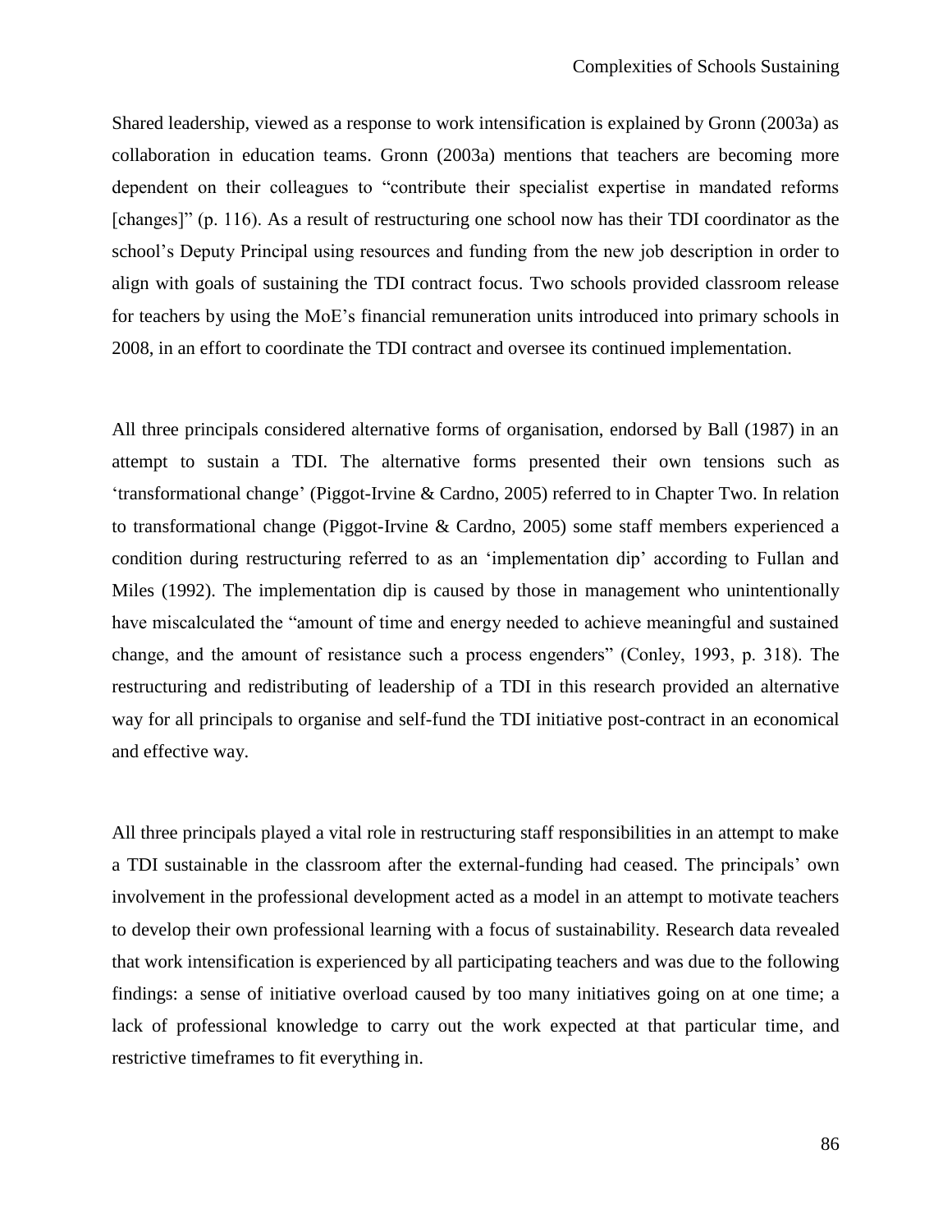Shared leadership, viewed as a response to work intensification is explained by Gronn (2003a) as collaboration in education teams. Gronn (2003a) mentions that teachers are becoming more dependent on their colleagues to "contribute their specialist expertise in mandated reforms [changes]" (p. 116). As a result of restructuring one school now has their TDI coordinator as the school's Deputy Principal using resources and funding from the new job description in order to align with goals of sustaining the TDI contract focus. Two schools provided classroom release for teachers by using the MoE's financial remuneration units introduced into primary schools in 2008, in an effort to coordinate the TDI contract and oversee its continued implementation.

All three principals considered alternative forms of organisation, endorsed by Ball (1987) in an attempt to sustain a TDI. The alternative forms presented their own tensions such as 'transformational change' (Piggot-Irvine & Cardno, 2005) referred to in Chapter Two. In relation to transformational change (Piggot-Irvine & Cardno, 2005) some staff members experienced a condition during restructuring referred to as an 'implementation dip' according to Fullan and Miles (1992). The implementation dip is caused by those in management who unintentionally have miscalculated the "amount of time and energy needed to achieve meaningful and sustained change, and the amount of resistance such a process engenders" (Conley, 1993, p. 318). The restructuring and redistributing of leadership of a TDI in this research provided an alternative way for all principals to organise and self-fund the TDI initiative post-contract in an economical and effective way.

All three principals played a vital role in restructuring staff responsibilities in an attempt to make a TDI sustainable in the classroom after the external-funding had ceased. The principals' own involvement in the professional development acted as a model in an attempt to motivate teachers to develop their own professional learning with a focus of sustainability. Research data revealed that work intensification is experienced by all participating teachers and was due to the following findings: a sense of initiative overload caused by too many initiatives going on at one time; a lack of professional knowledge to carry out the work expected at that particular time, and restrictive timeframes to fit everything in.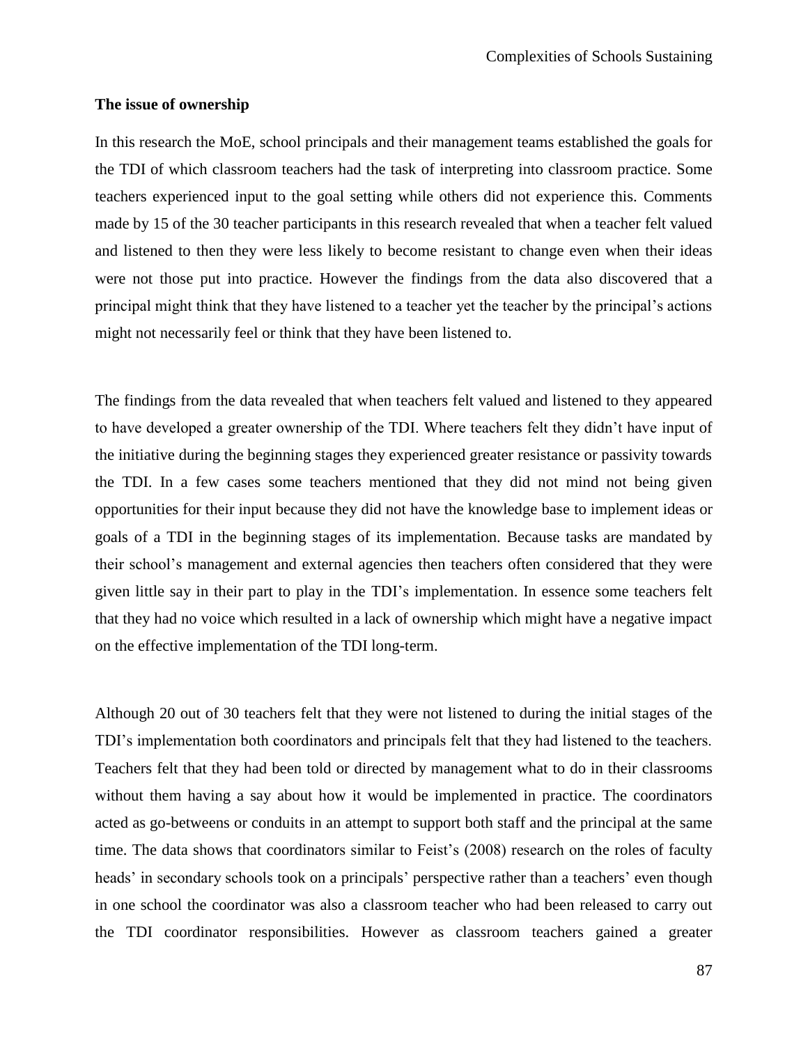### The issue of ownership

In this research the MoE, school principals and their management teams established the goals for the TDI of which classroom teachers had the task of interpreting into classroom practice. Some teachers experienced input to the goal setting while others did not experience this. Comments made by 15 of the 30 teacher participants in this research revealed that when a teacher felt valued and listened to then they were less likely to become resistant to change even when their ideas were not those put into practice. However the findings from the data also discovered that a principal might think that they have listened to a teacher yet the teacher by the principal's actions might not necessarily feel or think that they have been listened to.

The findings from the data revealed that when teachers felt valued and listened to they appeared to have developed a greater ownership of the TDI. Where teachers felt they didn't have input of the initiative during the beginning stages they experienced greater resistance or passivity towards the TDI. In a few cases some teachers mentioned that they did not mind not being given opportunities for their input because they did not have the knowledge base to implement ideas or goals of a TDI in the beginning stages of its implementation. Because tasks are mandated by their school's management and external agencies then teachers often considered that they were given little say in their part to play in the TDI's implementation. In essence some teachers felt that they had no voice which resulted in a lack of ownership which might have a negative impact on the effective implementation of the TDI long-term.

Although 20 out of 30 teachers felt that they were not listened to during the initial stages of the TDI's implementation both coordinators and principals felt that they had listened to the teachers. Teachers felt that they had been told or directed by management what to do in their classrooms without them having a say about how it would be implemented in practice. The coordinators acted as go-betweens or conduits in an attempt to support both staff and the principal at the same time. The data shows that coordinators similar to Feist's (2008) research on the roles of faculty heads' in secondary schools took on a principals' perspective rather than a teachers' even though in one school the coordinator was also a classroom teacher who had been released to carry out the TDI coordinator responsibilities. However as classroom teachers gained a greater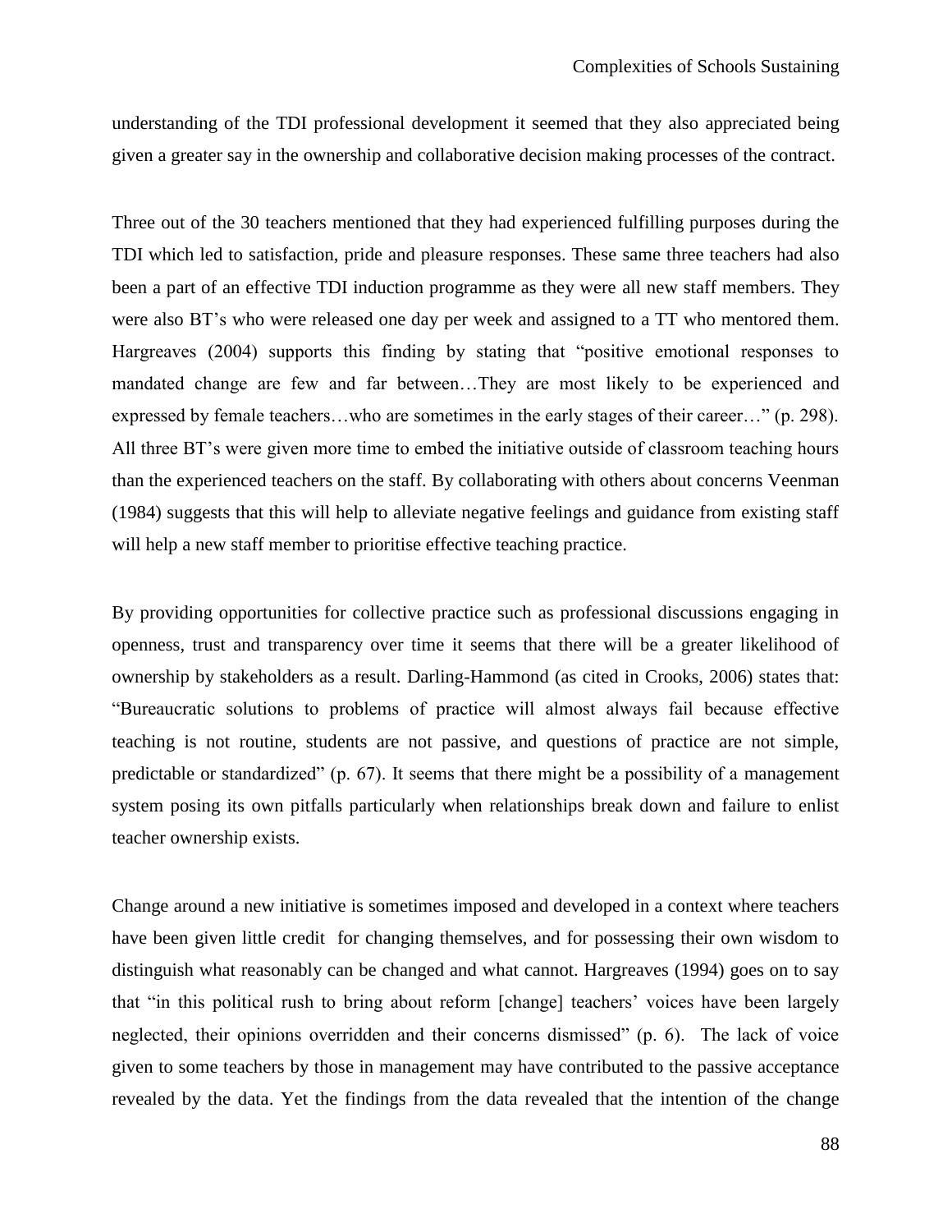understanding of the TDI professional development it seemed that they also appreciated being given a greater say in the ownership and collaborative decision making processes of the contract.

Three out of the 30 teachers mentioned that they had experienced fulfilling purposes during the TDI which led to satisfaction, pride and pleasure responses. These same three teachers had also been a part of an effective TDI induction programme as they were all new staff members. They were also BT's who were released one day per week and assigned to a TT who mentored them. Hargreaves (2004) supports this finding by stating that "positive emotional responses to mandated change are few and far between…They are most likely to be experienced and expressed by female teachers…who are sometimes in the early stages of their career…" (p. 298). All three BT's were given more time to embed the initiative outside of classroom teaching hours than the experienced teachers on the staff. By collaborating with others about concerns Veenman (1984) suggests that this will help to alleviate negative feelings and guidance from existing staff will help a new staff member to prioritise effective teaching practice.

By providing opportunities for collective practice such as professional discussions engaging in openness, trust and transparency over time it seems that there will be a greater likelihood of ownership by stakeholders as a result. Darling-Hammond (as cited in Crooks, 2006) states that: "Bureaucratic solutions to problems of practice will almost always fail because effective teaching is not routine, students are not passive, and questions of practice are not simple, predictable or standardized" (p. 67). It seems that there might be a possibility of a management system posing its own pitfalls particularly when relationships break down and failure to enlist teacher ownership exists.

Change around a new initiative is sometimes imposed and developed in a context where teachers have been given little credit for changing themselves, and for possessing their own wisdom to distinguish what reasonably can be changed and what cannot. Hargreaves (1994) goes on to say that "in this political rush to bring about reform [change] teachers' voices have been largely neglected, their opinions overridden and their concerns dismissed" (p. 6). The lack of voice given to some teachers by those in management may have contributed to the passive acceptance revealed by the data. Yet the findings from the data revealed that the intention of the change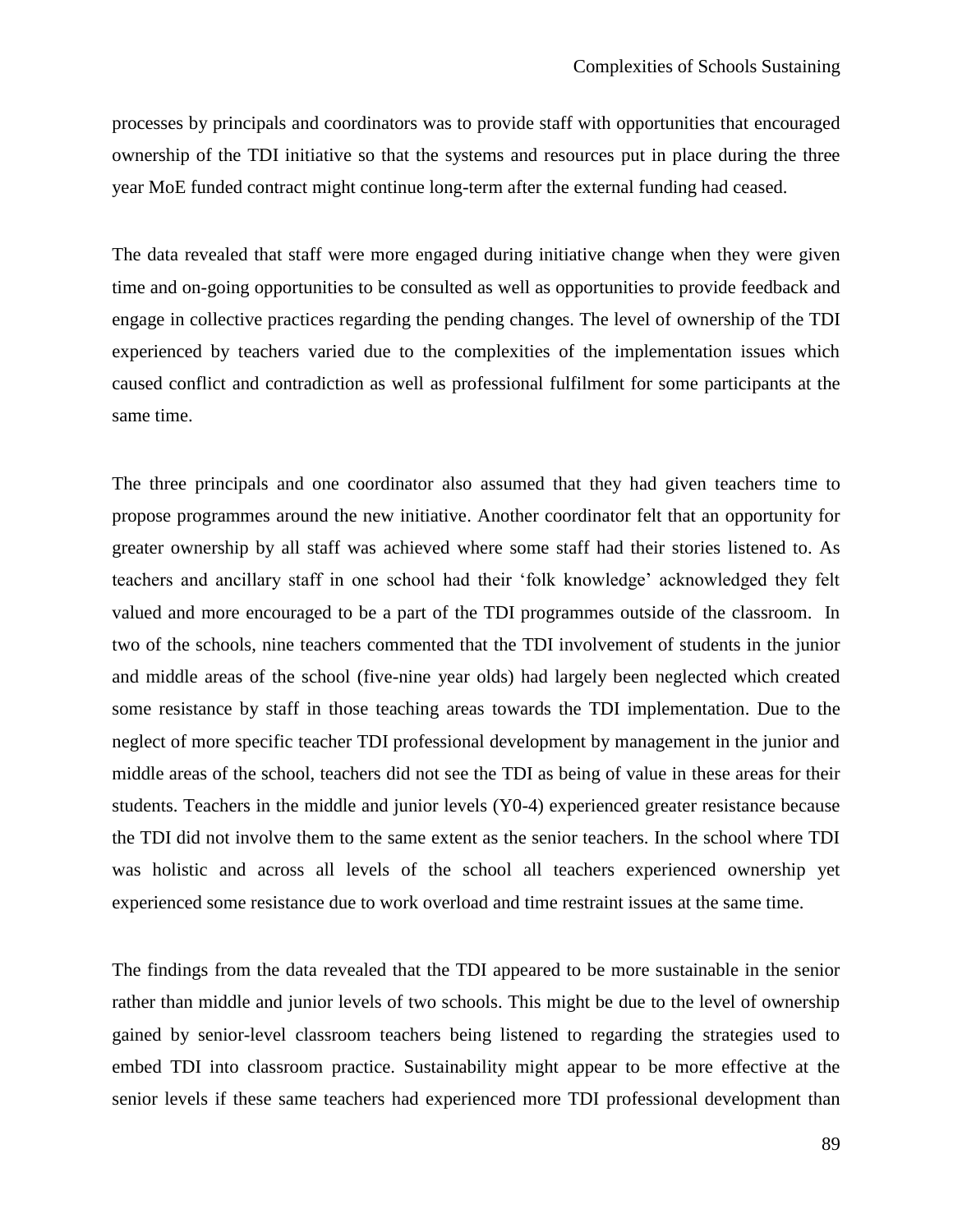processes by principals and coordinators was to provide staff with opportunities that encouraged ownership of the TDI initiative so that the systems and resources put in place during the three year MoE funded contract might continue long-term after the external funding had ceased.

The data revealed that staff were more engaged during initiative change when they were given time and on-going opportunities to be consulted as well as opportunities to provide feedback and engage in collective practices regarding the pending changes. The level of ownership of the TDI experienced by teachers varied due to the complexities of the implementation issues which caused conflict and contradiction as well as professional fulfilment for some participants at the same time.

The three principals and one coordinator also assumed that they had given teachers time to propose programmes around the new initiative. Another coordinator felt that an opportunity for greater ownership by all staff was achieved where some staff had their stories listened to. As teachers and ancillary staff in one school had their 'folk knowledge' acknowledged they felt valued and more encouraged to be a part of the TDI programmes outside of the classroom. In two of the schools, nine teachers commented that the TDI involvement of students in the junior and middle areas of the school (five-nine year olds) had largely been neglected which created some resistance by staff in those teaching areas towards the TDI implementation. Due to the neglect of more specific teacher TDI professional development by management in the junior and middle areas of the school, teachers did not see the TDI as being of value in these areas for their students. Teachers in the middle and junior levels (Y0-4) experienced greater resistance because the TDI did not involve them to the same extent as the senior teachers. In the school where TDI was holistic and across all levels of the school all teachers experienced ownership yet experienced some resistance due to work overload and time restraint issues at the same time.

The findings from the data revealed that the TDI appeared to be more sustainable in the senior rather than middle and junior levels of two schools. This might be due to the level of ownership gained by senior-level classroom teachers being listened to regarding the strategies used to embed TDI into classroom practice. Sustainability might appear to be more effective at the senior levels if these same teachers had experienced more TDI professional development than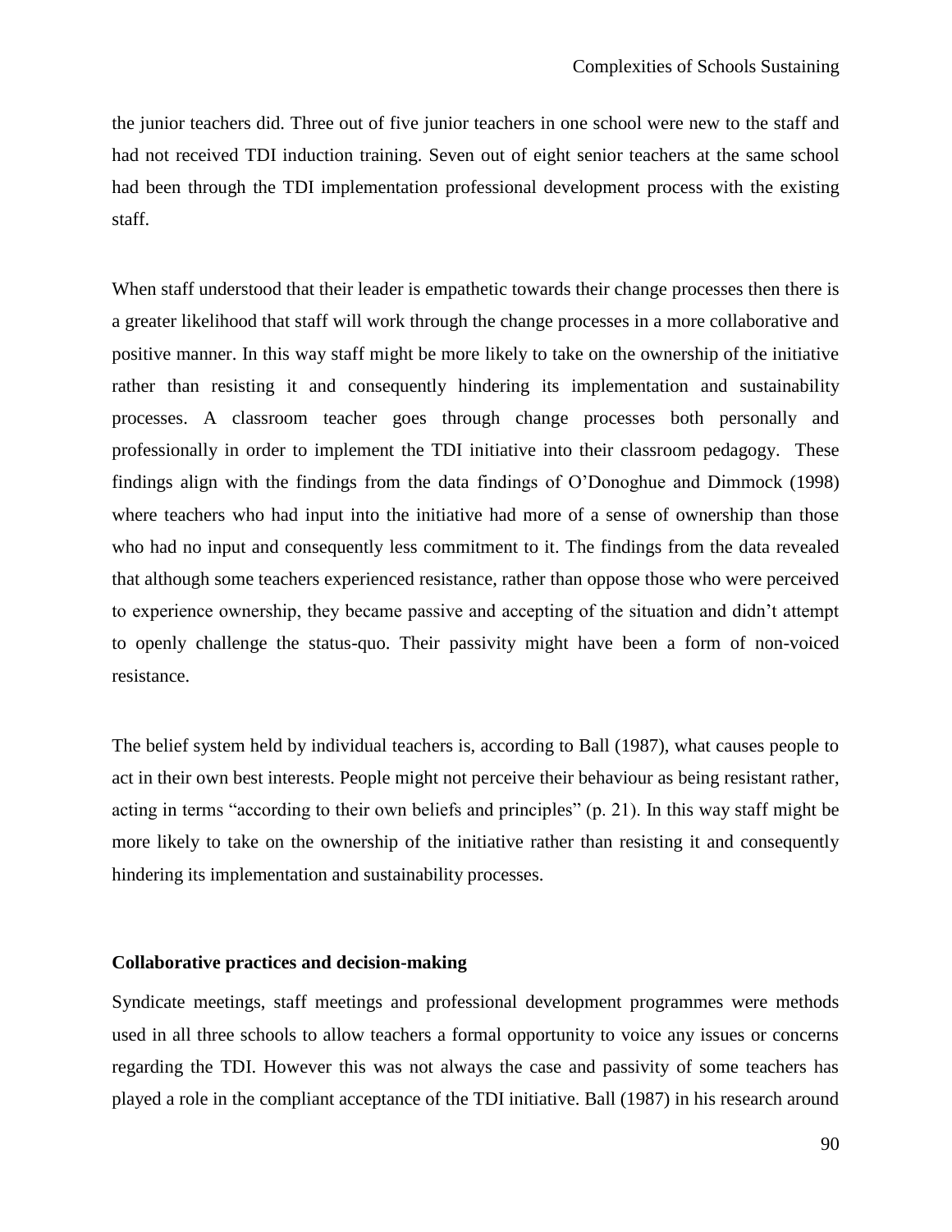the junior teachers did. Three out of five junior teachers in one school were new to the staff and had not received TDI induction training. Seven out of eight senior teachers at the same school had been through the TDI implementation professional development process with the existing staff.

When staff understood that their leader is empathetic towards their change processes then there is a greater likelihood that staff will work through the change processes in a more collaborative and positive manner. In this way staff might be more likely to take on the ownership of the initiative rather than resisting it and consequently hindering its implementation and sustainability processes. A classroom teacher goes through change processes both personally and professionally in order to implement the TDI initiative into their classroom pedagogy. These findings align with the findings from the data findings of O'Donoghue and Dimmock (1998) where teachers who had input into the initiative had more of a sense of ownership than those who had no input and consequently less commitment to it. The findings from the data revealed that although some teachers experienced resistance, rather than oppose those who were perceived to experience ownership, they became passive and accepting of the situation and didn't attempt to openly challenge the status-quo. Their passivity might have been a form of non-voiced resistance.

The belief system held by individual teachers is, according to Ball (1987), what causes people to act in their own best interests. People might not perceive their behaviour as being resistant rather, acting in terms "according to their own beliefs and principles" (p. 21). In this way staff might be more likely to take on the ownership of the initiative rather than resisting it and consequently hindering its implementation and sustainability processes.

### Collaborative practices and decision-making

Syndicate meetings, staff meetings and professional development programmes were methods used in all three schools to allow teachers a formal opportunity to voice any issues or concerns regarding the TDI. However this was not always the case and passivity of some teachers has played a role in the compliant acceptance of the TDI initiative. Ball (1987) in his research around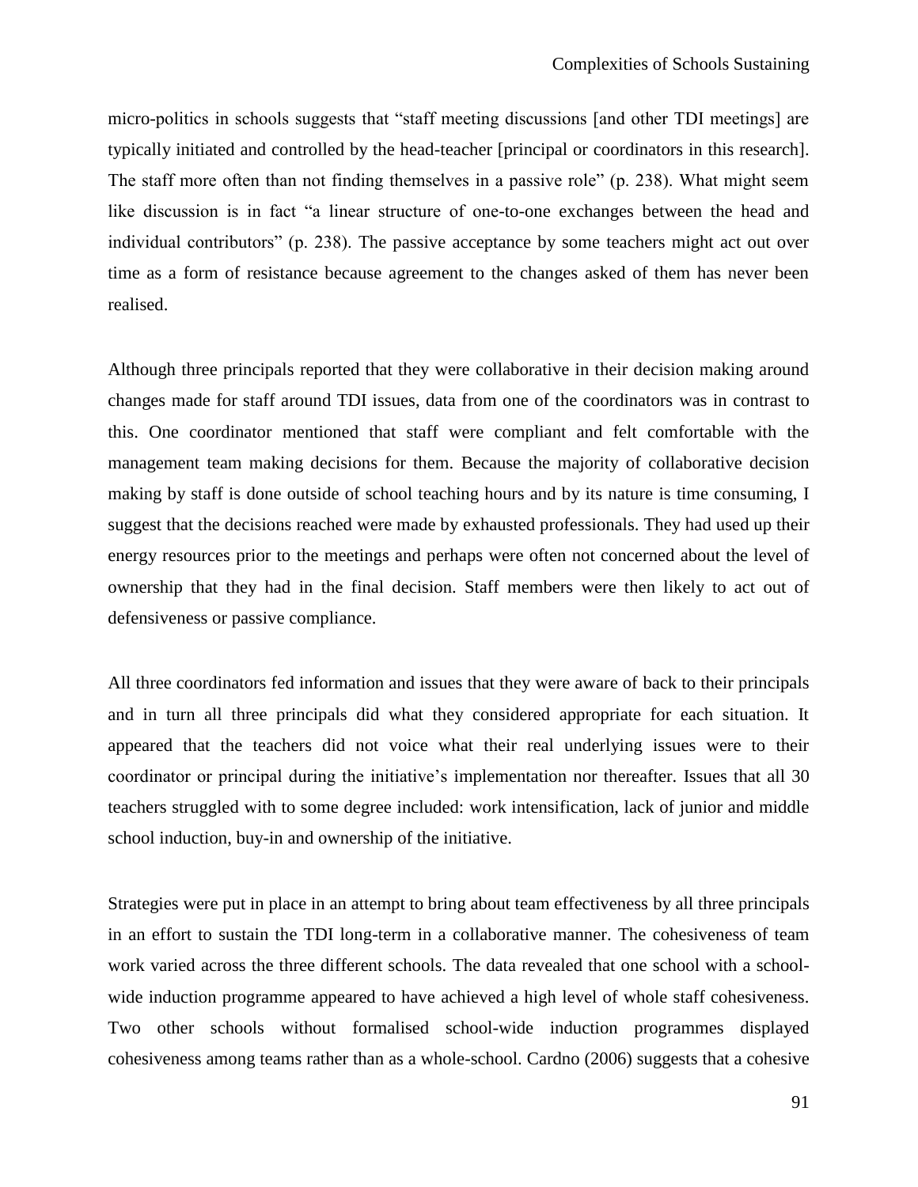micro-politics in schools suggests that "staff meeting discussions [and other TDI meetings] are typically initiated and controlled by the head-teacher [principal or coordinators in this research]. The staff more often than not finding themselves in a passive role" (p. 238). What might seem like discussion is in fact "a linear structure of one-to-one exchanges between the head and individual contributors" (p. 238). The passive acceptance by some teachers might act out over time as a form of resistance because agreement to the changes asked of them has never been realised.

Although three principals reported that they were collaborative in their decision making around changes made for staff around TDI issues, data from one of the coordinators was in contrast to this. One coordinator mentioned that staff were compliant and felt comfortable with the management team making decisions for them. Because the majority of collaborative decision making by staff is done outside of school teaching hours and by its nature is time consuming, I suggest that the decisions reached were made by exhausted professionals. They had used up their energy resources prior to the meetings and perhaps were often not concerned about the level of ownership that they had in the final decision. Staff members were then likely to act out of defensiveness or passive compliance.

All three coordinators fed information and issues that they were aware of back to their principals and in turn all three principals did what they considered appropriate for each situation. It appeared that the teachers did not voice what their real underlying issues were to their coordinator or principal during the initiative's implementation nor thereafter. Issues that all 30 teachers struggled with to some degree included: work intensification, lack of junior and middle school induction, buy-in and ownership of the initiative.

Strategies were put in place in an attempt to bring about team effectiveness by all three principals in an effort to sustain the TDI long-term in a collaborative manner. The cohesiveness of team work varied across the three different schools. The data revealed that one school with a school-wide induction programme appeared to have achieved a high level of whole staff cohesiveness. Two other schools without formalised school-wide induction programmes displayed cohesiveness among teams rather than as a whole-school. Cardno (2006) suggests that a cohesive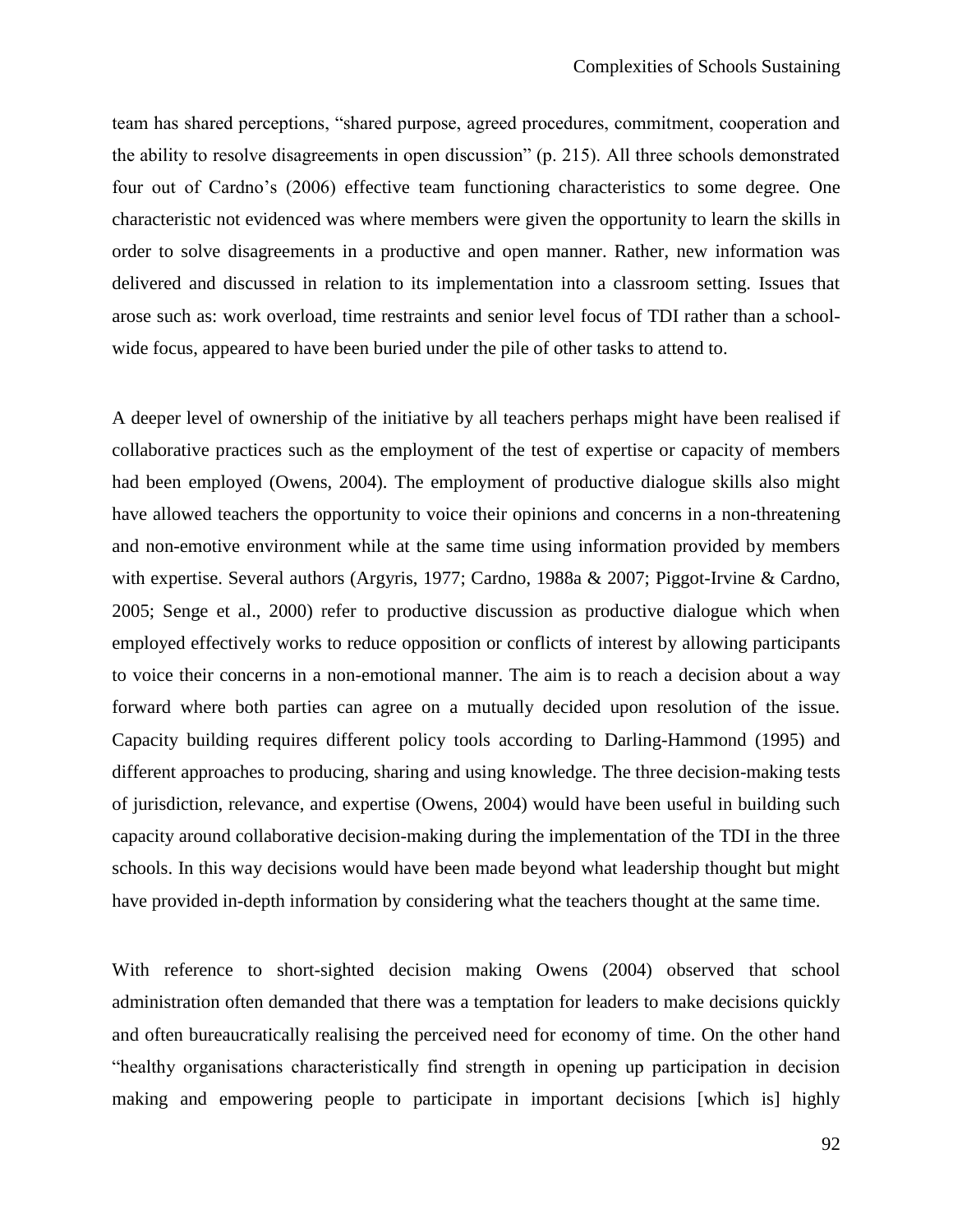team has shared perceptions, "shared purpose, agreed procedures, commitment, cooperation and the ability to resolve disagreements in open discussion" (p. 215). All three schools demonstrated four out of Cardno's (2006) effective team functioning characteristics to some degree. One characteristic not evidenced was where members were given the opportunity to learn the skills in order to solve disagreements in a productive and open manner. Rather, new information was delivered and discussed in relation to its implementation into a classroom setting. Issues that arose such as: work overload, time restraints and senior level focus of TDI rather than a school-wide focus, appeared to have been buried under the pile of other tasks to attend to.

A deeper level of ownership of the initiative by all teachers perhaps might have been realised if collaborative practices such as the employment of the test of expertise or capacity of members had been employed (Owens, 2004). The employment of productive dialogue skills also might have allowed teachers the opportunity to voice their opinions and concerns in a non-threatening and non-emotive environment while at the same time using information provided by members with expertise. Several authors (Argyris, 1977; Cardno, 1988a & 2007; Piggot-Irvine & Cardno, 2005; Senge et al., 2000) refer to productive discussion as productive dialogue which when employed effectively works to reduce opposition or conflicts of interest by allowing participants to voice their concerns in a non-emotional manner. The aim is to reach a decision about a way forward where both parties can agree on a mutually decided upon resolution of the issue. Capacity building requires different policy tools according to Darling-Hammond (1995) and different approaches to producing, sharing and using knowledge. The three decision-making tests of jurisdiction, relevance, and expertise (Owens, 2004) would have been useful in building such capacity around collaborative decision-making during the implementation of the TDI in the three schools. In this way decisions would have been made beyond what leadership thought but might have provided in-depth information by considering what the teachers thought at the same time.

With reference to short-sighted decision making Owens (2004) observed that school administration often demanded that there was a temptation for leaders to make decisions quickly and often bureaucratically realising the perceived need for economy of time. On the other hand "healthy organisations characteristically find strength in opening up participation in decision making and empowering people to participate in important decisions [which is] highly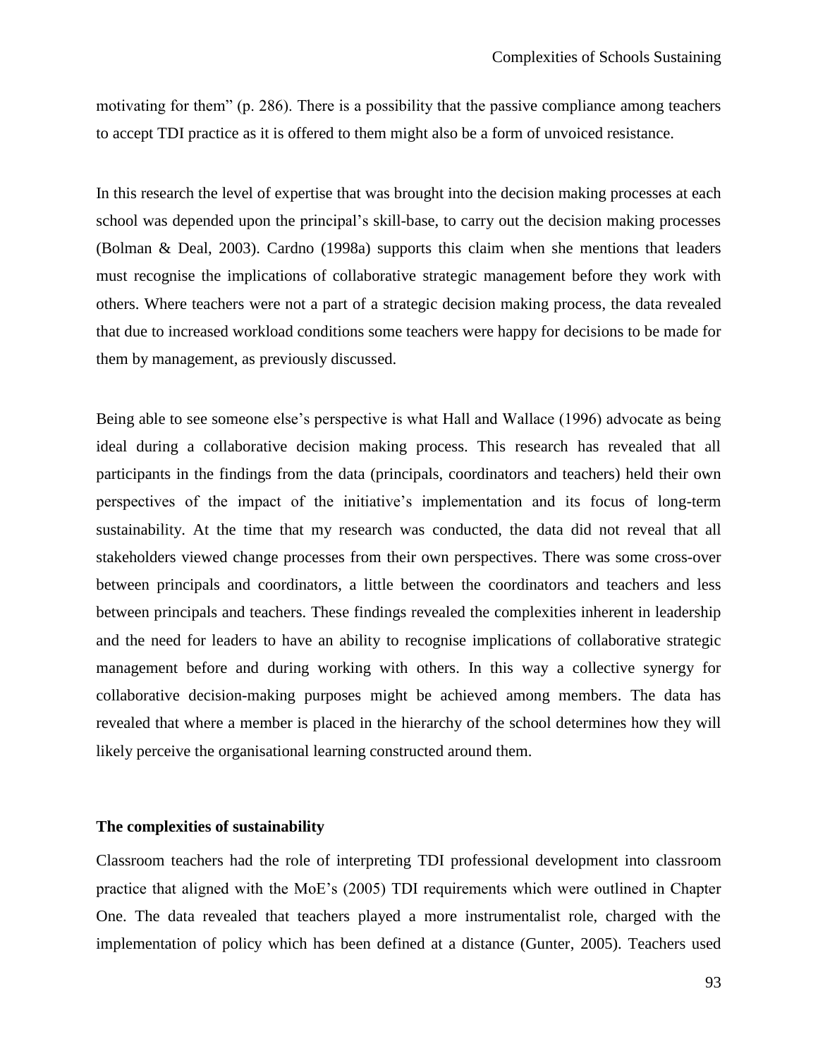motivating for them" (p. 286). There is a possibility that the passive compliance among teachers to accept TDI practice as it is offered to them might also be a form of unvoiced resistance.

In this research the level of expertise that was brought into the decision making processes at each school was depended upon the principal's skill-base, to carry out the decision making processes (Bolman & Deal, 2003). Cardno (1998a) supports this claim when she mentions that leaders must recognise the implications of collaborative strategic management before they work with others. Where teachers were not a part of a strategic decision making process, the data revealed that due to increased workload conditions some teachers were happy for decisions to be made for them by management, as previously discussed.

Being able to see someone else's perspective is what Hall and Wallace (1996) advocate as being ideal during a collaborative decision making process. This research has revealed that all participants in the findings from the data (principals, coordinators and teachers) held their own perspectives of the impact of the initiative's implementation and its focus of long-term sustainability. At the time that my research was conducted, the data did not reveal that all stakeholders viewed change processes from their own perspectives. There was some cross-over between principals and coordinators, a little between the coordinators and teachers and less between principals and teachers. These findings revealed the complexities inherent in leadership and the need for leaders to have an ability to recognise implications of collaborative strategic management before and during working with others. In this way a collective synergy for collaborative decision-making purposes might be achieved among members. The data has revealed that where a member is placed in the hierarchy of the school determines how they will likely perceive the organisational learning constructed around them.

**The complexities of sustainability**

Classroom teachers had the role of interpreting TDI professional development into classroom practice that aligned with the MoE's (2005) TDI requirements which were outlined in Chapter One. The data revealed that teachers played a more instrumentalist role, charged with the implementation of policy which has been defined at a distance (Gunter, 2005). Teachers used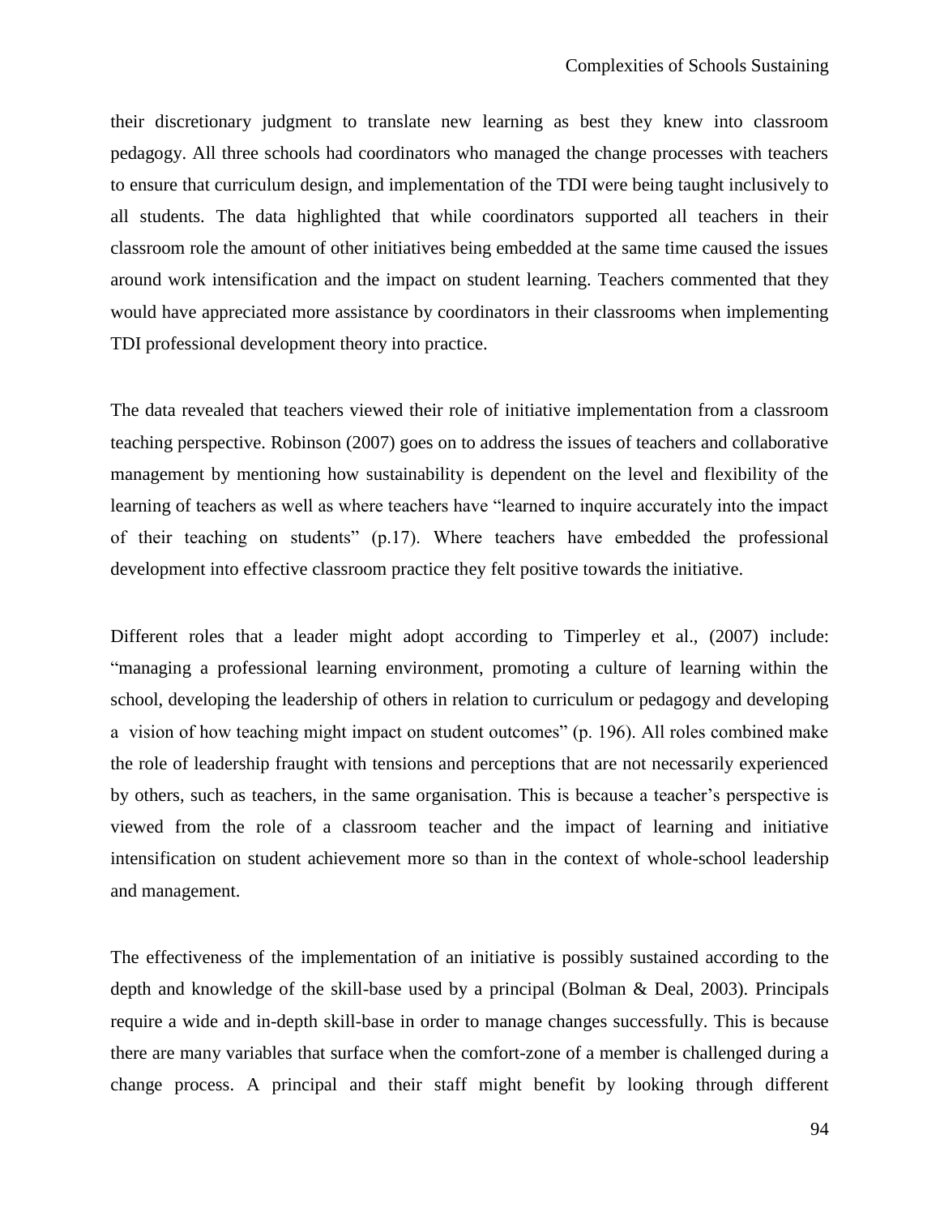their discretionary judgment to translate new learning as best they knew into classroom pedagogy. All three schools had coordinators who managed the change processes with teachers to ensure that curriculum design, and implementation of the TDI were being taught inclusively to all students. The data highlighted that while coordinators supported all teachers in their classroom role the amount of other initiatives being embedded at the same time caused the issues around work intensification and the impact on student learning. Teachers commented that they would have appreciated more assistance by coordinators in their classrooms when implementing TDI professional development theory into practice.

The data revealed that teachers viewed their role of initiative implementation from a classroom teaching perspective. Robinson (2007) goes on to address the issues of teachers and collaborative management by mentioning how sustainability is dependent on the level and flexibility of the learning of teachers as well as where teachers have "learned to inquire accurately into the impact of their teaching on students" (p.17). Where teachers have embedded the professional development into effective classroom practice they felt positive towards the initiative.

Different roles that a leader might adopt according to Timperley et al., (2007) include: "managing a professional learning environment, promoting a culture of learning within the school, developing the leadership of others in relation to curriculum or pedagogy and developing a vision of how teaching might impact on student outcomes" (p. 196). All roles combined make the role of leadership fraught with tensions and perceptions that are not necessarily experienced by others, such as teachers, in the same organisation. This is because a teacher's perspective is viewed from the role of a classroom teacher and the impact of learning and initiative intensification on student achievement more so than in the context of whole-school leadership and management.

The effectiveness of the implementation of an initiative is possibly sustained according to the depth and knowledge of the skill-base used by a principal (Bolman & Deal, 2003). Principals require a wide and in-depth skill-base in order to manage changes successfully. This is because there are many variables that surface when the comfort-zone of a member is challenged during a change process. A principal and their staff might benefit by looking through different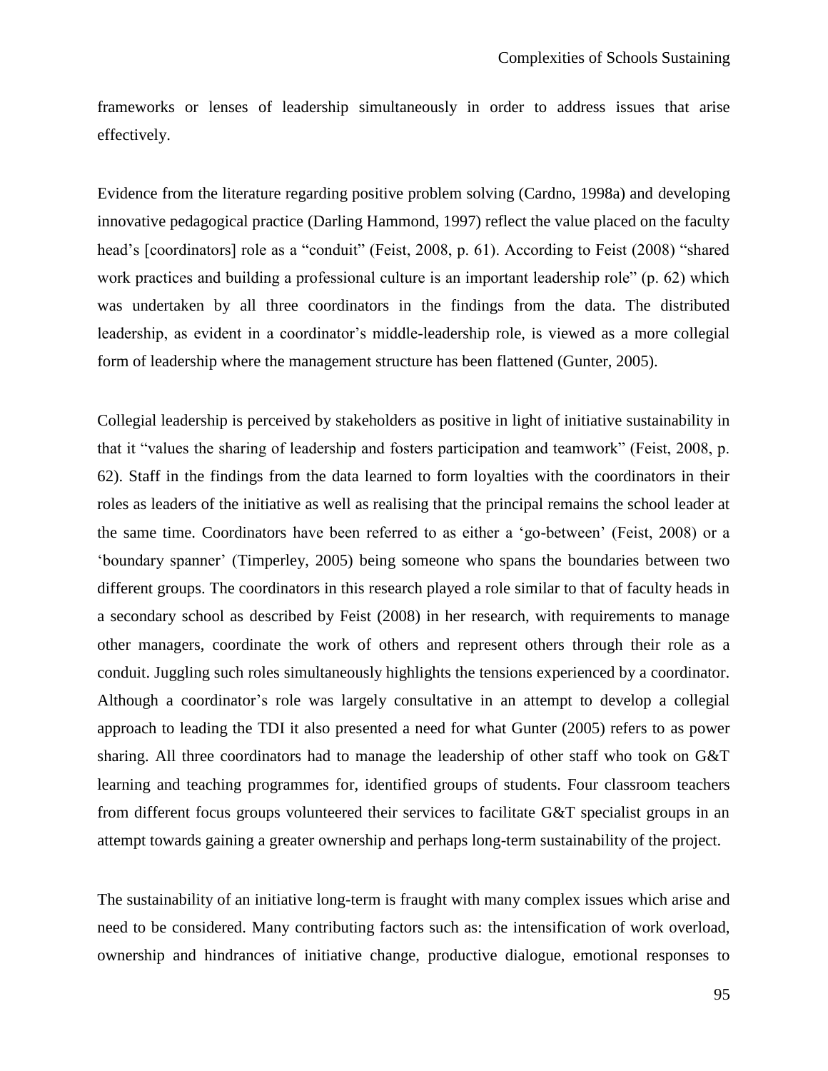frameworks or lenses of leadership simultaneously in order to address issues that arise effectively.

Evidence from the literature regarding positive problem solving (Cardno, 1998a) and developing innovative pedagogical practice (Darling Hammond, 1997) reflect the value placed on the faculty head's [coordinators] role as a "conduit" (Feist, 2008, p. 61). According to Feist (2008) "shared work practices and building a professional culture is an important leadership role" (p. 62) which was undertaken by all three coordinators in the findings from the data. The distributed leadership, as evident in a coordinator's middle-leadership role, is viewed as a more collegial form of leadership where the management structure has been flattened (Gunter, 2005).

Collegial leadership is perceived by stakeholders as positive in light of initiative sustainability in that it "values the sharing of leadership and fosters participation and teamwork" (Feist, 2008, p. 62). Staff in the findings from the data learned to form loyalties with the coordinators in their roles as leaders of the initiative as well as realising that the principal remains the school leader at the same time. Coordinators have been referred to as either a 'go-between' (Feist, 2008) or a 'boundary spanner' (Timperley, 2005) being someone who spans the boundaries between two different groups. The coordinators in this research played a role similar to that of faculty heads in a secondary school as described by Feist (2008) in her research, with requirements to manage other managers, coordinate the work of others and represent others through their role as a conduit. Juggling such roles simultaneously highlights the tensions experienced by a coordinator. Although a coordinator's role was largely consultative in an attempt to develop a collegial approach to leading the TDI it also presented a need for what Gunter (2005) refers to as power sharing. All three coordinators had to manage the leadership of other staff who took on G&T learning and teaching programmes for, identified groups of students. Four classroom teachers from different focus groups volunteered their services to facilitate G&T specialist groups in an attempt towards gaining a greater ownership and perhaps long-term sustainability of the project.

The sustainability of an initiative long-term is fraught with many complex issues which arise and need to be considered. Many contributing factors such as: the intensification of work overload, ownership and hindrances of initiative change, productive dialogue, emotional responses to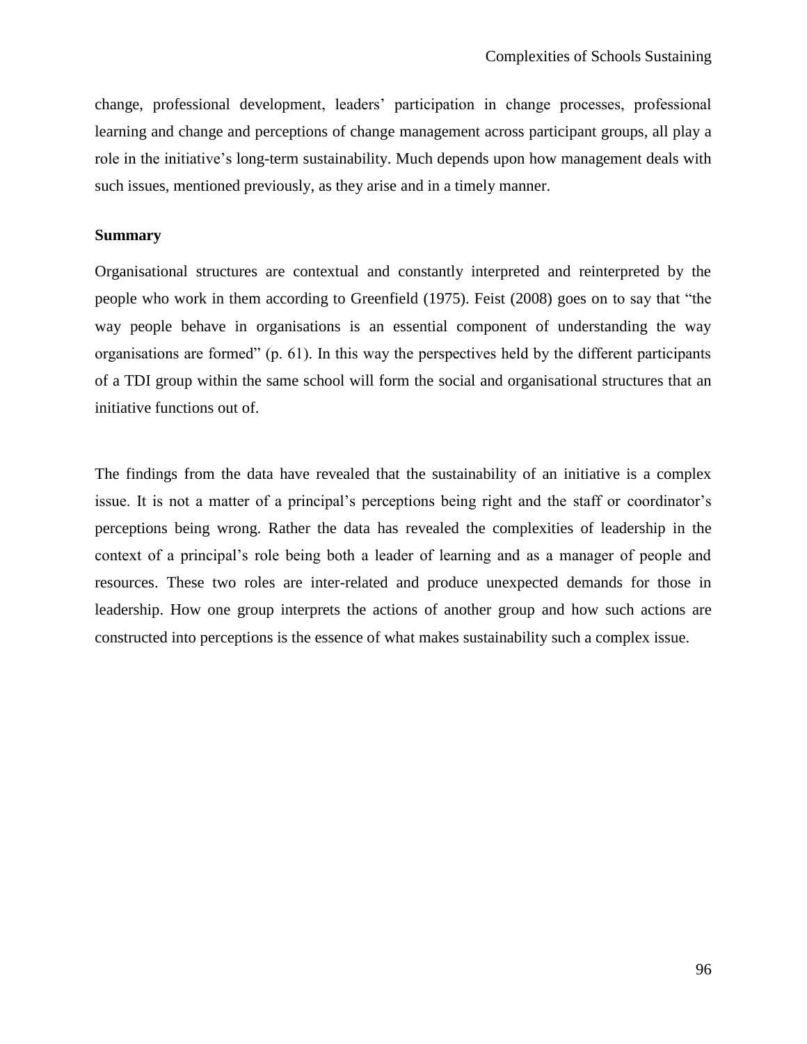change, professional development, leaders' participation in change processes, professional learning and change and perceptions of change management across participant groups, all play a role in the initiative's long-term sustainability. Much depends upon how management deals with such issues, mentioned previously, as they arise and in a timely manner.

**Summary**

Organisational structures are contextual and constantly interpreted and reinterpreted by the people who work in them according to Greenfield (1975). Feist (2008) goes on to say that "the way people behave in organisations is an essential component of understanding the way organisations are formed" (p. 61). In this way the perspectives held by the different participants of a TDI group within the same school will form the social and organisational structures that an initiative functions out of.

The findings from the data have revealed that the sustainability of an initiative is a complex issue. It is not a matter of a principal's perceptions being right and the staff or coordinator's perceptions being wrong. Rather the data has revealed the complexities of leadership in the context of a principal's role being both a leader of learning and as a manager of people and resources. These two roles are inter-related and produce unexpected demands for those in leadership. How one group interprets the actions of another group and how such actions are constructed into perceptions is the essence of what makes sustainability such a complex issue.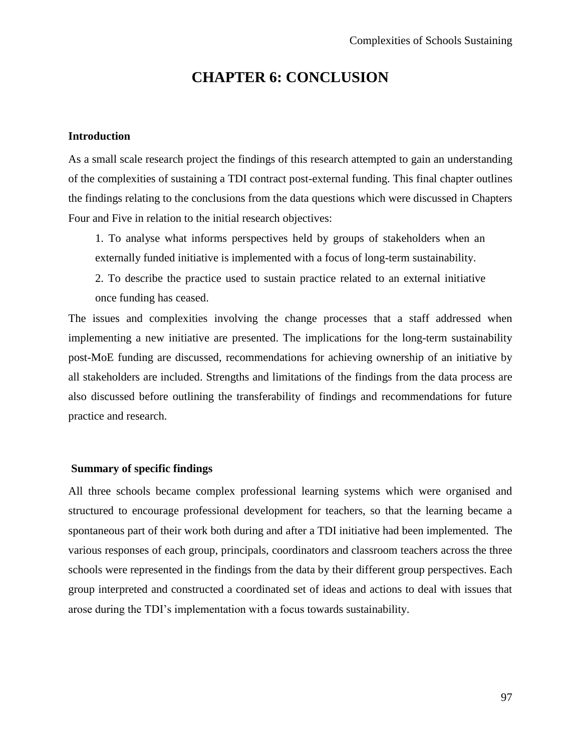# CHAPTER 6: CONCLUSION

### Introduction

As a small scale research project the findings of this research attempted to gain an understanding of the complexities of sustaining a TDI contract post-external funding. This final chapter outlines the findings relating to the conclusions from the data questions which were discussed in Chapters Four and Five in relation to the initial research objectives:

1. To analyse what informs perspectives held by groups of stakeholders when an externally funded initiative is implemented with a focus of long-term sustainability.
2. To describe the practice used to sustain practice related to an external initiative once funding has ceased.

The issues and complexities involving the change processes that a staff addressed when implementing a new initiative are presented. The implications for the long-term sustainability post-MoE funding are discussed, recommendations for achieving ownership of an initiative by all stakeholders are included. Strengths and limitations of the findings from the data process are also discussed before outlining the transferability of findings and recommendations for future practice and research.

### Summary of specific findings

All three schools became complex professional learning systems which were organised and structured to encourage professional development for teachers, so that the learning became a spontaneous part of their work both during and after a TDI initiative had been implemented. The various responses of each group, principals, coordinators and classroom teachers across the three schools were represented in the findings from the data by their different group perspectives. Each group interpreted and constructed a coordinated set of ideas and actions to deal with issues that arose during the TDI's implementation with a focus towards sustainability.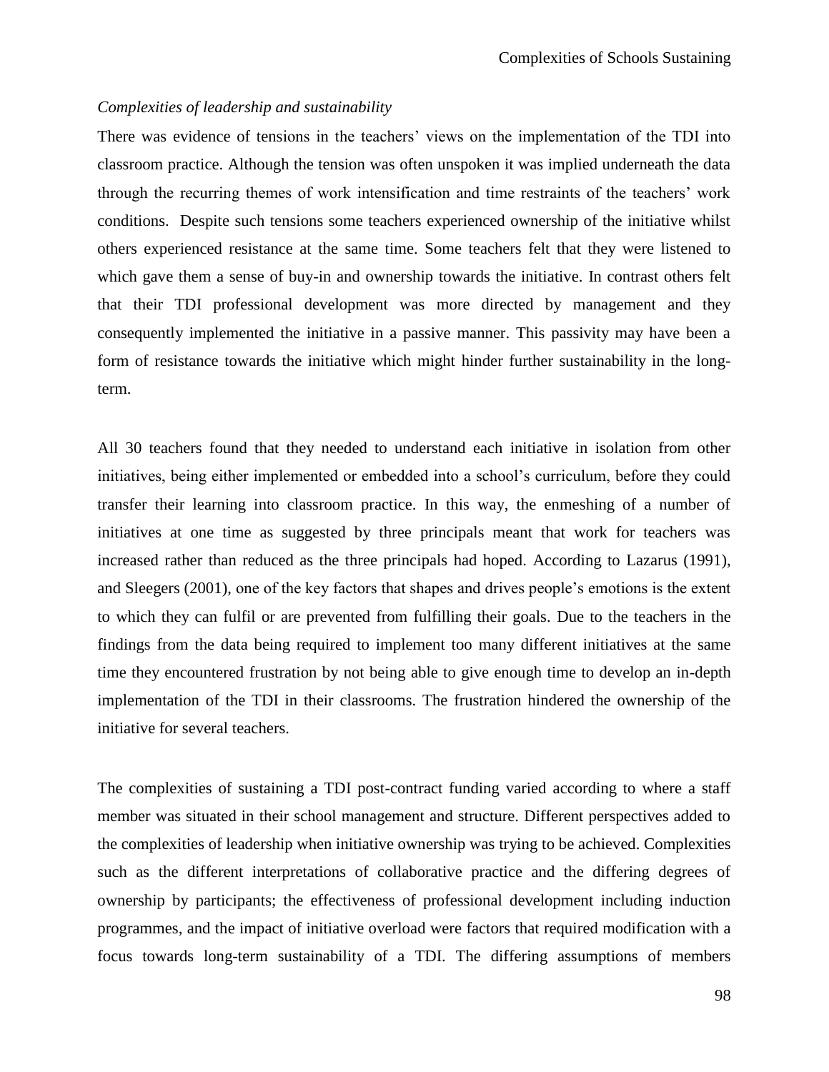*Complexities of leadership and sustainability*

There was evidence of tensions in the teachers' views on the implementation of the TDI into classroom practice. Although the tension was often unspoken it was implied underneath the data through the recurring themes of work intensification and time restraints of the teachers' work conditions. Despite such tensions some teachers experienced ownership of the initiative whilst others experienced resistance at the same time. Some teachers felt that they were listened to which gave them a sense of buy-in and ownership towards the initiative. In contrast others felt that their TDI professional development was more directed by management and they consequently implemented the initiative in a passive manner. This passivity may have been a form of resistance towards the initiative which might hinder further sustainability in the long-term.

All 30 teachers found that they needed to understand each initiative in isolation from other initiatives, being either implemented or embedded into a school's curriculum, before they could transfer their learning into classroom practice. In this way, the enmeshing of a number of initiatives at one time as suggested by three principals meant that work for teachers was increased rather than reduced as the three principals had hoped. According to Lazarus (1991), and Sleegers (2001), one of the key factors that shapes and drives people's emotions is the extent to which they can fulfil or are prevented from fulfilling their goals. Due to the teachers in the findings from the data being required to implement too many different initiatives at the same time they encountered frustration by not being able to give enough time to develop an in-depth implementation of the TDI in their classrooms. The frustration hindered the ownership of the initiative for several teachers.

The complexities of sustaining a TDI post-contract funding varied according to where a staff member was situated in their school management and structure. Different perspectives added to the complexities of leadership when initiative ownership was trying to be achieved. Complexities such as the different interpretations of collaborative practice and the differing degrees of ownership by participants; the effectiveness of professional development including induction programmes, and the impact of initiative overload were factors that required modification with a focus towards long-term sustainability of a TDI. The differing assumptions of members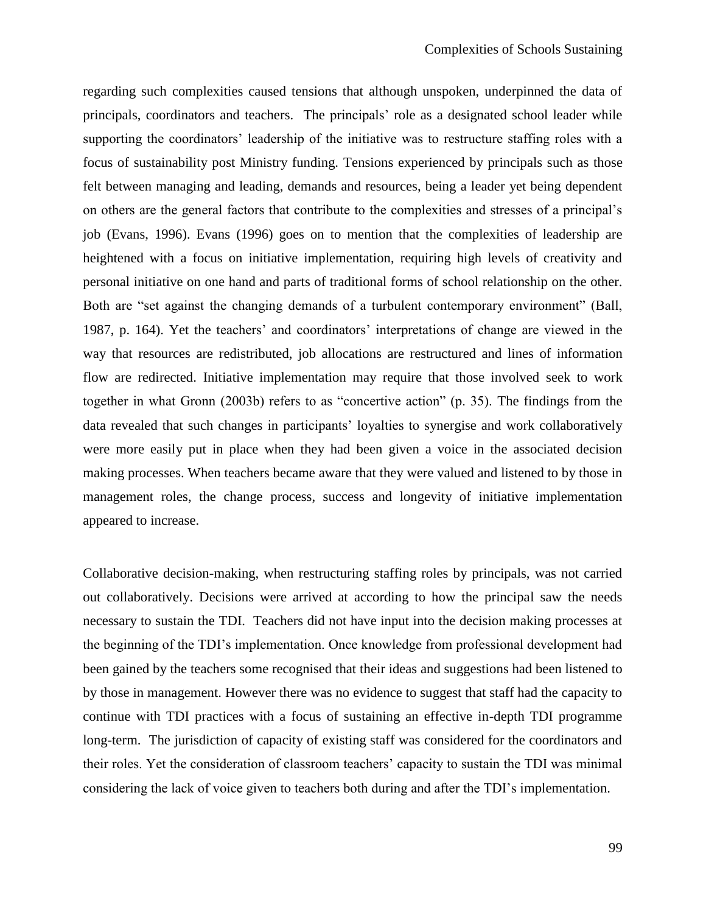regarding such complexities caused tensions that although unspoken, underpinned the data of principals, coordinators and teachers. The principals' role as a designated school leader while supporting the coordinators' leadership of the initiative was to restructure staffing roles with a focus of sustainability post Ministry funding. Tensions experienced by principals such as those felt between managing and leading, demands and resources, being a leader yet being dependent on others are the general factors that contribute to the complexities and stresses of a principal's job (Evans, 1996). Evans (1996) goes on to mention that the complexities of leadership are heightened with a focus on initiative implementation, requiring high levels of creativity and personal initiative on one hand and parts of traditional forms of school relationship on the other. Both are "set against the changing demands of a turbulent contemporary environment" (Ball, 1987, p. 164). Yet the teachers' and coordinators' interpretations of change are viewed in the way that resources are redistributed, job allocations are restructured and lines of information flow are redirected. Initiative implementation may require that those involved seek to work together in what Gronn (2003b) refers to as "concertive action" (p. 35). The findings from the data revealed that such changes in participants' loyalties to synergise and work collaboratively were more easily put in place when they had been given a voice in the associated decision making processes. When teachers became aware that they were valued and listened to by those in management roles, the change process, success and longevity of initiative implementation appeared to increase.

Collaborative decision-making, when restructuring staffing roles by principals, was not carried out collaboratively. Decisions were arrived at according to how the principal saw the needs necessary to sustain the TDI. Teachers did not have input into the decision making processes at the beginning of the TDI's implementation. Once knowledge from professional development had been gained by the teachers some recognised that their ideas and suggestions had been listened to by those in management. However there was no evidence to suggest that staff had the capacity to continue with TDI practices with a focus of sustaining an effective in-depth TDI programme long-term. The jurisdiction of capacity of existing staff was considered for the coordinators and their roles. Yet the consideration of classroom teachers' capacity to sustain the TDI was minimal considering the lack of voice given to teachers both during and after the TDI's implementation.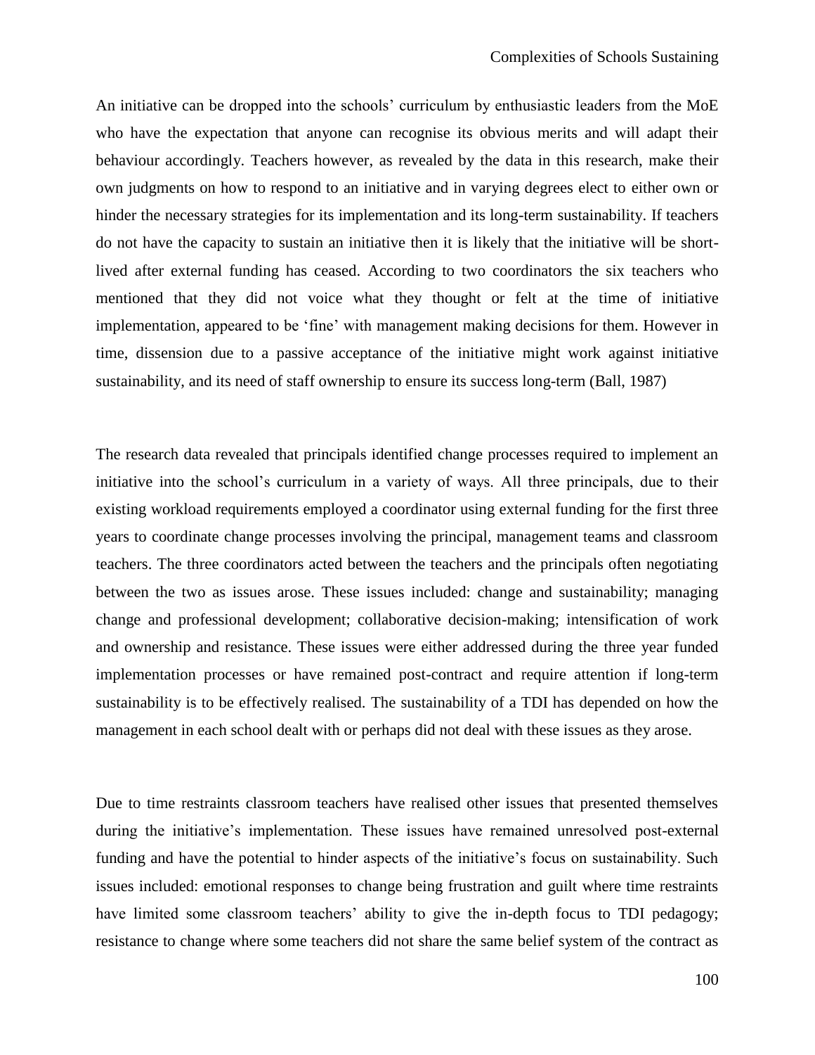An initiative can be dropped into the schools' curriculum by enthusiastic leaders from the MoE who have the expectation that anyone can recognise its obvious merits and will adapt their behaviour accordingly. Teachers however, as revealed by the data in this research, make their own judgments on how to respond to an initiative and in varying degrees elect to either own or hinder the necessary strategies for its implementation and its long-term sustainability. If teachers do not have the capacity to sustain an initiative then it is likely that the initiative will be short-lived after external funding has ceased. According to two coordinators the six teachers who mentioned that they did not voice what they thought or felt at the time of initiative implementation, appeared to be 'fine' with management making decisions for them. However in time, dissension due to a passive acceptance of the initiative might work against initiative sustainability, and its need of staff ownership to ensure its success long-term (Ball, 1987)

The research data revealed that principals identified change processes required to implement an initiative into the school's curriculum in a variety of ways. All three principals, due to their existing workload requirements employed a coordinator using external funding for the first three years to coordinate change processes involving the principal, management teams and classroom teachers. The three coordinators acted between the teachers and the principals often negotiating between the two as issues arose. These issues included: change and sustainability; managing change and professional development; collaborative decision-making; intensification of work and ownership and resistance. These issues were either addressed during the three year funded implementation processes or have remained post-contract and require attention if long-term sustainability is to be effectively realised. The sustainability of a TDI has depended on how the management in each school dealt with or perhaps did not deal with these issues as they arose.

Due to time restraints classroom teachers have realised other issues that presented themselves during the initiative's implementation. These issues have remained unresolved post-external funding and have the potential to hinder aspects of the initiative's focus on sustainability. Such issues included: emotional responses to change being frustration and guilt where time restraints have limited some classroom teachers' ability to give the in-depth focus to TDI pedagogy; resistance to change where some teachers did not share the same belief system of the contract as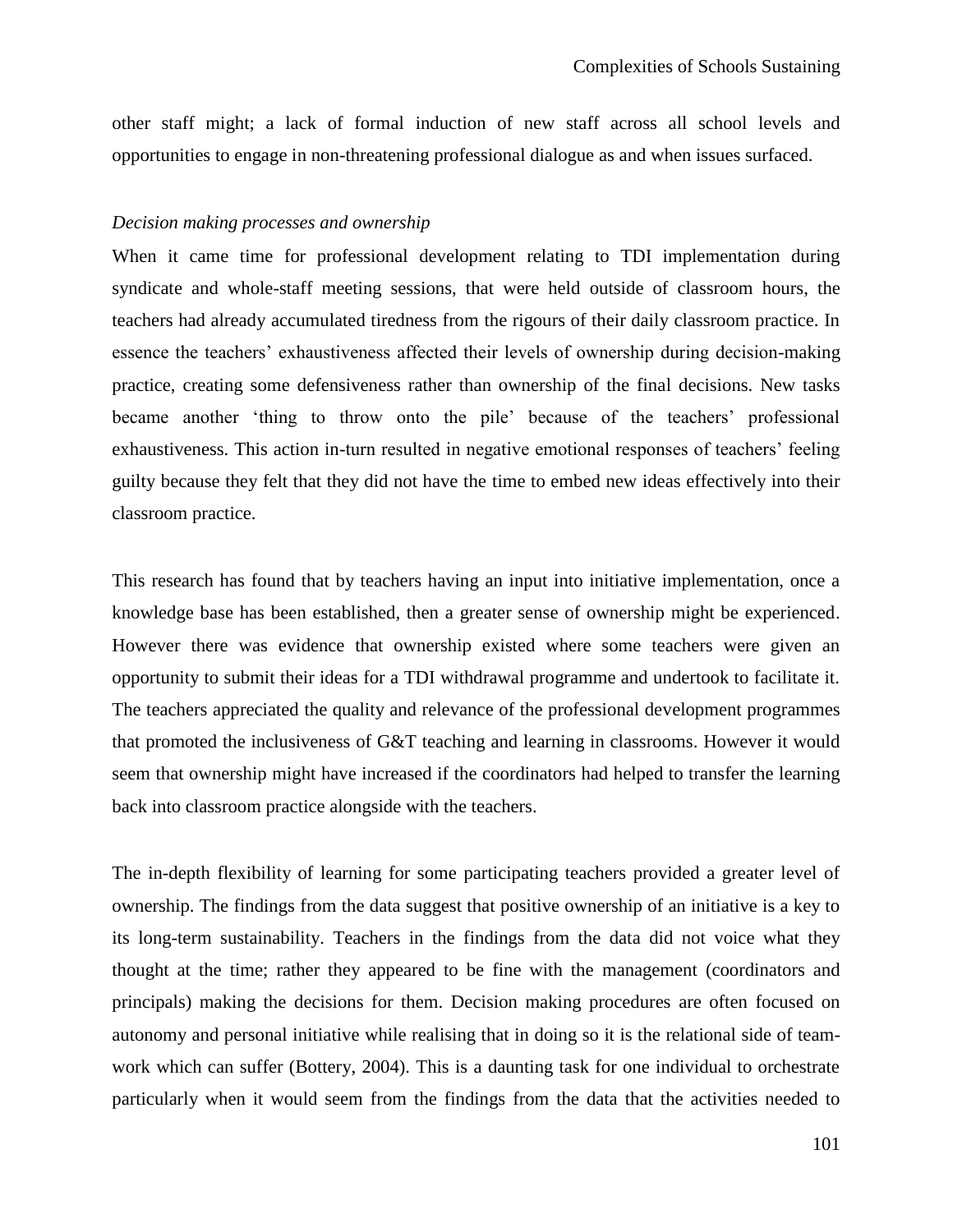other staff might; a lack of formal induction of new staff across all school levels and opportunities to engage in non-threatening professional dialogue as and when issues surfaced.

### *Decision making processes and ownership*

When it came time for professional development relating to TDI implementation during syndicate and whole-staff meeting sessions, that were held outside of classroom hours, the teachers had already accumulated tiredness from the rigours of their daily classroom practice. In essence the teachers' exhaustiveness affected their levels of ownership during decision-making practice, creating some defensiveness rather than ownership of the final decisions. New tasks became another 'thing to throw onto the pile' because of the teachers' professional exhaustiveness. This action in-turn resulted in negative emotional responses of teachers' feeling guilty because they felt that they did not have the time to embed new ideas effectively into their classroom practice.

This research has found that by teachers having an input into initiative implementation, once a knowledge base has been established, then a greater sense of ownership might be experienced. However there was evidence that ownership existed where some teachers were given an opportunity to submit their ideas for a TDI withdrawal programme and undertook to facilitate it. The teachers appreciated the quality and relevance of the professional development programmes that promoted the inclusiveness of G&T teaching and learning in classrooms. However it would seem that ownership might have increased if the coordinators had helped to transfer the learning back into classroom practice alongside with the teachers.

The in-depth flexibility of learning for some participating teachers provided a greater level of ownership. The findings from the data suggest that positive ownership of an initiative is a key to its long-term sustainability. Teachers in the findings from the data did not voice what they thought at the time; rather they appeared to be fine with the management (coordinators and principals) making the decisions for them. Decision making procedures are often focused on autonomy and personal initiative while realising that in doing so it is the relational side of team-work which can suffer (Bottery, 2004). This is a daunting task for one individual to orchestrate particularly when it would seem from the findings from the data that the activities needed to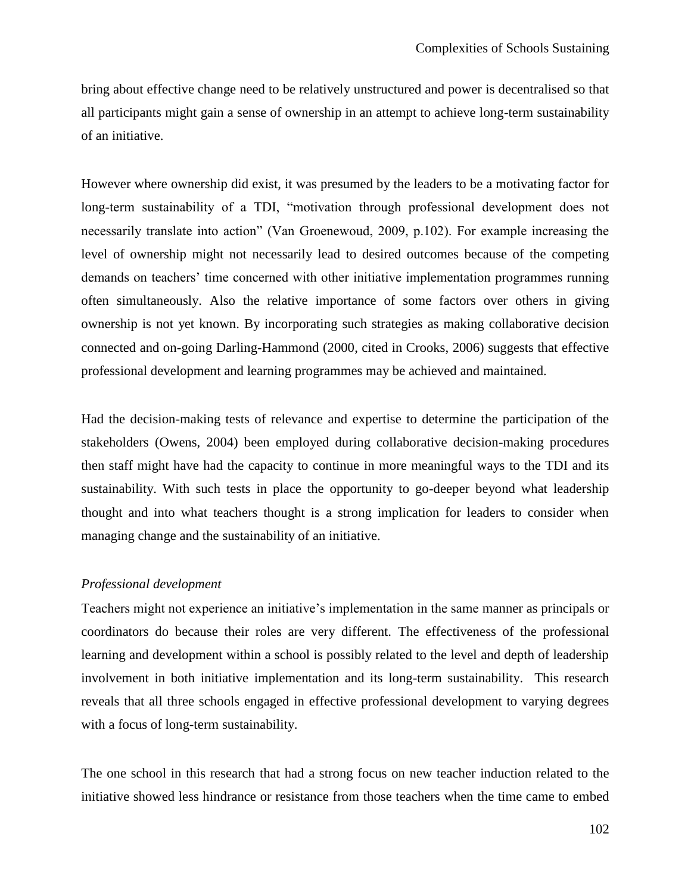bring about effective change need to be relatively unstructured and power is decentralised so that all participants might gain a sense of ownership in an attempt to achieve long-term sustainability of an initiative.

However where ownership did exist, it was presumed by the leaders to be a motivating factor for long-term sustainability of a TDI, "motivation through professional development does not necessarily translate into action" (Van Groenewoud, 2009, p.102). For example increasing the level of ownership might not necessarily lead to desired outcomes because of the competing demands on teachers' time concerned with other initiative implementation programmes running often simultaneously. Also the relative importance of some factors over others in giving ownership is not yet known. By incorporating such strategies as making collaborative decision connected and on-going Darling-Hammond (2000, cited in Crooks, 2006) suggests that effective professional development and learning programmes may be achieved and maintained.

Had the decision-making tests of relevance and expertise to determine the participation of the stakeholders (Owens, 2004) been employed during collaborative decision-making procedures then staff might have had the capacity to continue in more meaningful ways to the TDI and its sustainability. With such tests in place the opportunity to go-deeper beyond what leadership thought and into what teachers thought is a strong implication for leaders to consider when managing change and the sustainability of an initiative.

*Professional development*

Teachers might not experience an initiative's implementation in the same manner as principals or coordinators do because their roles are very different. The effectiveness of the professional learning and development within a school is possibly related to the level and depth of leadership involvement in both initiative implementation and its long-term sustainability. This research reveals that all three schools engaged in effective professional development to varying degrees with a focus of long-term sustainability.

The one school in this research that had a strong focus on new teacher induction related to the initiative showed less hindrance or resistance from those teachers when the time came to embed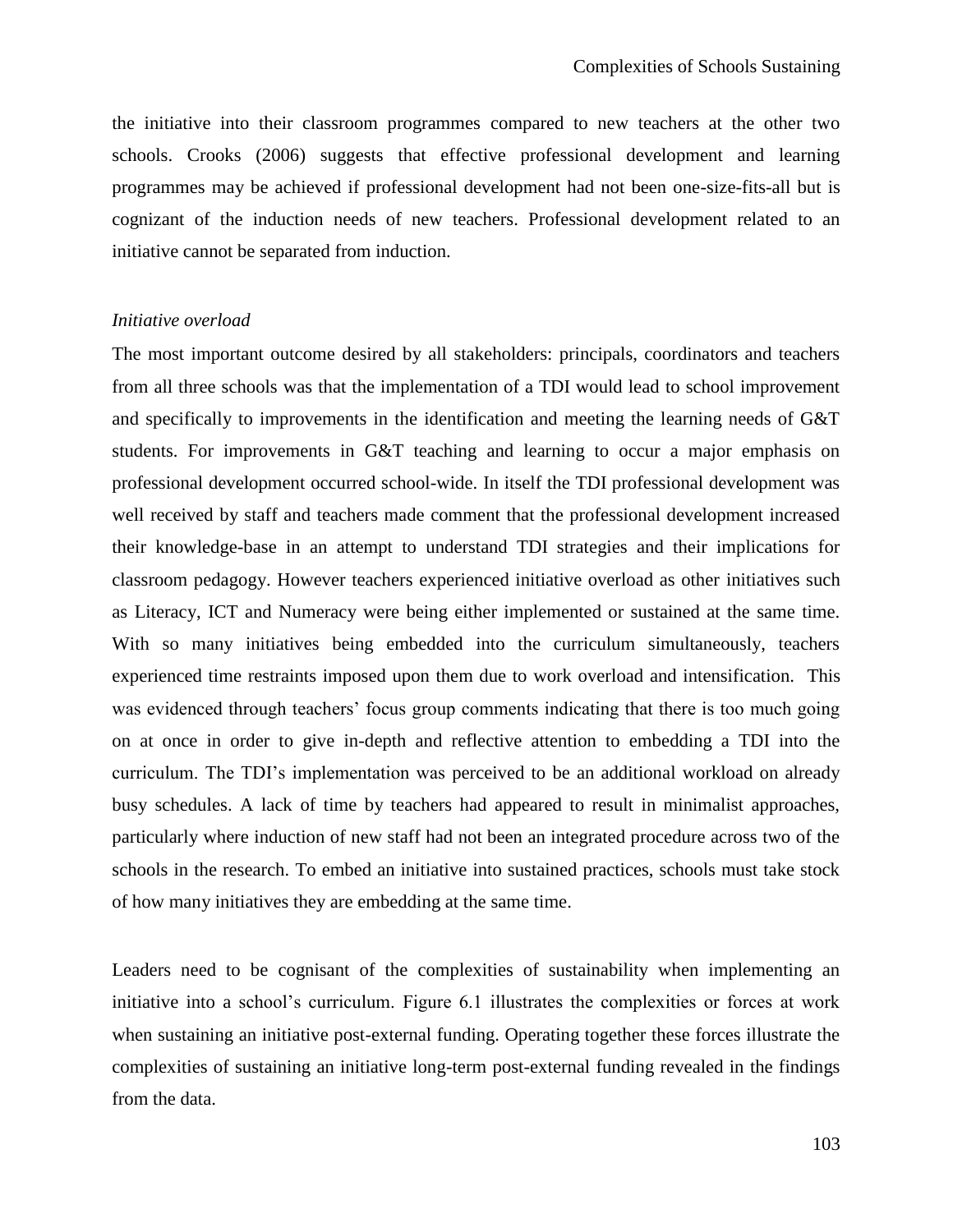the initiative into their classroom programmes compared to new teachers at the other two schools. Crooks (2006) suggests that effective professional development and learning programmes may be achieved if professional development had not been one-size-fits-all but is cognizant of the induction needs of new teachers. Professional development related to an initiative cannot be separated from induction.

*Initiative overload*

The most important outcome desired by all stakeholders: principals, coordinators and teachers from all three schools was that the implementation of a TDI would lead to school improvement and specifically to improvements in the identification and meeting the learning needs of G&T students. For improvements in G&T teaching and learning to occur a major emphasis on professional development occurred school-wide. In itself the TDI professional development was well received by staff and teachers made comment that the professional development increased their knowledge-base in an attempt to understand TDI strategies and their implications for classroom pedagogy. However teachers experienced initiative overload as other initiatives such as Literacy, ICT and Numeracy were being either implemented or sustained at the same time. With so many initiatives being embedded into the curriculum simultaneously, teachers experienced time restraints imposed upon them due to work overload and intensification. This was evidenced through teachers' focus group comments indicating that there is too much going on at once in order to give in-depth and reflective attention to embedding a TDI into the curriculum. The TDI's implementation was perceived to be an additional workload on already busy schedules. A lack of time by teachers had appeared to result in minimalist approaches, particularly where induction of new staff had not been an integrated procedure across two of the schools in the research. To embed an initiative into sustained practices, schools must take stock of how many initiatives they are embedding at the same time.

Leaders need to be cognisant of the complexities of sustainability when implementing an initiative into a school's curriculum. Figure 6.1 illustrates the complexities or forces at work when sustaining an initiative post-external funding. Operating together these forces illustrate the complexities of sustaining an initiative long-term post-external funding revealed in the findings from the data.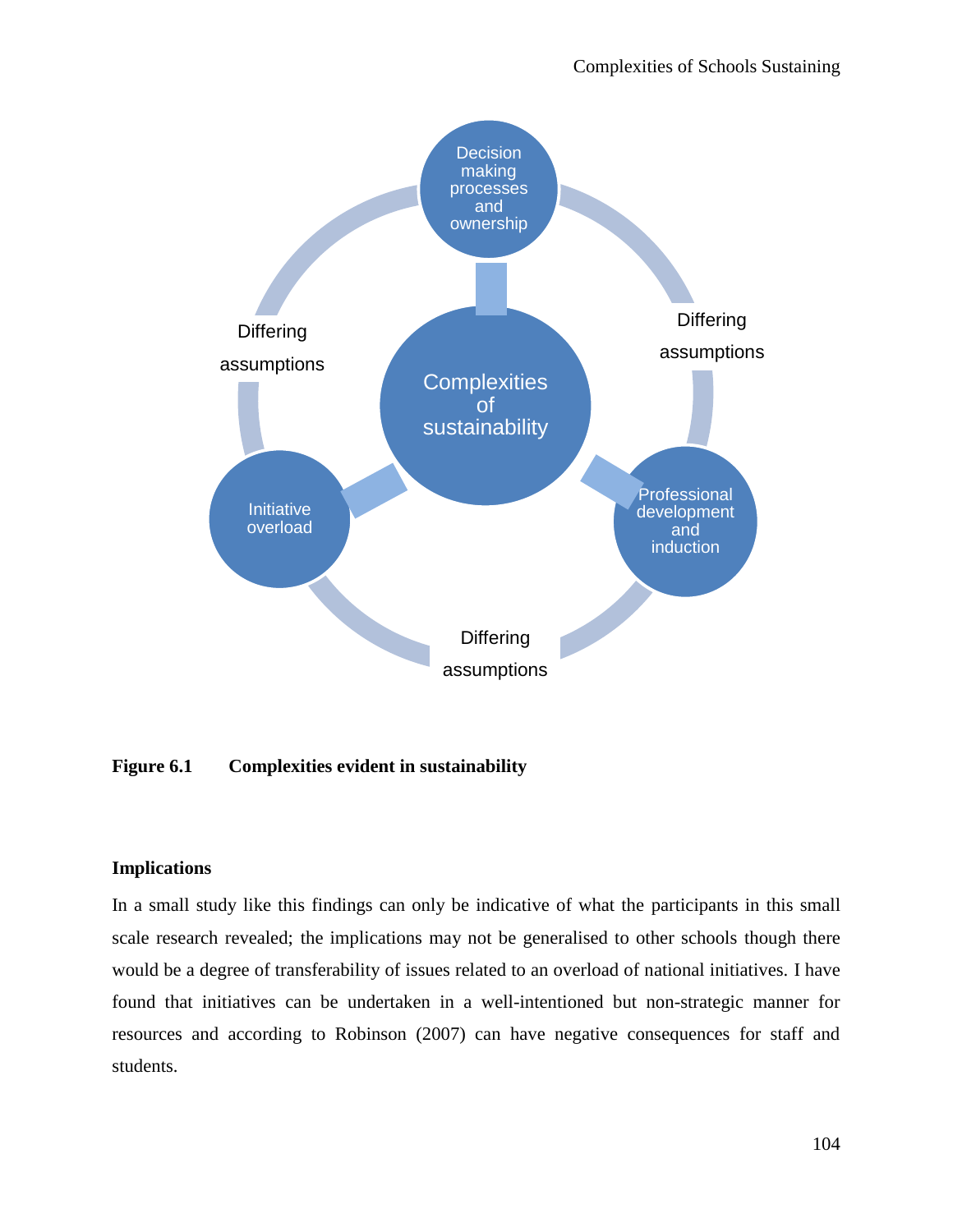**Figure 6.1 Complexities evident in sustainability**

**Implications**

In a small study like this findings can only be indicative of what the participants in this small scale research revealed; the implications may not be generalised to other schools though there would be a degree of transferability of issues related to an overload of national initiatives. I have found that initiatives can be undertaken in a well-intentioned but non-strategic manner for resources and according to Robinson (2007) can have negative consequences for staff and students.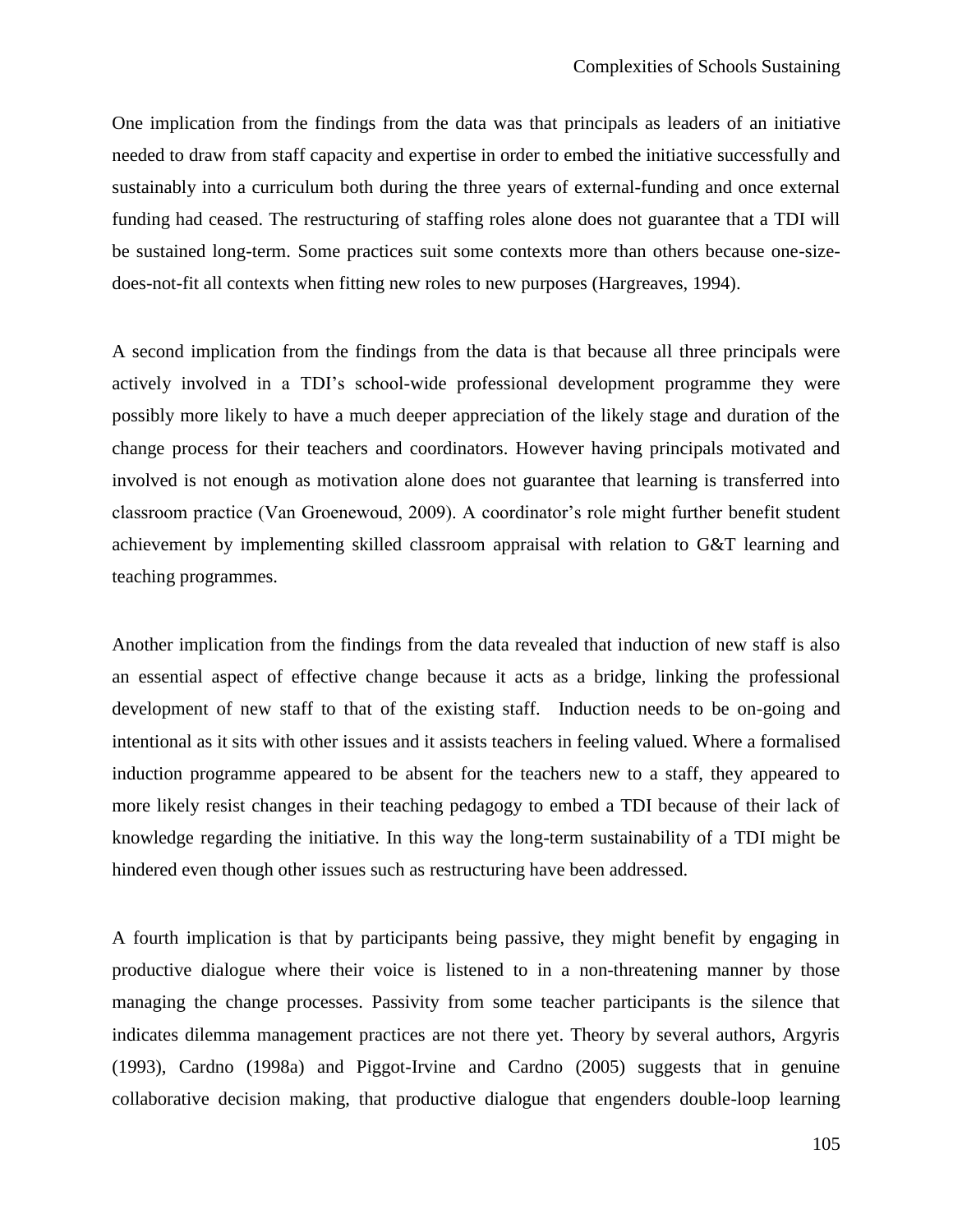One implication from the findings from the data was that principals as leaders of an initiative needed to draw from staff capacity and expertise in order to embed the initiative successfully and sustainably into a curriculum both during the three years of external-funding and once external funding had ceased. The restructuring of staffing roles alone does not guarantee that a TDI will be sustained long-term. Some practices suit some contexts more than others because one-size-does-not-fit all contexts when fitting new roles to new purposes (Hargreaves, 1994).

A second implication from the findings from the data is that because all three principals were actively involved in a TDI's school-wide professional development programme they were possibly more likely to have a much deeper appreciation of the likely stage and duration of the change process for their teachers and coordinators. However having principals motivated and involved is not enough as motivation alone does not guarantee that learning is transferred into classroom practice (Van Groenewoud, 2009). A coordinator's role might further benefit student achievement by implementing skilled classroom appraisal with relation to G&T learning and teaching programmes.

Another implication from the findings from the data revealed that induction of new staff is also an essential aspect of effective change because it acts as a bridge, linking the professional development of new staff to that of the existing staff. Induction needs to be on-going and intentional as it sits with other issues and it assists teachers in feeling valued. Where a formalised induction programme appeared to be absent for the teachers new to a staff, they appeared to more likely resist changes in their teaching pedagogy to embed a TDI because of their lack of knowledge regarding the initiative. In this way the long-term sustainability of a TDI might be hindered even though other issues such as restructuring have been addressed.

A fourth implication is that by participants being passive, they might benefit by engaging in productive dialogue where their voice is listened to in a non-threatening manner by those managing the change processes. Passivity from some teacher participants is the silence that indicates dilemma management practices are not there yet. Theory by several authors, Argyris (1993), Cardno (1998a) and Piggot-Irvine and Cardno (2005) suggests that in genuine collaborative decision making, that productive dialogue that engenders double-loop learning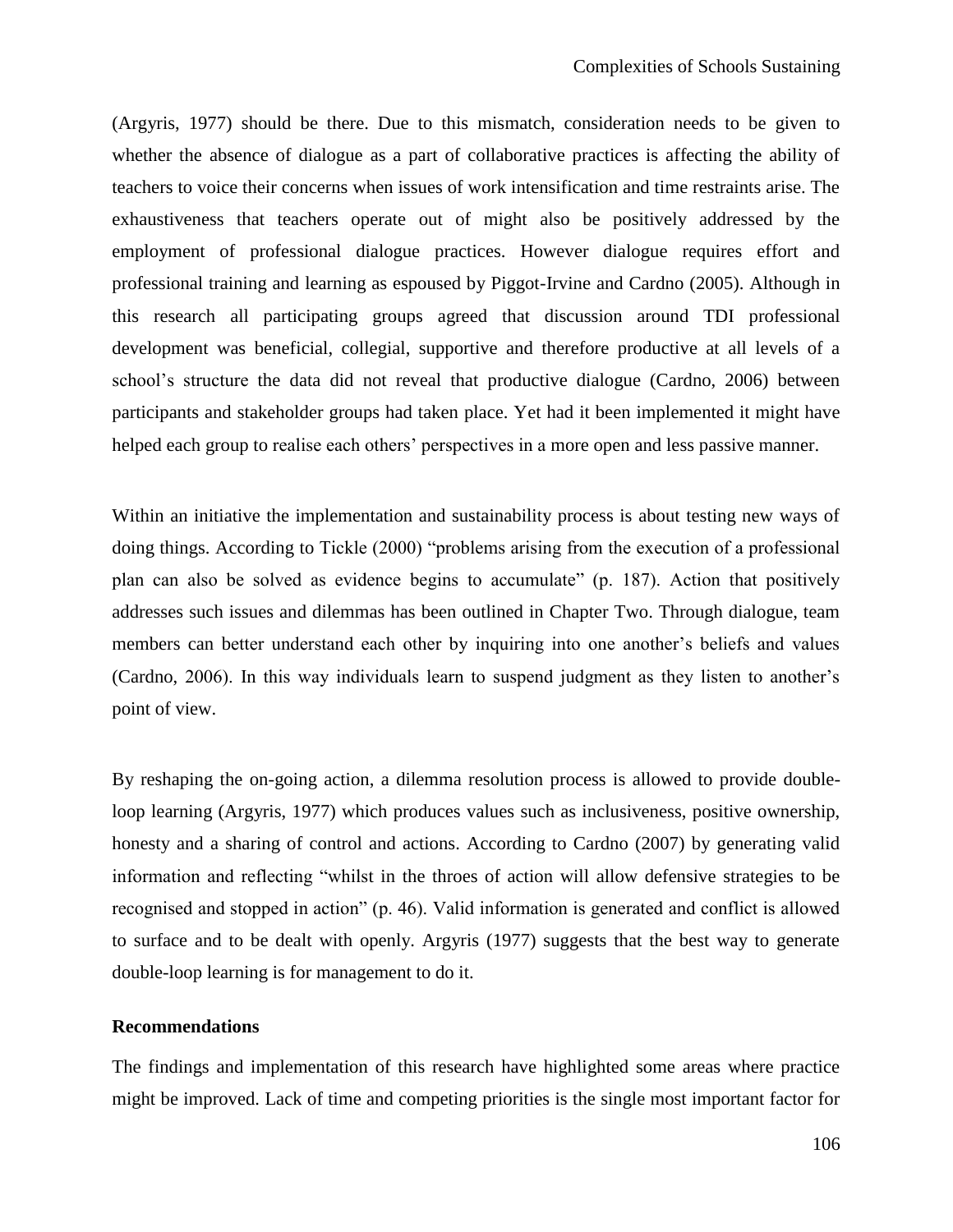(Argyris, 1977) should be there. Due to this mismatch, consideration needs to be given to whether the absence of dialogue as a part of collaborative practices is affecting the ability of teachers to voice their concerns when issues of work intensification and time restraints arise. The exhaustiveness that teachers operate out of might also be positively addressed by the employment of professional dialogue practices. However dialogue requires effort and professional training and learning as espoused by Piggot-Irvine and Cardno (2005). Although in this research all participating groups agreed that discussion around TDI professional development was beneficial, collegial, supportive and therefore productive at all levels of a school's structure the data did not reveal that productive dialogue (Cardno, 2006) between participants and stakeholder groups had taken place. Yet had it been implemented it might have helped each group to realise each others' perspectives in a more open and less passive manner.

Within an initiative the implementation and sustainability process is about testing new ways of doing things. According to Tickle (2000) "problems arising from the execution of a professional plan can also be solved as evidence begins to accumulate" (p. 187). Action that positively addresses such issues and dilemmas has been outlined in Chapter Two. Through dialogue, team members can better understand each other by inquiring into one another's beliefs and values (Cardno, 2006). In this way individuals learn to suspend judgment as they listen to another's point of view.

By reshaping the on-going action, a dilemma resolution process is allowed to provide double-loop learning (Argyris, 1977) which produces values such as inclusiveness, positive ownership, honesty and a sharing of control and actions. According to Cardno (2007) by generating valid information and reflecting "whilst in the throes of action will allow defensive strategies to be recognised and stopped in action" (p. 46). Valid information is generated and conflict is allowed to surface and to be dealt with openly. Argyris (1977) suggests that the best way to generate double-loop learning is for management to do it.

**Recommendations**

The findings and implementation of this research have highlighted some areas where practice might be improved. Lack of time and competing priorities is the single most important factor for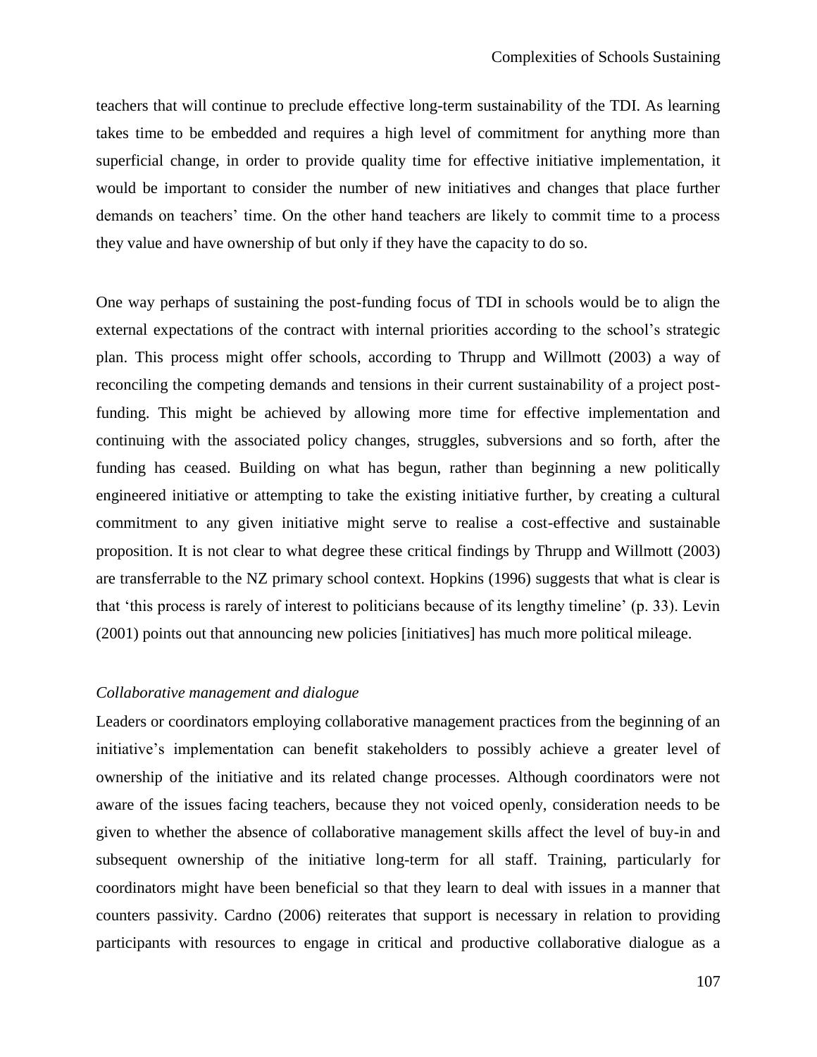teachers that will continue to preclude effective long-term sustainability of the TDI. As learning takes time to be embedded and requires a high level of commitment for anything more than superficial change, in order to provide quality time for effective initiative implementation, it would be important to consider the number of new initiatives and changes that place further demands on teachers' time. On the other hand teachers are likely to commit time to a process they value and have ownership of but only if they have the capacity to do so.

One way perhaps of sustaining the post-funding focus of TDI in schools would be to align the external expectations of the contract with internal priorities according to the school's strategic plan. This process might offer schools, according to Thrupp and Willmott (2003) a way of reconciling the competing demands and tensions in their current sustainability of a project post-funding. This might be achieved by allowing more time for effective implementation and continuing with the associated policy changes, struggles, subversions and so forth, after the funding has ceased. Building on what has begun, rather than beginning a new politically engineered initiative or attempting to take the existing initiative further, by creating a cultural commitment to any given initiative might serve to realise a cost-effective and sustainable proposition. It is not clear to what degree these critical findings by Thrupp and Willmott (2003) are transferrable to the NZ primary school context. Hopkins (1996) suggests that what is clear is that 'this process is rarely of interest to politicians because of its lengthy timeline' (p. 33). Levin (2001) points out that announcing new policies [initiatives] has much more political mileage.

*Collaborative management and dialogue*

Leaders or coordinators employing collaborative management practices from the beginning of an initiative's implementation can benefit stakeholders to possibly achieve a greater level of ownership of the initiative and its related change processes. Although coordinators were not aware of the issues facing teachers, because they not voiced openly, consideration needs to be given to whether the absence of collaborative management skills affect the level of buy-in and subsequent ownership of the initiative long-term for all staff. Training, particularly for coordinators might have been beneficial so that they learn to deal with issues in a manner that counters passivity. Cardno (2006) reiterates that support is necessary in relation to providing participants with resources to engage in critical and productive collaborative dialogue as a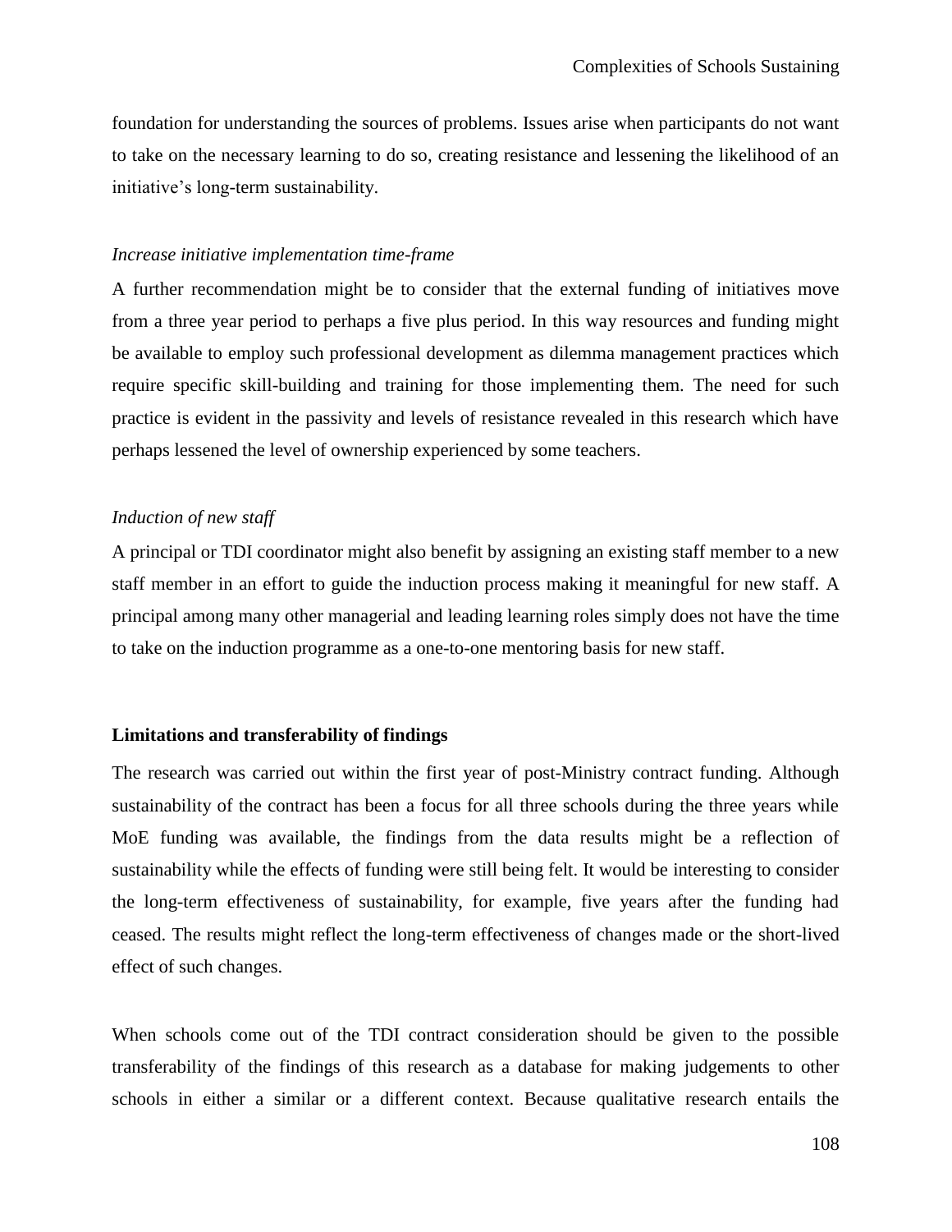foundation for understanding the sources of problems. Issues arise when participants do not want to take on the necessary learning to do so, creating resistance and lessening the likelihood of an initiative's long-term sustainability.

*Increase initiative implementation time-frame*

A further recommendation might be to consider that the external funding of initiatives move from a three year period to perhaps a five plus period. In this way resources and funding might be available to employ such professional development as dilemma management practices which require specific skill-building and training for those implementing them. The need for such practice is evident in the passivity and levels of resistance revealed in this research which have perhaps lessened the level of ownership experienced by some teachers.

*Induction of new staff*

A principal or TDI coordinator might also benefit by assigning an existing staff member to a new staff member in an effort to guide the induction process making it meaningful for new staff. A principal among many other managerial and leading learning roles simply does not have the time to take on the induction programme as a one-to-one mentoring basis for new staff.

**Limitations and transferability of findings**

The research was carried out within the first year of post-Ministry contract funding. Although sustainability of the contract has been a focus for all three schools during the three years while MoE funding was available, the findings from the data results might be a reflection of sustainability while the effects of funding were still being felt. It would be interesting to consider the long-term effectiveness of sustainability, for example, five years after the funding had ceased. The results might reflect the long-term effectiveness of changes made or the short-lived effect of such changes.

When schools come out of the TDI contract consideration should be given to the possible transferability of the findings of this research as a database for making judgements to other schools in either a similar or a different context. Because qualitative research entails the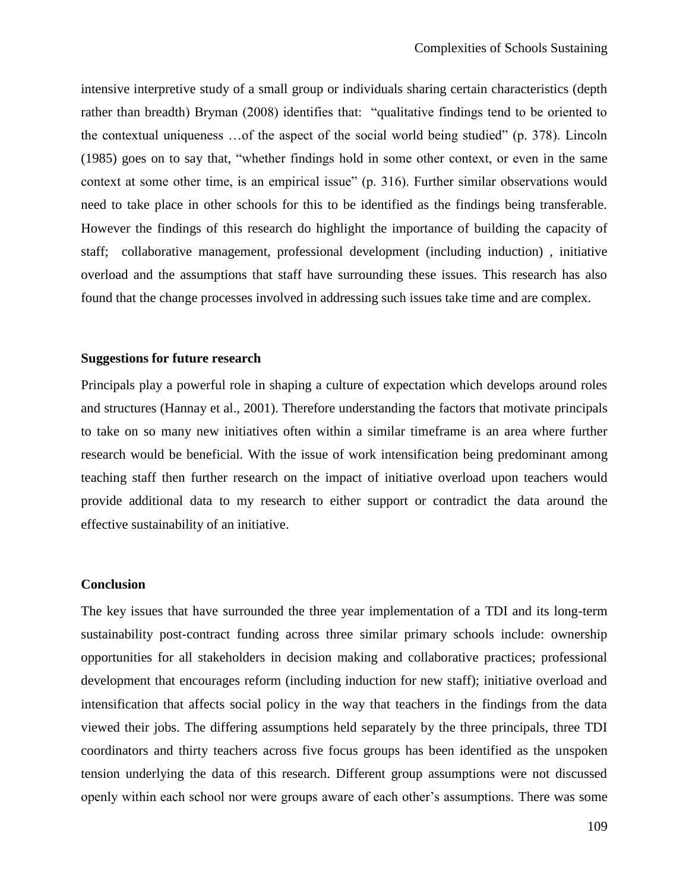intensive interpretive study of a small group or individuals sharing certain characteristics (depth rather than breadth) Bryman (2008) identifies that: "qualitative findings tend to be oriented to the contextual uniqueness …of the aspect of the social world being studied" (p. 378). Lincoln (1985) goes on to say that, "whether findings hold in some other context, or even in the same context at some other time, is an empirical issue" (p. 316). Further similar observations would need to take place in other schools for this to be identified as the findings being transferable. However the findings of this research do highlight the importance of building the capacity of staff; collaborative management, professional development (including induction) , initiative overload and the assumptions that staff have surrounding these issues. This research has also found that the change processes involved in addressing such issues take time and are complex.

### Suggestions for future research

Principals play a powerful role in shaping a culture of expectation which develops around roles and structures (Hannay et al., 2001). Therefore understanding the factors that motivate principals to take on so many new initiatives often within a similar timeframe is an area where further research would be beneficial. With the issue of work intensification being predominant among teaching staff then further research on the impact of initiative overload upon teachers would provide additional data to my research to either support or contradict the data around the effective sustainability of an initiative.

### Conclusion

The key issues that have surrounded the three year implementation of a TDI and its long-term sustainability post-contract funding across three similar primary schools include: ownership opportunities for all stakeholders in decision making and collaborative practices; professional development that encourages reform (including induction for new staff); initiative overload and intensification that affects social policy in the way that teachers in the findings from the data viewed their jobs. The differing assumptions held separately by the three principals, three TDI coordinators and thirty teachers across five focus groups has been identified as the unspoken tension underlying the data of this research. Different group assumptions were not discussed openly within each school nor were groups aware of each other's assumptions. There was some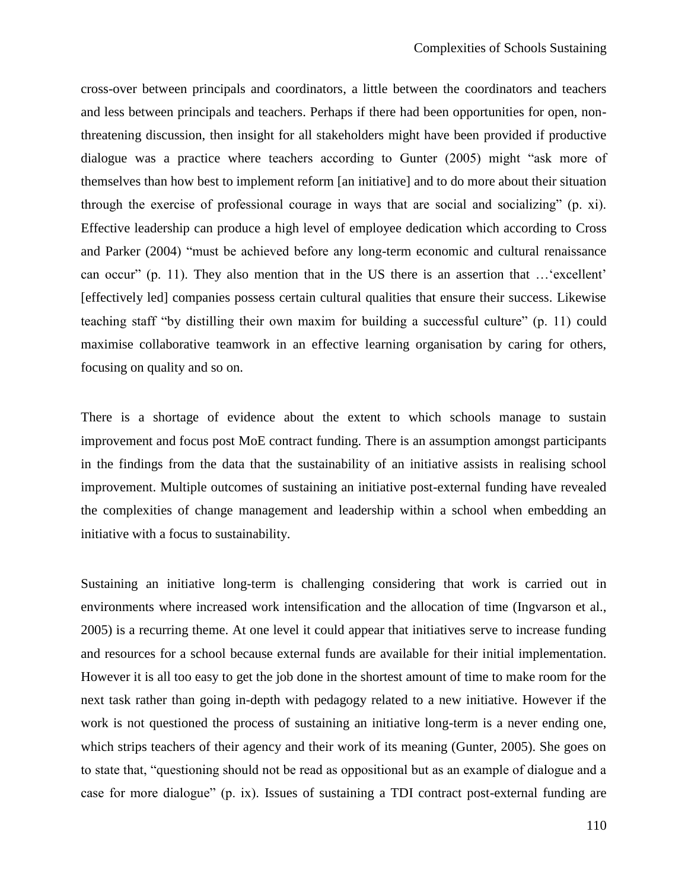cross-over between principals and coordinators, a little between the coordinators and teachers and less between principals and teachers. Perhaps if there had been opportunities for open, non-threatening discussion, then insight for all stakeholders might have been provided if productive dialogue was a practice where teachers according to Gunter (2005) might "ask more of themselves than how best to implement reform [an initiative] and to do more about their situation through the exercise of professional courage in ways that are social and socializing" (p. xi). Effective leadership can produce a high level of employee dedication which according to Cross and Parker (2004) "must be achieved before any long-term economic and cultural renaissance can occur" (p. 11). They also mention that in the US there is an assertion that …'excellent' [effectively led] companies possess certain cultural qualities that ensure their success. Likewise teaching staff "by distilling their own maxim for building a successful culture" (p. 11) could maximise collaborative teamwork in an effective learning organisation by caring for others, focusing on quality and so on.

There is a shortage of evidence about the extent to which schools manage to sustain improvement and focus post MoE contract funding. There is an assumption amongst participants in the findings from the data that the sustainability of an initiative assists in realising school improvement. Multiple outcomes of sustaining an initiative post-external funding have revealed the complexities of change management and leadership within a school when embedding an initiative with a focus to sustainability.

Sustaining an initiative long-term is challenging considering that work is carried out in environments where increased work intensification and the allocation of time (Ingvarson et al., 2005) is a recurring theme. At one level it could appear that initiatives serve to increase funding and resources for a school because external funds are available for their initial implementation. However it is all too easy to get the job done in the shortest amount of time to make room for the next task rather than going in-depth with pedagogy related to a new initiative. However if the work is not questioned the process of sustaining an initiative long-term is a never ending one, which strips teachers of their agency and their work of its meaning (Gunter, 2005). She goes on to state that, "questioning should not be read as oppositional but as an example of dialogue and a case for more dialogue" (p. ix). Issues of sustaining a TDI contract post-external funding are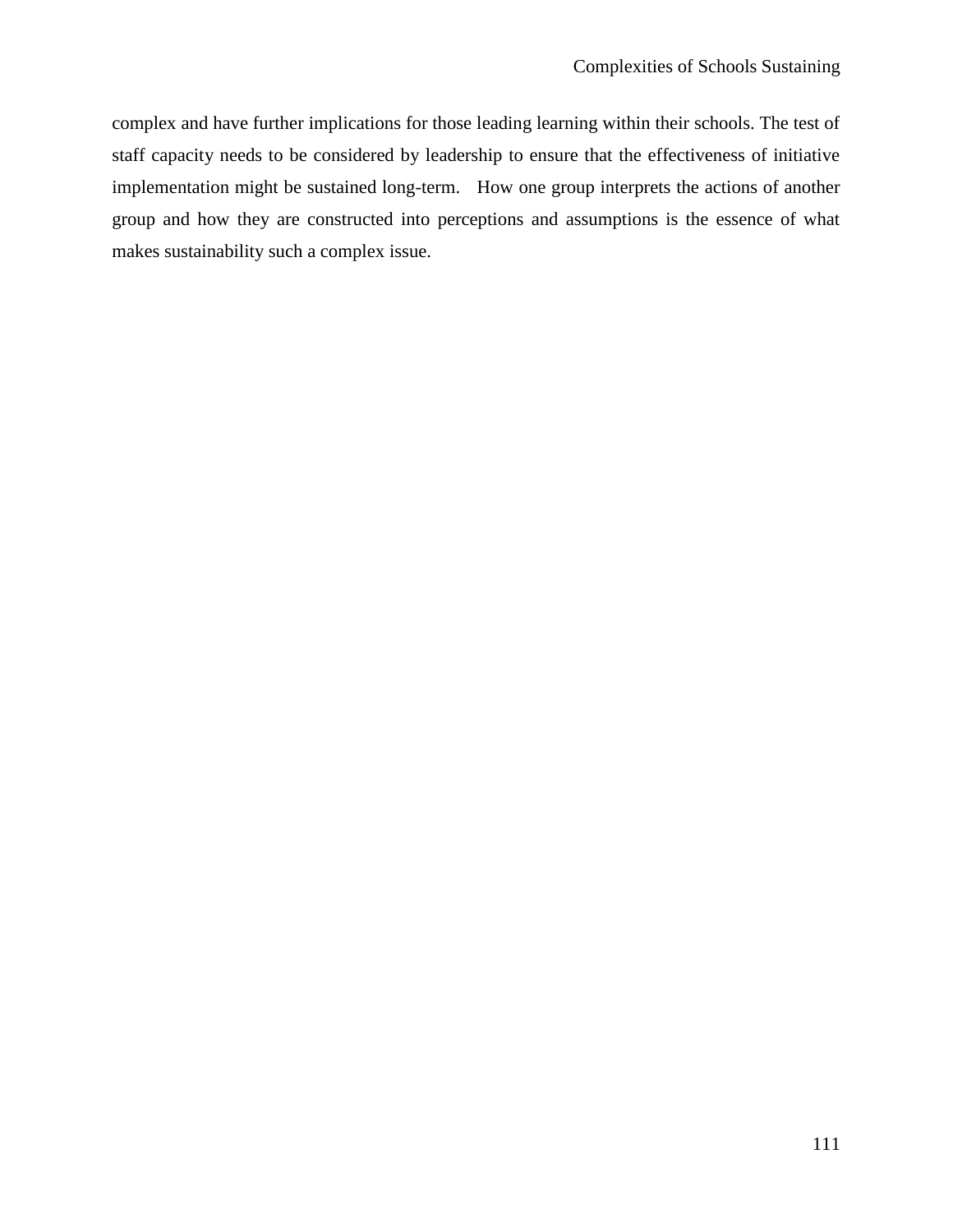complex and have further implications for those leading learning within their schools. The test of staff capacity needs to be considered by leadership to ensure that the effectiveness of initiative implementation might be sustained long-term. How one group interprets the actions of another group and how they are constructed into perceptions and assumptions is the essence of what makes sustainability such a complex issue.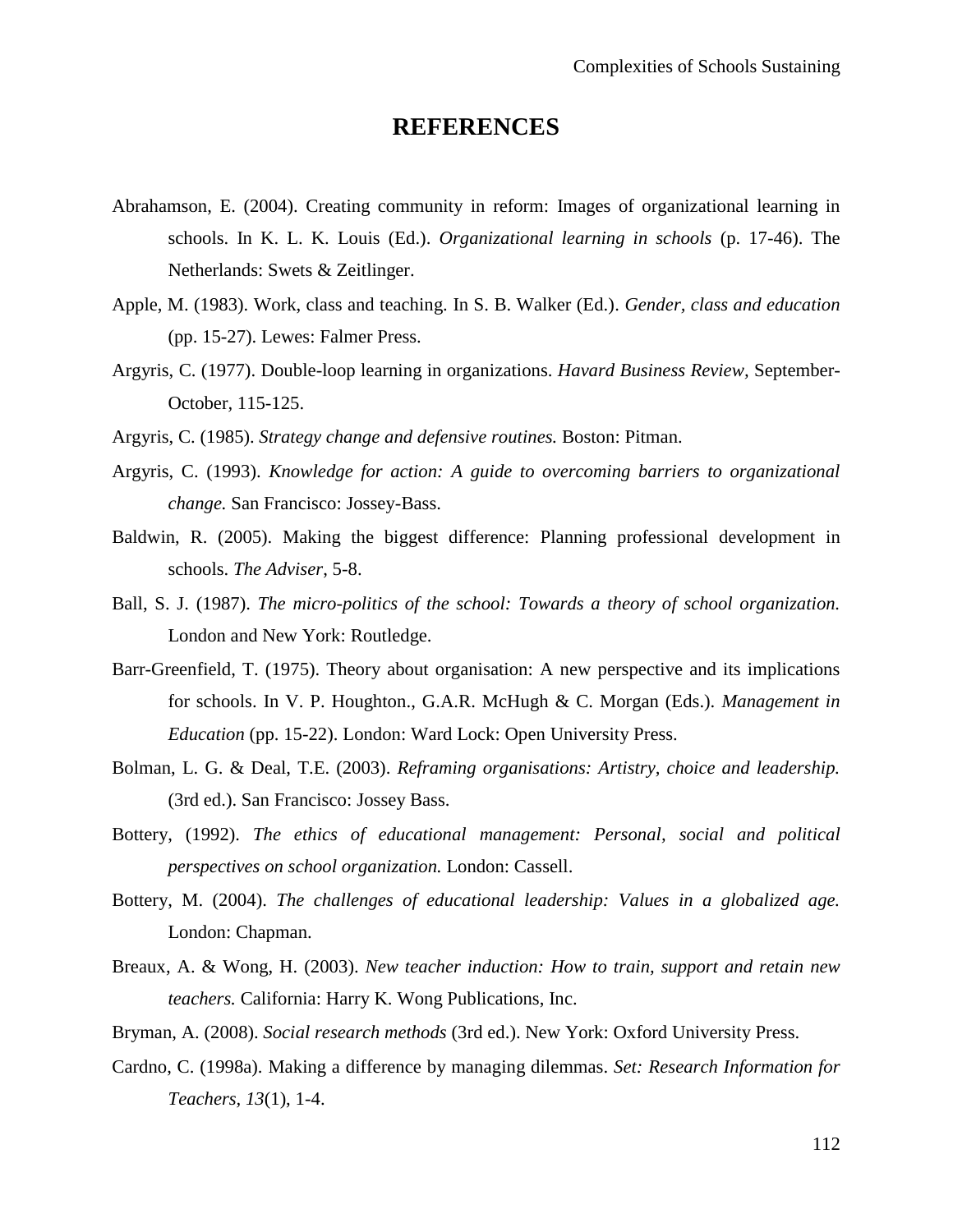# REFERENCES

Abrahamson, E. (2004). Creating community in reform: Images of organizational learning in schools. In K. L. K. Louis (Ed.). *Organizational learning in schools* (p. 17-46). The Netherlands: Swets & Zeitlinger.

Apple, M. (1983). Work, class and teaching. In S. B. Walker (Ed.). *Gender, class and education* (pp. 15-27). Lewes: Falmer Press.

Argyris, C. (1977). Double-loop learning in organizations. *Havard Business Review*, September-October, 115-125.

Argyris, C. (1985). *Strategy change and defensive routines.* Boston: Pitman.

Argyris, C. (1993). *Knowledge for action: A guide to overcoming barriers to organizational change.* San Francisco: Jossey-Bass.

Baldwin, R. (2005). Making the biggest difference: Planning professional development in schools. *The Adviser*, 5-8.

Ball, S. J. (1987). *The micro-politics of the school: Towards a theory of school organization.* London and New York: Routledge.

Barr-Greenfield, T. (1975). Theory about organisation: A new perspective and its implications for schools. In V. P. Houghton., G.A.R. McHugh & C. Morgan (Eds.). *Management in Education* (pp. 15-22). London: Ward Lock: Open University Press.

Bolman, L. G. & Deal, T.E. (2003). *Reframing organisations: Artistry, choice and leadership.* (3rd ed.). San Francisco: Jossey Bass.

Bottery, (1992). *The ethics of educational management: Personal, social and political perspectives on school organization.* London: Cassell.

Bottery, M. (2004). *The challenges of educational leadership: Values in a globalized age.* London: Chapman.

Breaux, A. & Wong, H. (2003). *New teacher induction: How to train, support and retain new teachers.* California: Harry K. Wong Publications, Inc.

Bryman, A. (2008). *Social research methods* (3rd ed.). New York: Oxford University Press.

Cardno, C. (1998a). Making a difference by managing dilemmas. *Set: Research Information for Teachers*, *13*(1), 1-4.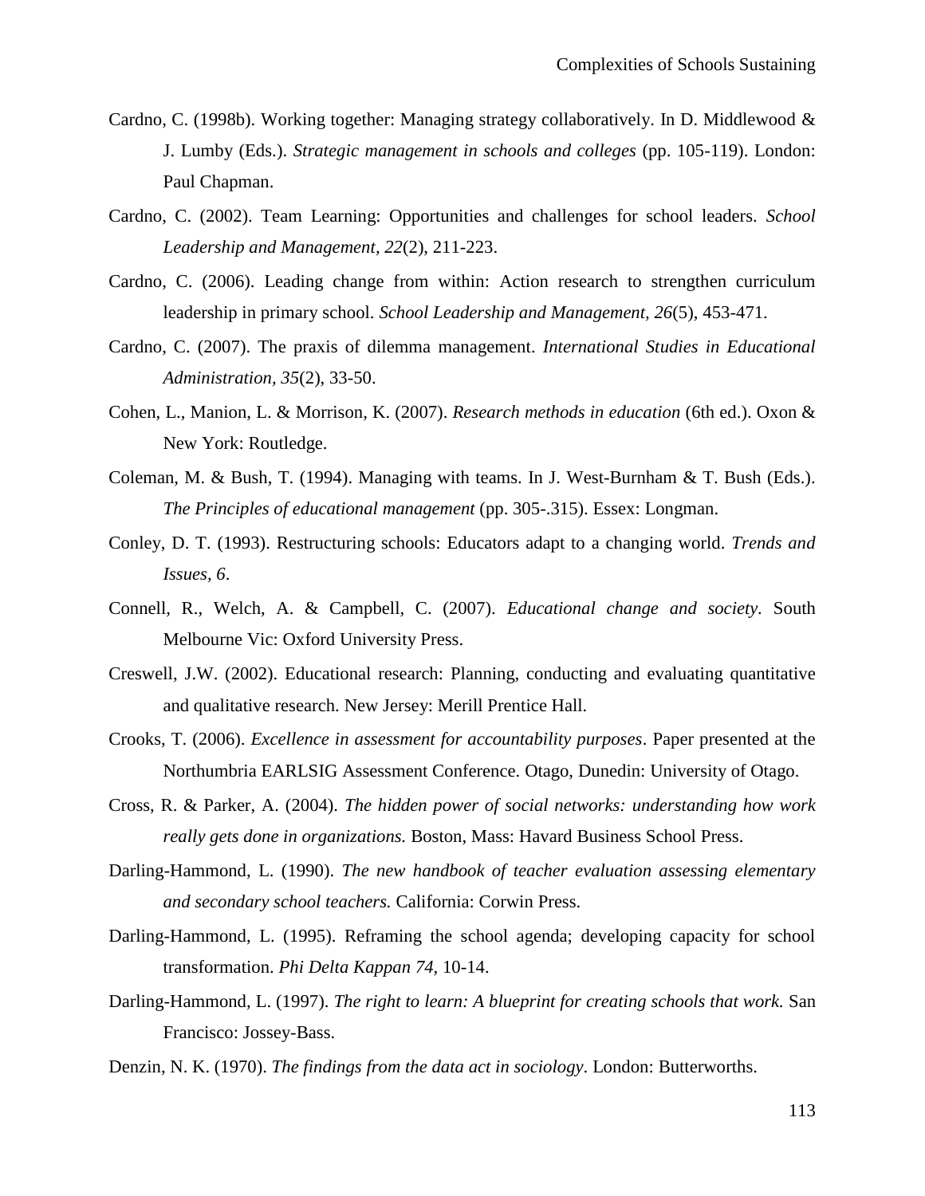Cardno, C. (1998b). Working together: Managing strategy collaboratively. In D. Middlewood & J. Lumby (Eds.). *Strategic management in schools and colleges* (pp. 105-119). London: Paul Chapman.

Cardno, C. (2002). Team Learning: Opportunities and challenges for school leaders. *School Leadership and Management, 22*(2), 211-223.

Cardno, C. (2006). Leading change from within: Action research to strengthen curriculum leadership in primary school. *School Leadership and Management, 26*(5), 453-471.

Cardno, C. (2007). The praxis of dilemma management. *International Studies in Educational Administration, 35*(2), 33-50.

Cohen, L., Manion, L. & Morrison, K. (2007). *Research methods in education* (6th ed.). Oxon & New York: Routledge.

Coleman, M. & Bush, T. (1994). Managing with teams. In J. West-Burnham & T. Bush (Eds.). *The Principles of educational management* (pp. 305-.315). Essex: Longman.

Conley, D. T. (1993). Restructuring schools: Educators adapt to a changing world. *Trends and Issues, 6*.

Connell, R., Welch, A. & Campbell, C. (2007). *Educational change and society*. South Melbourne Vic: Oxford University Press.

Creswell, J.W. (2002). Educational research: Planning, conducting and evaluating quantitative and qualitative research. New Jersey: Merill Prentice Hall.

Crooks, T. (2006). *Excellence in assessment for accountability purposes*. Paper presented at the Northumbria EARLSIG Assessment Conference. Otago, Dunedin: University of Otago.

Cross, R. & Parker, A. (2004). *The hidden power of social networks: understanding how work really gets done in organizations.* Boston, Mass: Havard Business School Press.

Darling-Hammond, L. (1990). *The new handbook of teacher evaluation assessing elementary and secondary school teachers.* California: Corwin Press.

Darling-Hammond, L. (1995). Reframing the school agenda; developing capacity for school transformation. *Phi Delta Kappan 74*, 10-14.

Darling-Hammond, L. (1997). *The right to learn: A blueprint for creating schools that work.* San Francisco: Jossey-Bass.

Denzin, N. K. (1970). *The findings from the data act in sociology*. London: Butterworths.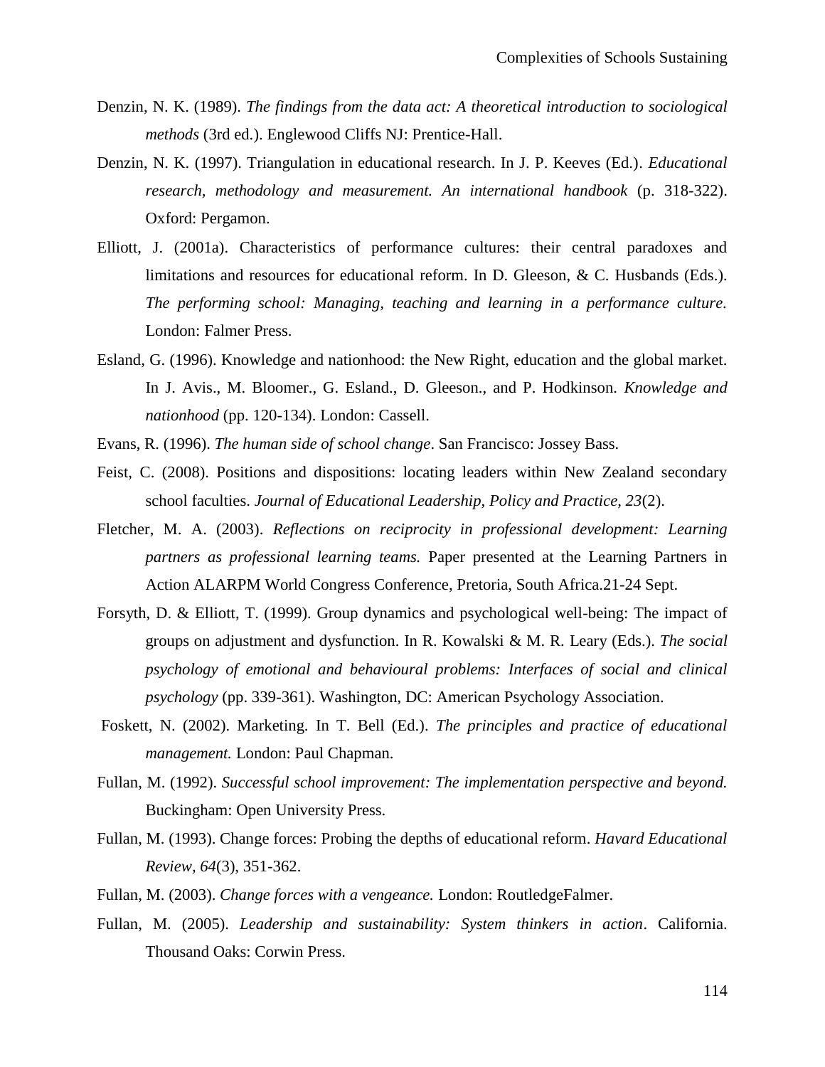Denzin, N. K. (1989). *The findings from the data act: A theoretical introduction to sociological methods* (3rd ed.). Englewood Cliffs NJ: Prentice-Hall.

Denzin, N. K. (1997). Triangulation in educational research. In J. P. Keeves (Ed.). *Educational research, methodology and measurement. An international handbook* (p. 318-322). Oxford: Pergamon.

Elliott, J. (2001a). Characteristics of performance cultures: their central paradoxes and limitations and resources for educational reform. In D. Gleeson, & C. Husbands (Eds.). *The performing school: Managing, teaching and learning in a performance culture.* London: Falmer Press.

Esland, G. (1996). Knowledge and nationhood: the New Right, education and the global market. In J. Avis., M. Bloomer., G. Esland., D. Gleeson., and P. Hodkinson. *Knowledge and nationhood* (pp. 120-134). London: Cassell.

Evans, R. (1996). *The human side of school change*. San Francisco: Jossey Bass.

Feist, C. (2008). Positions and dispositions: locating leaders within New Zealand secondary school faculties. *Journal of Educational Leadership, Policy and Practice, 23*(2).

Fletcher, M. A. (2003). *Reflections on reciprocity in professional development: Learning partners as professional learning teams.* Paper presented at the Learning Partners in Action ALARPM World Congress Conference, Pretoria, South Africa.21-24 Sept.

Forsyth, D. & Elliott, T. (1999). Group dynamics and psychological well-being: The impact of groups on adjustment and dysfunction. In R. Kowalski & M. R. Leary (Eds.). *The social psychology of emotional and behavioural problems: Interfaces of social and clinical psychology* (pp. 339-361). Washington, DC: American Psychology Association.

Foskett, N. (2002). Marketing. In T. Bell (Ed.). *The principles and practice of educational management.* London: Paul Chapman.

Fullan, M. (1992). *Successful school improvement: The implementation perspective and beyond.* Buckingham: Open University Press.

Fullan, M. (1993). Change forces: Probing the depths of educational reform. *Havard Educational Review, 64*(3), 351-362.

Fullan, M. (2003). *Change forces with a vengeance.* London: RoutledgeFalmer.

Fullan, M. (2005). *Leadership and sustainability: System thinkers in action*. California. Thousand Oaks: Corwin Press.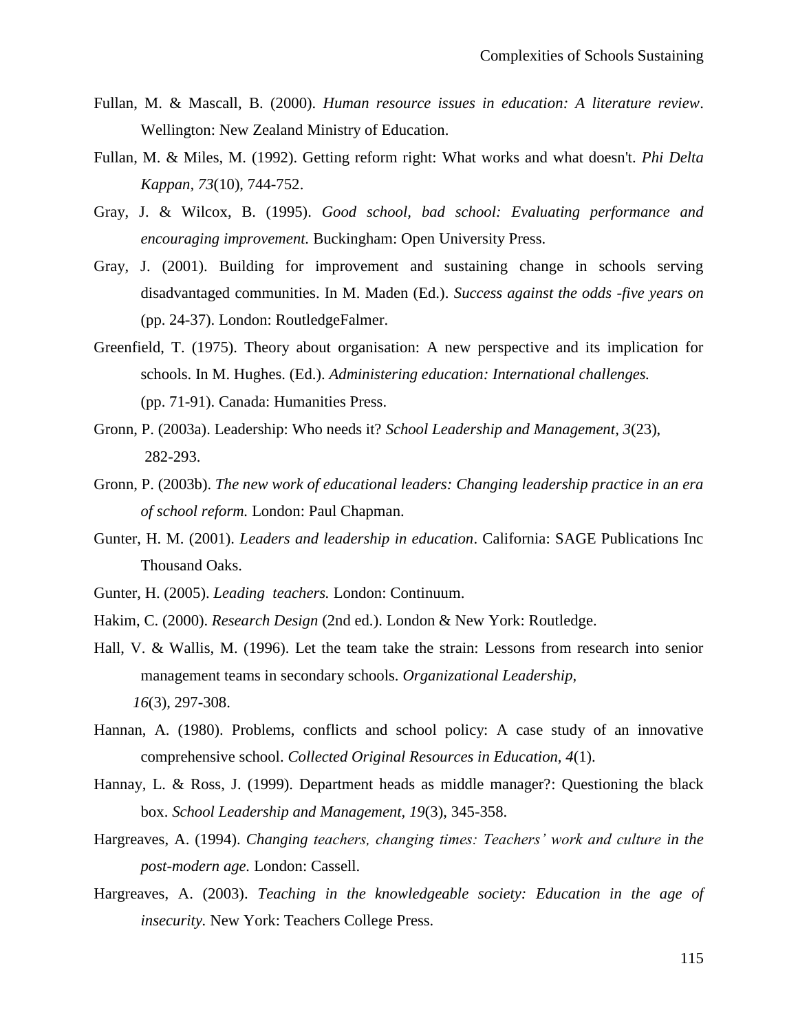Fullan, M. & Mascall, B. (2000). *Human resource issues in education: A literature review*. Wellington: New Zealand Ministry of Education.

Fullan, M. & Miles, M. (1992). Getting reform right: What works and what doesn't. *Phi Delta Kappan, 73*(10), 744-752.

Gray, J. & Wilcox, B. (1995). *Good school, bad school: Evaluating performance and encouraging improvement.* Buckingham: Open University Press.

Gray, J. (2001). Building for improvement and sustaining change in schools serving disadvantaged communities. In M. Maden (Ed.). *Success against the odds -five years on* (pp. 24-37). London: RoutledgeFalmer.

Greenfield, T. (1975). Theory about organisation: A new perspective and its implication for schools. In M. Hughes. (Ed.). *Administering education: International challenges.* (pp. 71-91). Canada: Humanities Press.

Gronn, P. (2003a). Leadership: Who needs it? *School Leadership and Management, 3*(23), 282-293.

Gronn, P. (2003b). *The new work of educational leaders: Changing leadership practice in an era of school reform.* London: Paul Chapman.

Gunter, H. M. (2001). *Leaders and leadership in education*. California: SAGE Publications Inc Thousand Oaks.

Gunter, H. (2005). *Leading teachers.* London: Continuum.

Hakim, C. (2000). *Research Design* (2nd ed.). London & New York: Routledge.

Hall, V. & Wallis, M. (1996). Let the team take the strain: Lessons from research into senior management teams in secondary schools. *Organizational Leadership, 16*(3), 297-308.

Hannan, A. (1980). Problems, conflicts and school policy: A case study of an innovative comprehensive school. *Collected Original Resources in Education, 4*(1).

Hannay, L. & Ross, J. (1999). Department heads as middle manager?: Questioning the black box. *School Leadership and Management, 19*(3), 345-358.

Hargreaves, A. (1994). *Changing teachers, changing times: Teachers' work and culture in the post-modern age.* London: Cassell.

Hargreaves, A. (2003). *Teaching in the knowledgeable society: Education in the age of insecurity.* New York: Teachers College Press.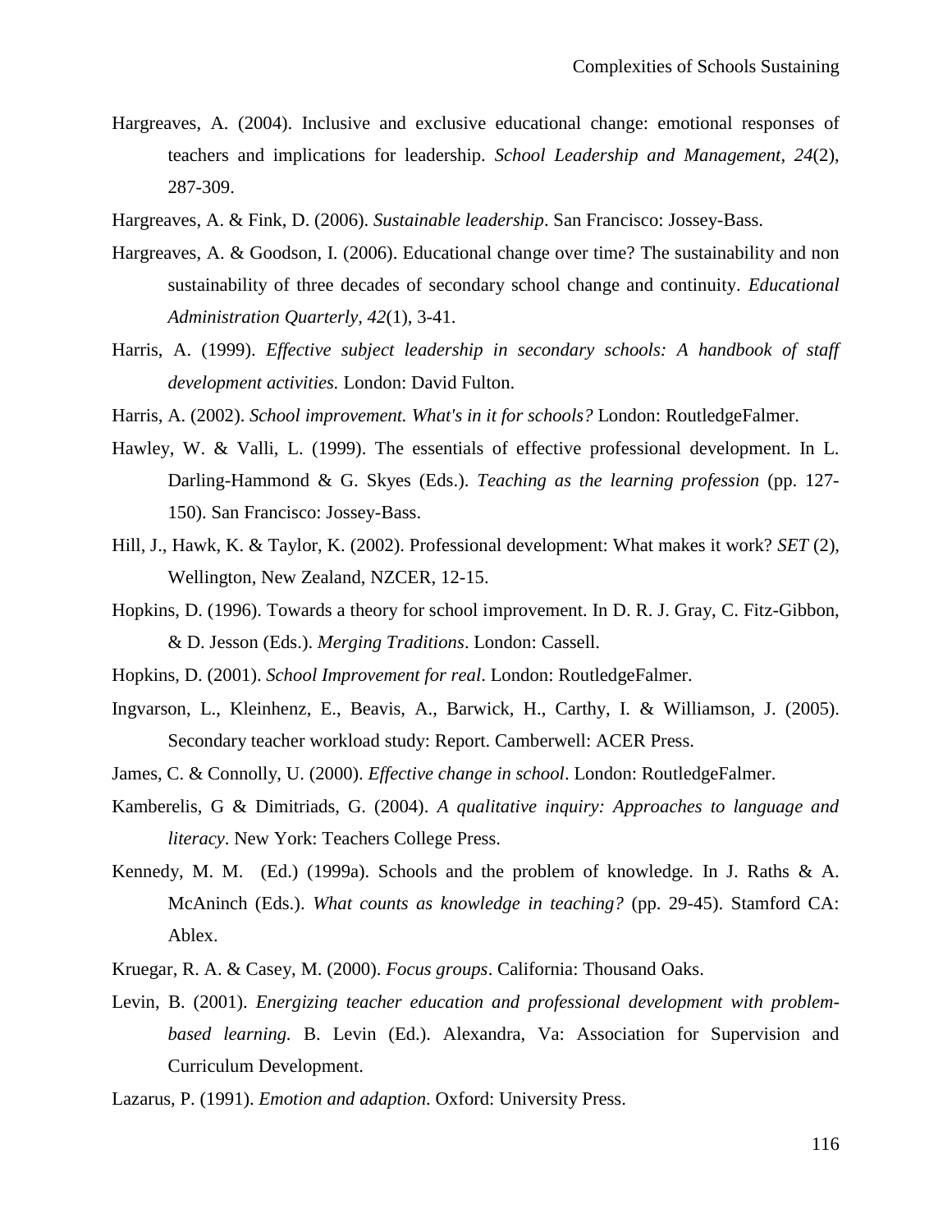Hargreaves, A. (2004). Inclusive and exclusive educational change: emotional responses of teachers and implications for leadership. *School Leadership and Management, 24*(2), 287-309.

Hargreaves, A. & Fink, D. (2006). *Sustainable leadership*. San Francisco: Jossey-Bass.

Hargreaves, A. & Goodson, I. (2006). Educational change over time? The sustainability and non sustainability of three decades of secondary school change and continuity. *Educational Administration Quarterly, 42*(1), 3-41.

Harris, A. (1999). *Effective subject leadership in secondary schools: A handbook of staff development activities.* London: David Fulton.

Harris, A. (2002). *School improvement. What's in it for schools?* London: RoutledgeFalmer.

Hawley, W. & Valli, L. (1999). The essentials of effective professional development. In L. Darling-Hammond & G. Skyes (Eds.). *Teaching as the learning profession* (pp. 127-150). San Francisco: Jossey-Bass.

Hill, J., Hawk, K. & Taylor, K. (2002). Professional development: What makes it work? *SET* (2), Wellington, New Zealand, NZCER, 12-15.

Hopkins, D. (1996). Towards a theory for school improvement. In D. R. J. Gray, C. Fitz-Gibbon, & D. Jesson (Eds.). *Merging Traditions*. London: Cassell.

Hopkins, D. (2001). *School Improvement for real*. London: RoutledgeFalmer.

Ingvarson, L., Kleinhenz, E., Beavis, A., Barwick, H., Carthy, I. & Williamson, J. (2005). Secondary teacher workload study: Report. Camberwell: ACER Press.

James, C. & Connolly, U. (2000). *Effective change in school*. London: RoutledgeFalmer.

Kamberelis, G & Dimitriads, G. (2004). *A qualitative inquiry: Approaches to language and literacy*. New York: Teachers College Press.

Kennedy, M. M. (Ed.) (1999a). Schools and the problem of knowledge. In J. Raths & A. McAninch (Eds.). *What counts as knowledge in teaching?* (pp. 29-45). Stamford CA: Ablex.

Kruegar, R. A. & Casey, M. (2000). *Focus groups*. California: Thousand Oaks.

Levin, B. (2001). *Energizing teacher education and professional development with problem-based learning.* B. Levin (Ed.). Alexandra, Va: Association for Supervision and Curriculum Development.

Lazarus, P. (1991). *Emotion and adaption*. Oxford: University Press.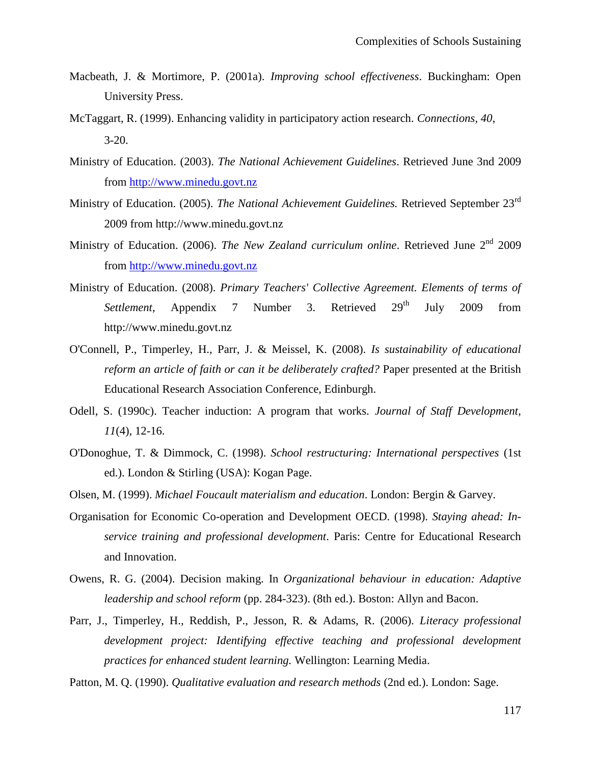Macbeath, J. & Mortimore, P. (2001a). *Improving school effectiveness*. Buckingham: Open University Press.

McTaggart, R. (1999). Enhancing validity in participatory action research. *Connections, 40*, 3-20.

Ministry of Education. (2003). *The National Achievement Guidelines*. Retrieved June 3nd 2009 from http://www.minedu.govt.nz

Ministry of Education. (2005). *The National Achievement Guidelines.* Retrieved September 23rd 2009 from http://www.minedu.govt.nz

Ministry of Education. (2006). *The New Zealand curriculum online*. Retrieved June 2nd 2009 from http://www.minedu.govt.nz

Ministry of Education. (2008). *Primary Teachers' Collective Agreement. Elements of terms of Settlement*, Appendix 7 Number 3. Retrieved 29th July 2009 from http://www.minedu.govt.nz

O'Connell, P., Timperley, H., Parr, J. & Meissel, K. (2008). *Is sustainability of educational reform an article of faith or can it be deliberately crafted?* Paper presented at the British Educational Research Association Conference, Edinburgh.

Odell, S. (1990c). Teacher induction: A program that works. *Journal of Staff Development, 11*(4), 12-16.

O'Donoghue, T. & Dimmock, C. (1998). *School restructuring: International perspectives* (1st ed.). London & Stirling (USA): Kogan Page.

Olsen, M. (1999). *Michael Foucault materialism and education*. London: Bergin & Garvey.

Organisation for Economic Co-operation and Development OECD. (1998). *Staying ahead: In-service training and professional development*. Paris: Centre for Educational Research and Innovation.

Owens, R. G. (2004). Decision making. In *Organizational behaviour in education: Adaptive leadership and school reform* (pp. 284-323). (8th ed.). Boston: Allyn and Bacon.

Parr, J., Timperley, H., Reddish, P., Jesson, R. & Adams, R. (2006). *Literacy professional development project: Identifying effective teaching and professional development practices for enhanced student learning.* Wellington: Learning Media.

Patton, M. Q. (1990). *Qualitative evaluation and research methods* (2nd ed.). London: Sage.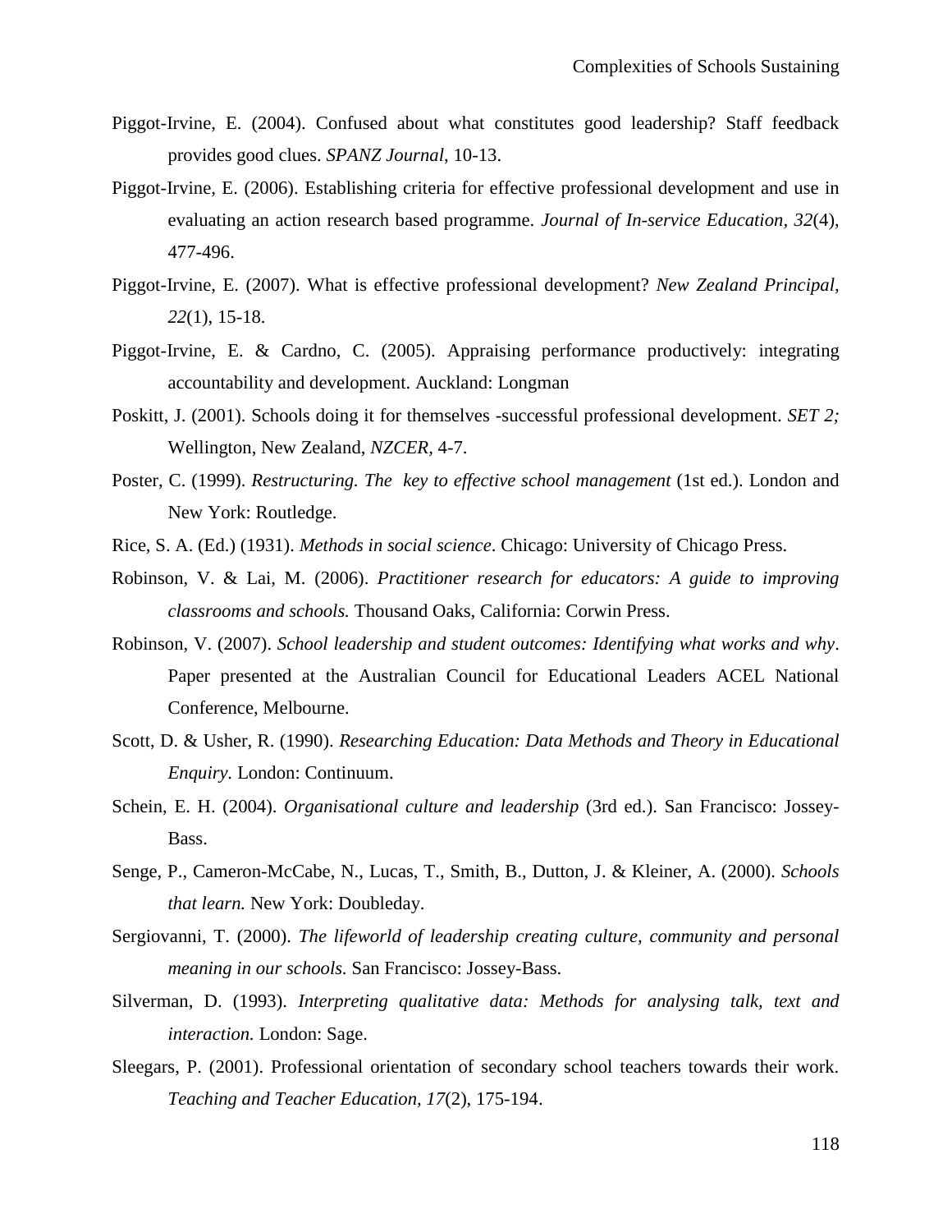Piggot-Irvine, E. (2004). Confused about what constitutes good leadership? Staff feedback provides good clues. *SPANZ Journal*, 10-13.

Piggot-Irvine, E. (2006). Establishing criteria for effective professional development and use in evaluating an action research based programme. *Journal of In-service Education, 32*(4), 477-496.

Piggot-Irvine, E. (2007). What is effective professional development? *New Zealand Principal, 22*(1), 15-18.

Piggot-Irvine, E. & Cardno, C. (2005). Appraising performance productively: integrating accountability and development. Auckland: Longman

Poskitt, J. (2001). Schools doing it for themselves -successful professional development. *SET 2;* Wellington, New Zealand, *NZCER*, 4-7.

Poster, C. (1999). *Restructuring. The key to effective school management* (1st ed.). London and New York: Routledge.

Rice, S. A. (Ed.) (1931). *Methods in social science*. Chicago: University of Chicago Press.

Robinson, V. & Lai, M. (2006). *Practitioner research for educators: A guide to improving classrooms and schools.* Thousand Oaks, California: Corwin Press.

Robinson, V. (2007). *School leadership and student outcomes: Identifying what works and why*. Paper presented at the Australian Council for Educational Leaders ACEL National Conference, Melbourne.

Scott, D. & Usher, R. (1990). *Researching Education: Data Methods and Theory in Educational Enquiry*. London: Continuum.

Schein, E. H. (2004). *Organisational culture and leadership* (3rd ed.). San Francisco: Jossey-Bass.

Senge, P., Cameron-McCabe, N., Lucas, T., Smith, B., Dutton, J. & Kleiner, A. (2000). *Schools that learn.* New York: Doubleday.

Sergiovanni, T. (2000). *The lifeworld of leadership creating culture, community and personal meaning in our schools.* San Francisco: Jossey-Bass.

Silverman, D. (1993). *Interpreting qualitative data: Methods for analysing talk, text and interaction.* London: Sage.

Sleegars, P. (2001). Professional orientation of secondary school teachers towards their work. *Teaching and Teacher Education, 17*(2), 175-194.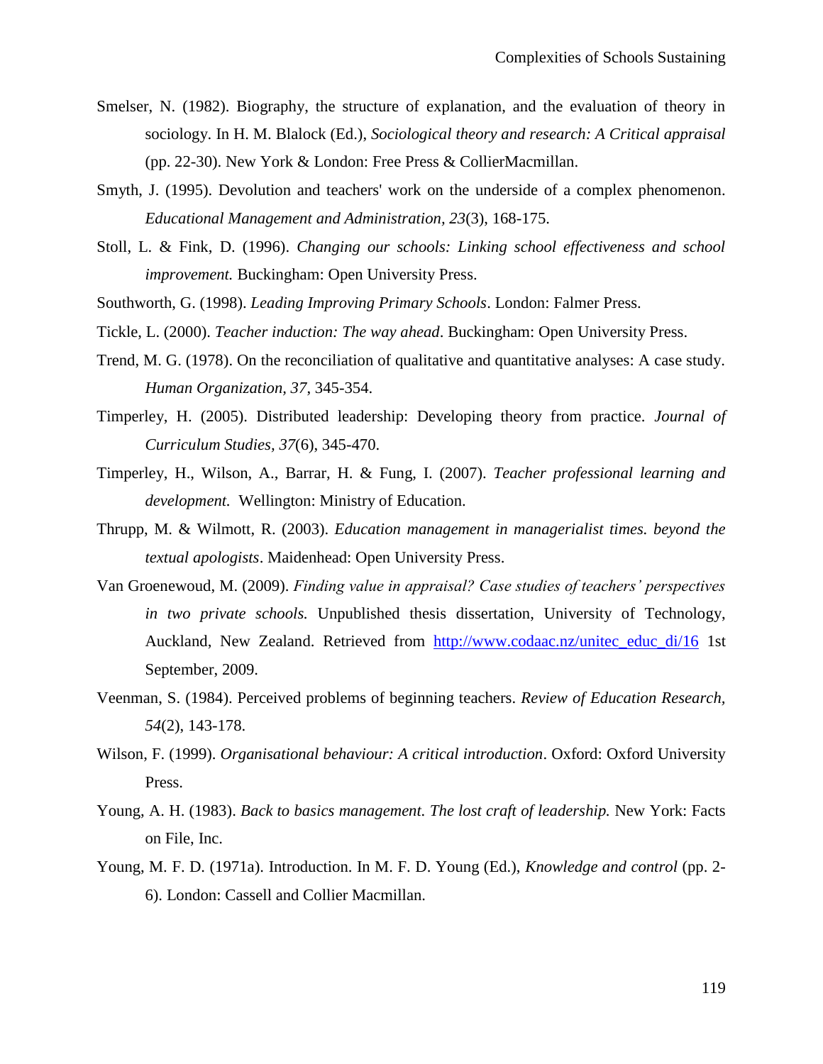Smelser, N. (1982). Biography, the structure of explanation, and the evaluation of theory in sociology. In H. M. Blalock (Ed.), *Sociological theory and research: A Critical appraisal* (pp. 22-30). New York & London: Free Press & CollierMacmillan.

Smyth, J. (1995). Devolution and teachers' work on the underside of a complex phenomenon. *Educational Management and Administration*, *23*(3), 168-175.

Stoll, L. & Fink, D. (1996). *Changing our schools: Linking school effectiveness and school improvement.* Buckingham: Open University Press.

Southworth, G. (1998). *Leading Improving Primary Schools*. London: Falmer Press.

Tickle, L. (2000). *Teacher induction: The way ahead*. Buckingham: Open University Press.

Trend, M. G. (1978). On the reconciliation of qualitative and quantitative analyses: A case study. *Human Organization*, *37*, 345-354.

Timperley, H. (2005). Distributed leadership: Developing theory from practice. *Journal of Curriculum Studies, 37*(6), 345-470.

Timperley, H., Wilson, A., Barrar, H. & Fung, I. (2007). *Teacher professional learning and development.* Wellington: Ministry of Education.

Thrupp, M. & Wilmott, R. (2003). *Education management in managerialist times. beyond the textual apologists*. Maidenhead: Open University Press.

Van Groenewoud, M. (2009). *Finding value in appraisal? Case studies of teachers' perspectives in two private schools.* Unpublished thesis dissertation, University of Technology, Auckland, New Zealand. Retrieved from http://www.codaac.nz/unitec_educ_di/16 1st September, 2009.

Veenman, S. (1984). Perceived problems of beginning teachers. *Review of Education Research, 54*(2), 143-178.

Wilson, F. (1999). *Organisational behaviour: A critical introduction*. Oxford: Oxford University Press.

Young, A. H. (1983). *Back to basics management. The lost craft of leadership.* New York: Facts on File, Inc.

Young, M. F. D. (1971a). Introduction. In M. F. D. Young (Ed.), *Knowledge and control* (pp. 2-6). London: Cassell and Collier Macmillan.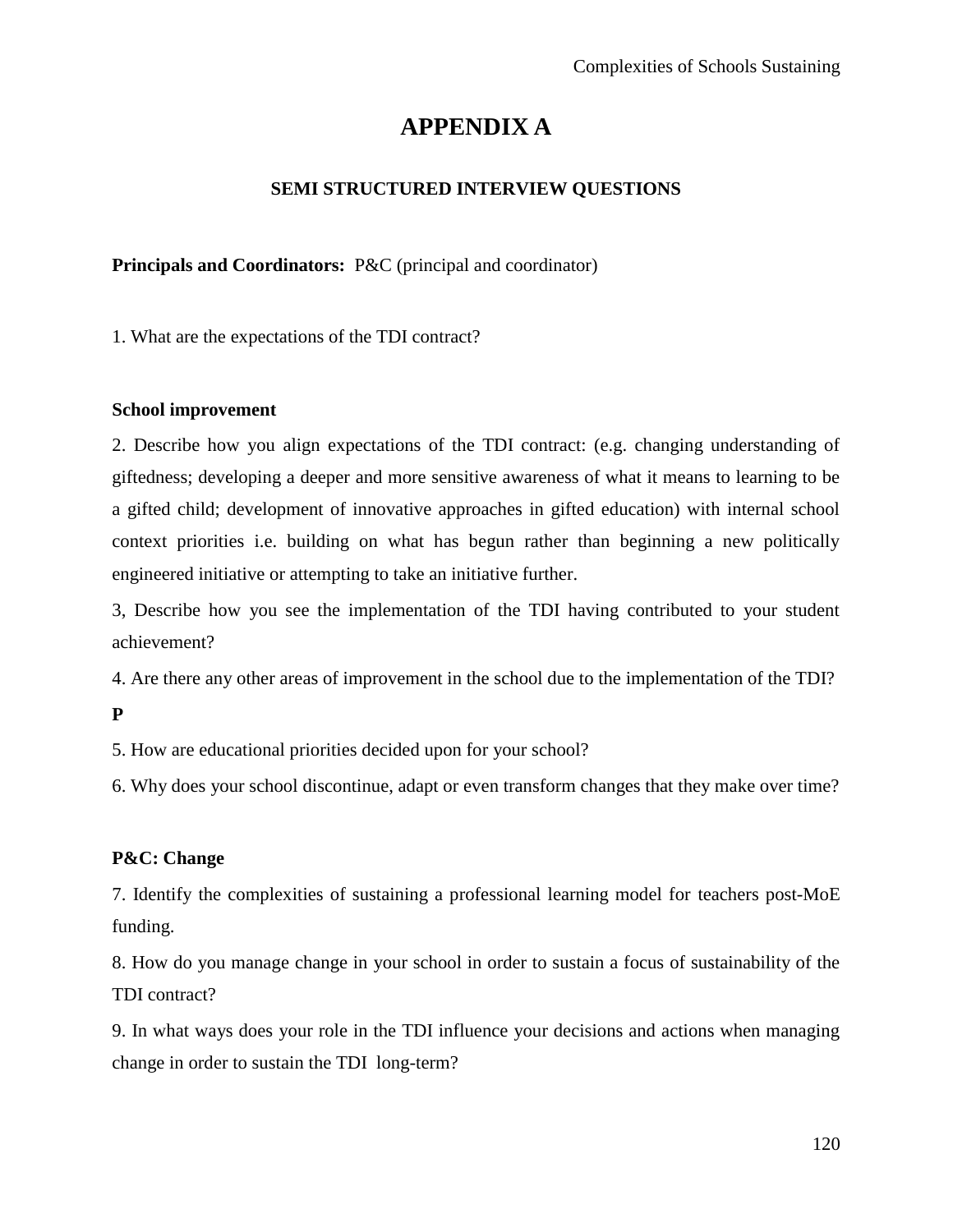# APPENDIX A

### SEMI STRUCTURED INTERVIEW QUESTIONS

**Principals and Coordinators:** P&C (principal and coordinator)

1. What are the expectations of the TDI contract?

**School improvement**

2. Describe how you align expectations of the TDI contract: (e.g. changing understanding of giftedness; developing a deeper and more sensitive awareness of what it means to learning to be a gifted child; development of innovative approaches in gifted education) with internal school context priorities i.e. building on what has begun rather than beginning a new politically engineered initiative or attempting to take an initiative further.

3, Describe how you see the implementation of the TDI having contributed to your student achievement?

4. Are there any other areas of improvement in the school due to the implementation of the TDI?

**P**

5. How are educational priorities decided upon for your school?

6. Why does your school discontinue, adapt or even transform changes that they make over time?

**P&C: Change**

7. Identify the complexities of sustaining a professional learning model for teachers post-MoE funding.

8. How do you manage change in your school in order to sustain a focus of sustainability of the TDI contract?

9. In what ways does your role in the TDI influence your decisions and actions when managing change in order to sustain the TDI long-term?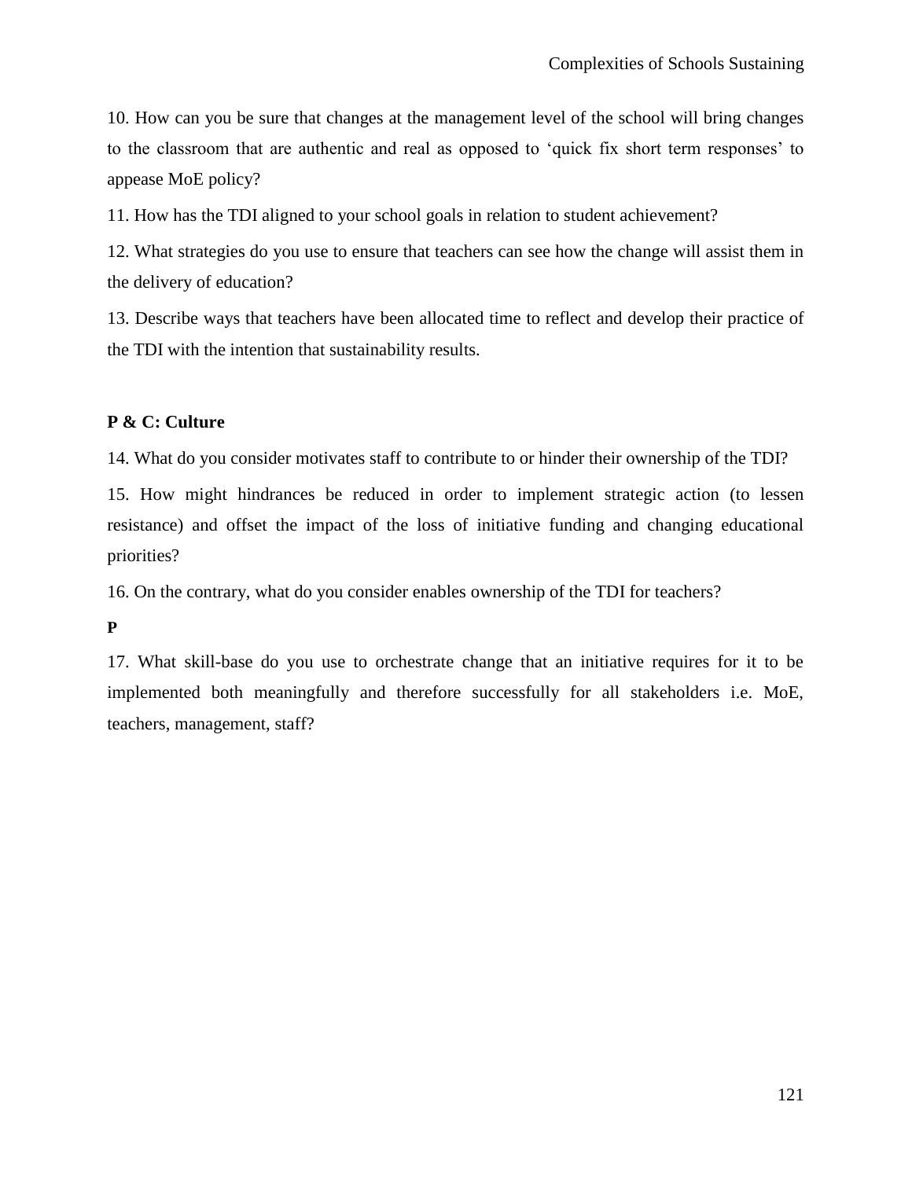10. How can you be sure that changes at the management level of the school will bring changes to the classroom that are authentic and real as opposed to 'quick fix short term responses' to appease MoE policy?

11. How has the TDI aligned to your school goals in relation to student achievement?

12. What strategies do you use to ensure that teachers can see how the change will assist them in the delivery of education?

13. Describe ways that teachers have been allocated time to reflect and develop their practice of the TDI with the intention that sustainability results.

**P & C: Culture**

14. What do you consider motivates staff to contribute to or hinder their ownership of the TDI?

15. How might hindrances be reduced in order to implement strategic action (to lessen resistance) and offset the impact of the loss of initiative funding and changing educational priorities?

16. On the contrary, what do you consider enables ownership of the TDI for teachers?

**P**

17. What skill-base do you use to orchestrate change that an initiative requires for it to be implemented both meaningfully and therefore successfully for all stakeholders i.e. MoE, teachers, management, staff?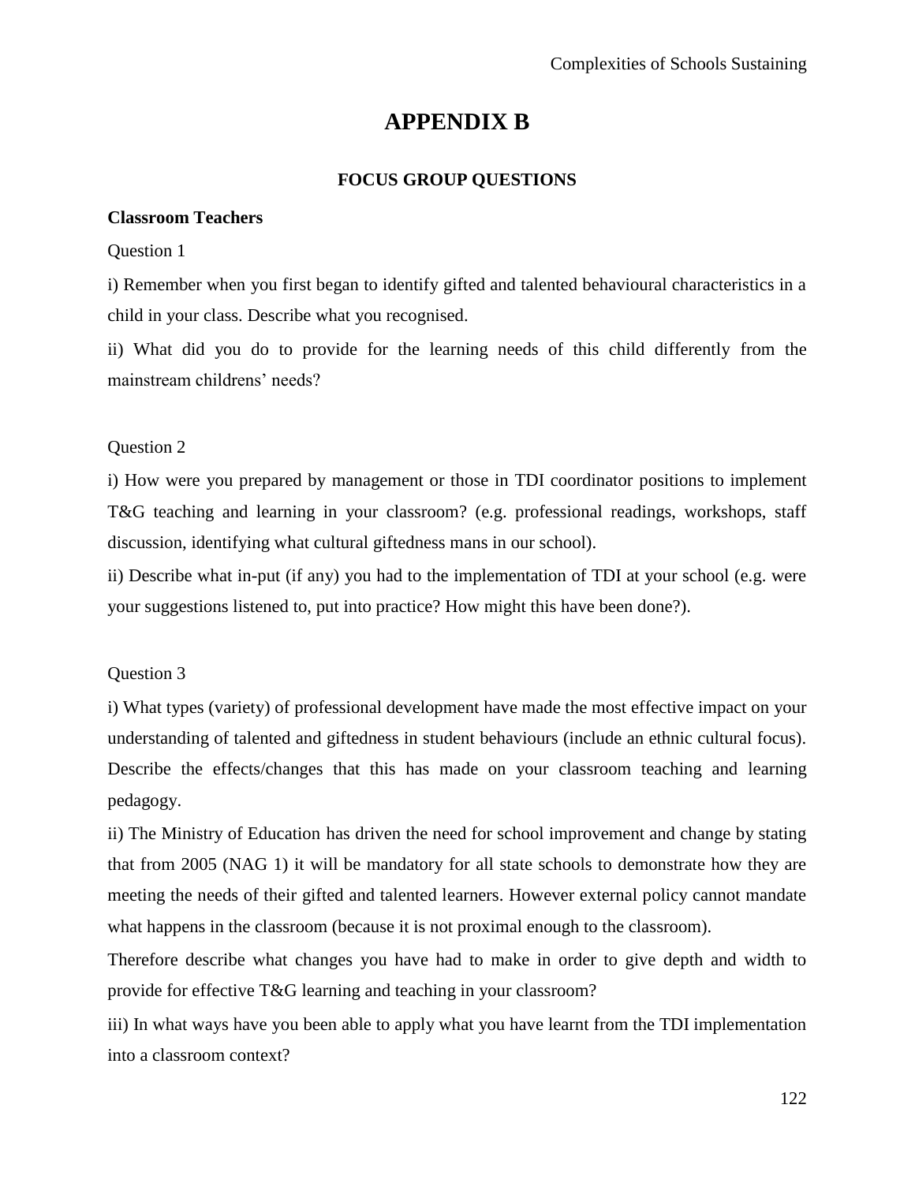# APPENDIX B

## FOCUS GROUP QUESTIONS

**Classroom Teachers**

Question 1

i) Remember when you first began to identify gifted and talented behavioural characteristics in a child in your class. Describe what you recognised.

ii) What did you do to provide for the learning needs of this child differently from the mainstream childrens' needs?

Question 2

i) How were you prepared by management or those in TDI coordinator positions to implement T&G teaching and learning in your classroom? (e.g. professional readings, workshops, staff discussion, identifying what cultural giftedness mans in our school).

ii) Describe what in-put (if any) you had to the implementation of TDI at your school (e.g. were your suggestions listened to, put into practice? How might this have been done?).

Question 3

i) What types (variety) of professional development have made the most effective impact on your understanding of talented and giftedness in student behaviours (include an ethnic cultural focus). Describe the effects/changes that this has made on your classroom teaching and learning pedagogy.

ii) The Ministry of Education has driven the need for school improvement and change by stating that from 2005 (NAG 1) it will be mandatory for all state schools to demonstrate how they are meeting the needs of their gifted and talented learners. However external policy cannot mandate what happens in the classroom (because it is not proximal enough to the classroom).

Therefore describe what changes you have had to make in order to give depth and width to provide for effective T&G learning and teaching in your classroom?

iii) In what ways have you been able to apply what you have learnt from the TDI implementation into a classroom context?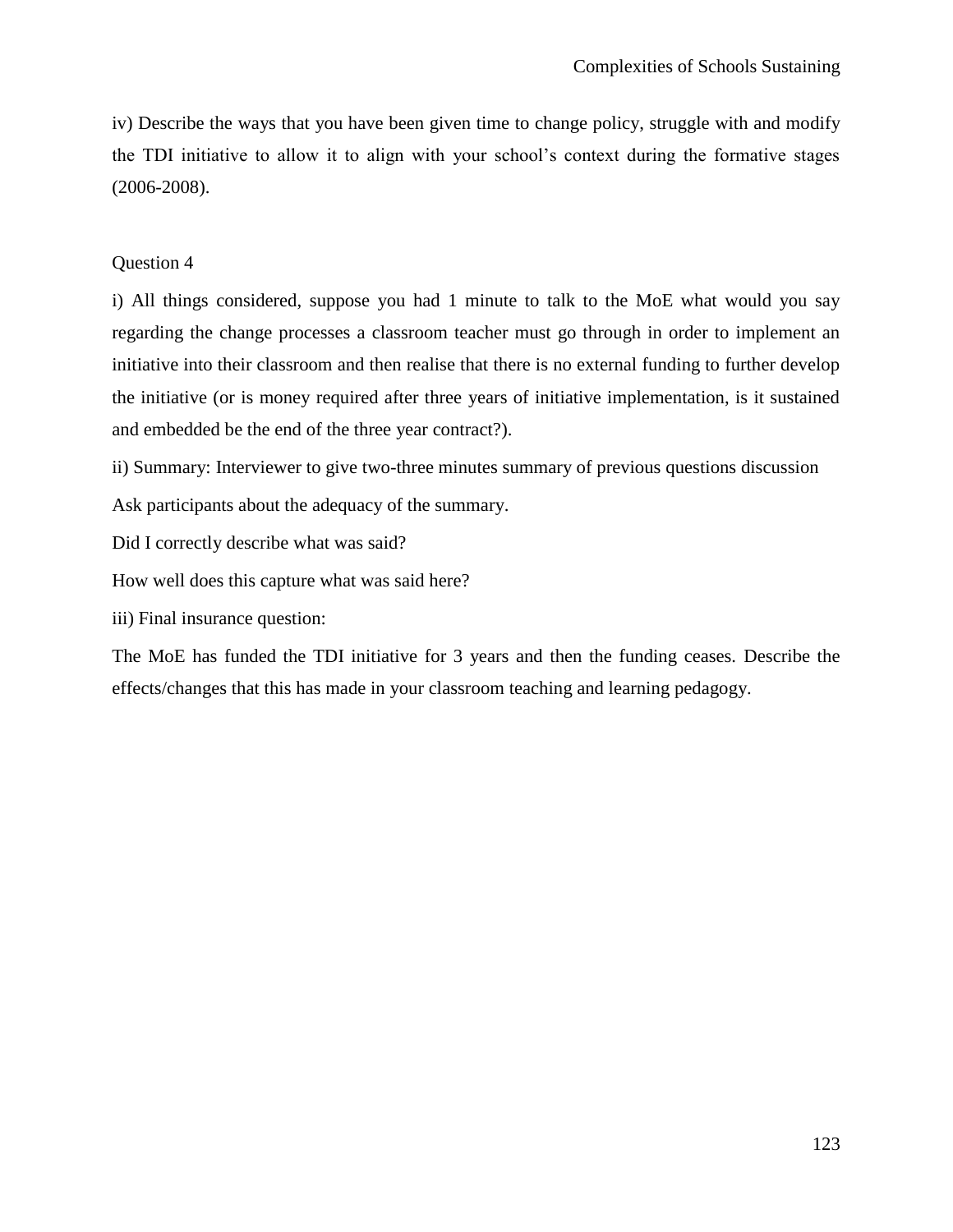iv) Describe the ways that you have been given time to change policy, struggle with and modify the TDI initiative to allow it to align with your school's context during the formative stages (2006-2008).

Question 4

i) All things considered, suppose you had 1 minute to talk to the MoE what would you say regarding the change processes a classroom teacher must go through in order to implement an initiative into their classroom and then realise that there is no external funding to further develop the initiative (or is money required after three years of initiative implementation, is it sustained and embedded be the end of the three year contract?).

ii) Summary: Interviewer to give two-three minutes summary of previous questions discussion

Ask participants about the adequacy of the summary.

Did I correctly describe what was said?

How well does this capture what was said here?

iii) Final insurance question:

The MoE has funded the TDI initiative for 3 years and then the funding ceases. Describe the effects/changes that this has made in your classroom teaching and learning pedagogy.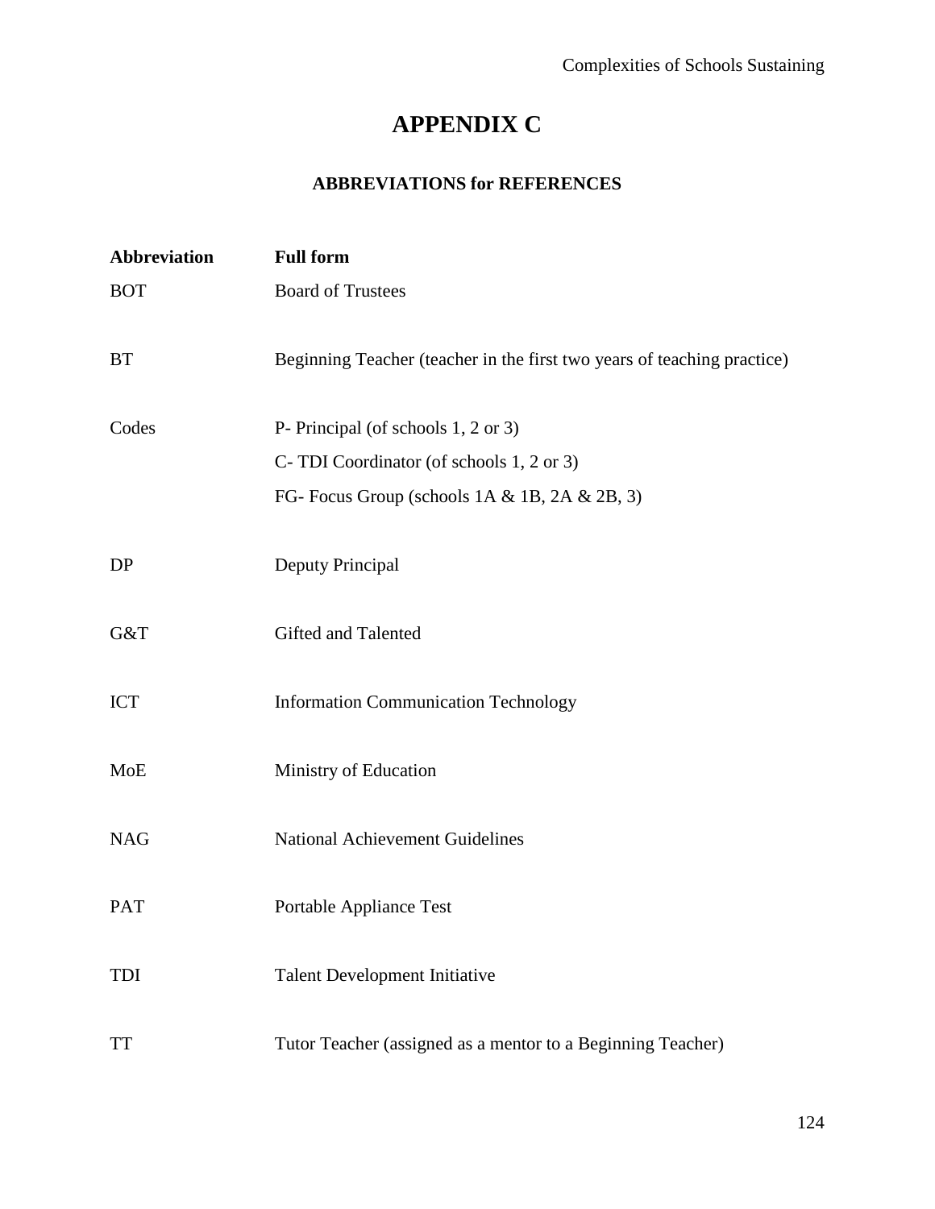# APPENDIX C

## ABBREVIATIONS for REFERENCES

| Abbreviation | Full form |
|---|---|
| BOT | Board of Trustees |
| BT | Beginning Teacher (teacher in the first two years of teaching practice) |
| Codes | P- Principal (of schools 1, 2 or 3)<br>C- TDI Coordinator (of schools 1, 2 or 3)<br>FG- Focus Group (schools 1A & 1B, 2A & 2B, 3) |
| DP | Deputy Principal |
| G&T | Gifted and Talented |
| ICT | Information Communication Technology |
| MoE | Ministry of Education |
| NAG | National Achievement Guidelines |
| PAT | Portable Appliance Test |
| TDI | Talent Development Initiative |
| TT | Tutor Teacher (assigned as a mentor to a Beginning Teacher) |